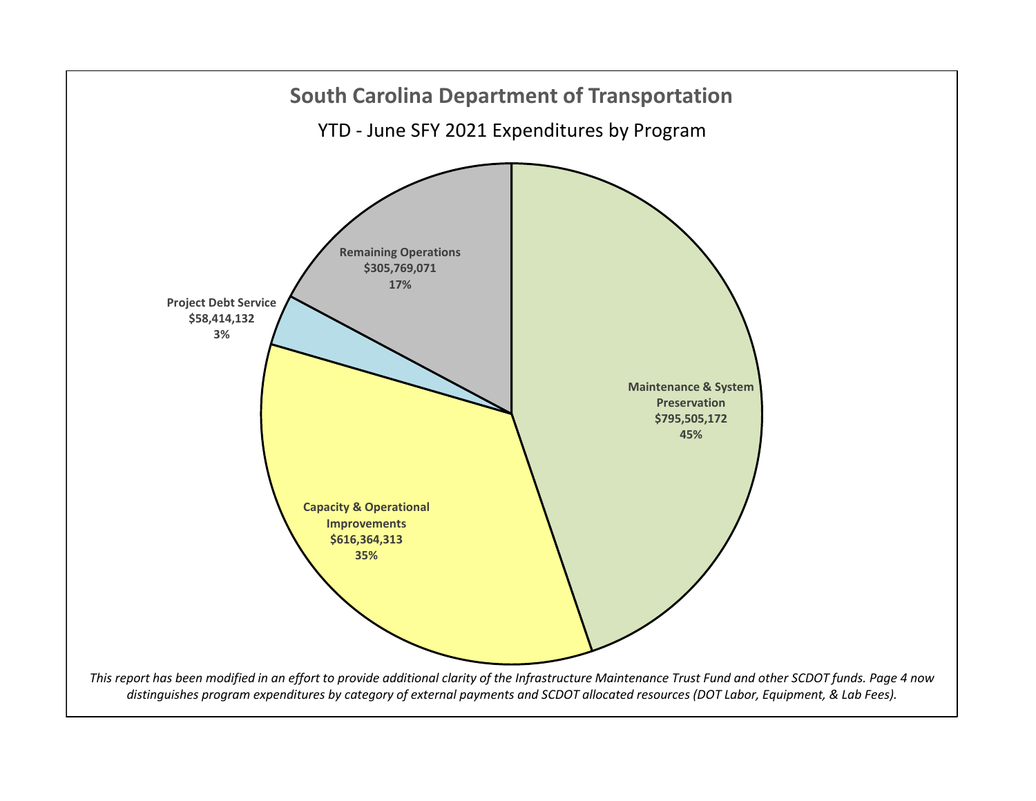# South Carolina Department of Transportation

## YTD - June SFY 2021 Expenditures by Program

| Program | Amount | Percent |
|---|---|---|
| Maintenance & System Preservation | $795,505,172 | 45% |
| Capacity & Operational Improvements | $616,364,313 | 35% |
| Project Debt Service | $58,414,132 | 3% |
| Remaining Operations | $305,769,071 | 17% |

*This report has been modified in an effort to provide additional clarity of the Infrastructure Maintenance Trust Fund and other SCDOT funds. Page 4 now distinguishes program expenditures by category of external payments and SCDOT allocated resources (DOT Labor, Equipment, & Lab Fees).*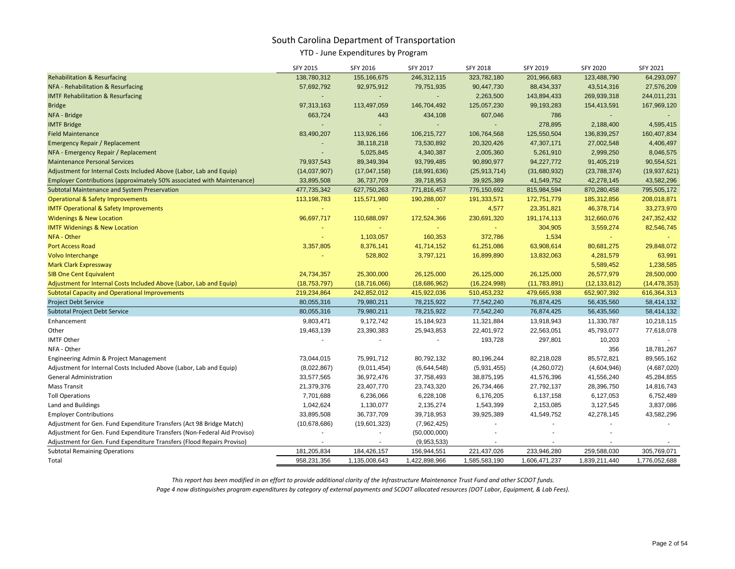# South Carolina Department of Transportation

## YTD - June Expenditures by Program

| | SFY 2015 | SFY 2016 | SFY 2017 | SFY 2018 | SFY 2019 | SFY 2020 | SFY 2021 |
|---|---|---|---|---|---|---|---|
| Rehabilitation & Resurfacing | 138,780,312 | 155,166,675 | 246,312,115 | 323,782,180 | 201,966,683 | 123,488,790 | 64,293,097 |
| NFA - Rehabilitation & Resurfacing | 57,692,792 | 92,975,912 | 79,751,935 | 90,447,730 | 88,434,337 | 43,514,316 | 27,576,209 |
| IMTF Rehabilitation & Resurfacing | - | - | - | 2,263,500 | 143,894,433 | 269,939,318 | 244,011,231 |
| Bridge | 97,313,163 | 113,497,059 | 146,704,492 | 125,057,230 | 99,193,283 | 154,413,591 | 167,969,120 |
| NFA - Bridge | 663,724 | 443 | 434,108 | 607,046 | 786 | - | - |
| IMTF Bridge | - | - | - | - | 278,895 | 2,188,400 | 4,595,415 |
| Field Maintenance | 83,490,207 | 113,926,166 | 106,215,727 | 106,764,568 | 125,550,504 | 136,839,257 | 160,407,834 |
| Emergency Repair / Replacement | - | 38,118,218 | 73,530,892 | 20,320,426 | 47,307,171 | 27,002,548 | 4,406,497 |
| NFA - Emergency Repair / Replacement | - | 5,025,845 | 4,340,387 | 2,005,360 | 5,261,910 | 2,999,250 | 8,046,575 |
| Maintenance Personal Services | 79,937,543 | 89,349,394 | 93,799,485 | 90,890,977 | 94,227,772 | 91,405,219 | 90,554,521 |
| Adjustment for Internal Costs Included Above (Labor, Lab and Equip) | (14,037,907) | (17,047,158) | (18,991,636) | (25,913,714) | (31,680,932) | (23,788,374) | (19,937,621) |
| Employer Contributions (approximately 50% associated with Maintenance) | 33,895,508 | 36,737,709 | 39,718,953 | 39,925,389 | 41,549,752 | 42,278,145 | 43,582,296 |
| Subtotal Maintenance and System Preservation | 477,735,342 | 627,750,263 | 771,816,457 | 776,150,692 | 815,984,594 | 870,280,458 | 795,505,172 |
| Operational & Safety Improvements | 113,198,783 | 115,571,980 | 190,288,007 | 191,333,571 | 172,751,779 | 185,312,856 | 208,018,871 |
| IMTF Operational & Safety Improvements | - | - | - | 4,577 | 23,351,821 | 46,378,714 | 33,273,970 |
| Widenings & New Location | 96,697,717 | 110,688,097 | 172,524,366 | 230,691,320 | 191,174,113 | 312,660,076 | 247,352,432 |
| IMTF Widenings & New Location | - | - | - | - | 304,905 | 3,559,274 | 82,546,745 |
| NFA - Other | - | 1,103,057 | 160,353 | 372,786 | 1,534 | - | - |
| Port Access Road | 3,357,805 | 8,376,141 | 41,714,152 | 61,251,086 | 63,908,614 | 80,681,275 | 29,848,072 |
| Volvo Interchange | - | 528,802 | 3,797,121 | 16,899,890 | 13,832,063 | 4,281,579 | 63,991 |
| Mark Clark Expressway | | | | | | 5,589,452 | 1,238,585 |
| SIB One Cent Equivalent | 24,734,357 | 25,300,000 | 26,125,000 | 26,125,000 | 26,125,000 | 26,577,979 | 28,500,000 |
| Adjustment for Internal Costs Included Above (Labor, Lab and Equip) | (18,753,797) | (18,716,066) | (18,686,962) | (16,224,998) | (11,783,891) | (12,133,812) | (14,478,353) |
| Subtotal Capacity and Operational Improvements | 219,234,864 | 242,852,012 | 415,922,036 | 510,453,232 | 479,665,938 | 652,907,392 | 616,364,313 |
| Project Debt Service | 80,055,316 | 79,980,211 | 78,215,922 | 77,542,240 | 76,874,425 | 56,435,560 | 58,414,132 |
| Subtotal Project Debt Service | 80,055,316 | 79,980,211 | 78,215,922 | 77,542,240 | 76,874,425 | 56,435,560 | 58,414,132 |
| Enhancement | 9,803,471 | 9,172,742 | 15,184,923 | 11,321,884 | 13,918,943 | 11,330,787 | 10,218,115 |
| Other | 19,463,139 | 23,390,383 | 25,943,853 | 22,401,972 | 22,563,051 | 45,793,077 | 77,618,078 |
| IMTF Other | - | - | - | 193,728 | 297,801 | 10,203 | - |
| NFA - Other | | | | | | 356 | 18,781,267 |
| Engineering Admin & Project Management | 73,044,015 | 75,991,712 | 80,792,132 | 80,196,244 | 82,218,028 | 85,572,821 | 89,565,162 |
| Adjustment for Internal Costs Included Above (Labor, Lab and Equip) | (8,022,867) | (9,011,454) | (6,644,548) | (5,931,455) | (4,260,072) | (4,604,946) | (4,687,020) |
| General Administration | 33,577,565 | 36,972,476 | 37,758,493 | 38,875,195 | 41,576,396 | 41,556,240 | 45,284,855 |
| Mass Transit | 21,379,376 | 23,407,770 | 23,743,320 | 26,734,466 | 27,792,137 | 28,396,750 | 14,816,743 |
| Toll Operations | 7,701,688 | 6,236,066 | 6,228,108 | 6,176,205 | 6,137,158 | 6,127,053 | 6,752,489 |
| Land and Buildings | 1,042,624 | 1,130,077 | 2,135,274 | 1,543,399 | 2,153,085 | 3,127,545 | 3,837,086 |
| Employer Contributions | 33,895,508 | 36,737,709 | 39,718,953 | 39,925,389 | 41,549,752 | 42,278,145 | 43,582,296 |
| Adjustment for Gen. Fund Expenditure Transfers (Act 98 Bridge Match) | (10,678,686) | (19,601,323) | (7,962,425) | - | - | - | - |
| Adjustment for Gen. Fund Expenditure Transfers (Non-Federal Aid Proviso) | - | - | (50,000,000) | - | - | - | |
| Adjustment for Gen. Fund Expenditure Transfers (Flood Repairs Proviso) | - | - | (9,953,533) | - | - | - | - |
| Subtotal Remaining Operations | 181,205,834 | 184,426,157 | 156,944,551 | 221,437,026 | 233,946,280 | 259,588,030 | 305,769,071 |
| Total | 958,231,356 | 1,135,008,643 | 1,422,898,966 | 1,585,583,190 | 1,606,471,237 | 1,839,211,440 | 1,776,052,688 |

*This report has been modified in an effort to provide additional clarity of the Infrastructure Maintenance Trust Fund and other SCDOT funds.*

*Page 4 now distinguishes program expenditures by category of external payments and SCDOT allocated resources (DOT Labor, Equipment, & Lab Fees).*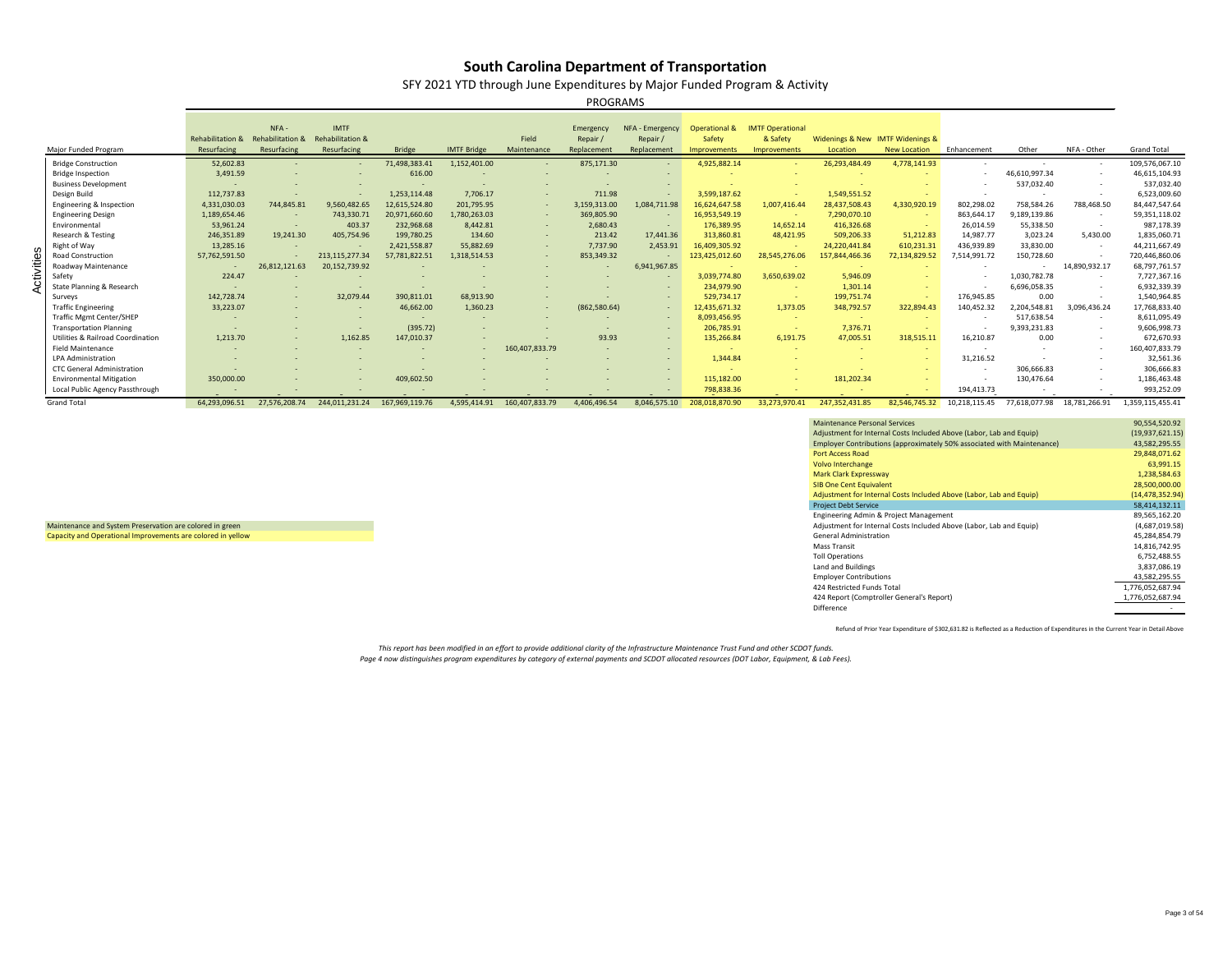# South Carolina Department of Transportation

## SFY 2021 YTD through June Expenditures by Major Funded Program & Activity

PROGRAMS

| Activities — Major Funded Program | Rehabilitation & Resurfacing | NFA - Rehabilitation & Resurfacing | IMTF Rehabilitation & Resurfacing | Bridge | IMTF Bridge | Field Maintenance | Emergency Repair / Replacement | NFA - Emergency Repair / Replacement | Operational & Safety Improvements | IMTF Operational & Safety Improvements | Widenings & New Location | IMTF Widenings & New Location | Enhancement | Other | NFA - Other | Grand Total |
|---|---|---|---|---|---|---|---|---|---|---|---|---|---|---|---|---|
| Bridge Construction | 52,602.83 | - | - | 71,498,383.41 | 1,152,401.00 | - | 875,171.30 | - | 4,925,882.14 | - | 26,293,484.49 | 4,778,141.93 | - | - | - | 109,576,067.10 |
| Bridge Inspection | 3,491.59 | - | - | 616.00 | - | - | - | - | - | - | - | - | - | 46,610,997.34 | - | 46,615,104.93 |
| Business Development | - | - | - | - | - | - | - | - | - | - | - | - | - | 537,032.40 | - | 537,032.40 |
| Design Build | 112,737.83 | - | - | 1,253,114.48 | 7,706.17 | - | 711.98 | - | 3,599,187.62 | - | 1,549,551.52 | - | - | - | - | 6,523,009.60 |
| Engineering & Inspection | 4,331,030.03 | 744,845.81 | 9,560,482.65 | 12,615,524.80 | 201,795.95 | - | 3,159,313.00 | 1,084,711.98 | 16,624,647.58 | 1,007,416.44 | 28,437,508.43 | 4,330,920.19 | 802,298.02 | 758,584.26 | 788,468.50 | 84,447,547.64 |
| Engineering Design | 1,189,654.46 | - | 743,330.71 | 20,971,660.60 | 1,780,263.03 | - | 369,805.90 | - | 16,953,549.19 | - | 7,290,070.10 | - | 863,644.17 | 9,189,139.86 | - | 59,351,118.02 |
| Environmental | 53,961.24 | - | 403.37 | 232,968.68 | 8,442.81 | - | 2,680.43 | - | 176,389.95 | 14,652.14 | 416,326.68 | - | 26,014.59 | 55,338.50 | - | 987,178.39 |
| Research & Testing | 246,351.89 | 19,241.30 | 405,754.96 | 199,780.25 | 134.60 | - | 213.42 | 17,441.36 | 313,860.81 | 48,421.95 | 509,206.33 | 51,212.83 | 14,987.77 | 3,023.24 | 5,430.00 | 1,835,060.71 |
| Right of Way | 13,285.16 | - | - | 2,421,558.87 | 55,882.69 | - | 7,737.90 | 2,453.91 | 16,409,305.92 | - | 24,220,441.84 | 610,231.31 | 436,939.89 | 33,830.00 | - | 44,211,667.49 |
| Road Construction | 57,762,591.50 | - | 213,115,277.34 | 57,781,822.51 | 1,318,514.53 | - | 853,349.32 | - | 123,425,012.60 | 28,545,276.06 | 157,844,466.36 | 72,134,829.52 | 7,514,991.72 | 150,728.60 | - | 720,446,860.06 |
| Roadway Maintenance | - | 26,812,121.63 | 20,152,739.92 | - | - | - | - | 6,941,967.85 | - | - | - | - | - | - | 14,890,932.17 | 68,797,761.57 |
| Safety | 224.47 | - | - | - | - | - | - | - | 3,039,774.80 | 3,650,639.02 | 5,946.09 | - | - | 1,030,782.78 | - | 7,727,367.16 |
| State Planning & Research | - | - | - | - | - | - | - | - | 234,979.90 | - | 1,301.14 | - | - | 6,696,058.35 | - | 6,932,339.39 |
| Surveys | 142,728.74 | - | 32,079.44 | 390,811.01 | 68,913.90 | - | - | - | 529,734.17 | - | 199,751.74 | - | 176,945.85 | 0.00 | - | 1,540,964.85 |
| Traffic Engineering | 33,223.07 | - | - | 46,662.00 | 1,360.23 | - | (862,580.64) | - | 12,435,671.32 | 1,373.05 | 348,792.57 | 322,894.43 | 140,452.32 | 2,204,548.81 | 3,096,436.24 | 17,768,833.40 |
| Traffic Mgmt Center/SHEP | - | - | - | - | - | - | - | - | 8,093,456.95 | - | - | - | - | 517,638.54 | - | 8,611,095.49 |
| Transportation Planning | - | - | - | (395.72) | - | - | - | - | 206,785.91 | - | 7,376.71 | - | - | 9,393,231.83 | - | 9,606,998.73 |
| Utilities & Railroad Coordination | 1,213.70 | - | 1,162.85 | 147,010.37 | - | - | 93.93 | - | 135,266.84 | 6,191.75 | 47,005.51 | 318,515.11 | 16,210.87 | 0.00 | - | 672,670.93 |
| Field Maintenance | - | - | - | - | - | 160,407,833.79 | - | - | - | - | - | - | - | - | - | 160,407,833.79 |
| LPA Administration | - | - | - | - | - | - | - | - | 1,344.84 | - | - | - | 31,216.52 | - | - | 32,561.36 |
| CTC General Administration | - | - | - | - | - | - | - | - | - | - | - | - | - | 306,666.83 | - | 306,666.83 |
| Environmental Mitigation | 350,000.00 | - | - | 409,602.50 | - | - | - | - | 115,182.00 | - | 181,202.34 | - | - | 130,476.64 | - | 1,186,463.48 |
| Local Public Agency Passthrough | - | - | - | - | - | - | - | - | 798,838.36 | - | - | - | 194,413.73 | - | - | 993,252.09 |
| Grand Total | 64,293,096.51 | 27,576,208.74 | 244,011,231.24 | 167,969,119.76 | 4,595,414.91 | 160,407,833.79 | 4,406,496.54 | 8,046,575.10 | 208,018,870.90 | 33,273,970.41 | 247,352,431.85 | 82,546,745.32 | 10,218,115.45 | 77,618,077.98 | 18,781,266.91 | 1,359,115,455.41 |

Maintenance and System Preservation are colored in green

Capacity and Operational Improvements are colored in yellow

| Item | Amount |
|---|---|
| Maintenance Personal Services | 90,554,520.92 |
| Adjustment for Internal Costs Included Above (Labor, Lab and Equip) | (19,937,621.15) |
| Employer Contributions (approximately 50% associated with Maintenance) | 43,582,295.55 |
| Port Access Road | 29,848,071.62 |
| Volvo Interchange | 63,991.15 |
| Mark Clark Expressway | 1,238,584.63 |
| SIB One Cent Equivalent | 28,500,000.00 |
| Adjustment for Internal Costs Included Above (Labor, Lab and Equip) | (14,478,352.94) |
| Project Debt Service | 58,414,132.11 |
| Engineering Admin & Project Management | 89,565,162.20 |
| Adjustment for Internal Costs Included Above (Labor, Lab and Equip) | (4,687,019.58) |
| General Administration | 45,284,854.79 |
| Mass Transit | 14,816,742.95 |
| Toll Operations | 6,752,488.55 |
| Land and Buildings | 3,837,086.19 |
| Employer Contributions | 43,582,295.55 |
| 424 Restricted Funds Total | 1,776,052,687.94 |
| 424 Report (Comptroller General's Report) | 1,776,052,687.94 |
| Difference | - |

Refund of Prior Year Expenditure of $302,631.82 is Reflected as a Reduction of Expenditures in the Current Year in Detail Above

*This report has been modified in an effort to provide additional clarity of the Infrastructure Maintenance Trust Fund and other SCDOT funds.*
*Page 4 now distinguishes program expenditures by category of external payments and SCDOT allocated resources (DOT Labor, Equipment, & Lab Fees).*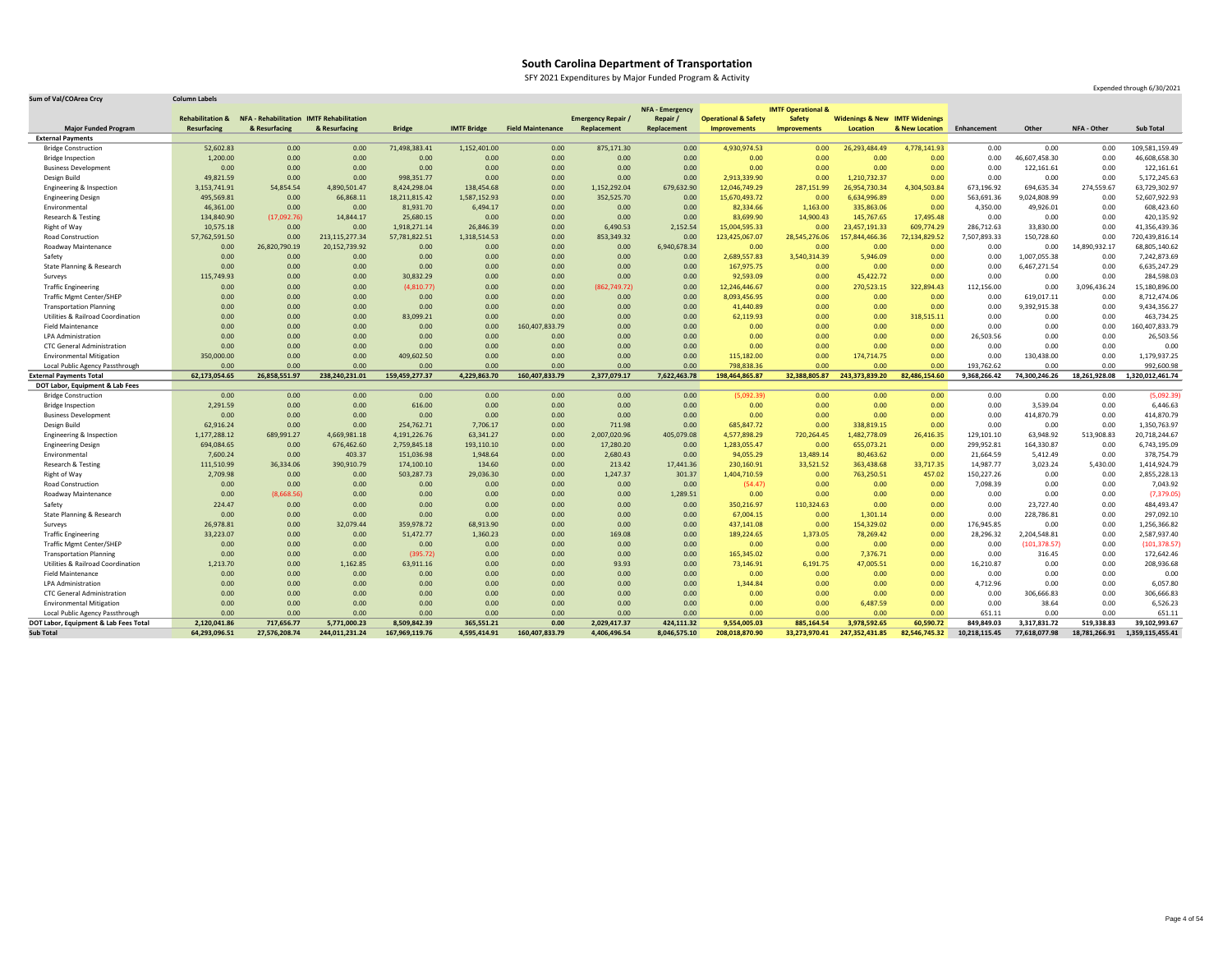# South Carolina Department of Transportation

SFY 2021 Expenditures by Major Funded Program & Activity

Expended through 6/30/2021

| Sum of Val/COArea Crcy | Column Labels | | | | | | | | | | | | | | | |
|---|---|---|---|---|---|---|---|---|---|---|---|---|---|---|---|---|
| Major Funded Program | Rehabilitation & Resurfacing | NFA - Rehabilitation & Resurfacing | IMTF Rehabilitation & Resurfacing | Bridge | IMTF Bridge | Field Maintenance | Emergency Repair / Replacement | NFA - Emergency Repair / Replacement | Operational & Safety Improvements | IMTF Operational & Safety Improvements | Widenings & New Location | IMTF Widenings & New Location | Enhancement | Other | NFA - Other | Sub Total |
| **External Payments** | | | | | | | | | | | | | | | | |
| Bridge Construction | 52,602.83 | 0.00 | 0.00 | 71,498,383.41 | 1,152,401.00 | 0.00 | 875,171.30 | 0.00 | 4,930,974.53 | 0.00 | 26,293,484.49 | 4,778,141.93 | 0.00 | 0.00 | 0.00 | 109,581,159.49 |
| Bridge Inspection | 1,200.00 | 0.00 | 0.00 | 0.00 | 0.00 | 0.00 | 0.00 | 0.00 | 0.00 | 0.00 | 0.00 | 0.00 | 0.00 | 46,607,458.30 | 0.00 | 46,608,658.30 |
| Business Development | 0.00 | 0.00 | 0.00 | 0.00 | 0.00 | 0.00 | 0.00 | 0.00 | 0.00 | 0.00 | 0.00 | 0.00 | 0.00 | 122,161.61 | 0.00 | 122,161.61 |
| Design Build | 49,821.59 | 0.00 | 0.00 | 998,351.77 | 0.00 | 0.00 | 0.00 | 0.00 | 2,913,339.90 | 0.00 | 1,210,732.37 | 0.00 | 0.00 | 0.00 | 0.00 | 5,172,245.63 |
| Engineering & Inspection | 3,153,741.91 | 54,854.54 | 4,890,501.47 | 8,424,298.04 | 138,454.68 | 0.00 | 1,152,292.04 | 679,632.90 | 12,046,749.29 | 287,151.99 | 26,954,730.34 | 4,304,503.84 | 673,196.92 | 694,635.34 | 274,559.67 | 63,729,302.97 |
| Engineering Design | 495,569.81 | 0.00 | 66,868.11 | 18,211,815.42 | 1,587,152.93 | 0.00 | 352,525.70 | 0.00 | 15,670,493.72 | 0.00 | 6,634,996.89 | 0.00 | 563,691.36 | 9,024,808.99 | 0.00 | 52,607,922.93 |
| Environmental | 46,361.00 | 0.00 | 0.00 | 81,931.70 | 6,494.17 | 0.00 | 0.00 | 0.00 | 82,334.66 | 1,163.00 | 335,863.06 | 0.00 | 4,350.00 | 49,926.01 | 0.00 | 608,423.60 |
| Research & Testing | 134,840.90 | (17,092.76) | 14,844.17 | 25,680.15 | 0.00 | 0.00 | 0.00 | 0.00 | 83,699.90 | 14,900.43 | 145,767.65 | 17,495.48 | 0.00 | 0.00 | 0.00 | 420,135.92 |
| Right of Way | 10,575.18 | 0.00 | 0.00 | 1,918,271.14 | 26,846.39 | 0.00 | 6,490.53 | 2,152.54 | 15,004,595.33 | 0.00 | 23,457,191.33 | 609,774.29 | 286,712.63 | 33,830.00 | 0.00 | 41,356,439.36 |
| Road Construction | 57,762,591.50 | 0.00 | 213,115,277.34 | 57,781,822.51 | 1,318,514.53 | 0.00 | 853,349.32 | 0.00 | 123,425,067.07 | 28,545,276.06 | 157,844,466.36 | 72,134,829.52 | 7,507,893.33 | 150,728.60 | 0.00 | 720,439,816.14 |
| Roadway Maintenance | 0.00 | 26,820,790.19 | 20,152,739.92 | 0.00 | 0.00 | 0.00 | 0.00 | 6,940,678.34 | 0.00 | 0.00 | 0.00 | 0.00 | 0.00 | 0.00 | 14,890,932.17 | 68,805,140.62 |
| Safety | 0.00 | 0.00 | 0.00 | 0.00 | 0.00 | 0.00 | 0.00 | 0.00 | 2,689,557.83 | 3,540,314.39 | 5,946.09 | 0.00 | 0.00 | 1,007,055.38 | 0.00 | 7,242,873.69 |
| State Planning & Research | 0.00 | 0.00 | 0.00 | 0.00 | 0.00 | 0.00 | 0.00 | 0.00 | 167,975.75 | 0.00 | 0.00 | 0.00 | 0.00 | 6,467,271.54 | 0.00 | 6,635,247.29 |
| Surveys | 115,749.93 | 0.00 | 0.00 | 30,832.29 | 0.00 | 0.00 | 0.00 | 0.00 | 92,593.09 | 0.00 | 45,422.72 | 0.00 | 0.00 | 0.00 | 0.00 | 284,598.03 |
| Traffic Engineering | 0.00 | 0.00 | 0.00 | (4,810.77) | 0.00 | 0.00 | (862,749.72) | 0.00 | 12,246,446.67 | 0.00 | 270,523.15 | 322,894.43 | 112,156.00 | 0.00 | 3,096,436.24 | 15,180,896.00 |
| Traffic Mgmt Center/SHEP | 0.00 | 0.00 | 0.00 | 0.00 | 0.00 | 0.00 | 0.00 | 0.00 | 8,093,456.95 | 0.00 | 0.00 | 0.00 | 0.00 | 619,017.11 | 0.00 | 8,712,474.06 |
| Transportation Planning | 0.00 | 0.00 | 0.00 | 0.00 | 0.00 | 0.00 | 0.00 | 0.00 | 41,440.89 | 0.00 | 0.00 | 0.00 | 0.00 | 9,392,915.38 | 0.00 | 9,434,356.27 |
| Utilities & Railroad Coordination | 0.00 | 0.00 | 0.00 | 83,099.21 | 0.00 | 0.00 | 0.00 | 0.00 | 62,119.93 | 0.00 | 0.00 | 318,515.11 | 0.00 | 0.00 | 0.00 | 463,734.25 |
| Field Maintenance | 0.00 | 0.00 | 0.00 | 0.00 | 0.00 | 160,407,833.79 | 0.00 | 0.00 | 0.00 | 0.00 | 0.00 | 0.00 | 0.00 | 0.00 | 0.00 | 160,407,833.79 |
| LPA Administration | 0.00 | 0.00 | 0.00 | 0.00 | 0.00 | 0.00 | 0.00 | 0.00 | 0.00 | 0.00 | 0.00 | 0.00 | 26,503.56 | 0.00 | 0.00 | 26,503.56 |
| CTC General Administration | 0.00 | 0.00 | 0.00 | 0.00 | 0.00 | 0.00 | 0.00 | 0.00 | 0.00 | 0.00 | 0.00 | 0.00 | 0.00 | 0.00 | 0.00 | 0.00 |
| Environmental Mitigation | 350,000.00 | 0.00 | 0.00 | 409,602.50 | 0.00 | 0.00 | 0.00 | 0.00 | 115,182.00 | 0.00 | 174,714.75 | 0.00 | 0.00 | 130,438.00 | 0.00 | 1,179,937.25 |
| Local Public Agency Passthrough | 0.00 | 0.00 | 0.00 | 0.00 | 0.00 | 0.00 | 0.00 | 0.00 | 798,838.36 | 0.00 | 0.00 | 0.00 | 193,762.62 | 0.00 | 0.00 | 992,600.98 |
| **External Payments Total** | **62,173,054.65** | **26,858,551.97** | **238,240,231.01** | **159,459,277.37** | **4,229,863.70** | **160,407,833.79** | **2,377,079.17** | **7,622,463.78** | **198,464,865.87** | **32,388,805.87** | **243,373,839.20** | **82,486,154.60** | **9,368,266.42** | **74,300,246.26** | **18,261,928.08** | **1,320,012,461.74** |
| **DOT Labor, Equipment & Lab Fees** | | | | | | | | | | | | | | | | |
| Bridge Construction | 0.00 | 0.00 | 0.00 | 0.00 | 0.00 | 0.00 | 0.00 | 0.00 | (5,092.39) | 0.00 | 0.00 | 0.00 | 0.00 | 0.00 | 0.00 | (5,092.39) |
| Bridge Inspection | 2,291.59 | 0.00 | 0.00 | 616.00 | 0.00 | 0.00 | 0.00 | 0.00 | 0.00 | 0.00 | 0.00 | 0.00 | 0.00 | 3,539.04 | 0.00 | 6,446.63 |
| Business Development | 0.00 | 0.00 | 0.00 | 0.00 | 0.00 | 0.00 | 0.00 | 0.00 | 0.00 | 0.00 | 0.00 | 0.00 | 0.00 | 414,870.79 | 0.00 | 414,870.79 |
| Design Build | 62,916.24 | 0.00 | 0.00 | 254,762.71 | 7,706.17 | 0.00 | 711.98 | 0.00 | 685,847.72 | 0.00 | 338,819.15 | 0.00 | 0.00 | 0.00 | 0.00 | 1,350,763.97 |
| Engineering & Inspection | 1,177,288.12 | 689,991.27 | 4,669,981.18 | 4,191,226.76 | 63,341.27 | 0.00 | 2,007,020.96 | 405,079.08 | 4,577,898.29 | 720,264.45 | 1,482,778.09 | 26,416.35 | 129,101.10 | 63,948.92 | 513,908.83 | 20,718,244.67 |
| Engineering Design | 694,084.65 | 0.00 | 676,462.60 | 2,759,845.18 | 193,110.10 | 0.00 | 17,280.20 | 0.00 | 1,283,055.47 | 0.00 | 655,073.21 | 0.00 | 299,952.81 | 164,330.87 | 0.00 | 6,743,195.09 |
| Environmental | 7,600.24 | 0.00 | 403.37 | 151,036.98 | 1,948.64 | 0.00 | 2,680.43 | 0.00 | 94,055.29 | 13,489.14 | 80,463.62 | 0.00 | 21,664.59 | 5,412.49 | 0.00 | 378,754.79 |
| Research & Testing | 111,510.99 | 36,334.06 | 390,910.79 | 174,100.10 | 134.60 | 0.00 | 213.42 | 17,441.36 | 230,160.91 | 33,521.52 | 363,438.68 | 33,717.35 | 14,987.77 | 3,023.24 | 5,430.00 | 1,414,924.79 |
| Right of Way | 2,709.98 | 0.00 | 0.00 | 503,287.73 | 29,036.30 | 0.00 | 1,247.37 | 301.37 | 1,404,710.59 | 0.00 | 763,250.51 | 457.02 | 150,227.26 | 0.00 | 0.00 | 2,855,228.13 |
| Road Construction | 0.00 | 0.00 | 0.00 | 0.00 | 0.00 | 0.00 | 0.00 | 0.00 | (54.47) | 0.00 | 0.00 | 0.00 | 7,098.39 | 0.00 | 0.00 | 7,043.92 |
| Roadway Maintenance | 0.00 | (8,668.56) | 0.00 | 0.00 | 0.00 | 0.00 | 0.00 | 1,289.51 | 0.00 | 0.00 | 0.00 | 0.00 | 0.00 | 0.00 | 0.00 | (7,379.05) |
| Safety | 224.47 | 0.00 | 0.00 | 0.00 | 0.00 | 0.00 | 0.00 | 0.00 | 350,216.97 | 110,324.63 | 0.00 | 0.00 | 0.00 | 23,727.40 | 0.00 | 484,493.47 |
| State Planning & Research | 0.00 | 0.00 | 0.00 | 0.00 | 0.00 | 0.00 | 0.00 | 0.00 | 67,004.15 | 0.00 | 1,301.14 | 0.00 | 0.00 | 228,786.81 | 0.00 | 297,092.10 |
| Surveys | 26,978.81 | 0.00 | 32,079.44 | 359,978.72 | 68,913.90 | 0.00 | 0.00 | 0.00 | 437,141.08 | 0.00 | 154,329.02 | 0.00 | 176,945.85 | 0.00 | 0.00 | 1,256,366.82 |
| Traffic Engineering | 33,223.07 | 0.00 | 0.00 | 51,472.77 | 1,360.23 | 0.00 | 169.08 | 0.00 | 189,224.65 | 1,373.05 | 78,269.42 | 0.00 | 28,296.32 | 2,204,548.81 | 0.00 | 2,587,937.40 |
| Traffic Mgmt Center/SHEP | 0.00 | 0.00 | 0.00 | 0.00 | 0.00 | 0.00 | 0.00 | 0.00 | 0.00 | 0.00 | 0.00 | 0.00 | 0.00 | (101,378.57) | 0.00 | (101,378.57) |
| Transportation Planning | 0.00 | 0.00 | 0.00 | (395.72) | 0.00 | 0.00 | 0.00 | 0.00 | 165,345.02 | 0.00 | 7,376.71 | 0.00 | 0.00 | 316.45 | 0.00 | 172,642.46 |
| Utilities & Railroad Coordination | 1,213.70 | 0.00 | 1,162.85 | 63,911.16 | 0.00 | 0.00 | 93.93 | 0.00 | 73,146.91 | 6,191.75 | 47,005.51 | 0.00 | 16,210.87 | 0.00 | 0.00 | 208,936.68 |
| Field Maintenance | 0.00 | 0.00 | 0.00 | 0.00 | 0.00 | 0.00 | 0.00 | 0.00 | 0.00 | 0.00 | 0.00 | 0.00 | 0.00 | 0.00 | 0.00 | 0.00 |
| LPA Administration | 0.00 | 0.00 | 0.00 | 0.00 | 0.00 | 0.00 | 0.00 | 0.00 | 1,344.84 | 0.00 | 0.00 | 0.00 | 4,712.96 | 0.00 | 0.00 | 6,057.80 |
| CTC General Administration | 0.00 | 0.00 | 0.00 | 0.00 | 0.00 | 0.00 | 0.00 | 0.00 | 0.00 | 0.00 | 0.00 | 0.00 | 0.00 | 306,666.83 | 0.00 | 306,666.83 |
| Environmental Mitigation | 0.00 | 0.00 | 0.00 | 0.00 | 0.00 | 0.00 | 0.00 | 0.00 | 0.00 | 0.00 | 6,487.59 | 0.00 | 0.00 | 38.64 | 0.00 | 6,526.23 |
| Local Public Agency Passthrough | 0.00 | 0.00 | 0.00 | 0.00 | 0.00 | 0.00 | 0.00 | 0.00 | 0.00 | 0.00 | 0.00 | 0.00 | 651.11 | 0.00 | 0.00 | 651.11 |
| **DOT Labor, Equipment & Lab Fees Total** | **2,120,041.86** | **717,656.77** | **5,771,000.23** | **8,509,842.39** | **365,551.21** | **0.00** | **2,029,417.37** | **424,111.32** | **9,554,005.03** | **885,164.54** | **3,978,592.65** | **60,590.72** | **849,849.03** | **3,317,831.72** | **519,338.83** | **39,102,993.67** |
| **Sub Total** | **64,293,096.51** | **27,576,208.74** | **244,011,231.24** | **167,969,119.76** | **4,595,414.91** | **160,407,833.79** | **4,406,496.54** | **8,046,575.10** | **208,018,870.90** | **33,273,970.41** | **247,352,431.85** | **82,546,745.32** | **10,218,115.45** | **77,618,077.98** | **18,781,266.91** | **1,359,115,455.41** |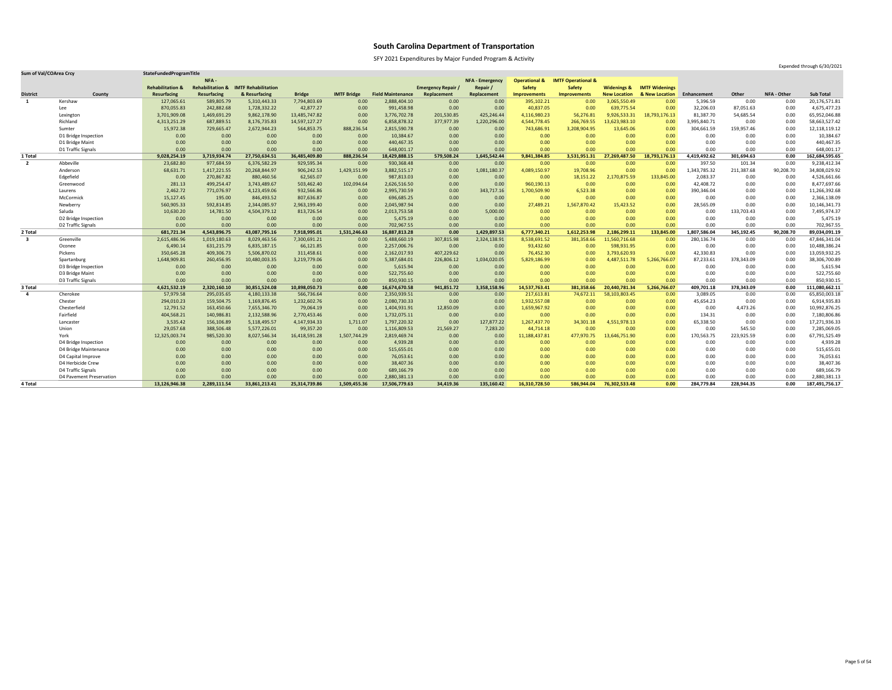# South Carolina Department of Transportation

SFY 2021 Expenditures by Major Funded Program & Activity

Expended through 6/30/2021

| Sum of Val/COArea Crcy | | StateFundedProgramTitle | | | | | | | | | | | | | | | | |
|---|---|---|---|---|---|---|---|---|---|---|---|---|---|---|---|---|---|---|
| District | County | Rehabilitation & Resurfacing | NFA - Rehabilitation & Resurfacing | IMTF Rehabilitation & Resurfacing | Bridge | IMTF Bridge | Field Maintenance | Emergency Repair / Replacement | NFA - Emergency Repair / Replacement | Operational & Safety Improvements | IMTF Operational & Safety Improvements | Widenings & New Location | IMTF Widenings & New Location | Enhancement | Other | NFA - Other | Sub Total |
| 1 | Kershaw | 127,065.61 | 589,805.79 | 5,310,443.33 | 7,794,803.69 | 0.00 | 2,888,404.10 | 0.00 | 0.00 | 395,102.21 | 0.00 | 3,065,550.49 | 0.00 | 5,396.59 | 0.00 | 0.00 | 20,176,571.81 |
| | Lee | 870,055.83 | 242,882.68 | 1,728,332.22 | 42,877.27 | 0.00 | 991,458.98 | 0.00 | 0.00 | 40,837.05 | 0.00 | 639,775.54 | 0.00 | 32,206.03 | 87,051.63 | 0.00 | 4,675,477.23 |
| | Lexington | 3,701,909.08 | 1,469,691.29 | 9,862,178.90 | 13,485,747.82 | 0.00 | 3,776,702.78 | 201,530.85 | 425,246.44 | 4,116,980.23 | 56,276.81 | 9,926,533.31 | 18,793,176.13 | 81,387.70 | 54,685.54 | 0.00 | 65,952,046.88 |
| | Richland | 4,313,251.29 | 687,889.51 | 8,176,735.83 | 14,597,127.27 | 0.00 | 6,858,878.32 | 377,977.39 | 1,220,296.00 | 4,544,778.45 | 266,769.55 | 13,623,983.10 | 0.00 | 3,995,840.71 | 0.00 | 0.00 | 58,663,527.42 |
| | Sumter | 15,972.38 | 729,665.47 | 2,672,944.23 | 564,853.75 | 888,236.54 | 2,815,590.78 | 0.00 | 0.00 | 743,686.91 | 3,208,904.95 | 13,645.06 | 0.00 | 304,661.59 | 159,957.46 | 0.00 | 12,118,119.12 |
| | D1 Bridge Inspection | 0.00 | 0.00 | 0.00 | 0.00 | 0.00 | 10,384.67 | 0.00 | 0.00 | 0.00 | 0.00 | 0.00 | 0.00 | 0.00 | 0.00 | 0.00 | 10,384.67 |
| | D1 Bridge Maint | 0.00 | 0.00 | 0.00 | 0.00 | 0.00 | 440,467.35 | 0.00 | 0.00 | 0.00 | 0.00 | 0.00 | 0.00 | 0.00 | 0.00 | 0.00 | 440,467.35 |
| | D1 Traffic Signals | 0.00 | 0.00 | 0.00 | 0.00 | 0.00 | 648,001.17 | 0.00 | 0.00 | 0.00 | 0.00 | 0.00 | 0.00 | 0.00 | 0.00 | 0.00 | 648,001.17 |
| 1 Total | | 9,028,254.19 | 3,719,934.74 | 27,750,634.51 | 36,485,409.80 | 888,236.54 | 18,429,888.15 | 579,508.24 | 1,645,542.44 | 9,841,384.85 | 3,531,951.31 | 27,269,487.50 | 18,793,176.13 | 4,419,492.62 | 301,694.63 | 0.00 | 162,684,595.65 |
| 2 | Abbeville | 23,682.80 | 977,684.59 | 6,376,582.29 | 929,595.34 | 0.00 | 930,368.48 | 0.00 | 0.00 | 0.00 | 0.00 | 0.00 | 0.00 | 397.50 | 101.34 | 0.00 | 9,238,412.34 |
| | Anderson | 68,631.71 | 1,417,221.55 | 20,268,844.97 | 906,242.53 | 1,429,151.99 | 3,882,515.17 | 0.00 | 1,081,180.37 | 4,089,150.97 | 19,708.96 | 0.00 | 0.00 | 1,343,785.32 | 211,387.68 | 90,208.70 | 34,808,029.92 |
| | Edgefield | 0.00 | 270,867.82 | 880,460.56 | 62,565.07 | 0.00 | 987,813.03 | 0.00 | 0.00 | 0.00 | 18,151.22 | 2,170,875.59 | 133,845.00 | 2,083.37 | 0.00 | 0.00 | 4,526,661.66 |
| | Greenwood | 281.13 | 499,254.47 | 3,743,489.67 | 503,462.40 | 102,094.64 | 2,626,516.50 | 0.00 | 0.00 | 960,190.13 | 0.00 | 0.00 | 0.00 | 42,408.72 | 0.00 | 0.00 | 8,477,697.66 |
| | Laurens | 2,462.72 | 771,076.97 | 4,123,459.06 | 932,566.86 | 0.00 | 2,995,730.59 | 0.00 | 343,717.16 | 1,700,509.90 | 6,523.38 | 0.00 | 0.00 | 390,346.04 | 0.00 | 0.00 | 11,266,392.68 |
| | McCormick | 15,127.45 | 195.00 | 846,493.52 | 807,636.87 | 0.00 | 696,685.25 | 0.00 | 0.00 | 0.00 | 0.00 | 0.00 | 0.00 | 0.00 | 0.00 | 0.00 | 2,366,138.09 |
| | Newberry | 560,905.33 | 592,814.85 | 2,344,085.97 | 2,963,199.40 | 0.00 | 2,045,987.94 | 0.00 | 0.00 | 27,489.21 | 1,567,870.42 | 15,423.52 | 0.00 | 28,565.09 | 0.00 | 0.00 | 10,146,341.73 |
| | Saluda | 10,630.20 | 14,781.50 | 4,504,379.12 | 813,726.54 | 0.00 | 2,013,753.58 | 0.00 | 5,000.00 | 0.00 | 0.00 | 0.00 | 0.00 | 0.00 | 133,703.43 | 0.00 | 7,495,974.37 |
| | D2 Bridge Inspection | 0.00 | 0.00 | 0.00 | 0.00 | 0.00 | 5,475.19 | 0.00 | 0.00 | 0.00 | 0.00 | 0.00 | 0.00 | 0.00 | 0.00 | 0.00 | 5,475.19 |
| | D2 Traffic Signals | 0.00 | 0.00 | 0.00 | 0.00 | 0.00 | 702,967.55 | 0.00 | 0.00 | 0.00 | 0.00 | 0.00 | 0.00 | 0.00 | 0.00 | 0.00 | 702,967.55 |
| 2 Total | | 681,721.34 | 4,543,896.75 | 43,087,795.16 | 7,918,995.01 | 1,531,246.63 | 16,887,813.28 | 0.00 | 1,429,897.53 | 6,777,340.21 | 1,612,253.98 | 2,186,299.11 | 133,845.00 | 1,807,586.04 | 345,192.45 | 90,208.70 | 89,034,091.19 |
| 3 | Greenville | 2,615,486.96 | 1,019,180.63 | 8,029,463.56 | 7,300,691.21 | 0.00 | 5,488,660.19 | 307,815.98 | 2,324,138.91 | 8,538,691.52 | 381,358.66 | 11,560,716.68 | 0.00 | 280,136.74 | 0.00 | 0.00 | 47,846,341.04 |
| | Oconee | 6,490.14 | 631,215.79 | 6,835,187.15 | 66,121.85 | 0.00 | 2,257,006.76 | 0.00 | 0.00 | 93,432.60 | 0.00 | 598,931.95 | 0.00 | 0.00 | 0.00 | 0.00 | 10,488,386.24 |
| | Pickens | 350,645.28 | 409,306.73 | 5,506,870.02 | 311,458.61 | 0.00 | 2,162,017.93 | 407,229.62 | 0.00 | 76,452.30 | 0.00 | 3,793,620.93 | 0.00 | 42,330.83 | 0.00 | 0.00 | 13,059,932.25 |
| | Spartanburg | 1,648,909.81 | 260,456.95 | 10,480,003.35 | 3,219,779.06 | 0.00 | 5,387,684.01 | 226,806.12 | 1,034,020.05 | 5,829,186.99 | 0.00 | 4,487,511.78 | 5,266,766.07 | 87,233.61 | 378,343.09 | 0.00 | 38,306,700.89 |
| | D3 Bridge Inspection | 0.00 | 0.00 | 0.00 | 0.00 | 0.00 | 5,615.94 | 0.00 | 0.00 | 0.00 | 0.00 | 0.00 | 0.00 | 0.00 | 0.00 | 0.00 | 5,615.94 |
| | D3 Bridge Maint | 0.00 | 0.00 | 0.00 | 0.00 | 0.00 | 522,755.60 | 0.00 | 0.00 | 0.00 | 0.00 | 0.00 | 0.00 | 0.00 | 0.00 | 0.00 | 522,755.60 |
| | D3 Traffic Signals | 0.00 | 0.00 | 0.00 | 0.00 | 0.00 | 850,930.15 | 0.00 | 0.00 | 0.00 | 0.00 | 0.00 | 0.00 | 0.00 | 0.00 | 0.00 | 850,930.15 |
| 3 Total | | 4,621,532.19 | 2,320,160.10 | 30,851,524.08 | 10,898,050.73 | 0.00 | 16,674,670.58 | 941,851.72 | 3,358,158.96 | 14,537,763.41 | 381,358.66 | 20,440,781.34 | 5,266,766.07 | 409,701.18 | 378,343.09 | 0.00 | 111,080,662.11 |
| 4 | Cherokee | 57,979.58 | 295,035.65 | 4,180,133.38 | 566,736.64 | 0.00 | 2,350,939.51 | 0.00 | 0.00 | 217,613.81 | 74,672.11 | 58,103,803.45 | 0.00 | 3,089.05 | 0.00 | 0.00 | 65,850,003.18 |
| | Chester | 294,010.23 | 159,504.75 | 1,169,876.45 | 1,232,602.76 | 0.00 | 2,080,730.33 | 0.00 | 0.00 | 1,932,557.08 | 0.00 | 0.00 | 0.00 | 45,654.23 | 0.00 | 0.00 | 6,914,935.83 |
| | Chesterfield | 12,791.52 | 163,450.66 | 7,655,346.70 | 79,064.19 | 0.00 | 1,404,931.91 | 12,850.09 | 0.00 | 1,659,967.92 | 0.00 | 0.00 | 0.00 | 0.00 | 4,473.26 | 0.00 | 10,992,876.25 |
| | Fairfield | 404,568.21 | 140,986.81 | 2,132,588.96 | 2,770,453.46 | 0.00 | 1,732,075.11 | 0.00 | 0.00 | 0.00 | 0.00 | 0.00 | 0.00 | 134.31 | 0.00 | 0.00 | 7,180,806.86 |
| | Lancaster | 3,535.42 | 156,106.89 | 5,118,495.57 | 4,147,934.33 | 1,711.07 | 1,797,220.32 | 0.00 | 127,877.22 | 1,267,437.70 | 34,301.18 | 4,551,978.13 | 0.00 | 65,338.50 | 0.00 | 0.00 | 17,271,936.33 |
| | Union | 29,057.68 | 388,506.48 | 5,577,226.01 | 99,357.20 | 0.00 | 1,116,809.53 | 21,569.27 | 7,283.20 | 44,714.18 | 0.00 | 0.00 | 0.00 | 0.00 | 545.50 | 0.00 | 7,285,069.05 |
| | York | 12,325,003.74 | 985,520.30 | 8,027,546.34 | 16,418,591.28 | 1,507,744.29 | 2,819,469.74 | 0.00 | 0.00 | 11,188,437.81 | 477,970.75 | 13,646,751.90 | 0.00 | 170,563.75 | 223,925.59 | 0.00 | 67,791,525.49 |
| | D4 Bridge Inspection | 0.00 | 0.00 | 0.00 | 0.00 | 0.00 | 4,939.28 | 0.00 | 0.00 | 0.00 | 0.00 | 0.00 | 0.00 | 0.00 | 0.00 | 0.00 | 4,939.28 |
| | D4 Bridge Maintenance | 0.00 | 0.00 | 0.00 | 0.00 | 0.00 | 515,655.01 | 0.00 | 0.00 | 0.00 | 0.00 | 0.00 | 0.00 | 0.00 | 0.00 | 0.00 | 515,655.01 |
| | D4 Capital Improve | 0.00 | 0.00 | 0.00 | 0.00 | 0.00 | 76,053.61 | 0.00 | 0.00 | 0.00 | 0.00 | 0.00 | 0.00 | 0.00 | 0.00 | 0.00 | 76,053.61 |
| | D4 Herbicide Crew | 0.00 | 0.00 | 0.00 | 0.00 | 0.00 | 38,407.36 | 0.00 | 0.00 | 0.00 | 0.00 | 0.00 | 0.00 | 0.00 | 0.00 | 0.00 | 38,407.36 |
| | D4 Traffic Signals | 0.00 | 0.00 | 0.00 | 0.00 | 0.00 | 689,166.79 | 0.00 | 0.00 | 0.00 | 0.00 | 0.00 | 0.00 | 0.00 | 0.00 | 0.00 | 689,166.79 |
| | D4 Pavement Preservation | 0.00 | 0.00 | 0.00 | 0.00 | 0.00 | 2,880,381.13 | 0.00 | 0.00 | 0.00 | 0.00 | 0.00 | 0.00 | 0.00 | 0.00 | 0.00 | 2,880,381.13 |
| 4 Total | | 13,126,946.38 | 2,289,111.54 | 33,861,213.41 | 25,314,739.86 | 1,509,455.36 | 17,506,779.63 | 34,419.36 | 135,160.42 | 16,310,728.50 | 586,944.04 | 76,302,533.48 | 0.00 | 284,779.84 | 228,944.35 | 0.00 | 187,491,756.17 |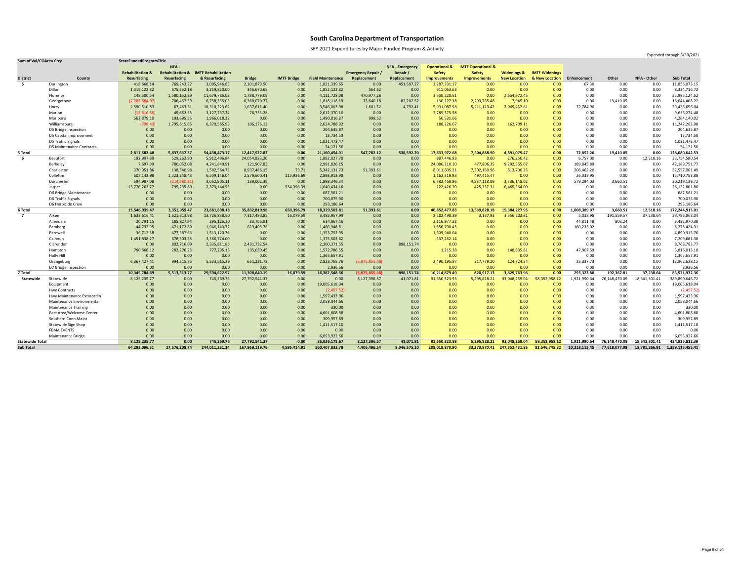# South Carolina Department of Transportation

SFY 2021 Expenditures by Major Funded Program & Activity

Expended through 6/30/2021

| Sum of Val/COArea Crcy | | StateFundedProgramTitle | | | | | | | | | | | | | | | | |
|---|---|---|---|---|---|---|---|---|---|---|---|---|---|---|---|---|---|---|
| District | County | Rehabilitation & Resurfacing | NFA - Rehabilitation & Resurfacing | IMTF Rehabilitation & Resurfacing | Bridge | IMTF Bridge | Field Maintenance | Emergency Repair / Replacement | NFA - Emergency Repair / Replacement | Operational & Safety Improvements | IMTF Operational & Safety Improvements | Widenings & New Location | IMTF Widenings & New Location | Enhancement | Other | NFA - Other | Sub Total |
| 5 | Darlington | 418,668.14 | 769,243.27 | 3,005,946.85 | 2,101,879.50 | 0.00 | 1,821,339.65 | 0.00 | 451,597.27 | 3,287,331.17 | 0.00 | 0.00 | 0.00 | 67.30 | 0.00 | 0.00 | 11,856,073.15 |
| | Dillon | 1,319,122.82 | 675,352.18 | 3,219,820.00 | 346,670.65 | 0.00 | 1,852,122.82 | 564.62 | 0.00 | 911,063.63 | 0.00 | 0.00 | 0.00 | 0.00 | 0.00 | 0.00 | 8,324,716.72 |
| | Florence | 148,500.64 | 1,580,152.29 | 11,679,786.08 | 1,788,779.09 | 0.00 | 4,111,728.08 | 470,977.28 | 0.00 | 3,550,228.61 | 0.00 | 2,654,972.45 | 0.00 | 0.00 | 0.00 | 0.00 | 25,985,124.52 |
| | Georgetown | (2,205,684.07) | 706,457.59 | 6,758,355.03 | 6,360,070.77 | 0.00 | 1,818,118.19 | 73,640.18 | 82,202.52 | 130,127.38 | 2,293,765.48 | 7,945.10 | 0.00 | 0.00 | 19,410.05 | 0.00 | 16,044,408.22 |
| | Horry | 2,590,510.83 | 67,463.51 | 18,310,223.62 | 1,637,611.40 | 0.00 | 3,546,003.98 | 1,601.52 | 4,792.41 | 5,931,087.58 | 5,211,123.42 | 2,065,452.81 | 0.00 | 72,784.96 | 0.00 | 0.00 | 39,438,656.04 |
| | Marion | (15,616.55) | 49,652.33 | 3,127,757.34 | 76,735.28 | 0.00 | 2,612,370.10 | 0.00 | 0.00 | 3,785,375.98 | 0.00 | 0.00 | 0.00 | 0.00 | 0.00 | 0.00 | 9,636,274.48 |
| | Marlboro | 562,879.10 | 193,695.55 | 1,966,018.32 | 0.00 | 0.00 | 1,490,016.87 | 998.52 | 0.00 | 50,531.66 | 0.00 | 0.00 | 0.00 | 0.00 | 0.00 | 0.00 | 4,264,140.02 |
| | Williamsburg | (798.43) | 1,795,615.65 | 6,370,565.93 | 106,176.13 | 0.00 | 2,624,788.92 | 0.00 | 0.00 | 188,226.67 | 0.00 | 162,709.11 | 0.00 | 0.00 | 0.00 | 0.00 | 11,247,283.98 |
| | D5 Bridge Inspection | 0.00 | 0.00 | 0.00 | 0.00 | 0.00 | 204,635.87 | 0.00 | 0.00 | 0.00 | 0.00 | 0.00 | 0.00 | 0.00 | 0.00 | 0.00 | 204,635.87 |
| | D5 Capital Improvement | 0.00 | 0.00 | 0.00 | 0.00 | 0.00 | 13,734.50 | 0.00 | 0.00 | 0.00 | 0.00 | 0.00 | 0.00 | 0.00 | 0.00 | 0.00 | 13,734.50 |
| | D5 Traffic Signals | 0.00 | 0.00 | 0.00 | 0.00 | 0.00 | 1,031,473.47 | 0.00 | 0.00 | 0.00 | 0.00 | 0.00 | 0.00 | 0.00 | 0.00 | 0.00 | 1,031,473.47 |
| | D5 Maintenance Contracts | 0.00 | 0.00 | 0.00 | 0.00 | 0.00 | 34,121.56 | 0.00 | 0.00 | 0.00 | 0.00 | 0.00 | 0.00 | 0.00 | 0.00 | 0.00 | 34,121.56 |
| **5 Total** | | **2,817,582.48** | **5,837,632.37** | **54,438,473.17** | **12,417,922.82** | **0.00** | **21,160,454.01** | **547,782.12** | **538,592.20** | **17,833,972.68** | **7,504,888.90** | **4,891,079.47** | **0.00** | **72,852.26** | **19,410.05** | **0.00** | **128,080,642.53** |
| 6 | Beaufort | 192,997.39 | 529,262.90 | 5,912,496.84 | 24,054,823.20 | 0.00 | 1,882,027.70 | 0.00 | 0.00 | 887,446.93 | 0.00 | 276,250.42 | 0.00 | 6,757.00 | 0.00 | 12,518.16 | 33,754,580.54 |
| | Berkeley | 7,697.39 | 780,052.08 | 4,241,840.91 | 121,907.83 | 0.00 | 2,991,826.15 | 0.00 | 0.00 | 24,086,210.10 | 477,806.35 | 9,292,565.07 | 0.00 | 189,845.89 | 0.00 | 0.00 | 42,189,751.77 |
| | Charleston | 370,951.86 | 138,540.98 | 1,582,564.73 | 8,937,486.15 | 73.71 | 5,342,131.73 | 51,393.61 | 0.00 | 8,011,605.21 | 7,302,150.96 | 613,700.35 | 0.00 | 206,462.20 | 0.00 | 0.00 | 32,557,061.49 |
| | Colleton | 603,142.98 | 1,323,248.43 | 6,509,146.04 | 2,579,600.41 | 115,926.69 | 2,893,913.98 | 0.00 | 0.00 | 1,162,319.93 | 497,415.47 | 0.00 | 0.00 | 26,039.95 | 0.00 | 0.00 | 15,710,753.88 |
| | Dorchester | 594,987.08 | (214,380.81) | 3,062,505.11 | 139,002.39 | 0.00 | 1,898,346.34 | 0.00 | 0.00 | 6,582,468.96 | 4,837,118.09 | 2,736,148.02 | 0.00 | 579,284.03 | 3,660.51 | 0.00 | 20,219,139.72 |
| | Jasper | 13,776,262.77 | 795,235.89 | 2,373,144.55 | 0.00 | 534,396.39 | 1,640,434.16 | 0.00 | 0.00 | 122,426.70 | 425,337.31 | 6,465,564.09 | 0.00 | 0.00 | 0.00 | 0.00 | 26,132,801.86 |
| | D6 Bridge Maintenance | 0.00 | 0.00 | 0.00 | 0.00 | 0.00 | 687,561.21 | 0.00 | 0.00 | 0.00 | 0.00 | 0.00 | 0.00 | 0.00 | 0.00 | 0.00 | 687,561.21 |
| | D6 Traffic Signals | 0.00 | 0.00 | 0.00 | 0.00 | 0.00 | 700,075.90 | 0.00 | 0.00 | 0.00 | 0.00 | 0.00 | 0.00 | 0.00 | 0.00 | 0.00 | 700,075.90 |
| | D6 Herbicide Crew | 0.00 | 0.00 | 0.00 | 0.00 | 0.00 | 293,186.64 | 0.00 | 0.00 | 0.00 | 0.00 | 0.00 | 0.00 | 0.00 | 0.00 | 0.00 | 293,186.64 |
| **6 Total** | | **15,546,039.47** | **3,351,959.47** | **23,681,698.18** | **35,832,819.98** | **650,396.79** | **18,329,503.81** | **51,393.61** | **0.00** | **40,852,477.83** | **13,539,828.18** | **19,384,227.95** | **0.00** | **1,008,389.07** | **3,660.51** | **12,518.16** | **172,244,913.01** |
| 7 | Aiken | 1,633,616.41 | 1,621,313.98 | 13,726,838.90 | 7,317,483.85 | 16,079.59 | 3,485,957.99 | 0.00 | 0.00 | 2,202,498.39 | 3,137.93 | 3,556,203.81 | 0.00 | 5,033.98 | 191,559.57 | 37,238.64 | 33,796,963.04 |
| | Allendale | 20,791.15 | 185,827.94 | 395,126.20 | 83,765.81 | 0.00 | 634,867.16 | 0.00 | 0.00 | 2,116,977.32 | 0.00 | 0.00 | 0.00 | 44,811.48 | 803.24 | 0.00 | 3,482,970.30 |
| | Bamberg | 44,732.95 | 471,172.80 | 1,946,140.72 | 629,405.76 | 0.00 | 1,466,948.61 | 0.00 | 0.00 | 1,556,790.45 | 0.00 | 0.00 | 0.00 | 160,233.02 | 0.00 | 0.00 | 6,275,424.31 |
| | Barnwell | 36,712.38 | 477,387.63 | 1,513,120.76 | 0.00 | 0.00 | 1,353,752.95 | 0.00 | 0.00 | 1,509,940.04 | 0.00 | 0.00 | 0.00 | 0.00 | 0.00 | 0.00 | 4,890,913.76 |
| | Calhoun | 1,451,838.27 | 678,303.35 | 3,366,774.00 | 0.00 | 0.00 | 1,375,503.62 | 0.00 | 0.00 | 337,262.14 | 0.00 | 0.00 | 0.00 | 0.00 | 0.00 | 0.00 | 7,209,681.38 |
| | Clarendon | 0.00 | 802,716.09 | 2,335,811.85 | 2,431,732.54 | 0.00 | 2,300,371.55 | 0.00 | 898,151.74 | 0.00 | 0.00 | 0.00 | 0.00 | 0.00 | 0.00 | 0.00 | 8,768,783.77 |
| | Hampton | 790,666.12 | 282,276.23 | 777,295.15 | 195,030.45 | 0.00 | 1,572,786.55 | 0.00 | 0.00 | 1,215.28 | 0.00 | 148,835.81 | 0.00 | 47,907.59 | 0.00 | 0.00 | 3,816,013.18 |
| | Holly Hill | 0.00 | 0.00 | 0.00 | 0.00 | 0.00 | 1,365,657.91 | 0.00 | 0.00 | 0.00 | 0.00 | 0.00 | 0.00 | 0.00 | 0.00 | 0.00 | 1,365,657.91 |
| | Orangeburg | 6,367,427.41 | 994,515.75 | 5,533,515.39 | 651,221.78 | 0.00 | 2,823,765.76 | (5,875,855.08) | 0.00 | 2,490,195.87 | 817,779.20 | 124,724.34 | 0.00 | 35,337.73 | 0.00 | 0.00 | 13,962,628.15 |
| | D7 Bridge Inspection | 0.00 | 0.00 | 0.00 | 0.00 | 0.00 | 2,936.56 | 0.00 | 0.00 | 0.00 | 0.00 | 0.00 | 0.00 | 0.00 | 0.00 | 0.00 | 2,936.56 |
| **7 Total** | | **10,345,784.69** | **5,513,513.77** | **29,594,622.97** | **11,308,640.19** | **16,079.59** | **16,382,548.66** | **(5,875,855.08)** | **898,151.74** | **10,214,879.49** | **820,917.13** | **3,829,763.96** | **0.00** | **293,323.80** | **192,362.81** | **37,238.64** | **83,571,972.36** |
| Statewide | Statewide | 8,125,235.77 | 0.00 | 745,269.76 | 27,792,541.37 | 0.00 | 0.00 | 8,127,396.57 | 41,071.81 | 91,650,323.93 | 5,295,828.21 | 93,048,259.04 | 58,352,958.12 | 1,921,990.64 | 76,148,470.09 | 18,641,301.41 | 389,890,646.72 |
| | Equipment | 0.00 | 0.00 | 0.00 | 0.00 | 0.00 | 19,005,618.04 | 0.00 | 0.00 | 0.00 | 0.00 | 0.00 | 0.00 | 0.00 | 0.00 | 0.00 | 19,005,618.04 |
| | Hwy Contracts | 0.00 | 0.00 | 0.00 | 0.00 | 0.00 | (2,457.52) | 0.00 | 0.00 | 0.00 | 0.00 | 0.00 | 0.00 | 0.00 | 0.00 | 0.00 | (2,457.52) |
| | Hwy Maintenance Extraordin | 0.00 | 0.00 | 0.00 | 0.00 | 0.00 | 1,597,433.96 | 0.00 | 0.00 | 0.00 | 0.00 | 0.00 | 0.00 | 0.00 | 0.00 | 0.00 | 1,597,433.96 |
| | Maintenance Environmental | 0.00 | 0.00 | 0.00 | 0.00 | 0.00 | 2,058,044.66 | 0.00 | 0.00 | 0.00 | 0.00 | 0.00 | 0.00 | 0.00 | 0.00 | 0.00 | 2,058,044.66 |
| | Maintenance Training | 0.00 | 0.00 | 0.00 | 0.00 | 0.00 | 330.00 | 0.00 | 0.00 | 0.00 | 0.00 | 0.00 | 0.00 | 0.00 | 0.00 | 0.00 | 330.00 |
| | Rest Area/Welcome Center | 0.00 | 0.00 | 0.00 | 0.00 | 0.00 | 4,601,808.88 | 0.00 | 0.00 | 0.00 | 0.00 | 0.00 | 0.00 | 0.00 | 0.00 | 0.00 | 4,601,808.88 |
| | Southern Conn Maint | 0.00 | 0.00 | 0.00 | 0.00 | 0.00 | 309,957.89 | 0.00 | 0.00 | 0.00 | 0.00 | 0.00 | 0.00 | 0.00 | 0.00 | 0.00 | 309,957.89 |
| | Statewide Sign Shop | 0.00 | 0.00 | 0.00 | 0.00 | 0.00 | 1,411,517.10 | 0.00 | 0.00 | 0.00 | 0.00 | 0.00 | 0.00 | 0.00 | 0.00 | 0.00 | 1,411,517.10 |
| | FEMA EVENTS | 0.00 | 0.00 | 0.00 | 0.00 | 0.00 | 0.00 | 0.00 | 0.00 | 0.00 | 0.00 | 0.00 | 0.00 | 0.00 | 0.00 | 0.00 | 0.00 |
| | Maintenance Bridge | 0.00 | 0.00 | 0.00 | 0.00 | 0.00 | 6,053,922.66 | 0.00 | 0.00 | 0.00 | 0.00 | 0.00 | 0.00 | 0.00 | 0.00 | 0.00 | 6,053,922.66 |
| **Statewide Total** | | **8,125,235.77** | **0.00** | **745,269.76** | **27,792,541.37** | **0.00** | **35,036,175.67** | **8,127,396.57** | **41,071.81** | **91,650,323.93** | **5,295,828.21** | **93,048,259.04** | **58,352,958.12** | **1,921,990.64** | **76,148,470.09** | **18,641,301.41** | **424,926,822.39** |
| **Sub Total** | | **64,293,096.51** | **27,576,208.74** | **244,011,231.24** | **167,969,119.76** | **4,595,414.91** | **160,407,833.79** | **4,406,496.54** | **8,046,575.10** | **208,018,870.90** | **33,273,970.41** | **247,352,431.85** | **82,546,745.32** | **10,218,115.45** | **77,618,077.98** | **18,781,266.91** | **1,359,115,455.41** |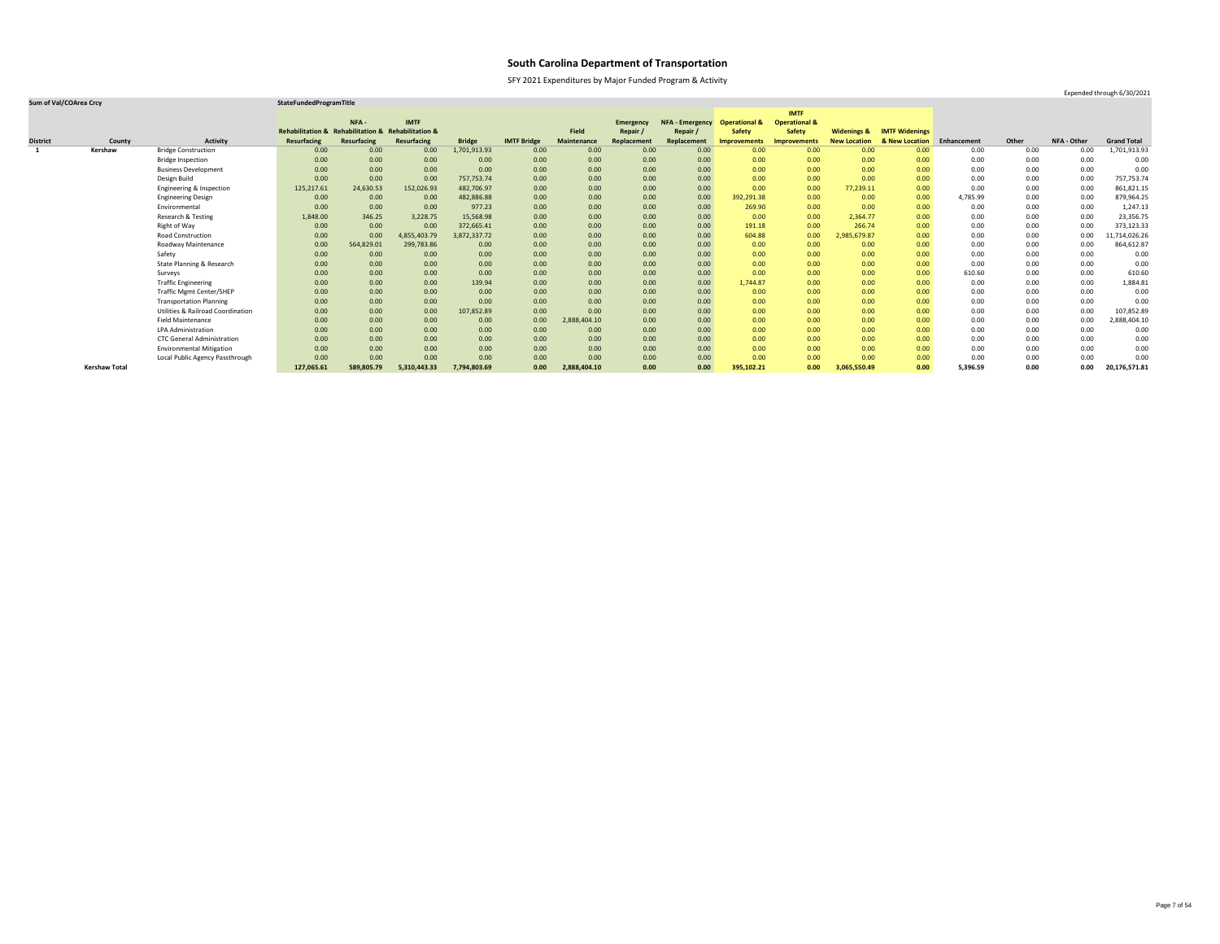# South Carolina Department of Transportation

SFY 2021 Expenditures by Major Funded Program & Activity

Expended through 6/30/2021

| Sum of Val/COArea Crcy | | | StateFundedProgramTitle | | | | | | | | | | | | | | | | |
|---|---|---|---|---|---|---|---|---|---|---|---|---|---|---|---|---|---|---|---|
| District | County | Activity | Rehabilitation & Resurfacing | NFA - Rehabilitation & Resurfacing | IMTF Rehabilitation & Resurfacing | Bridge | IMTF Bridge | Field Maintenance | Emergency Repair / Replacement | NFA - Emergency Repair / Replacement | Operational & Safety Improvements | IMTF Operational & Safety Improvements | Widenings & New Location | IMTF Widenings & New Location | Enhancement | Other | NFA - Other | Grand Total |
| 1 | Kershaw | Bridge Construction | 0.00 | 0.00 | 0.00 | 1,701,913.93 | 0.00 | 0.00 | 0.00 | 0.00 | 0.00 | 0.00 | 0.00 | 0.00 | 0.00 | 0.00 | 0.00 | 1,701,913.93 |
| | | Bridge Inspection | 0.00 | 0.00 | 0.00 | 0.00 | 0.00 | 0.00 | 0.00 | 0.00 | 0.00 | 0.00 | 0.00 | 0.00 | 0.00 | 0.00 | 0.00 | 0.00 |
| | | Business Development | 0.00 | 0.00 | 0.00 | 0.00 | 0.00 | 0.00 | 0.00 | 0.00 | 0.00 | 0.00 | 0.00 | 0.00 | 0.00 | 0.00 | 0.00 | 0.00 |
| | | Design Build | 0.00 | 0.00 | 0.00 | 757,753.74 | 0.00 | 0.00 | 0.00 | 0.00 | 0.00 | 0.00 | 0.00 | 0.00 | 0.00 | 0.00 | 0.00 | 757,753.74 |
| | | Engineering & Inspection | 125,217.61 | 24,630.53 | 152,026.93 | 482,706.97 | 0.00 | 0.00 | 0.00 | 0.00 | 0.00 | 0.00 | 77,239.11 | 0.00 | 0.00 | 0.00 | 0.00 | 861,821.15 |
| | | Engineering Design | 0.00 | 0.00 | 0.00 | 482,886.88 | 0.00 | 0.00 | 0.00 | 0.00 | 392,291.38 | 0.00 | 0.00 | 0.00 | 4,785.99 | 0.00 | 0.00 | 879,964.25 |
| | | Environmental | 0.00 | 0.00 | 0.00 | 977.23 | 0.00 | 0.00 | 0.00 | 0.00 | 269.90 | 0.00 | 0.00 | 0.00 | 0.00 | 0.00 | 0.00 | 1,247.13 |
| | | Research & Testing | 1,848.00 | 346.25 | 3,228.75 | 15,568.98 | 0.00 | 0.00 | 0.00 | 0.00 | 0.00 | 0.00 | 2,364.77 | 0.00 | 0.00 | 0.00 | 0.00 | 23,356.75 |
| | | Right of Way | 0.00 | 0.00 | 0.00 | 372,665.41 | 0.00 | 0.00 | 0.00 | 0.00 | 191.18 | 0.00 | 266.74 | 0.00 | 0.00 | 0.00 | 0.00 | 373,123.33 |
| | | Road Construction | 0.00 | 0.00 | 4,855,403.79 | 3,872,337.72 | 0.00 | 0.00 | 0.00 | 0.00 | 604.88 | 0.00 | 2,985,679.87 | 0.00 | 0.00 | 0.00 | 0.00 | 11,714,026.26 |
| | | Roadway Maintenance | 0.00 | 564,829.01 | 299,783.86 | 0.00 | 0.00 | 0.00 | 0.00 | 0.00 | 0.00 | 0.00 | 0.00 | 0.00 | 0.00 | 0.00 | 0.00 | 864,612.87 |
| | | Safety | 0.00 | 0.00 | 0.00 | 0.00 | 0.00 | 0.00 | 0.00 | 0.00 | 0.00 | 0.00 | 0.00 | 0.00 | 0.00 | 0.00 | 0.00 | 0.00 |
| | | State Planning & Research | 0.00 | 0.00 | 0.00 | 0.00 | 0.00 | 0.00 | 0.00 | 0.00 | 0.00 | 0.00 | 0.00 | 0.00 | 0.00 | 0.00 | 0.00 | 0.00 |
| | | Surveys | 0.00 | 0.00 | 0.00 | 0.00 | 0.00 | 0.00 | 0.00 | 0.00 | 0.00 | 0.00 | 0.00 | 0.00 | 610.60 | 0.00 | 0.00 | 610.60 |
| | | Traffic Engineering | 0.00 | 0.00 | 0.00 | 139.94 | 0.00 | 0.00 | 0.00 | 0.00 | 1,744.87 | 0.00 | 0.00 | 0.00 | 0.00 | 0.00 | 0.00 | 1,884.81 |
| | | Traffic Mgmt Center/SHEP | 0.00 | 0.00 | 0.00 | 0.00 | 0.00 | 0.00 | 0.00 | 0.00 | 0.00 | 0.00 | 0.00 | 0.00 | 0.00 | 0.00 | 0.00 | 0.00 |
| | | Transportation Planning | 0.00 | 0.00 | 0.00 | 0.00 | 0.00 | 0.00 | 0.00 | 0.00 | 0.00 | 0.00 | 0.00 | 0.00 | 0.00 | 0.00 | 0.00 | 0.00 |
| | | Utilities & Railroad Coordination | 0.00 | 0.00 | 0.00 | 107,852.89 | 0.00 | 0.00 | 0.00 | 0.00 | 0.00 | 0.00 | 0.00 | 0.00 | 0.00 | 0.00 | 0.00 | 107,852.89 |
| | | Field Maintenance | 0.00 | 0.00 | 0.00 | 0.00 | 0.00 | 2,888,404.10 | 0.00 | 0.00 | 0.00 | 0.00 | 0.00 | 0.00 | 0.00 | 0.00 | 0.00 | 2,888,404.10 |
| | | LPA Administration | 0.00 | 0.00 | 0.00 | 0.00 | 0.00 | 0.00 | 0.00 | 0.00 | 0.00 | 0.00 | 0.00 | 0.00 | 0.00 | 0.00 | 0.00 | 0.00 |
| | | CTC General Administration | 0.00 | 0.00 | 0.00 | 0.00 | 0.00 | 0.00 | 0.00 | 0.00 | 0.00 | 0.00 | 0.00 | 0.00 | 0.00 | 0.00 | 0.00 | 0.00 |
| | | Environmental Mitigation | 0.00 | 0.00 | 0.00 | 0.00 | 0.00 | 0.00 | 0.00 | 0.00 | 0.00 | 0.00 | 0.00 | 0.00 | 0.00 | 0.00 | 0.00 | 0.00 |
| | | Local Public Agency Passthrough | 0.00 | 0.00 | 0.00 | 0.00 | 0.00 | 0.00 | 0.00 | 0.00 | 0.00 | 0.00 | 0.00 | 0.00 | 0.00 | 0.00 | 0.00 | 0.00 |
| | **Kershaw Total** | | **127,065.61** | **589,805.79** | **5,310,443.33** | **7,794,803.69** | **0.00** | **2,888,404.10** | **0.00** | **0.00** | **395,102.21** | **0.00** | **3,065,550.49** | **0.00** | **5,396.59** | **0.00** | **0.00** | **20,176,571.81** |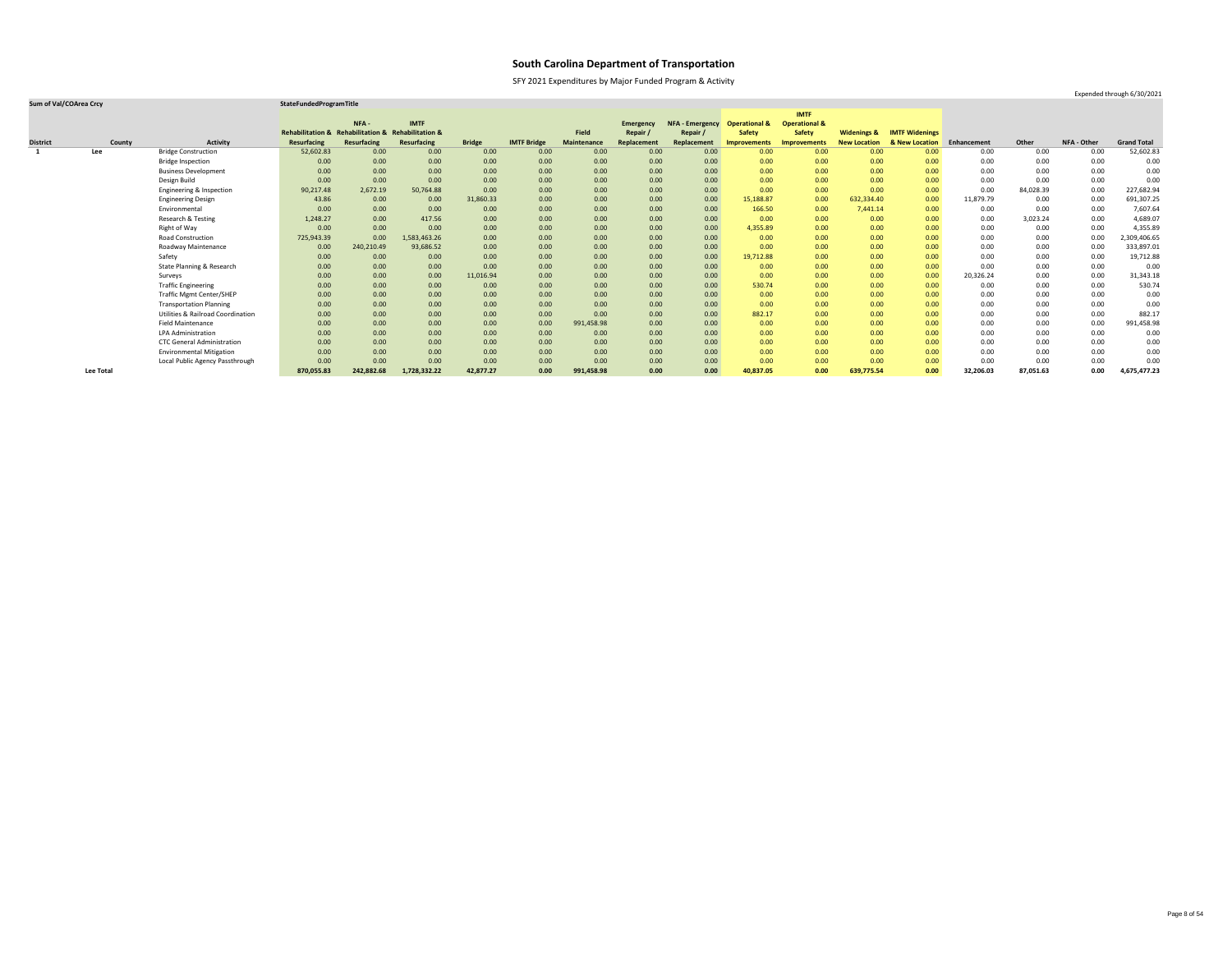# South Carolina Department of Transportation

SFY 2021 Expenditures by Major Funded Program & Activity

Expended through 6/30/2021

| Sum of Val/COArea Crcy | | | StateFundedProgramTitle | | | | | | | | | | | | | | | | |
|---|---|---|---|---|---|---|---|---|---|---|---|---|---|---|---|---|---|---|---|
| District | County | Activity | Rehabilitation & Resurfacing | NFA - Rehabilitation & Resurfacing | IMTF Rehabilitation & Resurfacing | Bridge | IMTF Bridge | Field Maintenance | Emergency Repair / Replacement | NFA - Emergency Repair / Replacement | Operational & Safety Improvements | IMTF Operational & Safety Improvements | Widenings & New Location | IMTF Widenings & New Location | Enhancement | Other | NFA - Other | Grand Total |
| 1 | Lee | Bridge Construction | 52,602.83 | 0.00 | 0.00 | 0.00 | 0.00 | 0.00 | 0.00 | 0.00 | 0.00 | 0.00 | 0.00 | 0.00 | 0.00 | 0.00 | 0.00 | 52,602.83 |
| | | Bridge Inspection | 0.00 | 0.00 | 0.00 | 0.00 | 0.00 | 0.00 | 0.00 | 0.00 | 0.00 | 0.00 | 0.00 | 0.00 | 0.00 | 0.00 | 0.00 | 0.00 |
| | | Business Development | 0.00 | 0.00 | 0.00 | 0.00 | 0.00 | 0.00 | 0.00 | 0.00 | 0.00 | 0.00 | 0.00 | 0.00 | 0.00 | 0.00 | 0.00 | 0.00 |
| | | Design Build | 0.00 | 0.00 | 0.00 | 0.00 | 0.00 | 0.00 | 0.00 | 0.00 | 0.00 | 0.00 | 0.00 | 0.00 | 0.00 | 0.00 | 0.00 | 0.00 |
| | | Engineering & Inspection | 90,217.48 | 2,672.19 | 50,764.88 | 0.00 | 0.00 | 0.00 | 0.00 | 0.00 | 0.00 | 0.00 | 0.00 | 0.00 | 0.00 | 84,028.39 | 0.00 | 227,682.94 |
| | | Engineering Design | 43.86 | 0.00 | 0.00 | 31,860.33 | 0.00 | 0.00 | 0.00 | 0.00 | 15,188.87 | 0.00 | 632,334.40 | 0.00 | 11,879.79 | 0.00 | 0.00 | 691,307.25 |
| | | Environmental | 0.00 | 0.00 | 0.00 | 0.00 | 0.00 | 0.00 | 0.00 | 0.00 | 166.50 | 0.00 | 7,441.14 | 0.00 | 0.00 | 0.00 | 0.00 | 7,607.64 |
| | | Research & Testing | 1,248.27 | 0.00 | 417.56 | 0.00 | 0.00 | 0.00 | 0.00 | 0.00 | 0.00 | 0.00 | 0.00 | 0.00 | 0.00 | 3,023.24 | 0.00 | 4,689.07 |
| | | Right of Way | 0.00 | 0.00 | 0.00 | 0.00 | 0.00 | 0.00 | 0.00 | 0.00 | 4,355.89 | 0.00 | 0.00 | 0.00 | 0.00 | 0.00 | 0.00 | 4,355.89 |
| | | Road Construction | 725,943.39 | 0.00 | 1,583,463.26 | 0.00 | 0.00 | 0.00 | 0.00 | 0.00 | 0.00 | 0.00 | 0.00 | 0.00 | 0.00 | 0.00 | 0.00 | 2,309,406.65 |
| | | Roadway Maintenance | 0.00 | 240,210.49 | 93,686.52 | 0.00 | 0.00 | 0.00 | 0.00 | 0.00 | 0.00 | 0.00 | 0.00 | 0.00 | 0.00 | 0.00 | 0.00 | 333,897.01 |
| | | Safety | 0.00 | 0.00 | 0.00 | 0.00 | 0.00 | 0.00 | 0.00 | 0.00 | 19,712.88 | 0.00 | 0.00 | 0.00 | 0.00 | 0.00 | 0.00 | 19,712.88 |
| | | State Planning & Research | 0.00 | 0.00 | 0.00 | 0.00 | 0.00 | 0.00 | 0.00 | 0.00 | 0.00 | 0.00 | 0.00 | 0.00 | 0.00 | 0.00 | 0.00 | 0.00 |
| | | Surveys | 0.00 | 0.00 | 0.00 | 11,016.94 | 0.00 | 0.00 | 0.00 | 0.00 | 0.00 | 0.00 | 0.00 | 0.00 | 20,326.24 | 0.00 | 0.00 | 31,343.18 |
| | | Traffic Engineering | 0.00 | 0.00 | 0.00 | 0.00 | 0.00 | 0.00 | 0.00 | 0.00 | 530.74 | 0.00 | 0.00 | 0.00 | 0.00 | 0.00 | 0.00 | 530.74 |
| | | Traffic Mgmt Center/SHEP | 0.00 | 0.00 | 0.00 | 0.00 | 0.00 | 0.00 | 0.00 | 0.00 | 0.00 | 0.00 | 0.00 | 0.00 | 0.00 | 0.00 | 0.00 | 0.00 |
| | | Transportation Planning | 0.00 | 0.00 | 0.00 | 0.00 | 0.00 | 0.00 | 0.00 | 0.00 | 0.00 | 0.00 | 0.00 | 0.00 | 0.00 | 0.00 | 0.00 | 0.00 |
| | | Utilities & Railroad Coordination | 0.00 | 0.00 | 0.00 | 0.00 | 0.00 | 0.00 | 0.00 | 0.00 | 882.17 | 0.00 | 0.00 | 0.00 | 0.00 | 0.00 | 0.00 | 882.17 |
| | | Field Maintenance | 0.00 | 0.00 | 0.00 | 0.00 | 0.00 | 991,458.98 | 0.00 | 0.00 | 0.00 | 0.00 | 0.00 | 0.00 | 0.00 | 0.00 | 0.00 | 991,458.98 |
| | | LPA Administration | 0.00 | 0.00 | 0.00 | 0.00 | 0.00 | 0.00 | 0.00 | 0.00 | 0.00 | 0.00 | 0.00 | 0.00 | 0.00 | 0.00 | 0.00 | 0.00 |
| | | CTC General Administration | 0.00 | 0.00 | 0.00 | 0.00 | 0.00 | 0.00 | 0.00 | 0.00 | 0.00 | 0.00 | 0.00 | 0.00 | 0.00 | 0.00 | 0.00 | 0.00 |
| | | Environmental Mitigation | 0.00 | 0.00 | 0.00 | 0.00 | 0.00 | 0.00 | 0.00 | 0.00 | 0.00 | 0.00 | 0.00 | 0.00 | 0.00 | 0.00 | 0.00 | 0.00 |
| | | Local Public Agency Passthrough | 0.00 | 0.00 | 0.00 | 0.00 | 0.00 | 0.00 | 0.00 | 0.00 | 0.00 | 0.00 | 0.00 | 0.00 | 0.00 | 0.00 | 0.00 | 0.00 |
| | **Lee Total** | | **870,055.83** | **242,882.68** | **1,728,332.22** | **42,877.27** | **0.00** | **991,458.98** | **0.00** | **0.00** | **40,837.05** | **0.00** | **639,775.54** | **0.00** | **32,206.03** | **87,051.63** | **0.00** | **4,675,477.23** |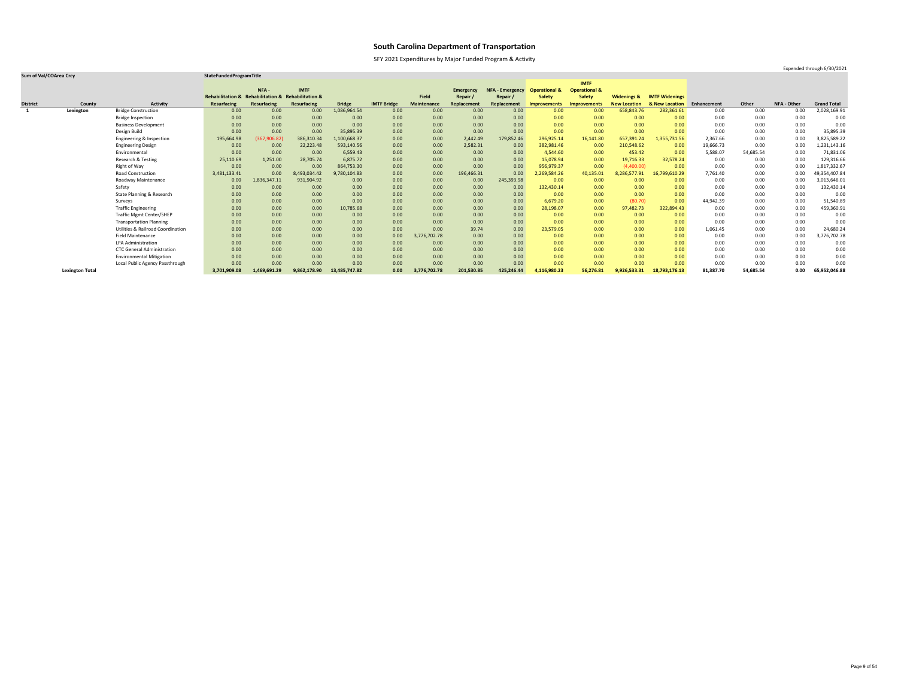# South Carolina Department of Transportation

SFY 2021 Expenditures by Major Funded Program & Activity

Expended through 6/30/2021

| Sum of Val/COArea Crcy | | | StateFundedProgramTitle | | | | | | | | | | | | | | | | |
|---|---|---|---|---|---|---|---|---|---|---|---|---|---|---|---|---|---|---|---|
| District | County | Activity | Rehabilitation & Resurfacing | NFA - Rehabilitation & Resurfacing | IMTF Rehabilitation & Resurfacing | Bridge | IMTF Bridge | Field Maintenance | Emergency Repair / Replacement | NFA - Emergency Repair / Replacement | Operational & Safety Improvements | IMTF Operational & Safety Improvements | Widenings & New Location | IMTF Widenings & New Location | Enhancement | Other | NFA - Other | Grand Total |
| 1 | Lexington | Bridge Construction | 0.00 | 0.00 | 0.00 | 1,086,964.54 | 0.00 | 0.00 | 0.00 | 0.00 | 0.00 | 0.00 | 658,843.76 | 282,361.61 | 0.00 | 0.00 | 0.00 | 2,028,169.91 |
| | | Bridge Inspection | 0.00 | 0.00 | 0.00 | 0.00 | 0.00 | 0.00 | 0.00 | 0.00 | 0.00 | 0.00 | 0.00 | 0.00 | 0.00 | 0.00 | 0.00 | 0.00 |
| | | Business Development | 0.00 | 0.00 | 0.00 | 0.00 | 0.00 | 0.00 | 0.00 | 0.00 | 0.00 | 0.00 | 0.00 | 0.00 | 0.00 | 0.00 | 0.00 | 0.00 |
| | | Design Build | 0.00 | 0.00 | 0.00 | 35,895.39 | 0.00 | 0.00 | 0.00 | 0.00 | 0.00 | 0.00 | 0.00 | 0.00 | 0.00 | 0.00 | 0.00 | 35,895.39 |
| | | Engineering & Inspection | 195,664.98 | (367,906.82) | 386,310.34 | 1,100,668.37 | 0.00 | 0.00 | 2,442.49 | 179,852.46 | 296,925.14 | 16,141.80 | 657,391.24 | 1,355,731.56 | 2,367.66 | 0.00 | 0.00 | 3,825,589.22 |
| | | Engineering Design | 0.00 | 0.00 | 22,223.48 | 593,140.56 | 0.00 | 0.00 | 2,582.31 | 0.00 | 382,981.46 | 0.00 | 210,548.62 | 0.00 | 19,666.73 | 0.00 | 0.00 | 1,231,143.16 |
| | | Environmental | 0.00 | 0.00 | 0.00 | 6,559.43 | 0.00 | 0.00 | 0.00 | 0.00 | 4,544.60 | 0.00 | 453.42 | 0.00 | 5,588.07 | 54,685.54 | 0.00 | 71,831.06 |
| | | Research & Testing | 25,110.69 | 1,251.00 | 28,705.74 | 6,875.72 | 0.00 | 0.00 | 0.00 | 0.00 | 15,078.94 | 0.00 | 19,716.33 | 32,578.24 | 0.00 | 0.00 | 0.00 | 129,316.66 |
| | | Right of Way | 0.00 | 0.00 | 0.00 | 864,753.30 | 0.00 | 0.00 | 0.00 | 0.00 | 956,979.37 | 0.00 | (4,400.00) | 0.00 | 0.00 | 0.00 | 0.00 | 1,817,332.67 |
| | | Road Construction | 3,481,133.41 | 0.00 | 8,493,034.42 | 9,780,104.83 | 0.00 | 0.00 | 196,466.31 | 0.00 | 2,269,584.26 | 40,135.01 | 8,286,577.91 | 16,799,610.29 | 7,761.40 | 0.00 | 0.00 | 49,354,407.84 |
| | | Roadway Maintenance | 0.00 | 1,836,347.11 | 931,904.92 | 0.00 | 0.00 | 0.00 | 0.00 | 245,393.98 | 0.00 | 0.00 | 0.00 | 0.00 | 0.00 | 0.00 | 0.00 | 3,013,646.01 |
| | | Safety | 0.00 | 0.00 | 0.00 | 0.00 | 0.00 | 0.00 | 0.00 | 0.00 | 132,430.14 | 0.00 | 0.00 | 0.00 | 0.00 | 0.00 | 0.00 | 132,430.14 |
| | | State Planning & Research | 0.00 | 0.00 | 0.00 | 0.00 | 0.00 | 0.00 | 0.00 | 0.00 | 0.00 | 0.00 | 0.00 | 0.00 | 0.00 | 0.00 | 0.00 | 0.00 |
| | | Surveys | 0.00 | 0.00 | 0.00 | 0.00 | 0.00 | 0.00 | 0.00 | 0.00 | 6,679.20 | 0.00 | (80.70) | 0.00 | 44,942.39 | 0.00 | 0.00 | 51,540.89 |
| | | Traffic Engineering | 0.00 | 0.00 | 0.00 | 10,785.68 | 0.00 | 0.00 | 0.00 | 0.00 | 28,198.07 | 0.00 | 97,482.73 | 322,894.43 | 0.00 | 0.00 | 0.00 | 459,360.91 |
| | | Traffic Mgmt Center/SHEP | 0.00 | 0.00 | 0.00 | 0.00 | 0.00 | 0.00 | 0.00 | 0.00 | 0.00 | 0.00 | 0.00 | 0.00 | 0.00 | 0.00 | 0.00 | 0.00 |
| | | Transportation Planning | 0.00 | 0.00 | 0.00 | 0.00 | 0.00 | 0.00 | 0.00 | 0.00 | 0.00 | 0.00 | 0.00 | 0.00 | 0.00 | 0.00 | 0.00 | 0.00 |
| | | Utilities & Railroad Coordination | 0.00 | 0.00 | 0.00 | 0.00 | 0.00 | 0.00 | 39.74 | 0.00 | 23,579.05 | 0.00 | 0.00 | 0.00 | 1,061.45 | 0.00 | 0.00 | 24,680.24 |
| | | Field Maintenance | 0.00 | 0.00 | 0.00 | 0.00 | 0.00 | 3,776,702.78 | 0.00 | 0.00 | 0.00 | 0.00 | 0.00 | 0.00 | 0.00 | 0.00 | 0.00 | 3,776,702.78 |
| | | LPA Administration | 0.00 | 0.00 | 0.00 | 0.00 | 0.00 | 0.00 | 0.00 | 0.00 | 0.00 | 0.00 | 0.00 | 0.00 | 0.00 | 0.00 | 0.00 | 0.00 |
| | | CTC General Administration | 0.00 | 0.00 | 0.00 | 0.00 | 0.00 | 0.00 | 0.00 | 0.00 | 0.00 | 0.00 | 0.00 | 0.00 | 0.00 | 0.00 | 0.00 | 0.00 |
| | | Environmental Mitigation | 0.00 | 0.00 | 0.00 | 0.00 | 0.00 | 0.00 | 0.00 | 0.00 | 0.00 | 0.00 | 0.00 | 0.00 | 0.00 | 0.00 | 0.00 | 0.00 |
| | | Local Public Agency Passthrough | 0.00 | 0.00 | 0.00 | 0.00 | 0.00 | 0.00 | 0.00 | 0.00 | 0.00 | 0.00 | 0.00 | 0.00 | 0.00 | 0.00 | 0.00 | 0.00 |
| | **Lexington Total** | | **3,701,909.08** | **1,469,691.29** | **9,862,178.90** | **13,485,747.82** | **0.00** | **3,776,702.78** | **201,530.85** | **425,246.44** | **4,116,980.23** | **56,276.81** | **9,926,533.31** | **18,793,176.13** | **81,387.70** | **54,685.54** | **0.00** | **65,952,046.88** |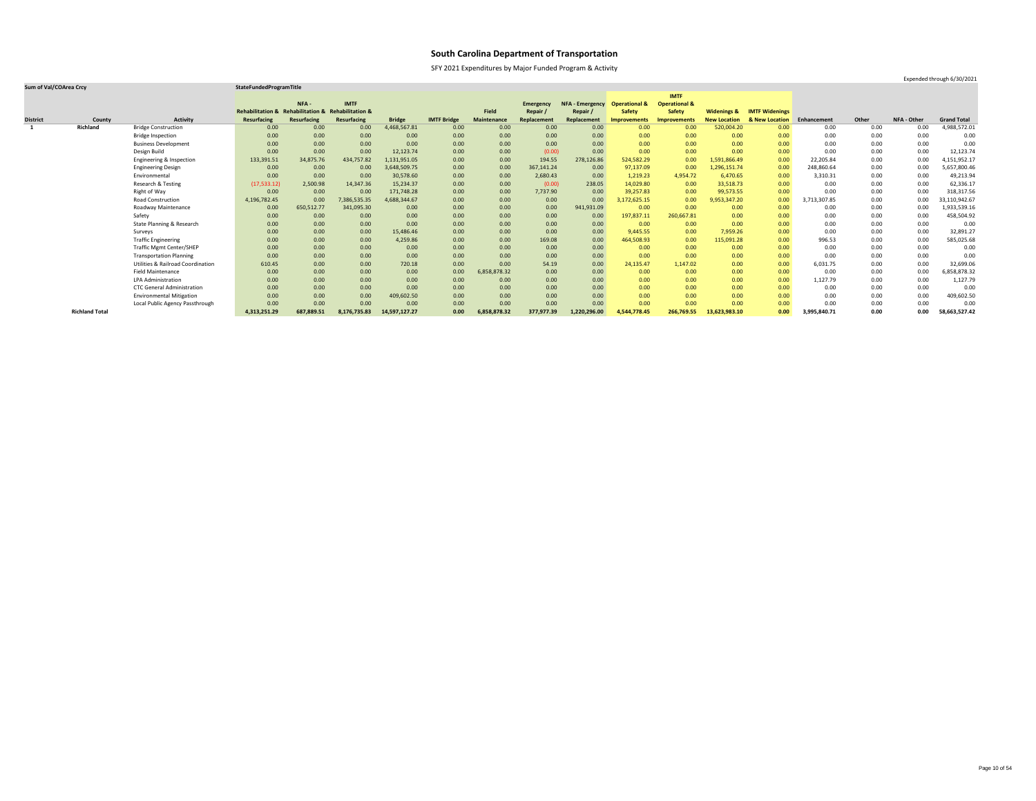# South Carolina Department of Transportation

SFY 2021 Expenditures by Major Funded Program & Activity

Expended through 6/30/2021

| Sum of Val/COArea Crcy | | | StateFundedProgramTitle | | | | | | | | | | | | | | | | |
|---|---|---|---|---|---|---|---|---|---|---|---|---|---|---|---|---|---|---|---|
| District | County | Activity | Rehabilitation & Resurfacing | NFA - Rehabilitation & Resurfacing | IMTF Rehabilitation & Resurfacing | Bridge | IMTF Bridge | Field Maintenance | Emergency Repair / Replacement | NFA - Emergency Repair / Replacement | Operational & Safety Improvements | IMTF Operational & Safety Improvements | Widenings & New Location | IMTF Widenings & New Location | Enhancement | Other | NFA - Other | Grand Total |
| 1 | Richland | Bridge Construction | 0.00 | 0.00 | 0.00 | 4,468,567.81 | 0.00 | 0.00 | 0.00 | 0.00 | 0.00 | 0.00 | 520,004.20 | 0.00 | 0.00 | 0.00 | 0.00 | 4,988,572.01 |
| | | Bridge Inspection | 0.00 | 0.00 | 0.00 | 0.00 | 0.00 | 0.00 | 0.00 | 0.00 | 0.00 | 0.00 | 0.00 | 0.00 | 0.00 | 0.00 | 0.00 | 0.00 |
| | | Business Development | 0.00 | 0.00 | 0.00 | 0.00 | 0.00 | 0.00 | 0.00 | 0.00 | 0.00 | 0.00 | 0.00 | 0.00 | 0.00 | 0.00 | 0.00 | 0.00 |
| | | Design Build | 0.00 | 0.00 | 0.00 | 12,123.74 | 0.00 | 0.00 | (0.00) | 0.00 | 0.00 | 0.00 | 0.00 | 0.00 | 0.00 | 0.00 | 0.00 | 12,123.74 |
| | | Engineering & Inspection | 133,391.51 | 34,875.76 | 434,757.82 | 1,131,951.05 | 0.00 | 0.00 | 194.55 | 278,126.86 | 524,582.29 | 0.00 | 1,591,866.49 | 0.00 | 22,205.84 | 0.00 | 0.00 | 4,151,952.17 |
| | | Engineering Design | 0.00 | 0.00 | 0.00 | 3,648,509.75 | 0.00 | 0.00 | 367,141.24 | 0.00 | 97,137.09 | 0.00 | 1,296,151.74 | 0.00 | 248,860.64 | 0.00 | 0.00 | 5,657,800.46 |
| | | Environmental | 0.00 | 0.00 | 0.00 | 30,578.60 | 0.00 | 0.00 | 2,680.43 | 0.00 | 1,219.23 | 4,954.72 | 6,470.65 | 0.00 | 3,310.31 | 0.00 | 0.00 | 49,213.94 |
| | | Research & Testing | (17,533.12) | 2,500.98 | 14,347.36 | 15,234.37 | 0.00 | 0.00 | (0.00) | 238.05 | 14,029.80 | 0.00 | 33,518.73 | 0.00 | 0.00 | 0.00 | 0.00 | 62,336.17 |
| | | Right of Way | 0.00 | 0.00 | 0.00 | 171,748.28 | 0.00 | 0.00 | 7,737.90 | 0.00 | 39,257.83 | 0.00 | 99,573.55 | 0.00 | 0.00 | 0.00 | 0.00 | 318,317.56 |
| | | Road Construction | 4,196,782.45 | 0.00 | 7,386,535.35 | 4,688,344.67 | 0.00 | 0.00 | 0.00 | 0.00 | 3,172,625.15 | 0.00 | 9,953,347.20 | 0.00 | 3,713,307.85 | 0.00 | 0.00 | 33,110,942.67 |
| | | Roadway Maintenance | 0.00 | 650,512.77 | 341,095.30 | 0.00 | 0.00 | 0.00 | 0.00 | 941,931.09 | 0.00 | 0.00 | 0.00 | 0.00 | 0.00 | 0.00 | 0.00 | 1,933,539.16 |
| | | Safety | 0.00 | 0.00 | 0.00 | 0.00 | 0.00 | 0.00 | 0.00 | 0.00 | 197,837.11 | 260,667.81 | 0.00 | 0.00 | 0.00 | 0.00 | 0.00 | 458,504.92 |
| | | State Planning & Research | 0.00 | 0.00 | 0.00 | 0.00 | 0.00 | 0.00 | 0.00 | 0.00 | 0.00 | 0.00 | 0.00 | 0.00 | 0.00 | 0.00 | 0.00 | 0.00 |
| | | Surveys | 0.00 | 0.00 | 0.00 | 15,486.46 | 0.00 | 0.00 | 0.00 | 0.00 | 9,445.55 | 0.00 | 7,959.26 | 0.00 | 0.00 | 0.00 | 0.00 | 32,891.27 |
| | | Traffic Engineering | 0.00 | 0.00 | 0.00 | 4,259.86 | 0.00 | 0.00 | 169.08 | 0.00 | 464,508.93 | 0.00 | 115,091.28 | 0.00 | 996.53 | 0.00 | 0.00 | 585,025.68 |
| | | Traffic Mgmt Center/SHEP | 0.00 | 0.00 | 0.00 | 0.00 | 0.00 | 0.00 | 0.00 | 0.00 | 0.00 | 0.00 | 0.00 | 0.00 | 0.00 | 0.00 | 0.00 | 0.00 |
| | | Transportation Planning | 0.00 | 0.00 | 0.00 | 0.00 | 0.00 | 0.00 | 0.00 | 0.00 | 0.00 | 0.00 | 0.00 | 0.00 | 0.00 | 0.00 | 0.00 | 0.00 |
| | | Utilities & Railroad Coordination | 610.45 | 0.00 | 0.00 | 720.18 | 0.00 | 0.00 | 54.19 | 0.00 | 24,135.47 | 1,147.02 | 0.00 | 0.00 | 6,031.75 | 0.00 | 0.00 | 32,699.06 |
| | | Field Maintenance | 0.00 | 0.00 | 0.00 | 0.00 | 0.00 | 6,858,878.32 | 0.00 | 0.00 | 0.00 | 0.00 | 0.00 | 0.00 | 0.00 | 0.00 | 0.00 | 6,858,878.32 |
| | | LPA Administration | 0.00 | 0.00 | 0.00 | 0.00 | 0.00 | 0.00 | 0.00 | 0.00 | 0.00 | 0.00 | 0.00 | 0.00 | 1,127.79 | 0.00 | 0.00 | 1,127.79 |
| | | CTC General Administration | 0.00 | 0.00 | 0.00 | 0.00 | 0.00 | 0.00 | 0.00 | 0.00 | 0.00 | 0.00 | 0.00 | 0.00 | 0.00 | 0.00 | 0.00 | 0.00 |
| | | Environmental Mitigation | 0.00 | 0.00 | 0.00 | 409,602.50 | 0.00 | 0.00 | 0.00 | 0.00 | 0.00 | 0.00 | 0.00 | 0.00 | 0.00 | 0.00 | 0.00 | 409,602.50 |
| | | Local Public Agency Passthrough | 0.00 | 0.00 | 0.00 | 0.00 | 0.00 | 0.00 | 0.00 | 0.00 | 0.00 | 0.00 | 0.00 | 0.00 | 0.00 | 0.00 | 0.00 | 0.00 |
| | **Richland Total** | | **4,313,251.29** | **687,889.51** | **8,176,735.83** | **14,597,127.27** | **0.00** | **6,858,878.32** | **377,977.39** | **1,220,296.00** | **4,544,778.45** | **266,769.55** | **13,623,983.10** | **0.00** | **3,995,840.71** | **0.00** | **0.00** | **58,663,527.42** |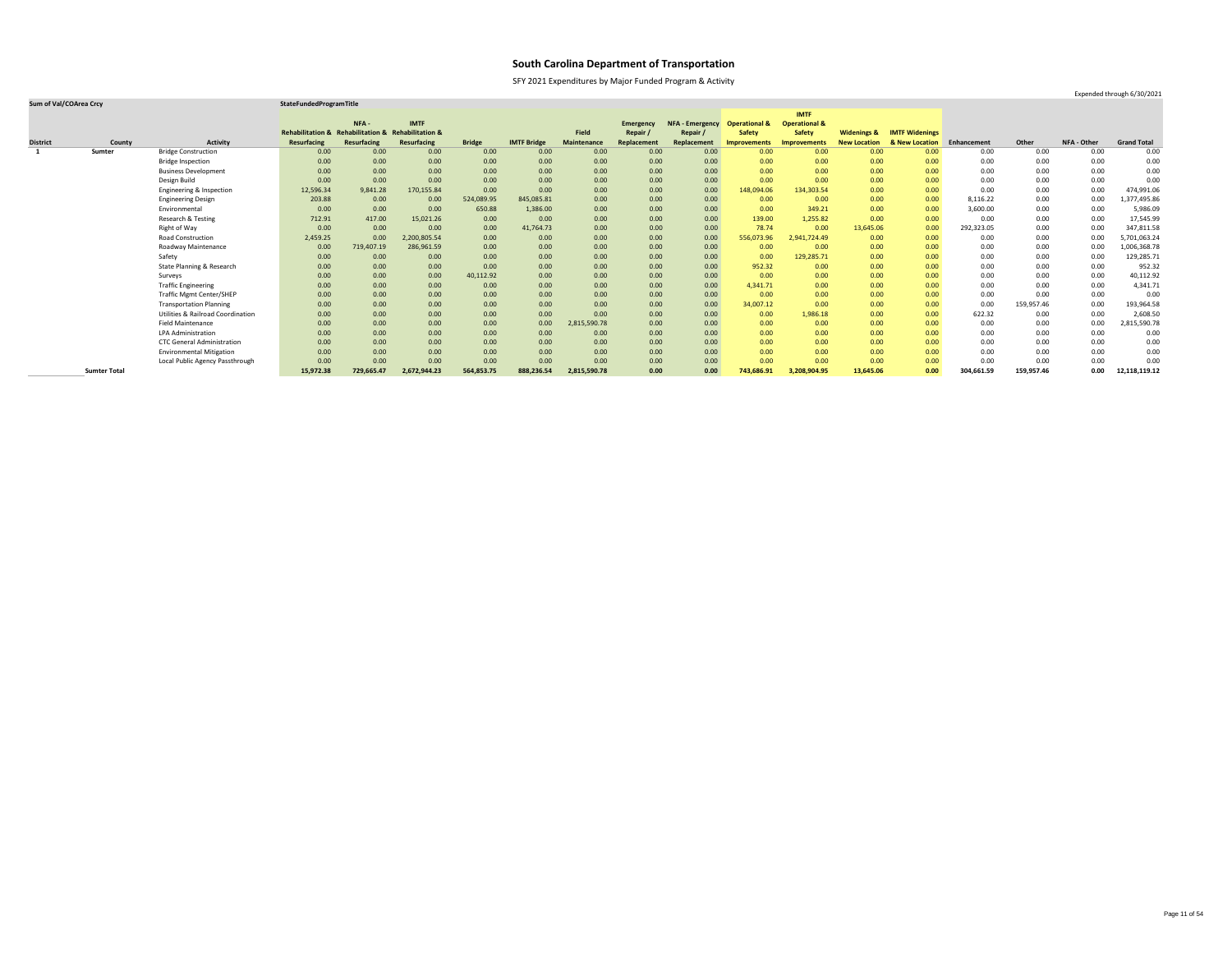# South Carolina Department of Transportation

SFY 2021 Expenditures by Major Funded Program & Activity

Expended through 6/30/2021

| Sum of Val/COArea Crcy | | | StateFundedProgramTitle | | | | | | | | | | | | | | | | |
|---|---|---|---|---|---|---|---|---|---|---|---|---|---|---|---|---|---|---|---|
| District | County | Activity | Rehabilitation & Resurfacing | NFA - Rehabilitation & Resurfacing | IMTF Rehabilitation & Resurfacing | Bridge | IMTF Bridge | Field Maintenance | Emergency Repair / Replacement | NFA - Emergency Repair / Replacement | Operational & Safety Improvements | IMTF Operational & Safety Improvements | Widenings & New Location | IMTF Widenings & New Location | Enhancement | Other | NFA - Other | Grand Total |
| 1 | Sumter | Bridge Construction | 0.00 | 0.00 | 0.00 | 0.00 | 0.00 | 0.00 | 0.00 | 0.00 | 0.00 | 0.00 | 0.00 | 0.00 | 0.00 | 0.00 | 0.00 | 0.00 |
| | | Bridge Inspection | 0.00 | 0.00 | 0.00 | 0.00 | 0.00 | 0.00 | 0.00 | 0.00 | 0.00 | 0.00 | 0.00 | 0.00 | 0.00 | 0.00 | 0.00 | 0.00 |
| | | Business Development | 0.00 | 0.00 | 0.00 | 0.00 | 0.00 | 0.00 | 0.00 | 0.00 | 0.00 | 0.00 | 0.00 | 0.00 | 0.00 | 0.00 | 0.00 | 0.00 |
| | | Design Build | 0.00 | 0.00 | 0.00 | 0.00 | 0.00 | 0.00 | 0.00 | 0.00 | 0.00 | 0.00 | 0.00 | 0.00 | 0.00 | 0.00 | 0.00 | 0.00 |
| | | Engineering & Inspection | 12,596.34 | 9,841.28 | 170,155.84 | 0.00 | 0.00 | 0.00 | 0.00 | 0.00 | 148,094.06 | 134,303.54 | 0.00 | 0.00 | 0.00 | 0.00 | 0.00 | 474,991.06 |
| | | Engineering Design | 203.88 | 0.00 | 0.00 | 524,089.95 | 845,085.81 | 0.00 | 0.00 | 0.00 | 0.00 | 0.00 | 0.00 | 0.00 | 8,116.22 | 0.00 | 0.00 | 1,377,495.86 |
| | | Environmental | 0.00 | 0.00 | 0.00 | 650.88 | 1,386.00 | 0.00 | 0.00 | 0.00 | 0.00 | 349.21 | 0.00 | 0.00 | 3,600.00 | 0.00 | 0.00 | 5,986.09 |
| | | Research & Testing | 712.91 | 417.00 | 15,021.26 | 0.00 | 0.00 | 0.00 | 0.00 | 0.00 | 139.00 | 1,255.82 | 0.00 | 0.00 | 0.00 | 0.00 | 0.00 | 17,545.99 |
| | | Right of Way | 0.00 | 0.00 | 0.00 | 0.00 | 41,764.73 | 0.00 | 0.00 | 0.00 | 78.74 | 0.00 | 13,645.06 | 0.00 | 292,323.05 | 0.00 | 0.00 | 347,811.58 |
| | | Road Construction | 2,459.25 | 0.00 | 2,200,805.54 | 0.00 | 0.00 | 0.00 | 0.00 | 0.00 | 556,073.96 | 2,941,724.49 | 0.00 | 0.00 | 0.00 | 0.00 | 0.00 | 5,701,063.24 |
| | | Roadway Maintenance | 0.00 | 719,407.19 | 286,961.59 | 0.00 | 0.00 | 0.00 | 0.00 | 0.00 | 0.00 | 0.00 | 0.00 | 0.00 | 0.00 | 0.00 | 0.00 | 1,006,368.78 |
| | | Safety | 0.00 | 0.00 | 0.00 | 0.00 | 0.00 | 0.00 | 0.00 | 0.00 | 0.00 | 129,285.71 | 0.00 | 0.00 | 0.00 | 0.00 | 0.00 | 129,285.71 |
| | | State Planning & Research | 0.00 | 0.00 | 0.00 | 0.00 | 0.00 | 0.00 | 0.00 | 0.00 | 952.32 | 0.00 | 0.00 | 0.00 | 0.00 | 0.00 | 0.00 | 952.32 |
| | | Surveys | 0.00 | 0.00 | 0.00 | 40,112.92 | 0.00 | 0.00 | 0.00 | 0.00 | 0.00 | 0.00 | 0.00 | 0.00 | 0.00 | 0.00 | 0.00 | 40,112.92 |
| | | Traffic Engineering | 0.00 | 0.00 | 0.00 | 0.00 | 0.00 | 0.00 | 0.00 | 0.00 | 4,341.71 | 0.00 | 0.00 | 0.00 | 0.00 | 0.00 | 0.00 | 4,341.71 |
| | | Traffic Mgmt Center/SHEP | 0.00 | 0.00 | 0.00 | 0.00 | 0.00 | 0.00 | 0.00 | 0.00 | 0.00 | 0.00 | 0.00 | 0.00 | 0.00 | 0.00 | 0.00 | 0.00 |
| | | Transportation Planning | 0.00 | 0.00 | 0.00 | 0.00 | 0.00 | 0.00 | 0.00 | 0.00 | 34,007.12 | 0.00 | 0.00 | 0.00 | 0.00 | 159,957.46 | 0.00 | 193,964.58 |
| | | Utilities & Railroad Coordination | 0.00 | 0.00 | 0.00 | 0.00 | 0.00 | 0.00 | 0.00 | 0.00 | 0.00 | 1,986.18 | 0.00 | 0.00 | 622.32 | 0.00 | 0.00 | 2,608.50 |
| | | Field Maintenance | 0.00 | 0.00 | 0.00 | 0.00 | 0.00 | 2,815,590.78 | 0.00 | 0.00 | 0.00 | 0.00 | 0.00 | 0.00 | 0.00 | 0.00 | 0.00 | 2,815,590.78 |
| | | LPA Administration | 0.00 | 0.00 | 0.00 | 0.00 | 0.00 | 0.00 | 0.00 | 0.00 | 0.00 | 0.00 | 0.00 | 0.00 | 0.00 | 0.00 | 0.00 | 0.00 |
| | | CTC General Administration | 0.00 | 0.00 | 0.00 | 0.00 | 0.00 | 0.00 | 0.00 | 0.00 | 0.00 | 0.00 | 0.00 | 0.00 | 0.00 | 0.00 | 0.00 | 0.00 |
| | | Environmental Mitigation | 0.00 | 0.00 | 0.00 | 0.00 | 0.00 | 0.00 | 0.00 | 0.00 | 0.00 | 0.00 | 0.00 | 0.00 | 0.00 | 0.00 | 0.00 | 0.00 |
| | | Local Public Agency Passthrough | 0.00 | 0.00 | 0.00 | 0.00 | 0.00 | 0.00 | 0.00 | 0.00 | 0.00 | 0.00 | 0.00 | 0.00 | 0.00 | 0.00 | 0.00 | 0.00 |
| | **Sumter Total** | | **15,972.38** | **729,665.47** | **2,672,944.23** | **564,853.75** | **888,236.54** | **2,815,590.78** | **0.00** | **0.00** | **743,686.91** | **3,208,904.95** | **13,645.06** | **0.00** | **304,661.59** | **159,957.46** | **0.00** | **12,118,119.12** |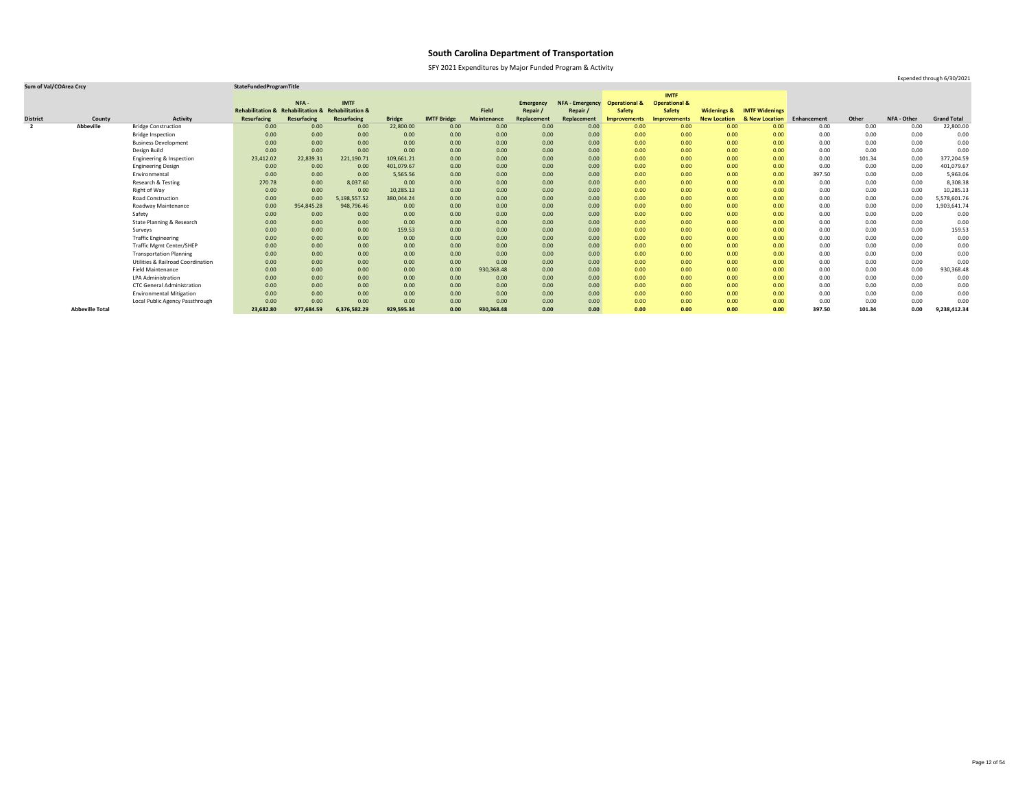# South Carolina Department of Transportation

SFY 2021 Expenditures by Major Funded Program & Activity

Expended through 6/30/2021

| Sum of Val/COArea Crcy | | | StateFundedProgramTitle | | | | | | | | | | | | | | | | |
|---|---|---|---|---|---|---|---|---|---|---|---|---|---|---|---|---|---|---|---|
| District | County | Activity | Rehabilitation & Resurfacing | NFA - Rehabilitation & Resurfacing | IMTF Rehabilitation & Resurfacing | Bridge | IMTF Bridge | Field Maintenance | Emergency Repair / Replacement | NFA - Emergency Repair / Replacement | Operational & Safety Improvements | IMTF Operational & Safety Improvements | Widenings & New Location | IMTF Widenings & New Location | Enhancement | Other | NFA - Other | Grand Total |
| 2 | Abbeville | Bridge Construction | 0.00 | 0.00 | 0.00 | 22,800.00 | 0.00 | 0.00 | 0.00 | 0.00 | 0.00 | 0.00 | 0.00 | 0.00 | 0.00 | 0.00 | 0.00 | 22,800.00 |
| | | Bridge Inspection | 0.00 | 0.00 | 0.00 | 0.00 | 0.00 | 0.00 | 0.00 | 0.00 | 0.00 | 0.00 | 0.00 | 0.00 | 0.00 | 0.00 | 0.00 | 0.00 |
| | | Business Development | 0.00 | 0.00 | 0.00 | 0.00 | 0.00 | 0.00 | 0.00 | 0.00 | 0.00 | 0.00 | 0.00 | 0.00 | 0.00 | 0.00 | 0.00 | 0.00 |
| | | Design Build | 0.00 | 0.00 | 0.00 | 0.00 | 0.00 | 0.00 | 0.00 | 0.00 | 0.00 | 0.00 | 0.00 | 0.00 | 0.00 | 0.00 | 0.00 | 0.00 |
| | | Engineering & Inspection | 23,412.02 | 22,839.31 | 221,190.71 | 109,661.21 | 0.00 | 0.00 | 0.00 | 0.00 | 0.00 | 0.00 | 0.00 | 0.00 | 0.00 | 101.34 | 0.00 | 377,204.59 |
| | | Engineering Design | 0.00 | 0.00 | 0.00 | 401,079.67 | 0.00 | 0.00 | 0.00 | 0.00 | 0.00 | 0.00 | 0.00 | 0.00 | 0.00 | 0.00 | 0.00 | 401,079.67 |
| | | Environmental | 0.00 | 0.00 | 0.00 | 5,565.56 | 0.00 | 0.00 | 0.00 | 0.00 | 0.00 | 0.00 | 0.00 | 0.00 | 397.50 | 0.00 | 0.00 | 5,963.06 |
| | | Research & Testing | 270.78 | 0.00 | 8,037.60 | 0.00 | 0.00 | 0.00 | 0.00 | 0.00 | 0.00 | 0.00 | 0.00 | 0.00 | 0.00 | 0.00 | 0.00 | 8,308.38 |
| | | Right of Way | 0.00 | 0.00 | 0.00 | 10,285.13 | 0.00 | 0.00 | 0.00 | 0.00 | 0.00 | 0.00 | 0.00 | 0.00 | 0.00 | 0.00 | 0.00 | 10,285.13 |
| | | Road Construction | 0.00 | 0.00 | 5,198,557.52 | 380,044.24 | 0.00 | 0.00 | 0.00 | 0.00 | 0.00 | 0.00 | 0.00 | 0.00 | 0.00 | 0.00 | 0.00 | 5,578,601.76 |
| | | Roadway Maintenance | 0.00 | 954,845.28 | 948,796.46 | 0.00 | 0.00 | 0.00 | 0.00 | 0.00 | 0.00 | 0.00 | 0.00 | 0.00 | 0.00 | 0.00 | 0.00 | 1,903,641.74 |
| | | Safety | 0.00 | 0.00 | 0.00 | 0.00 | 0.00 | 0.00 | 0.00 | 0.00 | 0.00 | 0.00 | 0.00 | 0.00 | 0.00 | 0.00 | 0.00 | 0.00 |
| | | State Planning & Research | 0.00 | 0.00 | 0.00 | 0.00 | 0.00 | 0.00 | 0.00 | 0.00 | 0.00 | 0.00 | 0.00 | 0.00 | 0.00 | 0.00 | 0.00 | 0.00 |
| | | Surveys | 0.00 | 0.00 | 0.00 | 159.53 | 0.00 | 0.00 | 0.00 | 0.00 | 0.00 | 0.00 | 0.00 | 0.00 | 0.00 | 0.00 | 0.00 | 159.53 |
| | | Traffic Engineering | 0.00 | 0.00 | 0.00 | 0.00 | 0.00 | 0.00 | 0.00 | 0.00 | 0.00 | 0.00 | 0.00 | 0.00 | 0.00 | 0.00 | 0.00 | 0.00 |
| | | Traffic Mgmt Center/SHEP | 0.00 | 0.00 | 0.00 | 0.00 | 0.00 | 0.00 | 0.00 | 0.00 | 0.00 | 0.00 | 0.00 | 0.00 | 0.00 | 0.00 | 0.00 | 0.00 |
| | | Transportation Planning | 0.00 | 0.00 | 0.00 | 0.00 | 0.00 | 0.00 | 0.00 | 0.00 | 0.00 | 0.00 | 0.00 | 0.00 | 0.00 | 0.00 | 0.00 | 0.00 |
| | | Utilities & Railroad Coordination | 0.00 | 0.00 | 0.00 | 0.00 | 0.00 | 0.00 | 0.00 | 0.00 | 0.00 | 0.00 | 0.00 | 0.00 | 0.00 | 0.00 | 0.00 | 0.00 |
| | | Field Maintenance | 0.00 | 0.00 | 0.00 | 0.00 | 0.00 | 930,368.48 | 0.00 | 0.00 | 0.00 | 0.00 | 0.00 | 0.00 | 0.00 | 0.00 | 0.00 | 930,368.48 |
| | | LPA Administration | 0.00 | 0.00 | 0.00 | 0.00 | 0.00 | 0.00 | 0.00 | 0.00 | 0.00 | 0.00 | 0.00 | 0.00 | 0.00 | 0.00 | 0.00 | 0.00 |
| | | CTC General Administration | 0.00 | 0.00 | 0.00 | 0.00 | 0.00 | 0.00 | 0.00 | 0.00 | 0.00 | 0.00 | 0.00 | 0.00 | 0.00 | 0.00 | 0.00 | 0.00 |
| | | Environmental Mitigation | 0.00 | 0.00 | 0.00 | 0.00 | 0.00 | 0.00 | 0.00 | 0.00 | 0.00 | 0.00 | 0.00 | 0.00 | 0.00 | 0.00 | 0.00 | 0.00 |
| | | Local Public Agency Passthrough | 0.00 | 0.00 | 0.00 | 0.00 | 0.00 | 0.00 | 0.00 | 0.00 | 0.00 | 0.00 | 0.00 | 0.00 | 0.00 | 0.00 | 0.00 | 0.00 |
| | **Abbeville Total** | | **23,682.80** | **977,684.59** | **6,376,582.29** | **929,595.34** | **0.00** | **930,368.48** | **0.00** | **0.00** | **0.00** | **0.00** | **0.00** | **0.00** | **397.50** | **101.34** | **0.00** | **9,238,412.34** |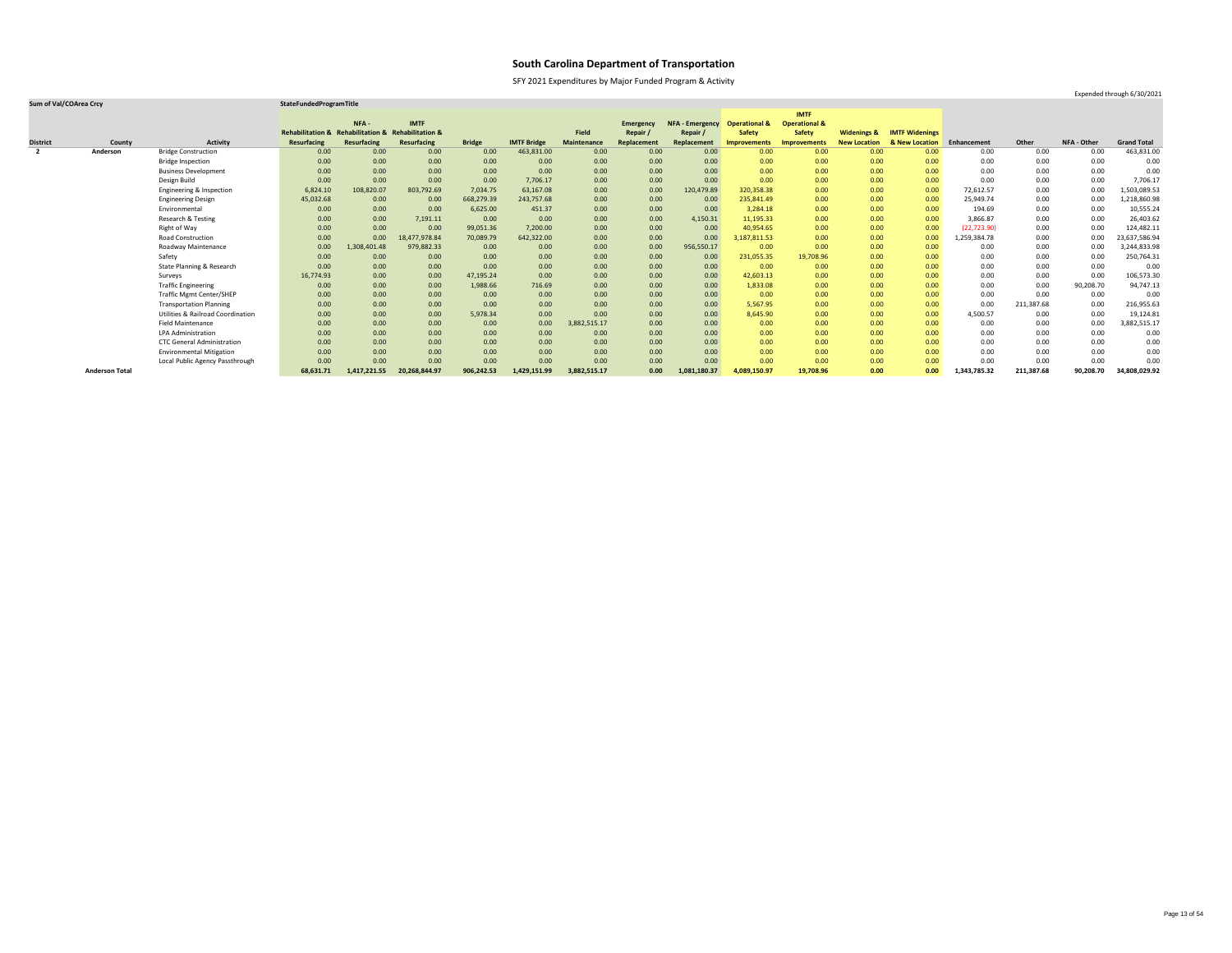# South Carolina Department of Transportation

SFY 2021 Expenditures by Major Funded Program & Activity

Expended through 6/30/2021

| Sum of Val/COArea Crcy | | | StateFundedProgramTitle | | | | | | | | | | | | | | | | |
|---|---|---|---|---|---|---|---|---|---|---|---|---|---|---|---|---|---|---|---|
| District | County | Activity | Rehabilitation & Resurfacing | NFA - Rehabilitation & Resurfacing | IMTF Rehabilitation & Resurfacing | Bridge | IMTF Bridge | Field Maintenance | Emergency Repair / Replacement | NFA - Emergency Repair / Replacement | Operational & Safety Improvements | IMTF Operational & Safety Improvements | Widenings & New Location | IMTF Widenings & New Location | Enhancement | Other | NFA - Other | Grand Total |
| 2 | Anderson | Bridge Construction | 0.00 | 0.00 | 0.00 | 0.00 | 463,831.00 | 0.00 | 0.00 | 0.00 | 0.00 | 0.00 | 0.00 | 0.00 | 0.00 | 0.00 | 0.00 | 463,831.00 |
| | | Bridge Inspection | 0.00 | 0.00 | 0.00 | 0.00 | 0.00 | 0.00 | 0.00 | 0.00 | 0.00 | 0.00 | 0.00 | 0.00 | 0.00 | 0.00 | 0.00 | 0.00 |
| | | Business Development | 0.00 | 0.00 | 0.00 | 0.00 | 0.00 | 0.00 | 0.00 | 0.00 | 0.00 | 0.00 | 0.00 | 0.00 | 0.00 | 0.00 | 0.00 | 0.00 |
| | | Design Build | 0.00 | 0.00 | 0.00 | 0.00 | 7,706.17 | 0.00 | 0.00 | 0.00 | 0.00 | 0.00 | 0.00 | 0.00 | 0.00 | 0.00 | 0.00 | 7,706.17 |
| | | Engineering & Inspection | 6,824.10 | 108,820.07 | 803,792.69 | 7,034.75 | 63,167.08 | 0.00 | 0.00 | 120,479.89 | 320,358.38 | 0.00 | 0.00 | 0.00 | 72,612.57 | 0.00 | 0.00 | 1,503,089.53 |
| | | Engineering Design | 45,032.68 | 0.00 | 0.00 | 668,279.39 | 243,757.68 | 0.00 | 0.00 | 0.00 | 235,841.49 | 0.00 | 0.00 | 0.00 | 25,949.74 | 0.00 | 0.00 | 1,218,860.98 |
| | | Environmental | 0.00 | 0.00 | 0.00 | 6,625.00 | 451.37 | 0.00 | 0.00 | 0.00 | 3,284.18 | 0.00 | 0.00 | 0.00 | 194.69 | 0.00 | 0.00 | 10,555.24 |
| | | Research & Testing | 0.00 | 0.00 | 7,191.11 | 0.00 | 0.00 | 0.00 | 0.00 | 4,150.31 | 11,195.33 | 0.00 | 0.00 | 0.00 | 3,866.87 | 0.00 | 0.00 | 26,403.62 |
| | | Right of Way | 0.00 | 0.00 | 0.00 | 99,051.36 | 7,200.00 | 0.00 | 0.00 | 0.00 | 40,954.65 | 0.00 | 0.00 | 0.00 | (22,723.90) | 0.00 | 0.00 | 124,482.11 |
| | | Road Construction | 0.00 | 0.00 | 18,477,978.84 | 70,089.79 | 642,322.00 | 0.00 | 0.00 | 0.00 | 3,187,811.53 | 0.00 | 0.00 | 0.00 | 1,259,384.78 | 0.00 | 0.00 | 23,637,586.94 |
| | | Roadway Maintenance | 0.00 | 1,308,401.48 | 979,882.33 | 0.00 | 0.00 | 0.00 | 0.00 | 956,550.17 | 0.00 | 0.00 | 0.00 | 0.00 | 0.00 | 0.00 | 0.00 | 3,244,833.98 |
| | | Safety | 0.00 | 0.00 | 0.00 | 0.00 | 0.00 | 0.00 | 0.00 | 0.00 | 231,055.35 | 19,708.96 | 0.00 | 0.00 | 0.00 | 0.00 | 0.00 | 250,764.31 |
| | | State Planning & Research | 0.00 | 0.00 | 0.00 | 0.00 | 0.00 | 0.00 | 0.00 | 0.00 | 0.00 | 0.00 | 0.00 | 0.00 | 0.00 | 0.00 | 0.00 | 0.00 |
| | | Surveys | 16,774.93 | 0.00 | 0.00 | 47,195.24 | 0.00 | 0.00 | 0.00 | 0.00 | 42,603.13 | 0.00 | 0.00 | 0.00 | 0.00 | 0.00 | 0.00 | 106,573.30 |
| | | Traffic Engineering | 0.00 | 0.00 | 0.00 | 1,988.66 | 716.69 | 0.00 | 0.00 | 0.00 | 1,833.08 | 0.00 | 0.00 | 0.00 | 0.00 | 0.00 | 90,208.70 | 94,747.13 |
| | | Traffic Mgmt Center/SHEP | 0.00 | 0.00 | 0.00 | 0.00 | 0.00 | 0.00 | 0.00 | 0.00 | 0.00 | 0.00 | 0.00 | 0.00 | 0.00 | 0.00 | 0.00 | 0.00 |
| | | Transportation Planning | 0.00 | 0.00 | 0.00 | 0.00 | 0.00 | 0.00 | 0.00 | 0.00 | 5,567.95 | 0.00 | 0.00 | 0.00 | 0.00 | 211,387.68 | 0.00 | 216,955.63 |
| | | Utilities & Railroad Coordination | 0.00 | 0.00 | 0.00 | 5,978.34 | 0.00 | 0.00 | 0.00 | 0.00 | 8,645.90 | 0.00 | 0.00 | 0.00 | 4,500.57 | 0.00 | 0.00 | 19,124.81 |
| | | Field Maintenance | 0.00 | 0.00 | 0.00 | 0.00 | 0.00 | 3,882,515.17 | 0.00 | 0.00 | 0.00 | 0.00 | 0.00 | 0.00 | 0.00 | 0.00 | 0.00 | 3,882,515.17 |
| | | LPA Administration | 0.00 | 0.00 | 0.00 | 0.00 | 0.00 | 0.00 | 0.00 | 0.00 | 0.00 | 0.00 | 0.00 | 0.00 | 0.00 | 0.00 | 0.00 | 0.00 |
| | | CTC General Administration | 0.00 | 0.00 | 0.00 | 0.00 | 0.00 | 0.00 | 0.00 | 0.00 | 0.00 | 0.00 | 0.00 | 0.00 | 0.00 | 0.00 | 0.00 | 0.00 |
| | | Environmental Mitigation | 0.00 | 0.00 | 0.00 | 0.00 | 0.00 | 0.00 | 0.00 | 0.00 | 0.00 | 0.00 | 0.00 | 0.00 | 0.00 | 0.00 | 0.00 | 0.00 |
| | | Local Public Agency Passthrough | 0.00 | 0.00 | 0.00 | 0.00 | 0.00 | 0.00 | 0.00 | 0.00 | 0.00 | 0.00 | 0.00 | 0.00 | 0.00 | 0.00 | 0.00 | 0.00 |
| | **Anderson Total** | | **68,631.71** | **1,417,221.55** | **20,268,844.97** | **906,242.53** | **1,429,151.99** | **3,882,515.17** | **0.00** | **1,081,180.37** | **4,089,150.97** | **19,708.96** | **0.00** | **0.00** | **1,343,785.32** | **211,387.68** | **90,208.70** | **34,808,029.92** |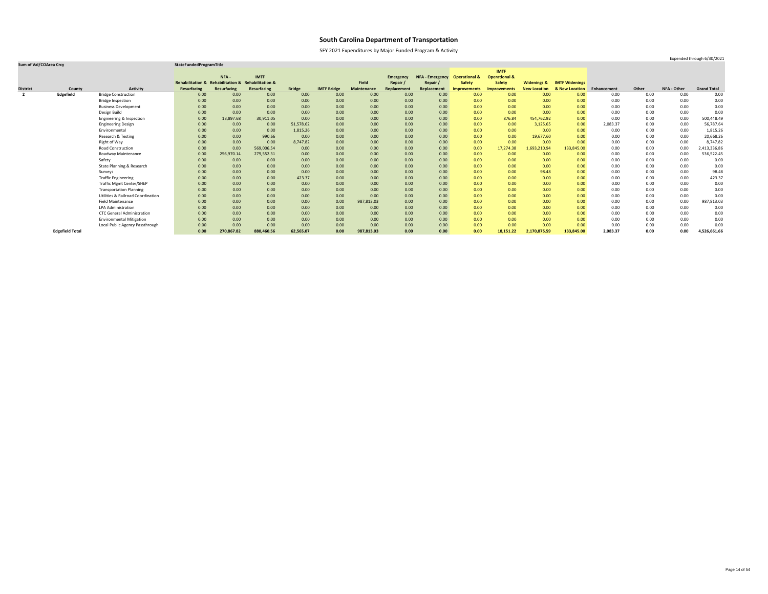# South Carolina Department of Transportation

SFY 2021 Expenditures by Major Funded Program & Activity

Expended through 6/30/2021

| Sum of Val/COArea Crcy | | | StateFundedProgramTitle | | | | | | | | | | | | | | | | |
|---|---|---|---|---|---|---|---|---|---|---|---|---|---|---|---|---|---|---|---|
| District | County | Activity | Rehabilitation & Resurfacing | NFA - Rehabilitation & Resurfacing | IMTF Rehabilitation & Resurfacing | Bridge | IMTF Bridge | Field Maintenance | Emergency Repair / Replacement | NFA - Emergency Repair / Replacement | Operational & Safety Improvements | IMTF Operational & Safety Improvements | Widenings & New Location | IMTF Widenings & New Location | Enhancement | Other | NFA - Other | Grand Total |
| 2 | Edgefield | Bridge Construction | 0.00 | 0.00 | 0.00 | 0.00 | 0.00 | 0.00 | 0.00 | 0.00 | 0.00 | 0.00 | 0.00 | 0.00 | 0.00 | 0.00 | 0.00 | 0.00 |
| | | Bridge Inspection | 0.00 | 0.00 | 0.00 | 0.00 | 0.00 | 0.00 | 0.00 | 0.00 | 0.00 | 0.00 | 0.00 | 0.00 | 0.00 | 0.00 | 0.00 | 0.00 |
| | | Business Development | 0.00 | 0.00 | 0.00 | 0.00 | 0.00 | 0.00 | 0.00 | 0.00 | 0.00 | 0.00 | 0.00 | 0.00 | 0.00 | 0.00 | 0.00 | 0.00 |
| | | Design Build | 0.00 | 0.00 | 0.00 | 0.00 | 0.00 | 0.00 | 0.00 | 0.00 | 0.00 | 0.00 | 0.00 | 0.00 | 0.00 | 0.00 | 0.00 | 0.00 |
| | | Engineering & Inspection | 0.00 | 13,897.68 | 30,911.05 | 0.00 | 0.00 | 0.00 | 0.00 | 0.00 | 0.00 | 876.84 | 454,762.92 | 0.00 | 0.00 | 0.00 | 0.00 | 500,448.49 |
| | | Engineering Design | 0.00 | 0.00 | 0.00 | 51,578.62 | 0.00 | 0.00 | 0.00 | 0.00 | 0.00 | 0.00 | 3,125.65 | 0.00 | 2,083.37 | 0.00 | 0.00 | 56,787.64 |
| | | Environmental | 0.00 | 0.00 | 0.00 | 1,815.26 | 0.00 | 0.00 | 0.00 | 0.00 | 0.00 | 0.00 | 0.00 | 0.00 | 0.00 | 0.00 | 0.00 | 1,815.26 |
| | | Research & Testing | 0.00 | 0.00 | 990.66 | 0.00 | 0.00 | 0.00 | 0.00 | 0.00 | 0.00 | 0.00 | 19,677.60 | 0.00 | 0.00 | 0.00 | 0.00 | 20,668.26 |
| | | Right of Way | 0.00 | 0.00 | 0.00 | 8,747.82 | 0.00 | 0.00 | 0.00 | 0.00 | 0.00 | 0.00 | 0.00 | 0.00 | 0.00 | 0.00 | 0.00 | 8,747.82 |
| | | Road Construction | 0.00 | 0.00 | 569,006.54 | 0.00 | 0.00 | 0.00 | 0.00 | 0.00 | 0.00 | 17,274.38 | 1,693,210.94 | 133,845.00 | 0.00 | 0.00 | 0.00 | 2,413,336.86 |
| | | Roadway Maintenance | 0.00 | 256,970.14 | 279,552.31 | 0.00 | 0.00 | 0.00 | 0.00 | 0.00 | 0.00 | 0.00 | 0.00 | 0.00 | 0.00 | 0.00 | 0.00 | 536,522.45 |
| | | Safety | 0.00 | 0.00 | 0.00 | 0.00 | 0.00 | 0.00 | 0.00 | 0.00 | 0.00 | 0.00 | 0.00 | 0.00 | 0.00 | 0.00 | 0.00 | 0.00 |
| | | State Planning & Research | 0.00 | 0.00 | 0.00 | 0.00 | 0.00 | 0.00 | 0.00 | 0.00 | 0.00 | 0.00 | 0.00 | 0.00 | 0.00 | 0.00 | 0.00 | 0.00 |
| | | Surveys | 0.00 | 0.00 | 0.00 | 0.00 | 0.00 | 0.00 | 0.00 | 0.00 | 0.00 | 0.00 | 98.48 | 0.00 | 0.00 | 0.00 | 0.00 | 98.48 |
| | | Traffic Engineering | 0.00 | 0.00 | 0.00 | 423.37 | 0.00 | 0.00 | 0.00 | 0.00 | 0.00 | 0.00 | 0.00 | 0.00 | 0.00 | 0.00 | 0.00 | 423.37 |
| | | Traffic Mgmt Center/SHEP | 0.00 | 0.00 | 0.00 | 0.00 | 0.00 | 0.00 | 0.00 | 0.00 | 0.00 | 0.00 | 0.00 | 0.00 | 0.00 | 0.00 | 0.00 | 0.00 |
| | | Transportation Planning | 0.00 | 0.00 | 0.00 | 0.00 | 0.00 | 0.00 | 0.00 | 0.00 | 0.00 | 0.00 | 0.00 | 0.00 | 0.00 | 0.00 | 0.00 | 0.00 |
| | | Utilities & Railroad Coordination | 0.00 | 0.00 | 0.00 | 0.00 | 0.00 | 0.00 | 0.00 | 0.00 | 0.00 | 0.00 | 0.00 | 0.00 | 0.00 | 0.00 | 0.00 | 0.00 |
| | | Field Maintenance | 0.00 | 0.00 | 0.00 | 0.00 | 0.00 | 987,813.03 | 0.00 | 0.00 | 0.00 | 0.00 | 0.00 | 0.00 | 0.00 | 0.00 | 0.00 | 987,813.03 |
| | | LPA Administration | 0.00 | 0.00 | 0.00 | 0.00 | 0.00 | 0.00 | 0.00 | 0.00 | 0.00 | 0.00 | 0.00 | 0.00 | 0.00 | 0.00 | 0.00 | 0.00 |
| | | CTC General Administration | 0.00 | 0.00 | 0.00 | 0.00 | 0.00 | 0.00 | 0.00 | 0.00 | 0.00 | 0.00 | 0.00 | 0.00 | 0.00 | 0.00 | 0.00 | 0.00 |
| | | Environmental Mitigation | 0.00 | 0.00 | 0.00 | 0.00 | 0.00 | 0.00 | 0.00 | 0.00 | 0.00 | 0.00 | 0.00 | 0.00 | 0.00 | 0.00 | 0.00 | 0.00 |
| | | Local Public Agency Passthrough | 0.00 | 0.00 | 0.00 | 0.00 | 0.00 | 0.00 | 0.00 | 0.00 | 0.00 | 0.00 | 0.00 | 0.00 | 0.00 | 0.00 | 0.00 | 0.00 |
| | **Edgefield Total** | | **0.00** | **270,867.82** | **880,460.56** | **62,565.07** | **0.00** | **987,813.03** | **0.00** | **0.00** | **0.00** | **18,151.22** | **2,170,875.59** | **133,845.00** | **2,083.37** | **0.00** | **0.00** | **4,526,661.66** |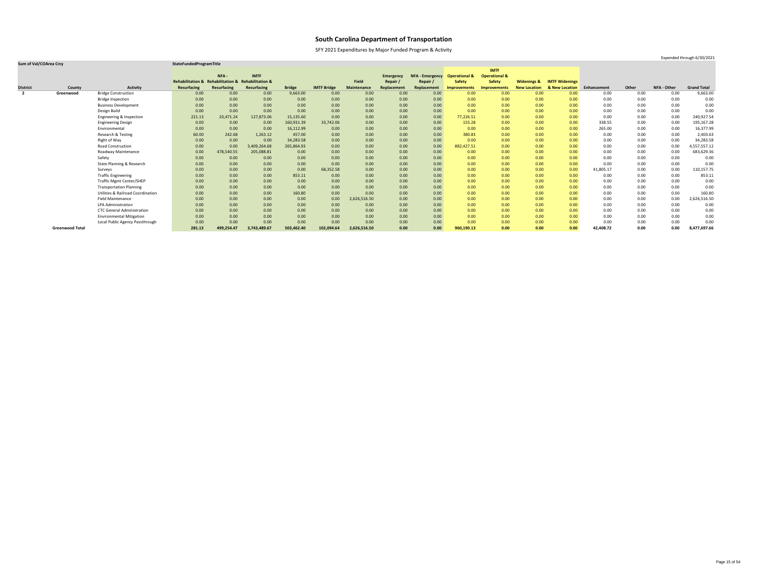# South Carolina Department of Transportation

SFY 2021 Expenditures by Major Funded Program & Activity

Expended through 6/30/2021

| Sum of Val/COArea Crcy | | | StateFundedProgramTitle | | | | | | | | | | | | | | | | |
|---|---|---|---|---|---|---|---|---|---|---|---|---|---|---|---|---|---|---|---|
| District | County | Activity | Rehabilitation & Resurfacing | NFA - Rehabilitation & Resurfacing | IMTF Rehabilitation & Resurfacing | Bridge | IMTF Bridge | Field Maintenance | Emergency Repair / Replacement | NFA - Emergency Repair / Replacement | Operational & Safety Improvements | IMTF Operational & Safety Improvements | Widenings & New Location | IMTF Widenings & New Location | Enhancement | Other | NFA - Other | Grand Total |
| 2 | Greenwood | Bridge Construction | 0.00 | 0.00 | 0.00 | 9,663.00 | 0.00 | 0.00 | 0.00 | 0.00 | 0.00 | 0.00 | 0.00 | 0.00 | 0.00 | 0.00 | 0.00 | 9,663.00 |
| | | Bridge Inspection | 0.00 | 0.00 | 0.00 | 0.00 | 0.00 | 0.00 | 0.00 | 0.00 | 0.00 | 0.00 | 0.00 | 0.00 | 0.00 | 0.00 | 0.00 | 0.00 |
| | | Business Development | 0.00 | 0.00 | 0.00 | 0.00 | 0.00 | 0.00 | 0.00 | 0.00 | 0.00 | 0.00 | 0.00 | 0.00 | 0.00 | 0.00 | 0.00 | 0.00 |
| | | Design Build | 0.00 | 0.00 | 0.00 | 0.00 | 0.00 | 0.00 | 0.00 | 0.00 | 0.00 | 0.00 | 0.00 | 0.00 | 0.00 | 0.00 | 0.00 | 0.00 |
| | | Engineering & Inspection | 221.13 | 20,471.24 | 127,873.06 | 15,135.60 | 0.00 | 0.00 | 0.00 | 0.00 | 77,226.51 | 0.00 | 0.00 | 0.00 | 0.00 | 0.00 | 0.00 | 240,927.54 |
| | | Engineering Design | 0.00 | 0.00 | 0.00 | 160,931.39 | 33,742.06 | 0.00 | 0.00 | 0.00 | 155.28 | 0.00 | 0.00 | 0.00 | 338.55 | 0.00 | 0.00 | 195,167.28 |
| | | Environmental | 0.00 | 0.00 | 0.00 | 16,112.99 | 0.00 | 0.00 | 0.00 | 0.00 | 0.00 | 0.00 | 0.00 | 0.00 | 265.00 | 0.00 | 0.00 | 16,377.99 |
| | | Research & Testing | 60.00 | 242.68 | 1,263.12 | 457.00 | 0.00 | 0.00 | 0.00 | 0.00 | 380.83 | 0.00 | 0.00 | 0.00 | 0.00 | 0.00 | 0.00 | 2,403.63 |
| | | Right of Way | 0.00 | 0.00 | 0.00 | 34,283.58 | 0.00 | 0.00 | 0.00 | 0.00 | 0.00 | 0.00 | 0.00 | 0.00 | 0.00 | 0.00 | 0.00 | 34,283.58 |
| | | Road Construction | 0.00 | 0.00 | 3,409,264.68 | 265,864.93 | 0.00 | 0.00 | 0.00 | 0.00 | 882,427.51 | 0.00 | 0.00 | 0.00 | 0.00 | 0.00 | 0.00 | 4,557,557.12 |
| | | Roadway Maintenance | 0.00 | 478,540.55 | 205,088.81 | 0.00 | 0.00 | 0.00 | 0.00 | 0.00 | 0.00 | 0.00 | 0.00 | 0.00 | 0.00 | 0.00 | 0.00 | 683,629.36 |
| | | Safety | 0.00 | 0.00 | 0.00 | 0.00 | 0.00 | 0.00 | 0.00 | 0.00 | 0.00 | 0.00 | 0.00 | 0.00 | 0.00 | 0.00 | 0.00 | 0.00 |
| | | State Planning & Research | 0.00 | 0.00 | 0.00 | 0.00 | 0.00 | 0.00 | 0.00 | 0.00 | 0.00 | 0.00 | 0.00 | 0.00 | 0.00 | 0.00 | 0.00 | 0.00 |
| | | Surveys | 0.00 | 0.00 | 0.00 | 0.00 | 68,352.58 | 0.00 | 0.00 | 0.00 | 0.00 | 0.00 | 0.00 | 0.00 | 41,805.17 | 0.00 | 0.00 | 110,157.75 |
| | | Traffic Engineering | 0.00 | 0.00 | 0.00 | 853.11 | 0.00 | 0.00 | 0.00 | 0.00 | 0.00 | 0.00 | 0.00 | 0.00 | 0.00 | 0.00 | 0.00 | 853.11 |
| | | Traffic Mgmt Center/SHEP | 0.00 | 0.00 | 0.00 | 0.00 | 0.00 | 0.00 | 0.00 | 0.00 | 0.00 | 0.00 | 0.00 | 0.00 | 0.00 | 0.00 | 0.00 | 0.00 |
| | | Transportation Planning | 0.00 | 0.00 | 0.00 | 0.00 | 0.00 | 0.00 | 0.00 | 0.00 | 0.00 | 0.00 | 0.00 | 0.00 | 0.00 | 0.00 | 0.00 | 0.00 |
| | | Utilities & Railroad Coordination | 0.00 | 0.00 | 0.00 | 160.80 | 0.00 | 0.00 | 0.00 | 0.00 | 0.00 | 0.00 | 0.00 | 0.00 | 0.00 | 0.00 | 0.00 | 160.80 |
| | | Field Maintenance | 0.00 | 0.00 | 0.00 | 0.00 | 0.00 | 2,626,516.50 | 0.00 | 0.00 | 0.00 | 0.00 | 0.00 | 0.00 | 0.00 | 0.00 | 0.00 | 2,626,516.50 |
| | | LPA Administration | 0.00 | 0.00 | 0.00 | 0.00 | 0.00 | 0.00 | 0.00 | 0.00 | 0.00 | 0.00 | 0.00 | 0.00 | 0.00 | 0.00 | 0.00 | 0.00 |
| | | CTC General Administration | 0.00 | 0.00 | 0.00 | 0.00 | 0.00 | 0.00 | 0.00 | 0.00 | 0.00 | 0.00 | 0.00 | 0.00 | 0.00 | 0.00 | 0.00 | 0.00 |
| | | Environmental Mitigation | 0.00 | 0.00 | 0.00 | 0.00 | 0.00 | 0.00 | 0.00 | 0.00 | 0.00 | 0.00 | 0.00 | 0.00 | 0.00 | 0.00 | 0.00 | 0.00 |
| | | Local Public Agency Passthrough | 0.00 | 0.00 | 0.00 | 0.00 | 0.00 | 0.00 | 0.00 | 0.00 | 0.00 | 0.00 | 0.00 | 0.00 | 0.00 | 0.00 | 0.00 | 0.00 |
| | **Greenwood Total** | | **281.13** | **499,254.47** | **3,743,489.67** | **503,462.40** | **102,094.64** | **2,626,516.50** | **0.00** | **0.00** | **960,190.13** | **0.00** | **0.00** | **0.00** | **42,408.72** | **0.00** | **0.00** | **8,477,697.66** |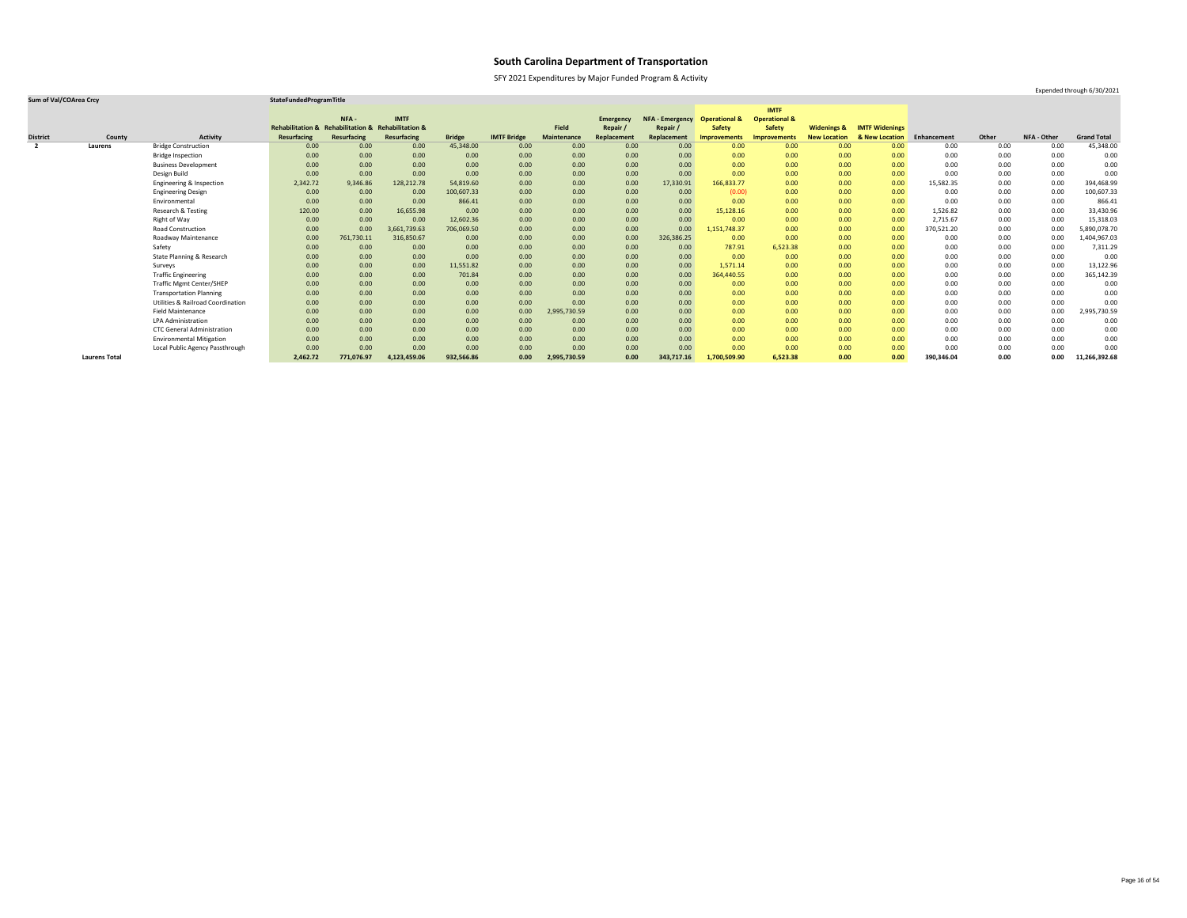# South Carolina Department of Transportation

SFY 2021 Expenditures by Major Funded Program & Activity

Expended through 6/30/2021

| Sum of Val/COArea Crcy | | | StateFundedProgramTitle | | | | | | | | | | | | | | | | |
|---|---|---|---|---|---|---|---|---|---|---|---|---|---|---|---|---|---|---|---|
| District | County | Activity | Rehabilitation & Resurfacing | NFA - Rehabilitation & Resurfacing | IMTF Rehabilitation & Resurfacing | Bridge | IMTF Bridge | Field Maintenance | Emergency Repair / Replacement | NFA - Emergency Repair / Replacement | Operational & Safety Improvements | IMTF Operational & Safety Improvements | Widenings & New Location | IMTF Widenings & New Location | Enhancement | Other | NFA - Other | Grand Total |
| 2 | Laurens | Bridge Construction | 0.00 | 0.00 | 0.00 | 45,348.00 | 0.00 | 0.00 | 0.00 | 0.00 | 0.00 | 0.00 | 0.00 | 0.00 | 0.00 | 0.00 | 0.00 | 45,348.00 |
| | | Bridge Inspection | 0.00 | 0.00 | 0.00 | 0.00 | 0.00 | 0.00 | 0.00 | 0.00 | 0.00 | 0.00 | 0.00 | 0.00 | 0.00 | 0.00 | 0.00 | 0.00 |
| | | Business Development | 0.00 | 0.00 | 0.00 | 0.00 | 0.00 | 0.00 | 0.00 | 0.00 | 0.00 | 0.00 | 0.00 | 0.00 | 0.00 | 0.00 | 0.00 | 0.00 |
| | | Design Build | 0.00 | 0.00 | 0.00 | 0.00 | 0.00 | 0.00 | 0.00 | 0.00 | 0.00 | 0.00 | 0.00 | 0.00 | 0.00 | 0.00 | 0.00 | 0.00 |
| | | Engineering & Inspection | 2,342.72 | 9,346.86 | 128,212.78 | 54,819.60 | 0.00 | 0.00 | 0.00 | 17,330.91 | 166,833.77 | 0.00 | 0.00 | 0.00 | 15,582.35 | 0.00 | 0.00 | 394,468.99 |
| | | Engineering Design | 0.00 | 0.00 | 0.00 | 100,607.33 | 0.00 | 0.00 | 0.00 | 0.00 | (0.00) | 0.00 | 0.00 | 0.00 | 0.00 | 0.00 | 0.00 | 100,607.33 |
| | | Environmental | 0.00 | 0.00 | 0.00 | 866.41 | 0.00 | 0.00 | 0.00 | 0.00 | 0.00 | 0.00 | 0.00 | 0.00 | 0.00 | 0.00 | 0.00 | 866.41 |
| | | Research & Testing | 120.00 | 0.00 | 16,655.98 | 0.00 | 0.00 | 0.00 | 0.00 | 0.00 | 15,128.16 | 0.00 | 0.00 | 0.00 | 1,526.82 | 0.00 | 0.00 | 33,430.96 |
| | | Right of Way | 0.00 | 0.00 | 0.00 | 12,602.36 | 0.00 | 0.00 | 0.00 | 0.00 | 0.00 | 0.00 | 0.00 | 0.00 | 2,715.67 | 0.00 | 0.00 | 15,318.03 |
| | | Road Construction | 0.00 | 0.00 | 3,661,739.63 | 706,069.50 | 0.00 | 0.00 | 0.00 | 0.00 | 1,151,748.37 | 0.00 | 0.00 | 0.00 | 370,521.20 | 0.00 | 0.00 | 5,890,078.70 |
| | | Roadway Maintenance | 0.00 | 761,730.11 | 316,850.67 | 0.00 | 0.00 | 0.00 | 0.00 | 326,386.25 | 0.00 | 0.00 | 0.00 | 0.00 | 0.00 | 0.00 | 0.00 | 1,404,967.03 |
| | | Safety | 0.00 | 0.00 | 0.00 | 0.00 | 0.00 | 0.00 | 0.00 | 0.00 | 787.91 | 6,523.38 | 0.00 | 0.00 | 0.00 | 0.00 | 0.00 | 7,311.29 |
| | | State Planning & Research | 0.00 | 0.00 | 0.00 | 0.00 | 0.00 | 0.00 | 0.00 | 0.00 | 0.00 | 0.00 | 0.00 | 0.00 | 0.00 | 0.00 | 0.00 | 0.00 |
| | | Surveys | 0.00 | 0.00 | 0.00 | 11,551.82 | 0.00 | 0.00 | 0.00 | 0.00 | 1,571.14 | 0.00 | 0.00 | 0.00 | 0.00 | 0.00 | 0.00 | 13,122.96 |
| | | Traffic Engineering | 0.00 | 0.00 | 0.00 | 701.84 | 0.00 | 0.00 | 0.00 | 0.00 | 364,440.55 | 0.00 | 0.00 | 0.00 | 0.00 | 0.00 | 0.00 | 365,142.39 |
| | | Traffic Mgmt Center/SHEP | 0.00 | 0.00 | 0.00 | 0.00 | 0.00 | 0.00 | 0.00 | 0.00 | 0.00 | 0.00 | 0.00 | 0.00 | 0.00 | 0.00 | 0.00 | 0.00 |
| | | Transportation Planning | 0.00 | 0.00 | 0.00 | 0.00 | 0.00 | 0.00 | 0.00 | 0.00 | 0.00 | 0.00 | 0.00 | 0.00 | 0.00 | 0.00 | 0.00 | 0.00 |
| | | Utilities & Railroad Coordination | 0.00 | 0.00 | 0.00 | 0.00 | 0.00 | 0.00 | 0.00 | 0.00 | 0.00 | 0.00 | 0.00 | 0.00 | 0.00 | 0.00 | 0.00 | 0.00 |
| | | Field Maintenance | 0.00 | 0.00 | 0.00 | 0.00 | 0.00 | 2,995,730.59 | 0.00 | 0.00 | 0.00 | 0.00 | 0.00 | 0.00 | 0.00 | 0.00 | 0.00 | 2,995,730.59 |
| | | LPA Administration | 0.00 | 0.00 | 0.00 | 0.00 | 0.00 | 0.00 | 0.00 | 0.00 | 0.00 | 0.00 | 0.00 | 0.00 | 0.00 | 0.00 | 0.00 | 0.00 |
| | | CTC General Administration | 0.00 | 0.00 | 0.00 | 0.00 | 0.00 | 0.00 | 0.00 | 0.00 | 0.00 | 0.00 | 0.00 | 0.00 | 0.00 | 0.00 | 0.00 | 0.00 |
| | | Environmental Mitigation | 0.00 | 0.00 | 0.00 | 0.00 | 0.00 | 0.00 | 0.00 | 0.00 | 0.00 | 0.00 | 0.00 | 0.00 | 0.00 | 0.00 | 0.00 | 0.00 |
| | | Local Public Agency Passthrough | 0.00 | 0.00 | 0.00 | 0.00 | 0.00 | 0.00 | 0.00 | 0.00 | 0.00 | 0.00 | 0.00 | 0.00 | 0.00 | 0.00 | 0.00 | 0.00 |
| | **Laurens Total** | | **2,462.72** | **771,076.97** | **4,123,459.06** | **932,566.86** | **0.00** | **2,995,730.59** | **0.00** | **343,717.16** | **1,700,509.90** | **6,523.38** | **0.00** | **0.00** | **390,346.04** | **0.00** | **0.00** | **11,266,392.68** |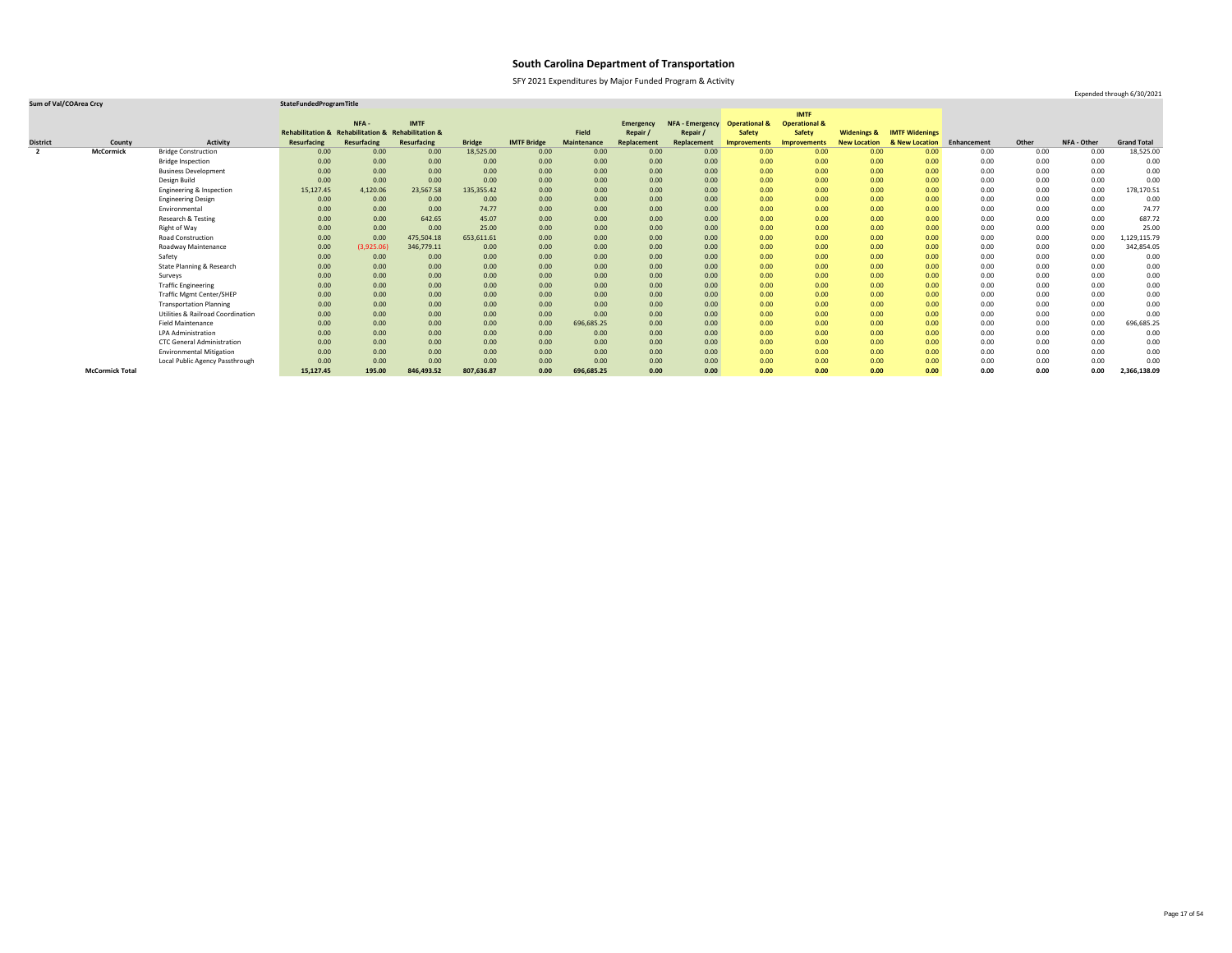# South Carolina Department of Transportation

SFY 2021 Expenditures by Major Funded Program & Activity

Expended through 6/30/2021

| Sum of Val/COArea Crcy | | | StateFundedProgramTitle | | | | | | | | | | | | | | | | |
|---|---|---|---|---|---|---|---|---|---|---|---|---|---|---|---|---|---|---|---|
| District | County | Activity | Rehabilitation & Resurfacing | NFA - Rehabilitation & Resurfacing | IMTF Rehabilitation & Resurfacing | Bridge | IMTF Bridge | Field Maintenance | Emergency Repair / Replacement | NFA - Emergency Repair / Replacement | Operational & Safety Improvements | IMTF Operational & Safety Improvements | Widenings & New Location | IMTF Widenings & New Location | Enhancement | Other | NFA - Other | Grand Total |
| 2 | McCormick | Bridge Construction | 0.00 | 0.00 | 0.00 | 18,525.00 | 0.00 | 0.00 | 0.00 | 0.00 | 0.00 | 0.00 | 0.00 | 0.00 | 0.00 | 0.00 | 0.00 | 18,525.00 |
| | | Bridge Inspection | 0.00 | 0.00 | 0.00 | 0.00 | 0.00 | 0.00 | 0.00 | 0.00 | 0.00 | 0.00 | 0.00 | 0.00 | 0.00 | 0.00 | 0.00 | 0.00 |
| | | Business Development | 0.00 | 0.00 | 0.00 | 0.00 | 0.00 | 0.00 | 0.00 | 0.00 | 0.00 | 0.00 | 0.00 | 0.00 | 0.00 | 0.00 | 0.00 | 0.00 |
| | | Design Build | 0.00 | 0.00 | 0.00 | 0.00 | 0.00 | 0.00 | 0.00 | 0.00 | 0.00 | 0.00 | 0.00 | 0.00 | 0.00 | 0.00 | 0.00 | 0.00 |
| | | Engineering & Inspection | 15,127.45 | 4,120.06 | 23,567.58 | 135,355.42 | 0.00 | 0.00 | 0.00 | 0.00 | 0.00 | 0.00 | 0.00 | 0.00 | 0.00 | 0.00 | 0.00 | 178,170.51 |
| | | Engineering Design | 0.00 | 0.00 | 0.00 | 0.00 | 0.00 | 0.00 | 0.00 | 0.00 | 0.00 | 0.00 | 0.00 | 0.00 | 0.00 | 0.00 | 0.00 | 0.00 |
| | | Environmental | 0.00 | 0.00 | 0.00 | 74.77 | 0.00 | 0.00 | 0.00 | 0.00 | 0.00 | 0.00 | 0.00 | 0.00 | 0.00 | 0.00 | 0.00 | 74.77 |
| | | Research & Testing | 0.00 | 0.00 | 642.65 | 45.07 | 0.00 | 0.00 | 0.00 | 0.00 | 0.00 | 0.00 | 0.00 | 0.00 | 0.00 | 0.00 | 0.00 | 687.72 |
| | | Right of Way | 0.00 | 0.00 | 0.00 | 25.00 | 0.00 | 0.00 | 0.00 | 0.00 | 0.00 | 0.00 | 0.00 | 0.00 | 0.00 | 0.00 | 0.00 | 25.00 |
| | | Road Construction | 0.00 | 0.00 | 475,504.18 | 653,611.61 | 0.00 | 0.00 | 0.00 | 0.00 | 0.00 | 0.00 | 0.00 | 0.00 | 0.00 | 0.00 | 0.00 | 1,129,115.79 |
| | | Roadway Maintenance | 0.00 | (3,925.06) | 346,779.11 | 0.00 | 0.00 | 0.00 | 0.00 | 0.00 | 0.00 | 0.00 | 0.00 | 0.00 | 0.00 | 0.00 | 0.00 | 342,854.05 |
| | | Safety | 0.00 | 0.00 | 0.00 | 0.00 | 0.00 | 0.00 | 0.00 | 0.00 | 0.00 | 0.00 | 0.00 | 0.00 | 0.00 | 0.00 | 0.00 | 0.00 |
| | | State Planning & Research | 0.00 | 0.00 | 0.00 | 0.00 | 0.00 | 0.00 | 0.00 | 0.00 | 0.00 | 0.00 | 0.00 | 0.00 | 0.00 | 0.00 | 0.00 | 0.00 |
| | | Surveys | 0.00 | 0.00 | 0.00 | 0.00 | 0.00 | 0.00 | 0.00 | 0.00 | 0.00 | 0.00 | 0.00 | 0.00 | 0.00 | 0.00 | 0.00 | 0.00 |
| | | Traffic Engineering | 0.00 | 0.00 | 0.00 | 0.00 | 0.00 | 0.00 | 0.00 | 0.00 | 0.00 | 0.00 | 0.00 | 0.00 | 0.00 | 0.00 | 0.00 | 0.00 |
| | | Traffic Mgmt Center/SHEP | 0.00 | 0.00 | 0.00 | 0.00 | 0.00 | 0.00 | 0.00 | 0.00 | 0.00 | 0.00 | 0.00 | 0.00 | 0.00 | 0.00 | 0.00 | 0.00 |
| | | Transportation Planning | 0.00 | 0.00 | 0.00 | 0.00 | 0.00 | 0.00 | 0.00 | 0.00 | 0.00 | 0.00 | 0.00 | 0.00 | 0.00 | 0.00 | 0.00 | 0.00 |
| | | Utilities & Railroad Coordination | 0.00 | 0.00 | 0.00 | 0.00 | 0.00 | 0.00 | 0.00 | 0.00 | 0.00 | 0.00 | 0.00 | 0.00 | 0.00 | 0.00 | 0.00 | 0.00 |
| | | Field Maintenance | 0.00 | 0.00 | 0.00 | 0.00 | 0.00 | 696,685.25 | 0.00 | 0.00 | 0.00 | 0.00 | 0.00 | 0.00 | 0.00 | 0.00 | 0.00 | 696,685.25 |
| | | LPA Administration | 0.00 | 0.00 | 0.00 | 0.00 | 0.00 | 0.00 | 0.00 | 0.00 | 0.00 | 0.00 | 0.00 | 0.00 | 0.00 | 0.00 | 0.00 | 0.00 |
| | | CTC General Administration | 0.00 | 0.00 | 0.00 | 0.00 | 0.00 | 0.00 | 0.00 | 0.00 | 0.00 | 0.00 | 0.00 | 0.00 | 0.00 | 0.00 | 0.00 | 0.00 |
| | | Environmental Mitigation | 0.00 | 0.00 | 0.00 | 0.00 | 0.00 | 0.00 | 0.00 | 0.00 | 0.00 | 0.00 | 0.00 | 0.00 | 0.00 | 0.00 | 0.00 | 0.00 |
| | | Local Public Agency Passthrough | 0.00 | 0.00 | 0.00 | 0.00 | 0.00 | 0.00 | 0.00 | 0.00 | 0.00 | 0.00 | 0.00 | 0.00 | 0.00 | 0.00 | 0.00 | 0.00 |
| | **McCormick Total** | | **15,127.45** | **195.00** | **846,493.52** | **807,636.87** | **0.00** | **696,685.25** | **0.00** | **0.00** | **0.00** | **0.00** | **0.00** | **0.00** | **0.00** | **0.00** | **0.00** | **2,366,138.09** |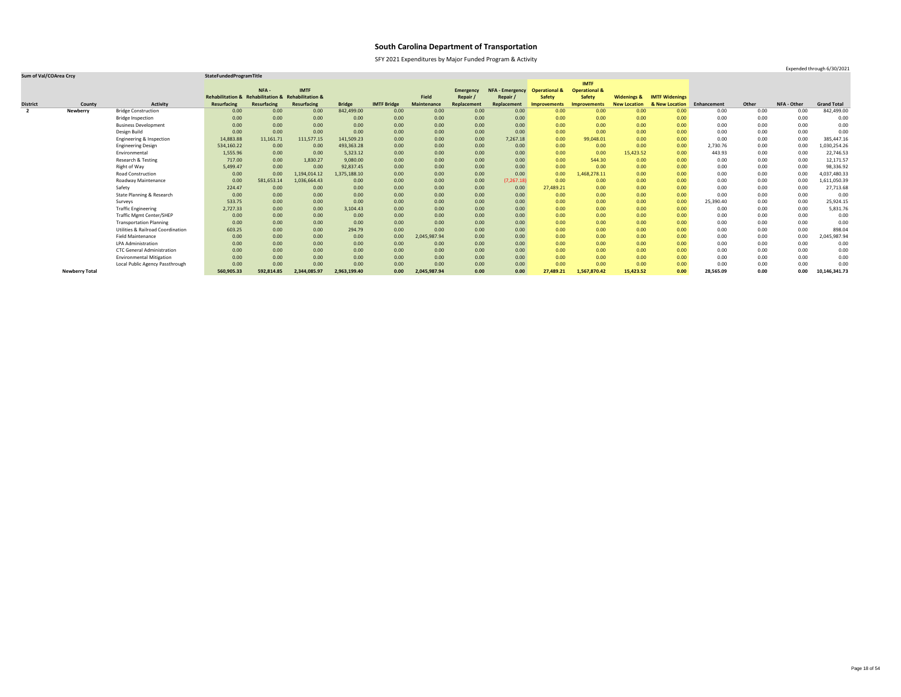# South Carolina Department of Transportation

SFY 2021 Expenditures by Major Funded Program & Activity

Expended through 6/30/2021

| Sum of Val/COArea Crcy | | | StateFundedProgramTitle | | | | | | | | | | | | | | | | |
|---|---|---|---|---|---|---|---|---|---|---|---|---|---|---|---|---|---|---|---|
| District | County | Activity | Rehabilitation & Resurfacing | NFA - Rehabilitation & Resurfacing | IMTF Rehabilitation & Resurfacing | Bridge | IMTF Bridge | Field Maintenance | Emergency Repair / Replacement | NFA - Emergency Repair / Replacement | Operational & Safety Improvements | IMTF Operational & Safety Improvements | Widenings & New Location | IMTF Widenings & New Location | Enhancement | Other | NFA - Other | Grand Total |
| 2 | Newberry | Bridge Construction | 0.00 | 0.00 | 0.00 | 842,499.00 | 0.00 | 0.00 | 0.00 | 0.00 | 0.00 | 0.00 | 0.00 | 0.00 | 0.00 | 0.00 | 0.00 | 842,499.00 |
| | | Bridge Inspection | 0.00 | 0.00 | 0.00 | 0.00 | 0.00 | 0.00 | 0.00 | 0.00 | 0.00 | 0.00 | 0.00 | 0.00 | 0.00 | 0.00 | 0.00 | 0.00 |
| | | Business Development | 0.00 | 0.00 | 0.00 | 0.00 | 0.00 | 0.00 | 0.00 | 0.00 | 0.00 | 0.00 | 0.00 | 0.00 | 0.00 | 0.00 | 0.00 | 0.00 |
| | | Design Build | 0.00 | 0.00 | 0.00 | 0.00 | 0.00 | 0.00 | 0.00 | 0.00 | 0.00 | 0.00 | 0.00 | 0.00 | 0.00 | 0.00 | 0.00 | 0.00 |
| | | Engineering & Inspection | 14,883.88 | 11,161.71 | 111,577.15 | 141,509.23 | 0.00 | 0.00 | 0.00 | 7,267.18 | 0.00 | 99,048.01 | 0.00 | 0.00 | 0.00 | 0.00 | 0.00 | 385,447.16 |
| | | Engineering Design | 534,160.22 | 0.00 | 0.00 | 493,363.28 | 0.00 | 0.00 | 0.00 | 0.00 | 0.00 | 0.00 | 0.00 | 0.00 | 2,730.76 | 0.00 | 0.00 | 1,030,254.26 |
| | | Environmental | 1,555.96 | 0.00 | 0.00 | 5,323.12 | 0.00 | 0.00 | 0.00 | 0.00 | 0.00 | 0.00 | 15,423.52 | 0.00 | 443.93 | 0.00 | 0.00 | 22,746.53 |
| | | Research & Testing | 717.00 | 0.00 | 1,830.27 | 9,080.00 | 0.00 | 0.00 | 0.00 | 0.00 | 0.00 | 544.30 | 0.00 | 0.00 | 0.00 | 0.00 | 0.00 | 12,171.57 |
| | | Right of Way | 5,499.47 | 0.00 | 0.00 | 92,837.45 | 0.00 | 0.00 | 0.00 | 0.00 | 0.00 | 0.00 | 0.00 | 0.00 | 0.00 | 0.00 | 0.00 | 98,336.92 |
| | | Road Construction | 0.00 | 0.00 | 1,194,014.12 | 1,375,188.10 | 0.00 | 0.00 | 0.00 | 0.00 | 0.00 | 1,468,278.11 | 0.00 | 0.00 | 0.00 | 0.00 | 0.00 | 4,037,480.33 |
| | | Roadway Maintenance | 0.00 | 581,653.14 | 1,036,664.43 | 0.00 | 0.00 | 0.00 | 0.00 | (7,267.18) | 0.00 | 0.00 | 0.00 | 0.00 | 0.00 | 0.00 | 0.00 | 1,611,050.39 |
| | | Safety | 224.47 | 0.00 | 0.00 | 0.00 | 0.00 | 0.00 | 0.00 | 0.00 | 27,489.21 | 0.00 | 0.00 | 0.00 | 0.00 | 0.00 | 0.00 | 27,713.68 |
| | | State Planning & Research | 0.00 | 0.00 | 0.00 | 0.00 | 0.00 | 0.00 | 0.00 | 0.00 | 0.00 | 0.00 | 0.00 | 0.00 | 0.00 | 0.00 | 0.00 | 0.00 |
| | | Surveys | 533.75 | 0.00 | 0.00 | 0.00 | 0.00 | 0.00 | 0.00 | 0.00 | 0.00 | 0.00 | 0.00 | 0.00 | 25,390.40 | 0.00 | 0.00 | 25,924.15 |
| | | Traffic Engineering | 2,727.33 | 0.00 | 0.00 | 3,104.43 | 0.00 | 0.00 | 0.00 | 0.00 | 0.00 | 0.00 | 0.00 | 0.00 | 0.00 | 0.00 | 0.00 | 5,831.76 |
| | | Traffic Mgmt Center/SHEP | 0.00 | 0.00 | 0.00 | 0.00 | 0.00 | 0.00 | 0.00 | 0.00 | 0.00 | 0.00 | 0.00 | 0.00 | 0.00 | 0.00 | 0.00 | 0.00 |
| | | Transportation Planning | 0.00 | 0.00 | 0.00 | 0.00 | 0.00 | 0.00 | 0.00 | 0.00 | 0.00 | 0.00 | 0.00 | 0.00 | 0.00 | 0.00 | 0.00 | 0.00 |
| | | Utilities & Railroad Coordination | 603.25 | 0.00 | 0.00 | 294.79 | 0.00 | 0.00 | 0.00 | 0.00 | 0.00 | 0.00 | 0.00 | 0.00 | 0.00 | 0.00 | 0.00 | 898.04 |
| | | Field Maintenance | 0.00 | 0.00 | 0.00 | 0.00 | 0.00 | 2,045,987.94 | 0.00 | 0.00 | 0.00 | 0.00 | 0.00 | 0.00 | 0.00 | 0.00 | 0.00 | 2,045,987.94 |
| | | LPA Administration | 0.00 | 0.00 | 0.00 | 0.00 | 0.00 | 0.00 | 0.00 | 0.00 | 0.00 | 0.00 | 0.00 | 0.00 | 0.00 | 0.00 | 0.00 | 0.00 |
| | | CTC General Administration | 0.00 | 0.00 | 0.00 | 0.00 | 0.00 | 0.00 | 0.00 | 0.00 | 0.00 | 0.00 | 0.00 | 0.00 | 0.00 | 0.00 | 0.00 | 0.00 |
| | | Environmental Mitigation | 0.00 | 0.00 | 0.00 | 0.00 | 0.00 | 0.00 | 0.00 | 0.00 | 0.00 | 0.00 | 0.00 | 0.00 | 0.00 | 0.00 | 0.00 | 0.00 |
| | | Local Public Agency Passthrough | 0.00 | 0.00 | 0.00 | 0.00 | 0.00 | 0.00 | 0.00 | 0.00 | 0.00 | 0.00 | 0.00 | 0.00 | 0.00 | 0.00 | 0.00 | 0.00 |
| | **Newberry Total** | | **560,905.33** | **592,814.85** | **2,344,085.97** | **2,963,199.40** | **0.00** | **2,045,987.94** | **0.00** | **0.00** | **27,489.21** | **1,567,870.42** | **15,423.52** | **0.00** | **28,565.09** | **0.00** | **0.00** | **10,146,341.73** |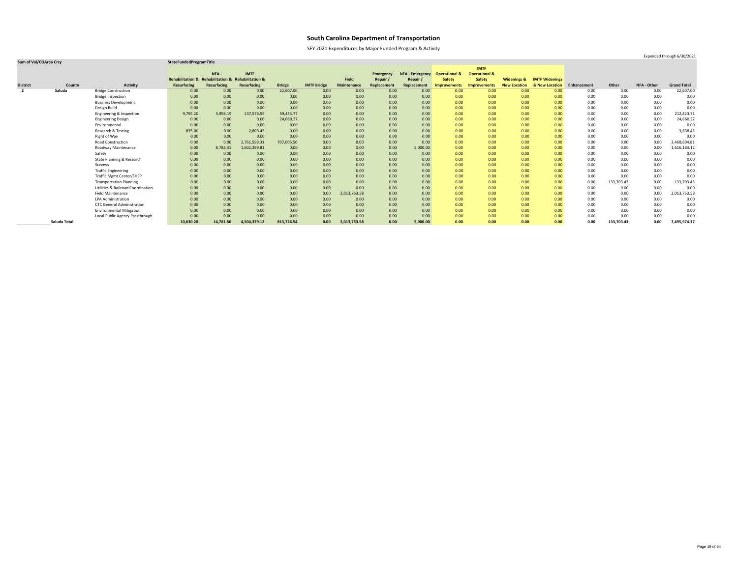# South Carolina Department of Transportation

SFY 2021 Expenditures by Major Funded Program & Activity

Expended through 6/30/2021

| Sum of Val/COArea Crcy | | | StateFundedProgramTitle | | | | | | | | | | | | | | | | | |
|---|---|---|---|---|---|---|---|---|---|---|---|---|---|---|---|---|---|---|---|---|
| **District** | **County** | **Activity** | **Rehabilitation & Resurfacing** | **NFA - Rehabilitation & Resurfacing** | **IMTF Rehabilitation & Resurfacing** | **Bridge** | **IMTF Bridge** | **Field Maintenance** | **Emergency Repair / Replacement** | **NFA - Emergency Repair / Replacement** | **Operational & Safety Improvements** | **IMTF Operational & Safety Improvements** | **Widenings & New Location** | **IMTF Widenings & New Location** | **Enhancement** | **Other** | **NFA - Other** | **Grand Total** |
| **2** | **Saluda** | Bridge Construction | 0.00 | 0.00 | 0.00 | 22,607.00 | 0.00 | 0.00 | 0.00 | 0.00 | 0.00 | 0.00 | 0.00 | 0.00 | 0.00 | 0.00 | 0.00 | 22,607.00 |
| | | Bridge Inspection | 0.00 | 0.00 | 0.00 | 0.00 | 0.00 | 0.00 | 0.00 | 0.00 | 0.00 | 0.00 | 0.00 | 0.00 | 0.00 | 0.00 | 0.00 | 0.00 |
| | | Business Development | 0.00 | 0.00 | 0.00 | 0.00 | 0.00 | 0.00 | 0.00 | 0.00 | 0.00 | 0.00 | 0.00 | 0.00 | 0.00 | 0.00 | 0.00 | 0.00 |
| | | Design Build | 0.00 | 0.00 | 0.00 | 0.00 | 0.00 | 0.00 | 0.00 | 0.00 | 0.00 | 0.00 | 0.00 | 0.00 | 0.00 | 0.00 | 0.00 | 0.00 |
| | | Engineering & Inspection | 9,795.20 | 5,998.19 | 137,576.55 | 59,453.77 | 0.00 | 0.00 | 0.00 | 0.00 | 0.00 | 0.00 | 0.00 | 0.00 | 0.00 | 0.00 | 0.00 | 212,823.71 |
| | | Engineering Design | 0.00 | 0.00 | 0.00 | 24,660.27 | 0.00 | 0.00 | 0.00 | 0.00 | 0.00 | 0.00 | 0.00 | 0.00 | 0.00 | 0.00 | 0.00 | 24,660.27 |
| | | Environmental | 0.00 | 0.00 | 0.00 | 0.00 | 0.00 | 0.00 | 0.00 | 0.00 | 0.00 | 0.00 | 0.00 | 0.00 | 0.00 | 0.00 | 0.00 | 0.00 |
| | | Research & Testing | 835.00 | 0.00 | 2,803.45 | 0.00 | 0.00 | 0.00 | 0.00 | 0.00 | 0.00 | 0.00 | 0.00 | 0.00 | 0.00 | 0.00 | 0.00 | 3,638.45 |
| | | Right of Way | 0.00 | 0.00 | 0.00 | 0.00 | 0.00 | 0.00 | 0.00 | 0.00 | 0.00 | 0.00 | 0.00 | 0.00 | 0.00 | 0.00 | 0.00 | 0.00 |
| | | Road Construction | 0.00 | 0.00 | 2,761,599.31 | 707,005.50 | 0.00 | 0.00 | 0.00 | 0.00 | 0.00 | 0.00 | 0.00 | 0.00 | 0.00 | 0.00 | 0.00 | 3,468,604.81 |
| | | Roadway Maintenance | 0.00 | 8,783.31 | 1,602,399.81 | 0.00 | 0.00 | 0.00 | 0.00 | 5,000.00 | 0.00 | 0.00 | 0.00 | 0.00 | 0.00 | 0.00 | 0.00 | 1,616,183.12 |
| | | Safety | 0.00 | 0.00 | 0.00 | 0.00 | 0.00 | 0.00 | 0.00 | 0.00 | 0.00 | 0.00 | 0.00 | 0.00 | 0.00 | 0.00 | 0.00 | 0.00 |
| | | State Planning & Research | 0.00 | 0.00 | 0.00 | 0.00 | 0.00 | 0.00 | 0.00 | 0.00 | 0.00 | 0.00 | 0.00 | 0.00 | 0.00 | 0.00 | 0.00 | 0.00 |
| | | Surveys | 0.00 | 0.00 | 0.00 | 0.00 | 0.00 | 0.00 | 0.00 | 0.00 | 0.00 | 0.00 | 0.00 | 0.00 | 0.00 | 0.00 | 0.00 | 0.00 |
| | | Traffic Engineering | 0.00 | 0.00 | 0.00 | 0.00 | 0.00 | 0.00 | 0.00 | 0.00 | 0.00 | 0.00 | 0.00 | 0.00 | 0.00 | 0.00 | 0.00 | 0.00 |
| | | Traffic Mgmt Center/SHEP | 0.00 | 0.00 | 0.00 | 0.00 | 0.00 | 0.00 | 0.00 | 0.00 | 0.00 | 0.00 | 0.00 | 0.00 | 0.00 | 0.00 | 0.00 | 0.00 |
| | | Transportation Planning | 0.00 | 0.00 | 0.00 | 0.00 | 0.00 | 0.00 | 0.00 | 0.00 | 0.00 | 0.00 | 0.00 | 0.00 | 0.00 | 133,703.43 | 0.00 | 133,703.43 |
| | | Utilities & Railroad Coordination | 0.00 | 0.00 | 0.00 | 0.00 | 0.00 | 0.00 | 0.00 | 0.00 | 0.00 | 0.00 | 0.00 | 0.00 | 0.00 | 0.00 | 0.00 | 0.00 |
| | | Field Maintenance | 0.00 | 0.00 | 0.00 | 0.00 | 0.00 | 2,013,753.58 | 0.00 | 0.00 | 0.00 | 0.00 | 0.00 | 0.00 | 0.00 | 0.00 | 0.00 | 2,013,753.58 |
| | | LPA Administration | 0.00 | 0.00 | 0.00 | 0.00 | 0.00 | 0.00 | 0.00 | 0.00 | 0.00 | 0.00 | 0.00 | 0.00 | 0.00 | 0.00 | 0.00 | 0.00 |
| | | CTC General Administration | 0.00 | 0.00 | 0.00 | 0.00 | 0.00 | 0.00 | 0.00 | 0.00 | 0.00 | 0.00 | 0.00 | 0.00 | 0.00 | 0.00 | 0.00 | 0.00 |
| | | Environmental Mitigation | 0.00 | 0.00 | 0.00 | 0.00 | 0.00 | 0.00 | 0.00 | 0.00 | 0.00 | 0.00 | 0.00 | 0.00 | 0.00 | 0.00 | 0.00 | 0.00 |
| | | Local Public Agency Passthrough | 0.00 | 0.00 | 0.00 | 0.00 | 0.00 | 0.00 | 0.00 | 0.00 | 0.00 | 0.00 | 0.00 | 0.00 | 0.00 | 0.00 | 0.00 | 0.00 |
| | **Saluda Total** | | **10,630.20** | **14,781.50** | **4,504,379.12** | **813,726.54** | **0.00** | **2,013,753.58** | **0.00** | **5,000.00** | **0.00** | **0.00** | **0.00** | **0.00** | **0.00** | **133,703.43** | **0.00** | **7,495,974.37** |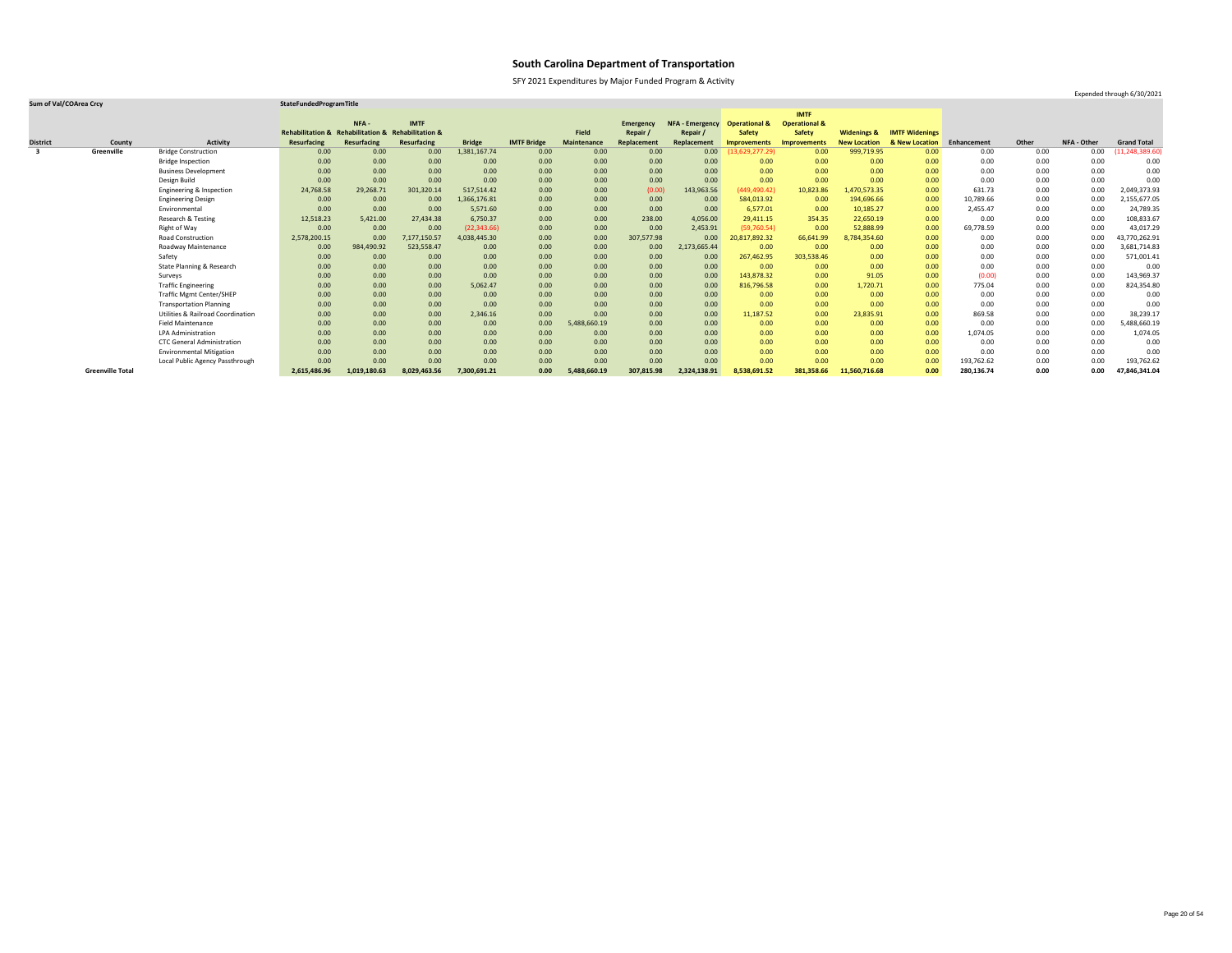# South Carolina Department of Transportation

SFY 2021 Expenditures by Major Funded Program & Activity

Expended through 6/30/2021

| Sum of Val/COArea Crcy | | | StateFundedProgramTitle | | | | | | | | | | | | | | | | |
|---|---|---|---|---|---|---|---|---|---|---|---|---|---|---|---|---|---|---|---|
| District | County | Activity | Rehabilitation & Resurfacing | NFA - Rehabilitation & Resurfacing | IMTF Rehabilitation & Resurfacing | Bridge | IMTF Bridge | Field Maintenance | Emergency Repair / Replacement | NFA - Emergency Repair / Replacement | Operational & Safety Improvements | IMTF Operational & Safety Improvements | Widenings & New Location | IMTF Widenings & New Location | Enhancement | Other | NFA - Other | Grand Total |
| 3 | Greenville | Bridge Construction | 0.00 | 0.00 | 0.00 | 1,381,167.74 | 0.00 | 0.00 | 0.00 | 0.00 | (13,629,277.29) | 0.00 | 999,719.95 | 0.00 | 0.00 | 0.00 | 0.00 | (11,248,389.60) |
| | | Bridge Inspection | 0.00 | 0.00 | 0.00 | 0.00 | 0.00 | 0.00 | 0.00 | 0.00 | 0.00 | 0.00 | 0.00 | 0.00 | 0.00 | 0.00 | 0.00 | 0.00 |
| | | Business Development | 0.00 | 0.00 | 0.00 | 0.00 | 0.00 | 0.00 | 0.00 | 0.00 | 0.00 | 0.00 | 0.00 | 0.00 | 0.00 | 0.00 | 0.00 | 0.00 |
| | | Design Build | 0.00 | 0.00 | 0.00 | 0.00 | 0.00 | 0.00 | 0.00 | 0.00 | 0.00 | 0.00 | 0.00 | 0.00 | 0.00 | 0.00 | 0.00 | 0.00 |
| | | Engineering & Inspection | 24,768.58 | 29,268.71 | 301,320.14 | 517,514.42 | 0.00 | 0.00 | (0.00) | 143,963.56 | (449,490.42) | 10,823.86 | 1,470,573.35 | 0.00 | 631.73 | 0.00 | 0.00 | 2,049,373.93 |
| | | Engineering Design | 0.00 | 0.00 | 0.00 | 1,366,176.81 | 0.00 | 0.00 | 0.00 | 0.00 | 584,013.92 | 0.00 | 194,696.66 | 0.00 | 10,789.66 | 0.00 | 0.00 | 2,155,677.05 |
| | | Environmental | 0.00 | 0.00 | 0.00 | 5,571.60 | 0.00 | 0.00 | 0.00 | 0.00 | 6,577.01 | 0.00 | 10,185.27 | 0.00 | 2,455.47 | 0.00 | 0.00 | 24,789.35 |
| | | Research & Testing | 12,518.23 | 5,421.00 | 27,434.38 | 6,750.37 | 0.00 | 0.00 | 238.00 | 4,056.00 | 29,411.15 | 354.35 | 22,650.19 | 0.00 | 0.00 | 0.00 | 0.00 | 108,833.67 |
| | | Right of Way | 0.00 | 0.00 | 0.00 | (22,343.66) | 0.00 | 0.00 | 0.00 | 2,453.91 | (59,760.54) | 0.00 | 52,888.99 | 0.00 | 69,778.59 | 0.00 | 0.00 | 43,017.29 |
| | | Road Construction | 2,578,200.15 | 0.00 | 7,177,150.57 | 4,038,445.30 | 0.00 | 0.00 | 307,577.98 | 0.00 | 20,817,892.32 | 66,641.99 | 8,784,354.60 | 0.00 | 0.00 | 0.00 | 0.00 | 43,770,262.91 |
| | | Roadway Maintenance | 0.00 | 984,490.92 | 523,558.47 | 0.00 | 0.00 | 0.00 | 0.00 | 2,173,665.44 | 0.00 | 0.00 | 0.00 | 0.00 | 0.00 | 0.00 | 0.00 | 3,681,714.83 |
| | | Safety | 0.00 | 0.00 | 0.00 | 0.00 | 0.00 | 0.00 | 0.00 | 0.00 | 267,462.95 | 303,538.46 | 0.00 | 0.00 | 0.00 | 0.00 | 0.00 | 571,001.41 |
| | | State Planning & Research | 0.00 | 0.00 | 0.00 | 0.00 | 0.00 | 0.00 | 0.00 | 0.00 | 0.00 | 0.00 | 0.00 | 0.00 | 0.00 | 0.00 | 0.00 | 0.00 |
| | | Surveys | 0.00 | 0.00 | 0.00 | 0.00 | 0.00 | 0.00 | 0.00 | 0.00 | 143,878.32 | 0.00 | 91.05 | 0.00 | (0.00) | 0.00 | 0.00 | 143,969.37 |
| | | Traffic Engineering | 0.00 | 0.00 | 0.00 | 5,062.47 | 0.00 | 0.00 | 0.00 | 0.00 | 816,796.58 | 0.00 | 1,720.71 | 0.00 | 775.04 | 0.00 | 0.00 | 824,354.80 |
| | | Traffic Mgmt Center/SHEP | 0.00 | 0.00 | 0.00 | 0.00 | 0.00 | 0.00 | 0.00 | 0.00 | 0.00 | 0.00 | 0.00 | 0.00 | 0.00 | 0.00 | 0.00 | 0.00 |
| | | Transportation Planning | 0.00 | 0.00 | 0.00 | 0.00 | 0.00 | 0.00 | 0.00 | 0.00 | 0.00 | 0.00 | 0.00 | 0.00 | 0.00 | 0.00 | 0.00 | 0.00 |
| | | Utilities & Railroad Coordination | 0.00 | 0.00 | 0.00 | 2,346.16 | 0.00 | 0.00 | 0.00 | 0.00 | 11,187.52 | 0.00 | 23,835.91 | 0.00 | 869.58 | 0.00 | 0.00 | 38,239.17 |
| | | Field Maintenance | 0.00 | 0.00 | 0.00 | 0.00 | 0.00 | 5,488,660.19 | 0.00 | 0.00 | 0.00 | 0.00 | 0.00 | 0.00 | 0.00 | 0.00 | 0.00 | 5,488,660.19 |
| | | LPA Administration | 0.00 | 0.00 | 0.00 | 0.00 | 0.00 | 0.00 | 0.00 | 0.00 | 0.00 | 0.00 | 0.00 | 0.00 | 1,074.05 | 0.00 | 0.00 | 1,074.05 |
| | | CTC General Administration | 0.00 | 0.00 | 0.00 | 0.00 | 0.00 | 0.00 | 0.00 | 0.00 | 0.00 | 0.00 | 0.00 | 0.00 | 0.00 | 0.00 | 0.00 | 0.00 |
| | | Environmental Mitigation | 0.00 | 0.00 | 0.00 | 0.00 | 0.00 | 0.00 | 0.00 | 0.00 | 0.00 | 0.00 | 0.00 | 0.00 | 0.00 | 0.00 | 0.00 | 0.00 |
| | | Local Public Agency Passthrough | 0.00 | 0.00 | 0.00 | 0.00 | 0.00 | 0.00 | 0.00 | 0.00 | 0.00 | 0.00 | 0.00 | 0.00 | 193,762.62 | 0.00 | 0.00 | 193,762.62 |
| | **Greenville Total** | | **2,615,486.96** | **1,019,180.63** | **8,029,463.56** | **7,300,691.21** | **0.00** | **5,488,660.19** | **307,815.98** | **2,324,138.91** | **8,538,691.52** | **381,358.66** | **11,560,716.68** | **0.00** | **280,136.74** | **0.00** | **0.00** | **47,846,341.04** |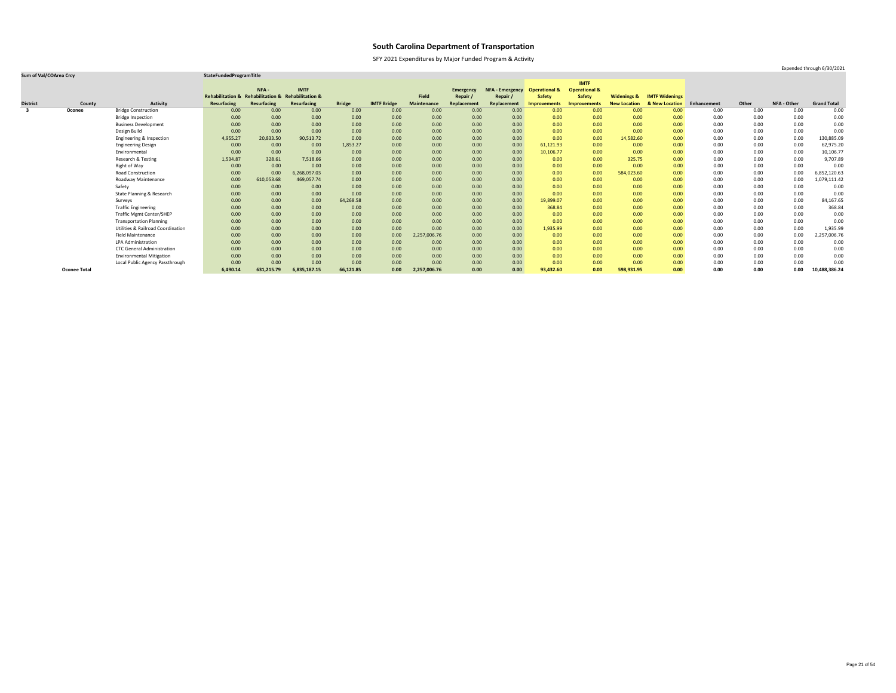# South Carolina Department of Transportation

SFY 2021 Expenditures by Major Funded Program & Activity

Expended through 6/30/2021

| Sum of Val/COArea Crcy | | | StateFundedProgramTitle | | | | | | | | | | | | | | | | |
|---|---|---|---|---|---|---|---|---|---|---|---|---|---|---|---|---|---|---|---|
| District | County | Activity | Rehabilitation & Resurfacing | NFA - Rehabilitation & Resurfacing | IMTF Rehabilitation & Resurfacing | Bridge | IMTF Bridge | Field Maintenance | Emergency Repair / Replacement | NFA - Emergency Repair / Replacement | Operational & Safety Improvements | IMTF Operational & Safety Improvements | Widenings & New Location | IMTF Widenings & New Location | Enhancement | Other | NFA - Other | Grand Total |
| 3 | Oconee | Bridge Construction | 0.00 | 0.00 | 0.00 | 0.00 | 0.00 | 0.00 | 0.00 | 0.00 | 0.00 | 0.00 | 0.00 | 0.00 | 0.00 | 0.00 | 0.00 | 0.00 |
| | | Bridge Inspection | 0.00 | 0.00 | 0.00 | 0.00 | 0.00 | 0.00 | 0.00 | 0.00 | 0.00 | 0.00 | 0.00 | 0.00 | 0.00 | 0.00 | 0.00 | 0.00 |
| | | Business Development | 0.00 | 0.00 | 0.00 | 0.00 | 0.00 | 0.00 | 0.00 | 0.00 | 0.00 | 0.00 | 0.00 | 0.00 | 0.00 | 0.00 | 0.00 | 0.00 |
| | | Design Build | 0.00 | 0.00 | 0.00 | 0.00 | 0.00 | 0.00 | 0.00 | 0.00 | 0.00 | 0.00 | 0.00 | 0.00 | 0.00 | 0.00 | 0.00 | 0.00 |
| | | Engineering & Inspection | 4,955.27 | 20,833.50 | 90,513.72 | 0.00 | 0.00 | 0.00 | 0.00 | 0.00 | 0.00 | 0.00 | 14,582.60 | 0.00 | 0.00 | 0.00 | 0.00 | 130,885.09 |
| | | Engineering Design | 0.00 | 0.00 | 0.00 | 1,853.27 | 0.00 | 0.00 | 0.00 | 0.00 | 61,121.93 | 0.00 | 0.00 | 0.00 | 0.00 | 0.00 | 0.00 | 62,975.20 |
| | | Environmental | 0.00 | 0.00 | 0.00 | 0.00 | 0.00 | 0.00 | 0.00 | 0.00 | 10,106.77 | 0.00 | 0.00 | 0.00 | 0.00 | 0.00 | 0.00 | 10,106.77 |
| | | Research & Testing | 1,534.87 | 328.61 | 7,518.66 | 0.00 | 0.00 | 0.00 | 0.00 | 0.00 | 0.00 | 0.00 | 325.75 | 0.00 | 0.00 | 0.00 | 0.00 | 9,707.89 |
| | | Right of Way | 0.00 | 0.00 | 0.00 | 0.00 | 0.00 | 0.00 | 0.00 | 0.00 | 0.00 | 0.00 | 0.00 | 0.00 | 0.00 | 0.00 | 0.00 | 0.00 |
| | | Road Construction | 0.00 | 0.00 | 6,268,097.03 | 0.00 | 0.00 | 0.00 | 0.00 | 0.00 | 0.00 | 0.00 | 584,023.60 | 0.00 | 0.00 | 0.00 | 0.00 | 6,852,120.63 |
| | | Roadway Maintenance | 0.00 | 610,053.68 | 469,057.74 | 0.00 | 0.00 | 0.00 | 0.00 | 0.00 | 0.00 | 0.00 | 0.00 | 0.00 | 0.00 | 0.00 | 0.00 | 1,079,111.42 |
| | | Safety | 0.00 | 0.00 | 0.00 | 0.00 | 0.00 | 0.00 | 0.00 | 0.00 | 0.00 | 0.00 | 0.00 | 0.00 | 0.00 | 0.00 | 0.00 | 0.00 |
| | | State Planning & Research | 0.00 | 0.00 | 0.00 | 0.00 | 0.00 | 0.00 | 0.00 | 0.00 | 0.00 | 0.00 | 0.00 | 0.00 | 0.00 | 0.00 | 0.00 | 0.00 |
| | | Surveys | 0.00 | 0.00 | 0.00 | 64,268.58 | 0.00 | 0.00 | 0.00 | 0.00 | 19,899.07 | 0.00 | 0.00 | 0.00 | 0.00 | 0.00 | 0.00 | 84,167.65 |
| | | Traffic Engineering | 0.00 | 0.00 | 0.00 | 0.00 | 0.00 | 0.00 | 0.00 | 0.00 | 368.84 | 0.00 | 0.00 | 0.00 | 0.00 | 0.00 | 0.00 | 368.84 |
| | | Traffic Mgmt Center/SHEP | 0.00 | 0.00 | 0.00 | 0.00 | 0.00 | 0.00 | 0.00 | 0.00 | 0.00 | 0.00 | 0.00 | 0.00 | 0.00 | 0.00 | 0.00 | 0.00 |
| | | Transportation Planning | 0.00 | 0.00 | 0.00 | 0.00 | 0.00 | 0.00 | 0.00 | 0.00 | 0.00 | 0.00 | 0.00 | 0.00 | 0.00 | 0.00 | 0.00 | 0.00 |
| | | Utilities & Railroad Coordination | 0.00 | 0.00 | 0.00 | 0.00 | 0.00 | 0.00 | 0.00 | 0.00 | 1,935.99 | 0.00 | 0.00 | 0.00 | 0.00 | 0.00 | 0.00 | 1,935.99 |
| | | Field Maintenance | 0.00 | 0.00 | 0.00 | 0.00 | 0.00 | 2,257,006.76 | 0.00 | 0.00 | 0.00 | 0.00 | 0.00 | 0.00 | 0.00 | 0.00 | 0.00 | 2,257,006.76 |
| | | LPA Administration | 0.00 | 0.00 | 0.00 | 0.00 | 0.00 | 0.00 | 0.00 | 0.00 | 0.00 | 0.00 | 0.00 | 0.00 | 0.00 | 0.00 | 0.00 | 0.00 |
| | | CTC General Administration | 0.00 | 0.00 | 0.00 | 0.00 | 0.00 | 0.00 | 0.00 | 0.00 | 0.00 | 0.00 | 0.00 | 0.00 | 0.00 | 0.00 | 0.00 | 0.00 |
| | | Environmental Mitigation | 0.00 | 0.00 | 0.00 | 0.00 | 0.00 | 0.00 | 0.00 | 0.00 | 0.00 | 0.00 | 0.00 | 0.00 | 0.00 | 0.00 | 0.00 | 0.00 |
| | | Local Public Agency Passthrough | 0.00 | 0.00 | 0.00 | 0.00 | 0.00 | 0.00 | 0.00 | 0.00 | 0.00 | 0.00 | 0.00 | 0.00 | 0.00 | 0.00 | 0.00 | 0.00 |
| | **Oconee Total** | | **6,490.14** | **631,215.79** | **6,835,187.15** | **66,121.85** | **0.00** | **2,257,006.76** | **0.00** | **0.00** | **93,432.60** | **0.00** | **598,931.95** | **0.00** | **0.00** | **0.00** | **0.00** | **10,488,386.24** |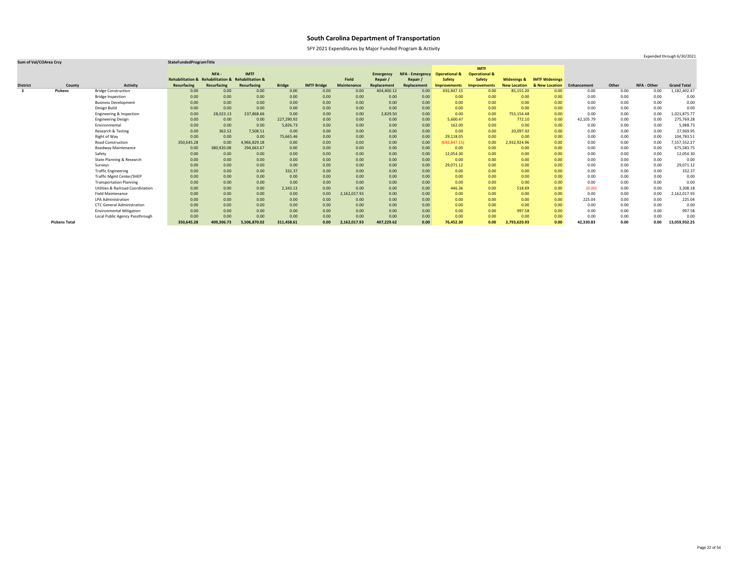# South Carolina Department of Transportation

SFY 2021 Expenditures by Major Funded Program & Activity

Expended through 6/30/2021

| Sum of Val/COArea Crcy | | | StateFundedProgramTitle | | | | | | | | | | | | | | | | |
|---|---|---|---|---|---|---|---|---|---|---|---|---|---|---|---|---|---|---|---|
| District | County | Activity | Rehabilitation & Resurfacing | NFA - Rehabilitation & Resurfacing | IMTF Rehabilitation & Resurfacing | Bridge | IMTF Bridge | Field Maintenance | Emergency Repair / Replacement | NFA - Emergency Repair / Replacement | Operational & Safety Improvements | IMTF Operational & Safety Improvements | Widenings & New Location | IMTF Widenings & New Location | Enhancement | Other | NFA - Other | Grand Total |
| 3 | Pickens | Bridge Construction | 0.00 | 0.00 | 0.00 | 0.00 | 0.00 | 0.00 | 404,400.12 | 0.00 | 692,847.15 | 0.00 | 85,155.20 | 0.00 | 0.00 | 0.00 | 0.00 | 1,182,402.47 |
| | | Bridge Inspection | 0.00 | 0.00 | 0.00 | 0.00 | 0.00 | 0.00 | 0.00 | 0.00 | 0.00 | 0.00 | 0.00 | 0.00 | 0.00 | 0.00 | 0.00 | 0.00 |
| | | Business Development | 0.00 | 0.00 | 0.00 | 0.00 | 0.00 | 0.00 | 0.00 | 0.00 | 0.00 | 0.00 | 0.00 | 0.00 | 0.00 | 0.00 | 0.00 | 0.00 |
| | | Design Build | 0.00 | 0.00 | 0.00 | 0.00 | 0.00 | 0.00 | 0.00 | 0.00 | 0.00 | 0.00 | 0.00 | 0.00 | 0.00 | 0.00 | 0.00 | 0.00 |
| | | Engineering & Inspection | 0.00 | 28,023.13 | 237,868.66 | 0.00 | 0.00 | 0.00 | 2,829.50 | 0.00 | 0.00 | 0.00 | 753,154.48 | 0.00 | 0.00 | 0.00 | 0.00 | 1,021,875.77 |
| | | Engineering Design | 0.00 | 0.00 | 0.00 | 227,290.92 | 0.00 | 0.00 | 0.00 | 0.00 | 5,600.47 | 0.00 | 772.10 | 0.00 | 42,105.79 | 0.00 | 0.00 | 275,769.28 |
| | | Environmental | 0.00 | 0.00 | 0.00 | 5,826.73 | 0.00 | 0.00 | 0.00 | 0.00 | 162.00 | 0.00 | 0.00 | 0.00 | 0.00 | 0.00 | 0.00 | 5,988.73 |
| | | Research & Testing | 0.00 | 363.52 | 7,508.51 | 0.00 | 0.00 | 0.00 | 0.00 | 0.00 | 0.00 | 0.00 | 20,097.92 | 0.00 | 0.00 | 0.00 | 0.00 | 27,969.95 |
| | | Right of Way | 0.00 | 0.00 | 0.00 | 75,665.46 | 0.00 | 0.00 | 0.00 | 0.00 | 29,118.05 | 0.00 | 0.00 | 0.00 | 0.00 | 0.00 | 0.00 | 104,783.51 |
| | | Road Construction | 350,645.28 | 0.00 | 4,966,829.18 | 0.00 | 0.00 | 0.00 | 0.00 | 0.00 | (692,847.15) | 0.00 | 2,932,924.96 | 0.00 | 0.00 | 0.00 | 0.00 | 7,557,552.27 |
| | | Roadway Maintenance | 0.00 | 380,920.08 | 294,663.67 | 0.00 | 0.00 | 0.00 | 0.00 | 0.00 | 0.00 | 0.00 | 0.00 | 0.00 | 0.00 | 0.00 | 0.00 | 675,583.75 |
| | | Safety | 0.00 | 0.00 | 0.00 | 0.00 | 0.00 | 0.00 | 0.00 | 0.00 | 12,054.30 | 0.00 | 0.00 | 0.00 | 0.00 | 0.00 | 0.00 | 12,054.30 |
| | | State Planning & Research | 0.00 | 0.00 | 0.00 | 0.00 | 0.00 | 0.00 | 0.00 | 0.00 | 0.00 | 0.00 | 0.00 | 0.00 | 0.00 | 0.00 | 0.00 | 0.00 |
| | | Surveys | 0.00 | 0.00 | 0.00 | 0.00 | 0.00 | 0.00 | 0.00 | 0.00 | 29,071.12 | 0.00 | 0.00 | 0.00 | 0.00 | 0.00 | 0.00 | 29,071.12 |
| | | Traffic Engineering | 0.00 | 0.00 | 0.00 | 332.37 | 0.00 | 0.00 | 0.00 | 0.00 | 0.00 | 0.00 | 0.00 | 0.00 | 0.00 | 0.00 | 0.00 | 332.37 |
| | | Traffic Mgmt Center/SHEP | 0.00 | 0.00 | 0.00 | 0.00 | 0.00 | 0.00 | 0.00 | 0.00 | 0.00 | 0.00 | 0.00 | 0.00 | 0.00 | 0.00 | 0.00 | 0.00 |
| | | Transportation Planning | 0.00 | 0.00 | 0.00 | 0.00 | 0.00 | 0.00 | 0.00 | 0.00 | 0.00 | 0.00 | 0.00 | 0.00 | 0.00 | 0.00 | 0.00 | 0.00 |
| | | Utilities & Railroad Coordination | 0.00 | 0.00 | 0.00 | 2,343.13 | 0.00 | 0.00 | 0.00 | 0.00 | 446.36 | 0.00 | 518.69 | 0.00 | (0.00) | 0.00 | 0.00 | 3,308.18 |
| | | Field Maintenance | 0.00 | 0.00 | 0.00 | 0.00 | 0.00 | 2,162,017.93 | 0.00 | 0.00 | 0.00 | 0.00 | 0.00 | 0.00 | 0.00 | 0.00 | 0.00 | 2,162,017.93 |
| | | LPA Administration | 0.00 | 0.00 | 0.00 | 0.00 | 0.00 | 0.00 | 0.00 | 0.00 | 0.00 | 0.00 | 0.00 | 0.00 | 225.04 | 0.00 | 0.00 | 225.04 |
| | | CTC General Administration | 0.00 | 0.00 | 0.00 | 0.00 | 0.00 | 0.00 | 0.00 | 0.00 | 0.00 | 0.00 | 0.00 | 0.00 | 0.00 | 0.00 | 0.00 | 0.00 |
| | | Environmental Mitigation | 0.00 | 0.00 | 0.00 | 0.00 | 0.00 | 0.00 | 0.00 | 0.00 | 0.00 | 0.00 | 997.58 | 0.00 | 0.00 | 0.00 | 0.00 | 997.58 |
| | | Local Public Agency Passthrough | 0.00 | 0.00 | 0.00 | 0.00 | 0.00 | 0.00 | 0.00 | 0.00 | 0.00 | 0.00 | 0.00 | 0.00 | 0.00 | 0.00 | 0.00 | 0.00 |
| | **Pickens Total** | | **350,645.28** | **409,306.73** | **5,506,870.02** | **311,458.61** | **0.00** | **2,162,017.93** | **407,229.62** | **0.00** | **76,452.30** | **0.00** | **3,793,620.93** | **0.00** | **42,330.83** | **0.00** | **0.00** | **13,059,932.25** |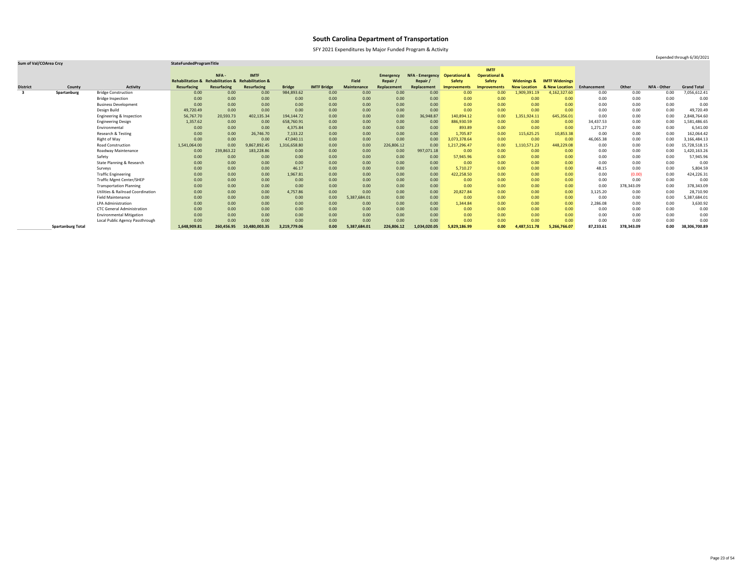# South Carolina Department of Transportation

SFY 2021 Expenditures by Major Funded Program & Activity

Expended through 6/30/2021

| Sum of Val/COArea Crcy | | | StateFundedProgramTitle | | | | | | | | | | | | | | | | |
|---|---|---|---|---|---|---|---|---|---|---|---|---|---|---|---|---|---|---|---|
| District | County | Activity | Rehabilitation & Resurfacing | NFA - Rehabilitation & Resurfacing | IMTF Rehabilitation & Resurfacing | Bridge | IMTF Bridge | Field Maintenance | Emergency Repair / Replacement | NFA - Emergency Repair / Replacement | Operational & Safety Improvements | IMTF Operational & Safety Improvements | Widenings & New Location | IMTF Widenings & New Location | Enhancement | Other | NFA - Other | Grand Total |
| 3 | Spartanburg | Bridge Construction | 0.00 | 0.00 | 0.00 | 984,893.62 | 0.00 | 0.00 | 0.00 | 0.00 | 0.00 | 0.00 | 1,909,391.19 | 4,162,327.60 | 0.00 | 0.00 | 0.00 | 7,056,612.41 |
| | | Bridge Inspection | 0.00 | 0.00 | 0.00 | 0.00 | 0.00 | 0.00 | 0.00 | 0.00 | 0.00 | 0.00 | 0.00 | 0.00 | 0.00 | 0.00 | 0.00 | 0.00 |
| | | Business Development | 0.00 | 0.00 | 0.00 | 0.00 | 0.00 | 0.00 | 0.00 | 0.00 | 0.00 | 0.00 | 0.00 | 0.00 | 0.00 | 0.00 | 0.00 | 0.00 |
| | | Design Build | 49,720.49 | 0.00 | 0.00 | 0.00 | 0.00 | 0.00 | 0.00 | 0.00 | 0.00 | 0.00 | 0.00 | 0.00 | 0.00 | 0.00 | 0.00 | 49,720.49 |
| | | Engineering & Inspection | 56,767.70 | 20,593.73 | 402,135.34 | 194,144.72 | 0.00 | 0.00 | 0.00 | 36,948.87 | 140,894.12 | 0.00 | 1,351,924.11 | 645,356.01 | 0.00 | 0.00 | 0.00 | 2,848,764.60 |
| | | Engineering Design | 1,357.62 | 0.00 | 0.00 | 658,760.91 | 0.00 | 0.00 | 0.00 | 0.00 | 886,930.59 | 0.00 | 0.00 | 0.00 | 34,437.53 | 0.00 | 0.00 | 1,581,486.65 |
| | | Environmental | 0.00 | 0.00 | 0.00 | 4,375.84 | 0.00 | 0.00 | 0.00 | 0.00 | 893.89 | 0.00 | 0.00 | 0.00 | 1,271.27 | 0.00 | 0.00 | 6,541.00 |
| | | Research & Testing | 0.00 | 0.00 | 26,746.70 | 7,133.22 | 0.00 | 0.00 | 0.00 | 0.00 | 1,705.87 | 0.00 | 115,625.25 | 10,853.38 | 0.00 | 0.00 | 0.00 | 162,064.42 |
| | | Right of Way | 0.00 | 0.00 | 0.00 | 47,040.11 | 0.00 | 0.00 | 0.00 | 0.00 | 3,073,378.64 | 0.00 | 0.00 | 0.00 | 46,065.38 | 0.00 | 0.00 | 3,166,484.13 |
| | | Road Construction | 1,541,064.00 | 0.00 | 9,867,892.45 | 1,316,658.80 | 0.00 | 0.00 | 226,806.12 | 0.00 | 1,217,296.47 | 0.00 | 1,110,571.23 | 448,229.08 | 0.00 | 0.00 | 0.00 | 15,728,518.15 |
| | | Roadway Maintenance | 0.00 | 239,863.22 | 183,228.86 | 0.00 | 0.00 | 0.00 | 0.00 | 997,071.18 | 0.00 | 0.00 | 0.00 | 0.00 | 0.00 | 0.00 | 0.00 | 1,420,163.26 |
| | | Safety | 0.00 | 0.00 | 0.00 | 0.00 | 0.00 | 0.00 | 0.00 | 0.00 | 57,945.96 | 0.00 | 0.00 | 0.00 | 0.00 | 0.00 | 0.00 | 57,945.96 |
| | | State Planning & Research | 0.00 | 0.00 | 0.00 | 0.00 | 0.00 | 0.00 | 0.00 | 0.00 | 0.00 | 0.00 | 0.00 | 0.00 | 0.00 | 0.00 | 0.00 | 0.00 |
| | | Surveys | 0.00 | 0.00 | 0.00 | 46.17 | 0.00 | 0.00 | 0.00 | 0.00 | 5,710.27 | 0.00 | 0.00 | 0.00 | 48.15 | 0.00 | 0.00 | 5,804.59 |
| | | Traffic Engineering | 0.00 | 0.00 | 0.00 | 1,967.81 | 0.00 | 0.00 | 0.00 | 0.00 | 422,258.50 | 0.00 | 0.00 | 0.00 | 0.00 | (0.00) | 0.00 | 424,226.31 |
| | | Traffic Mgmt Center/SHEP | 0.00 | 0.00 | 0.00 | 0.00 | 0.00 | 0.00 | 0.00 | 0.00 | 0.00 | 0.00 | 0.00 | 0.00 | 0.00 | 0.00 | 0.00 | 0.00 |
| | | Transportation Planning | 0.00 | 0.00 | 0.00 | 0.00 | 0.00 | 0.00 | 0.00 | 0.00 | 0.00 | 0.00 | 0.00 | 0.00 | 0.00 | 378,343.09 | 0.00 | 378,343.09 |
| | | Utilities & Railroad Coordination | 0.00 | 0.00 | 0.00 | 4,757.86 | 0.00 | 0.00 | 0.00 | 0.00 | 20,827.84 | 0.00 | 0.00 | 0.00 | 3,125.20 | 0.00 | 0.00 | 28,710.90 |
| | | Field Maintenance | 0.00 | 0.00 | 0.00 | 0.00 | 0.00 | 5,387,684.01 | 0.00 | 0.00 | 0.00 | 0.00 | 0.00 | 0.00 | 0.00 | 0.00 | 0.00 | 5,387,684.01 |
| | | LPA Administration | 0.00 | 0.00 | 0.00 | 0.00 | 0.00 | 0.00 | 0.00 | 0.00 | 1,344.84 | 0.00 | 0.00 | 0.00 | 2,286.08 | 0.00 | 0.00 | 3,630.92 |
| | | CTC General Administration | 0.00 | 0.00 | 0.00 | 0.00 | 0.00 | 0.00 | 0.00 | 0.00 | 0.00 | 0.00 | 0.00 | 0.00 | 0.00 | 0.00 | 0.00 | 0.00 |
| | | Environmental Mitigation | 0.00 | 0.00 | 0.00 | 0.00 | 0.00 | 0.00 | 0.00 | 0.00 | 0.00 | 0.00 | 0.00 | 0.00 | 0.00 | 0.00 | 0.00 | 0.00 |
| | | Local Public Agency Passthrough | 0.00 | 0.00 | 0.00 | 0.00 | 0.00 | 0.00 | 0.00 | 0.00 | 0.00 | 0.00 | 0.00 | 0.00 | 0.00 | 0.00 | 0.00 | 0.00 |
| | **Spartanburg Total** | | **1,648,909.81** | **260,456.95** | **10,480,003.35** | **3,219,779.06** | **0.00** | **5,387,684.01** | **226,806.12** | **1,034,020.05** | **5,829,186.99** | **0.00** | **4,487,511.78** | **5,266,766.07** | **87,233.61** | **378,343.09** | **0.00** | **38,306,700.89** |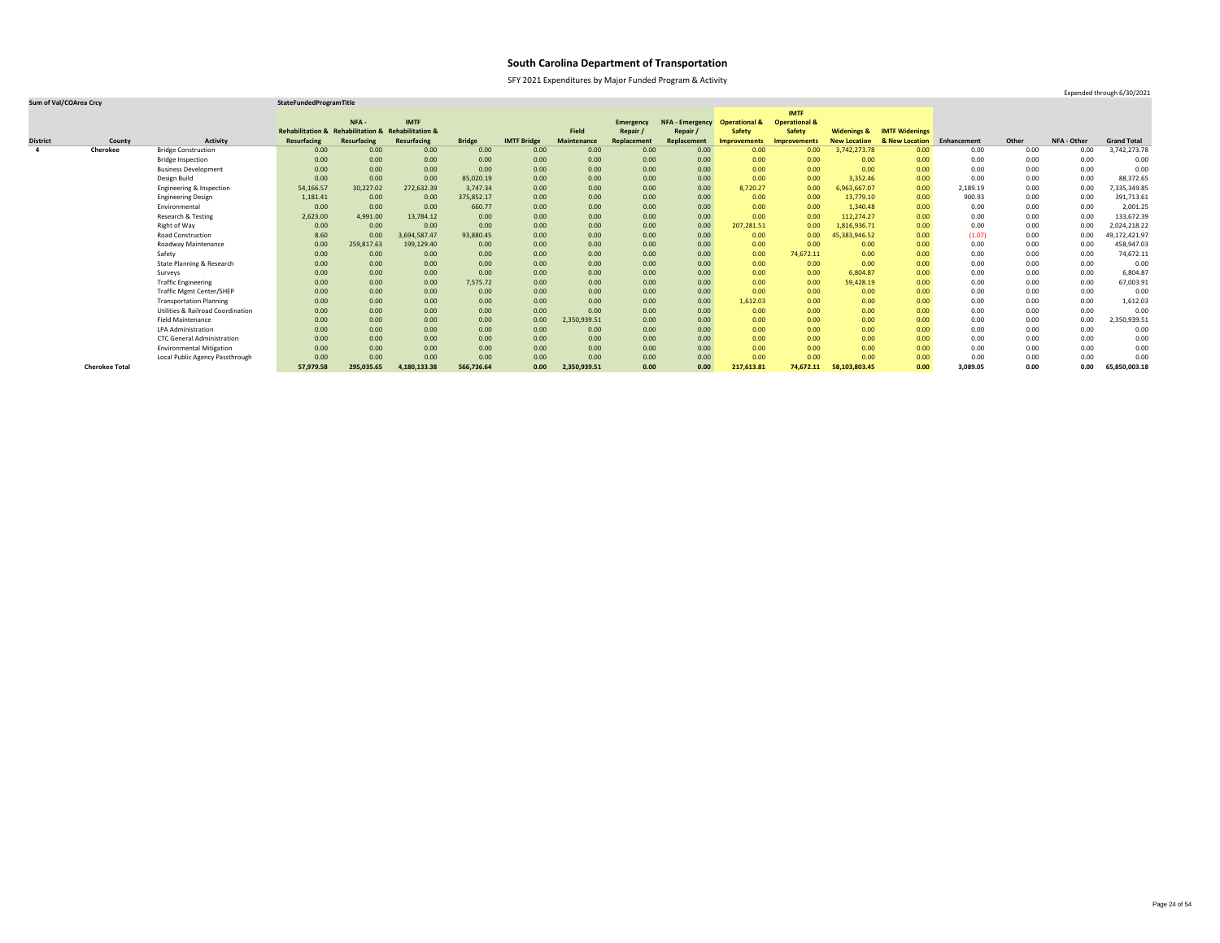# South Carolina Department of Transportation

SFY 2021 Expenditures by Major Funded Program & Activity

Expended through 6/30/2021

| Sum of Val/COArea Crcy | | | StateFundedProgramTitle | | | | | | | | | | | | | | | | |
|---|---|---|---|---|---|---|---|---|---|---|---|---|---|---|---|---|---|---|---|
| District | County | Activity | Rehabilitation & Resurfacing | NFA - Rehabilitation & Resurfacing | IMTF Rehabilitation & Resurfacing | Bridge | IMTF Bridge | Field Maintenance | Emergency Repair / Replacement | NFA - Emergency Repair / Replacement | Operational & Safety Improvements | IMTF Operational & Safety Improvements | Widenings & New Location | IMTF Widenings & New Location | Enhancement | Other | NFA - Other | Grand Total |
| 4 | Cherokee | Bridge Construction | 0.00 | 0.00 | 0.00 | 0.00 | 0.00 | 0.00 | 0.00 | 0.00 | 0.00 | 0.00 | 3,742,273.78 | 0.00 | 0.00 | 0.00 | 0.00 | 3,742,273.78 |
| | | Bridge Inspection | 0.00 | 0.00 | 0.00 | 0.00 | 0.00 | 0.00 | 0.00 | 0.00 | 0.00 | 0.00 | 0.00 | 0.00 | 0.00 | 0.00 | 0.00 | 0.00 |
| | | Business Development | 0.00 | 0.00 | 0.00 | 0.00 | 0.00 | 0.00 | 0.00 | 0.00 | 0.00 | 0.00 | 0.00 | 0.00 | 0.00 | 0.00 | 0.00 | 0.00 |
| | | Design Build | 0.00 | 0.00 | 0.00 | 85,020.19 | 0.00 | 0.00 | 0.00 | 0.00 | 0.00 | 0.00 | 3,352.46 | 0.00 | 0.00 | 0.00 | 0.00 | 88,372.65 |
| | | Engineering & Inspection | 54,166.57 | 30,227.02 | 272,632.39 | 3,747.34 | 0.00 | 0.00 | 0.00 | 0.00 | 8,720.27 | 0.00 | 6,963,667.07 | 0.00 | 2,189.19 | 0.00 | 0.00 | 7,335,349.85 |
| | | Engineering Design | 1,181.41 | 0.00 | 0.00 | 375,852.17 | 0.00 | 0.00 | 0.00 | 0.00 | 0.00 | 0.00 | 13,779.10 | 0.00 | 900.93 | 0.00 | 0.00 | 391,713.61 |
| | | Environmental | 0.00 | 0.00 | 0.00 | 660.77 | 0.00 | 0.00 | 0.00 | 0.00 | 0.00 | 0.00 | 1,340.48 | 0.00 | 0.00 | 0.00 | 0.00 | 2,001.25 |
| | | Research & Testing | 2,623.00 | 4,991.00 | 13,784.12 | 0.00 | 0.00 | 0.00 | 0.00 | 0.00 | 0.00 | 0.00 | 112,274.27 | 0.00 | 0.00 | 0.00 | 0.00 | 133,672.39 |
| | | Right of Way | 0.00 | 0.00 | 0.00 | 0.00 | 0.00 | 0.00 | 0.00 | 0.00 | 207,281.51 | 0.00 | 1,816,936.71 | 0.00 | 0.00 | 0.00 | 0.00 | 2,024,218.22 |
| | | Road Construction | 8.60 | 0.00 | 3,694,587.47 | 93,880.45 | 0.00 | 0.00 | 0.00 | 0.00 | 0.00 | 0.00 | 45,383,946.52 | 0.00 | (1.07) | 0.00 | 0.00 | 49,172,421.97 |
| | | Roadway Maintenance | 0.00 | 259,817.63 | 199,129.40 | 0.00 | 0.00 | 0.00 | 0.00 | 0.00 | 0.00 | 0.00 | 0.00 | 0.00 | 0.00 | 0.00 | 0.00 | 458,947.03 |
| | | Safety | 0.00 | 0.00 | 0.00 | 0.00 | 0.00 | 0.00 | 0.00 | 0.00 | 0.00 | 74,672.11 | 0.00 | 0.00 | 0.00 | 0.00 | 0.00 | 74,672.11 |
| | | State Planning & Research | 0.00 | 0.00 | 0.00 | 0.00 | 0.00 | 0.00 | 0.00 | 0.00 | 0.00 | 0.00 | 0.00 | 0.00 | 0.00 | 0.00 | 0.00 | 0.00 |
| | | Surveys | 0.00 | 0.00 | 0.00 | 0.00 | 0.00 | 0.00 | 0.00 | 0.00 | 0.00 | 0.00 | 6,804.87 | 0.00 | 0.00 | 0.00 | 0.00 | 6,804.87 |
| | | Traffic Engineering | 0.00 | 0.00 | 0.00 | 7,575.72 | 0.00 | 0.00 | 0.00 | 0.00 | 0.00 | 0.00 | 59,428.19 | 0.00 | 0.00 | 0.00 | 0.00 | 67,003.91 |
| | | Traffic Mgmt Center/SHEP | 0.00 | 0.00 | 0.00 | 0.00 | 0.00 | 0.00 | 0.00 | 0.00 | 0.00 | 0.00 | 0.00 | 0.00 | 0.00 | 0.00 | 0.00 | 0.00 |
| | | Transportation Planning | 0.00 | 0.00 | 0.00 | 0.00 | 0.00 | 0.00 | 0.00 | 0.00 | 1,612.03 | 0.00 | 0.00 | 0.00 | 0.00 | 0.00 | 0.00 | 1,612.03 |
| | | Utilities & Railroad Coordination | 0.00 | 0.00 | 0.00 | 0.00 | 0.00 | 0.00 | 0.00 | 0.00 | 0.00 | 0.00 | 0.00 | 0.00 | 0.00 | 0.00 | 0.00 | 0.00 |
| | | Field Maintenance | 0.00 | 0.00 | 0.00 | 0.00 | 0.00 | 2,350,939.51 | 0.00 | 0.00 | 0.00 | 0.00 | 0.00 | 0.00 | 0.00 | 0.00 | 0.00 | 2,350,939.51 |
| | | LPA Administration | 0.00 | 0.00 | 0.00 | 0.00 | 0.00 | 0.00 | 0.00 | 0.00 | 0.00 | 0.00 | 0.00 | 0.00 | 0.00 | 0.00 | 0.00 | 0.00 |
| | | CTC General Administration | 0.00 | 0.00 | 0.00 | 0.00 | 0.00 | 0.00 | 0.00 | 0.00 | 0.00 | 0.00 | 0.00 | 0.00 | 0.00 | 0.00 | 0.00 | 0.00 |
| | | Environmental Mitigation | 0.00 | 0.00 | 0.00 | 0.00 | 0.00 | 0.00 | 0.00 | 0.00 | 0.00 | 0.00 | 0.00 | 0.00 | 0.00 | 0.00 | 0.00 | 0.00 |
| | | Local Public Agency Passthrough | 0.00 | 0.00 | 0.00 | 0.00 | 0.00 | 0.00 | 0.00 | 0.00 | 0.00 | 0.00 | 0.00 | 0.00 | 0.00 | 0.00 | 0.00 | 0.00 |
| | **Cherokee Total** | | **57,979.58** | **295,035.65** | **4,180,133.38** | **566,736.64** | **0.00** | **2,350,939.51** | **0.00** | **0.00** | **217,613.81** | **74,672.11** | **58,103,803.45** | **0.00** | **3,089.05** | **0.00** | **0.00** | **65,850,003.18** |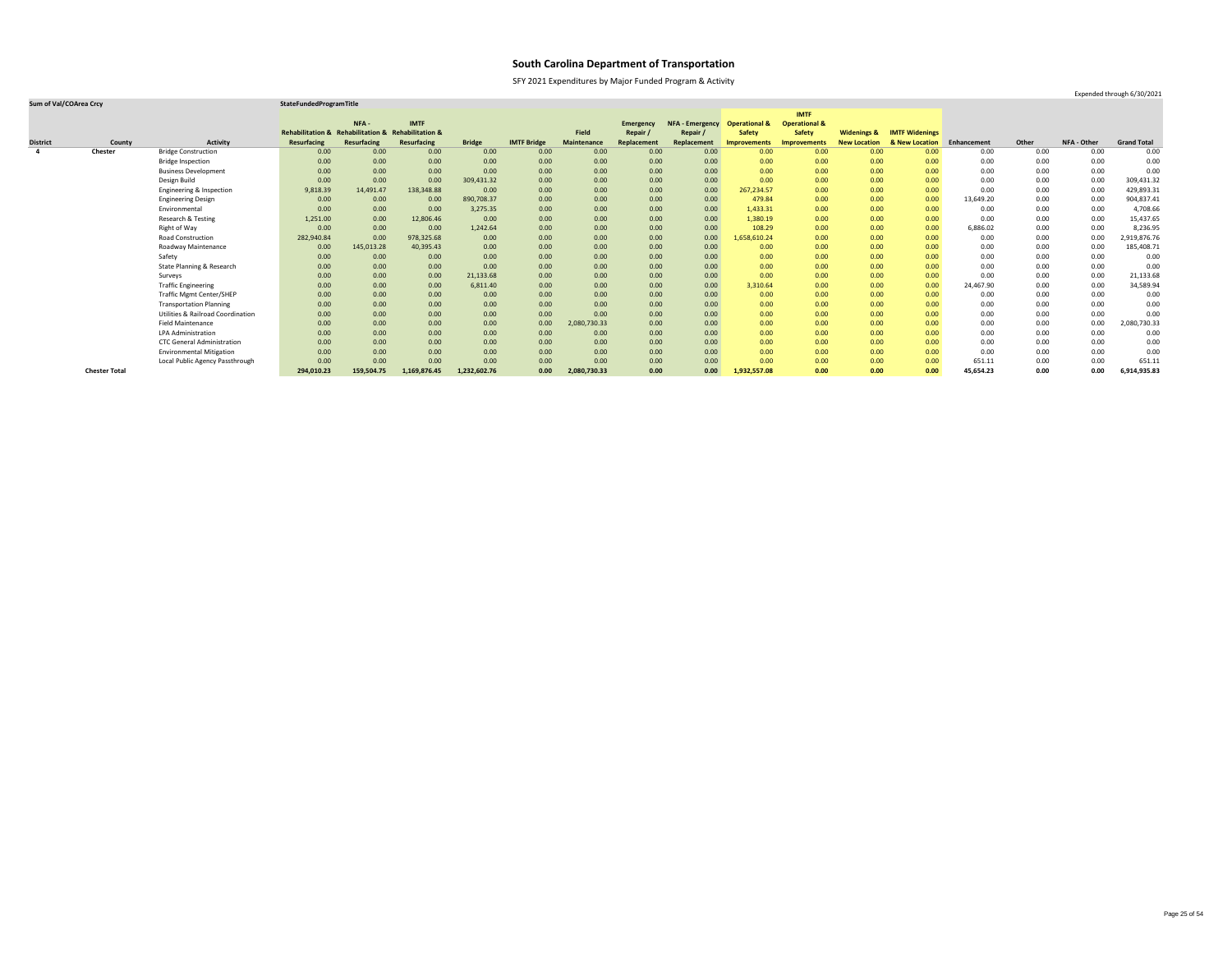# South Carolina Department of Transportation

SFY 2021 Expenditures by Major Funded Program & Activity

Expended through 6/30/2021

| Sum of Val/COArea Crcy | | | StateFundedProgramTitle | | | | | | | | | | | | | | | | |
|---|---|---|---|---|---|---|---|---|---|---|---|---|---|---|---|---|---|---|---|
| District | County | Activity | Rehabilitation & Resurfacing | NFA - Rehabilitation & Resurfacing | IMTF Rehabilitation & Resurfacing | Bridge | IMTF Bridge | Field Maintenance | Emergency Repair / Replacement | NFA - Emergency Repair / Replacement | Operational & Safety Improvements | IMTF Operational & Safety Improvements | Widenings & New Location | IMTF Widenings & New Location | Enhancement | Other | NFA - Other | Grand Total |
| 4 | Chester | Bridge Construction | 0.00 | 0.00 | 0.00 | 0.00 | 0.00 | 0.00 | 0.00 | 0.00 | 0.00 | 0.00 | 0.00 | 0.00 | 0.00 | 0.00 | 0.00 | 0.00 |
| | | Bridge Inspection | 0.00 | 0.00 | 0.00 | 0.00 | 0.00 | 0.00 | 0.00 | 0.00 | 0.00 | 0.00 | 0.00 | 0.00 | 0.00 | 0.00 | 0.00 | 0.00 |
| | | Business Development | 0.00 | 0.00 | 0.00 | 0.00 | 0.00 | 0.00 | 0.00 | 0.00 | 0.00 | 0.00 | 0.00 | 0.00 | 0.00 | 0.00 | 0.00 | 0.00 |
| | | Design Build | 0.00 | 0.00 | 0.00 | 309,431.32 | 0.00 | 0.00 | 0.00 | 0.00 | 0.00 | 0.00 | 0.00 | 0.00 | 0.00 | 0.00 | 0.00 | 309,431.32 |
| | | Engineering & Inspection | 9,818.39 | 14,491.47 | 138,348.88 | 0.00 | 0.00 | 0.00 | 0.00 | 0.00 | 267,234.57 | 0.00 | 0.00 | 0.00 | 0.00 | 0.00 | 0.00 | 429,893.31 |
| | | Engineering Design | 0.00 | 0.00 | 0.00 | 890,708.37 | 0.00 | 0.00 | 0.00 | 0.00 | 479.84 | 0.00 | 0.00 | 0.00 | 13,649.20 | 0.00 | 0.00 | 904,837.41 |
| | | Environmental | 0.00 | 0.00 | 0.00 | 3,275.35 | 0.00 | 0.00 | 0.00 | 0.00 | 1,433.31 | 0.00 | 0.00 | 0.00 | 0.00 | 0.00 | 0.00 | 4,708.66 |
| | | Research & Testing | 1,251.00 | 0.00 | 12,806.46 | 0.00 | 0.00 | 0.00 | 0.00 | 0.00 | 1,380.19 | 0.00 | 0.00 | 0.00 | 0.00 | 0.00 | 0.00 | 15,437.65 |
| | | Right of Way | 0.00 | 0.00 | 0.00 | 1,242.64 | 0.00 | 0.00 | 0.00 | 0.00 | 108.29 | 0.00 | 0.00 | 0.00 | 6,886.02 | 0.00 | 0.00 | 8,236.95 |
| | | Road Construction | 282,940.84 | 0.00 | 978,325.68 | 0.00 | 0.00 | 0.00 | 0.00 | 0.00 | 1,658,610.24 | 0.00 | 0.00 | 0.00 | 0.00 | 0.00 | 0.00 | 2,919,876.76 |
| | | Roadway Maintenance | 0.00 | 145,013.28 | 40,395.43 | 0.00 | 0.00 | 0.00 | 0.00 | 0.00 | 0.00 | 0.00 | 0.00 | 0.00 | 0.00 | 0.00 | 0.00 | 185,408.71 |
| | | Safety | 0.00 | 0.00 | 0.00 | 0.00 | 0.00 | 0.00 | 0.00 | 0.00 | 0.00 | 0.00 | 0.00 | 0.00 | 0.00 | 0.00 | 0.00 | 0.00 |
| | | State Planning & Research | 0.00 | 0.00 | 0.00 | 0.00 | 0.00 | 0.00 | 0.00 | 0.00 | 0.00 | 0.00 | 0.00 | 0.00 | 0.00 | 0.00 | 0.00 | 0.00 |
| | | Surveys | 0.00 | 0.00 | 0.00 | 21,133.68 | 0.00 | 0.00 | 0.00 | 0.00 | 0.00 | 0.00 | 0.00 | 0.00 | 0.00 | 0.00 | 0.00 | 21,133.68 |
| | | Traffic Engineering | 0.00 | 0.00 | 0.00 | 6,811.40 | 0.00 | 0.00 | 0.00 | 0.00 | 3,310.64 | 0.00 | 0.00 | 0.00 | 24,467.90 | 0.00 | 0.00 | 34,589.94 |
| | | Traffic Mgmt Center/SHEP | 0.00 | 0.00 | 0.00 | 0.00 | 0.00 | 0.00 | 0.00 | 0.00 | 0.00 | 0.00 | 0.00 | 0.00 | 0.00 | 0.00 | 0.00 | 0.00 |
| | | Transportation Planning | 0.00 | 0.00 | 0.00 | 0.00 | 0.00 | 0.00 | 0.00 | 0.00 | 0.00 | 0.00 | 0.00 | 0.00 | 0.00 | 0.00 | 0.00 | 0.00 |
| | | Utilities & Railroad Coordination | 0.00 | 0.00 | 0.00 | 0.00 | 0.00 | 0.00 | 0.00 | 0.00 | 0.00 | 0.00 | 0.00 | 0.00 | 0.00 | 0.00 | 0.00 | 0.00 |
| | | Field Maintenance | 0.00 | 0.00 | 0.00 | 0.00 | 0.00 | 2,080,730.33 | 0.00 | 0.00 | 0.00 | 0.00 | 0.00 | 0.00 | 0.00 | 0.00 | 0.00 | 2,080,730.33 |
| | | LPA Administration | 0.00 | 0.00 | 0.00 | 0.00 | 0.00 | 0.00 | 0.00 | 0.00 | 0.00 | 0.00 | 0.00 | 0.00 | 0.00 | 0.00 | 0.00 | 0.00 |
| | | CTC General Administration | 0.00 | 0.00 | 0.00 | 0.00 | 0.00 | 0.00 | 0.00 | 0.00 | 0.00 | 0.00 | 0.00 | 0.00 | 0.00 | 0.00 | 0.00 | 0.00 |
| | | Environmental Mitigation | 0.00 | 0.00 | 0.00 | 0.00 | 0.00 | 0.00 | 0.00 | 0.00 | 0.00 | 0.00 | 0.00 | 0.00 | 0.00 | 0.00 | 0.00 | 0.00 |
| | | Local Public Agency Passthrough | 0.00 | 0.00 | 0.00 | 0.00 | 0.00 | 0.00 | 0.00 | 0.00 | 0.00 | 0.00 | 0.00 | 0.00 | 651.11 | 0.00 | 0.00 | 651.11 |
| | **Chester Total** | | **294,010.23** | **159,504.75** | **1,169,876.45** | **1,232,602.76** | **0.00** | **2,080,730.33** | **0.00** | **0.00** | **1,932,557.08** | **0.00** | **0.00** | **0.00** | **45,654.23** | **0.00** | **0.00** | **6,914,935.83** |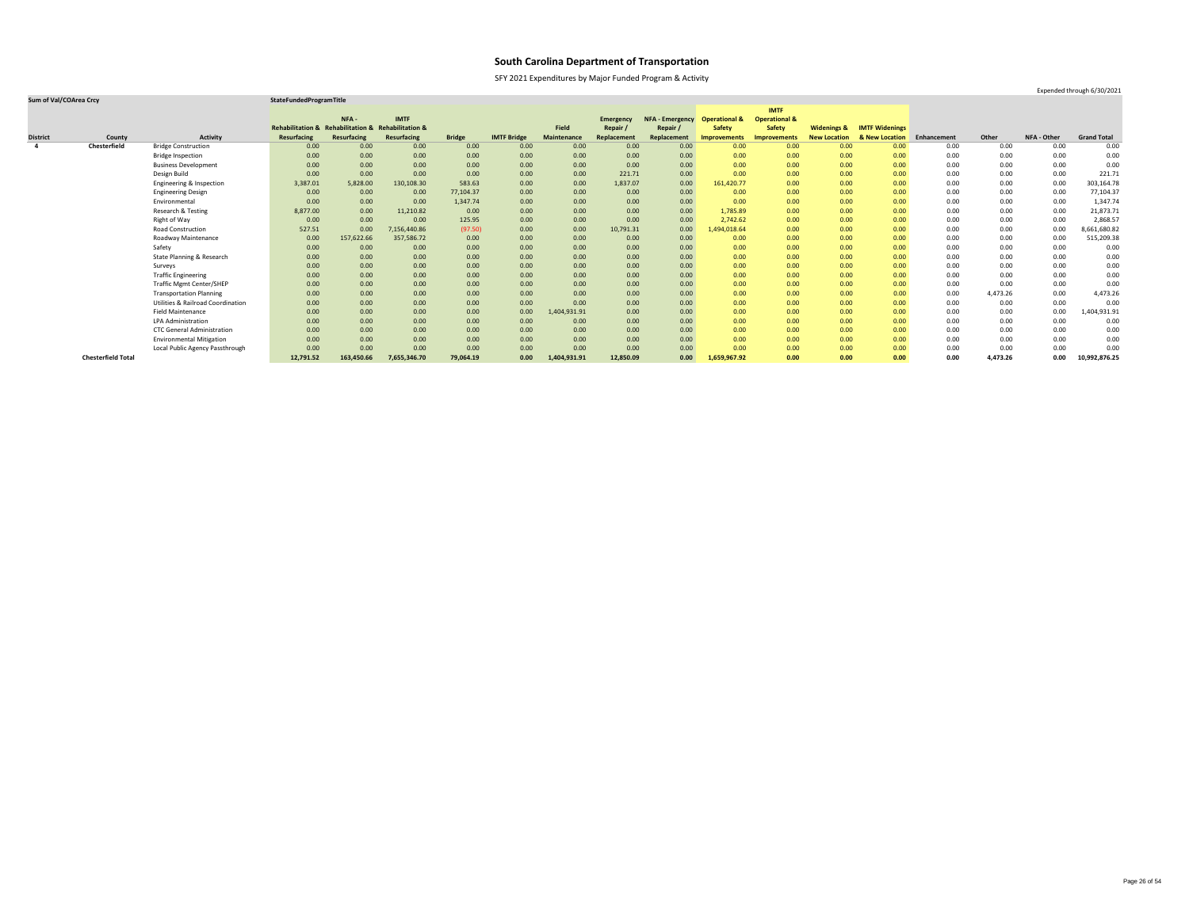# South Carolina Department of Transportation

SFY 2021 Expenditures by Major Funded Program & Activity

Expended through 6/30/2021

| Sum of Val/COArea Crcy | | | StateFundedProgramTitle | | | | | | | | | | | | | | | | |
|---|---|---|---|---|---|---|---|---|---|---|---|---|---|---|---|---|---|---|---|
| District | County | Activity | Rehabilitation & Resurfacing | NFA - Rehabilitation & Resurfacing | IMTF Rehabilitation & Resurfacing | Bridge | IMTF Bridge | Field Maintenance | Emergency Repair / Replacement | NFA - Emergency Repair / Replacement | Operational & Safety Improvements | IMTF Operational & Safety Improvements | Widenings & New Location | IMTF Widenings & New Location | Enhancement | Other | NFA - Other | Grand Total |
| 4 | Chesterfield | Bridge Construction | 0.00 | 0.00 | 0.00 | 0.00 | 0.00 | 0.00 | 0.00 | 0.00 | 0.00 | 0.00 | 0.00 | 0.00 | 0.00 | 0.00 | 0.00 | 0.00 |
| | | Bridge Inspection | 0.00 | 0.00 | 0.00 | 0.00 | 0.00 | 0.00 | 0.00 | 0.00 | 0.00 | 0.00 | 0.00 | 0.00 | 0.00 | 0.00 | 0.00 | 0.00 |
| | | Business Development | 0.00 | 0.00 | 0.00 | 0.00 | 0.00 | 0.00 | 0.00 | 0.00 | 0.00 | 0.00 | 0.00 | 0.00 | 0.00 | 0.00 | 0.00 | 0.00 |
| | | Design Build | 0.00 | 0.00 | 0.00 | 0.00 | 0.00 | 0.00 | 221.71 | 0.00 | 0.00 | 0.00 | 0.00 | 0.00 | 0.00 | 0.00 | 0.00 | 221.71 |
| | | Engineering & Inspection | 3,387.01 | 5,828.00 | 130,108.30 | 583.63 | 0.00 | 0.00 | 1,837.07 | 0.00 | 161,420.77 | 0.00 | 0.00 | 0.00 | 0.00 | 0.00 | 0.00 | 303,164.78 |
| | | Engineering Design | 0.00 | 0.00 | 0.00 | 77,104.37 | 0.00 | 0.00 | 0.00 | 0.00 | 0.00 | 0.00 | 0.00 | 0.00 | 0.00 | 0.00 | 0.00 | 77,104.37 |
| | | Environmental | 0.00 | 0.00 | 0.00 | 1,347.74 | 0.00 | 0.00 | 0.00 | 0.00 | 0.00 | 0.00 | 0.00 | 0.00 | 0.00 | 0.00 | 0.00 | 1,347.74 |
| | | Research & Testing | 8,877.00 | 0.00 | 11,210.82 | 0.00 | 0.00 | 0.00 | 0.00 | 0.00 | 1,785.89 | 0.00 | 0.00 | 0.00 | 0.00 | 0.00 | 0.00 | 21,873.71 |
| | | Right of Way | 0.00 | 0.00 | 0.00 | 125.95 | 0.00 | 0.00 | 0.00 | 0.00 | 2,742.62 | 0.00 | 0.00 | 0.00 | 0.00 | 0.00 | 0.00 | 2,868.57 |
| | | Road Construction | 527.51 | 0.00 | 7,156,440.86 | (97.50) | 0.00 | 0.00 | 10,791.31 | 0.00 | 1,494,018.64 | 0.00 | 0.00 | 0.00 | 0.00 | 0.00 | 0.00 | 8,661,680.82 |
| | | Roadway Maintenance | 0.00 | 157,622.66 | 357,586.72 | 0.00 | 0.00 | 0.00 | 0.00 | 0.00 | 0.00 | 0.00 | 0.00 | 0.00 | 0.00 | 0.00 | 0.00 | 515,209.38 |
| | | Safety | 0.00 | 0.00 | 0.00 | 0.00 | 0.00 | 0.00 | 0.00 | 0.00 | 0.00 | 0.00 | 0.00 | 0.00 | 0.00 | 0.00 | 0.00 | 0.00 |
| | | State Planning & Research | 0.00 | 0.00 | 0.00 | 0.00 | 0.00 | 0.00 | 0.00 | 0.00 | 0.00 | 0.00 | 0.00 | 0.00 | 0.00 | 0.00 | 0.00 | 0.00 |
| | | Surveys | 0.00 | 0.00 | 0.00 | 0.00 | 0.00 | 0.00 | 0.00 | 0.00 | 0.00 | 0.00 | 0.00 | 0.00 | 0.00 | 0.00 | 0.00 | 0.00 |
| | | Traffic Engineering | 0.00 | 0.00 | 0.00 | 0.00 | 0.00 | 0.00 | 0.00 | 0.00 | 0.00 | 0.00 | 0.00 | 0.00 | 0.00 | 0.00 | 0.00 | 0.00 |
| | | Traffic Mgmt Center/SHEP | 0.00 | 0.00 | 0.00 | 0.00 | 0.00 | 0.00 | 0.00 | 0.00 | 0.00 | 0.00 | 0.00 | 0.00 | 0.00 | 0.00 | 0.00 | 0.00 |
| | | Transportation Planning | 0.00 | 0.00 | 0.00 | 0.00 | 0.00 | 0.00 | 0.00 | 0.00 | 0.00 | 0.00 | 0.00 | 0.00 | 0.00 | 4,473.26 | 0.00 | 4,473.26 |
| | | Utilities & Railroad Coordination | 0.00 | 0.00 | 0.00 | 0.00 | 0.00 | 0.00 | 0.00 | 0.00 | 0.00 | 0.00 | 0.00 | 0.00 | 0.00 | 0.00 | 0.00 | 0.00 |
| | | Field Maintenance | 0.00 | 0.00 | 0.00 | 0.00 | 0.00 | 1,404,931.91 | 0.00 | 0.00 | 0.00 | 0.00 | 0.00 | 0.00 | 0.00 | 0.00 | 0.00 | 1,404,931.91 |
| | | LPA Administration | 0.00 | 0.00 | 0.00 | 0.00 | 0.00 | 0.00 | 0.00 | 0.00 | 0.00 | 0.00 | 0.00 | 0.00 | 0.00 | 0.00 | 0.00 | 0.00 |
| | | CTC General Administration | 0.00 | 0.00 | 0.00 | 0.00 | 0.00 | 0.00 | 0.00 | 0.00 | 0.00 | 0.00 | 0.00 | 0.00 | 0.00 | 0.00 | 0.00 | 0.00 |
| | | Environmental Mitigation | 0.00 | 0.00 | 0.00 | 0.00 | 0.00 | 0.00 | 0.00 | 0.00 | 0.00 | 0.00 | 0.00 | 0.00 | 0.00 | 0.00 | 0.00 | 0.00 |
| | | Local Public Agency Passthrough | 0.00 | 0.00 | 0.00 | 0.00 | 0.00 | 0.00 | 0.00 | 0.00 | 0.00 | 0.00 | 0.00 | 0.00 | 0.00 | 0.00 | 0.00 | 0.00 |
| | **Chesterfield Total** | | **12,791.52** | **163,450.66** | **7,655,346.70** | **79,064.19** | **0.00** | **1,404,931.91** | **12,850.09** | **0.00** | **1,659,967.92** | **0.00** | **0.00** | **0.00** | **0.00** | **4,473.26** | **0.00** | **10,992,876.25** |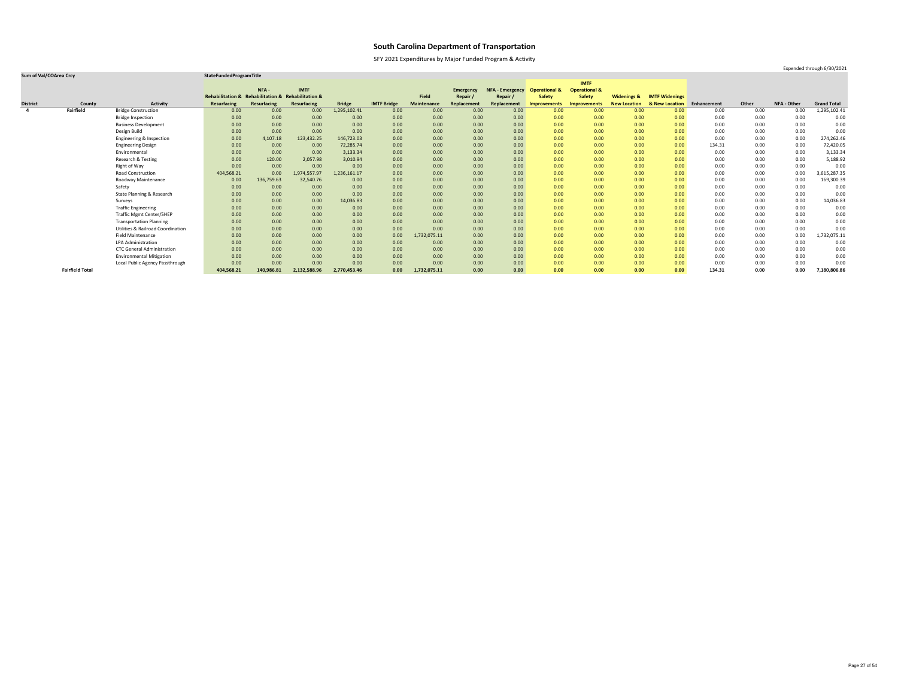# South Carolina Department of Transportation

SFY 2021 Expenditures by Major Funded Program & Activity

Expended through 6/30/2021

| Sum of Val/COArea Crcy | | | StateFundedProgramTitle | | | | | | | | | | | | | | | | | |
|---|---|---|---|---|---|---|---|---|---|---|---|---|---|---|---|---|---|---|---|---|
| District | County | Activity | Rehabilitation & Resurfacing | NFA - Rehabilitation & Resurfacing | IMTF Rehabilitation & Resurfacing | Bridge | IMTF Bridge | Field Maintenance | Emergency Repair / Replacement | NFA - Emergency Repair / Replacement | Operational & Safety Improvements | IMTF Operational & Safety Improvements | Widenings & New Location | IMTF Widenings & New Location | Enhancement | Other | NFA - Other | Grand Total |
| 4 | Fairfield | Bridge Construction | 0.00 | 0.00 | 0.00 | 1,295,102.41 | 0.00 | 0.00 | 0.00 | 0.00 | 0.00 | 0.00 | 0.00 | 0.00 | 0.00 | 0.00 | 0.00 | 1,295,102.41 |
| | | Bridge Inspection | 0.00 | 0.00 | 0.00 | 0.00 | 0.00 | 0.00 | 0.00 | 0.00 | 0.00 | 0.00 | 0.00 | 0.00 | 0.00 | 0.00 | 0.00 | 0.00 |
| | | Business Development | 0.00 | 0.00 | 0.00 | 0.00 | 0.00 | 0.00 | 0.00 | 0.00 | 0.00 | 0.00 | 0.00 | 0.00 | 0.00 | 0.00 | 0.00 | 0.00 |
| | | Design Build | 0.00 | 0.00 | 0.00 | 0.00 | 0.00 | 0.00 | 0.00 | 0.00 | 0.00 | 0.00 | 0.00 | 0.00 | 0.00 | 0.00 | 0.00 | 0.00 |
| | | Engineering & Inspection | 0.00 | 4,107.18 | 123,432.25 | 146,723.03 | 0.00 | 0.00 | 0.00 | 0.00 | 0.00 | 0.00 | 0.00 | 0.00 | 0.00 | 0.00 | 0.00 | 274,262.46 |
| | | Engineering Design | 0.00 | 0.00 | 0.00 | 72,285.74 | 0.00 | 0.00 | 0.00 | 0.00 | 0.00 | 0.00 | 0.00 | 0.00 | 134.31 | 0.00 | 0.00 | 72,420.05 |
| | | Environmental | 0.00 | 0.00 | 0.00 | 3,133.34 | 0.00 | 0.00 | 0.00 | 0.00 | 0.00 | 0.00 | 0.00 | 0.00 | 0.00 | 0.00 | 0.00 | 3,133.34 |
| | | Research & Testing | 0.00 | 120.00 | 2,057.98 | 3,010.94 | 0.00 | 0.00 | 0.00 | 0.00 | 0.00 | 0.00 | 0.00 | 0.00 | 0.00 | 0.00 | 0.00 | 5,188.92 |
| | | Right of Way | 0.00 | 0.00 | 0.00 | 0.00 | 0.00 | 0.00 | 0.00 | 0.00 | 0.00 | 0.00 | 0.00 | 0.00 | 0.00 | 0.00 | 0.00 | 0.00 |
| | | Road Construction | 404,568.21 | 0.00 | 1,974,557.97 | 1,236,161.17 | 0.00 | 0.00 | 0.00 | 0.00 | 0.00 | 0.00 | 0.00 | 0.00 | 0.00 | 0.00 | 0.00 | 3,615,287.35 |
| | | Roadway Maintenance | 0.00 | 136,759.63 | 32,540.76 | 0.00 | 0.00 | 0.00 | 0.00 | 0.00 | 0.00 | 0.00 | 0.00 | 0.00 | 0.00 | 0.00 | 0.00 | 169,300.39 |
| | | Safety | 0.00 | 0.00 | 0.00 | 0.00 | 0.00 | 0.00 | 0.00 | 0.00 | 0.00 | 0.00 | 0.00 | 0.00 | 0.00 | 0.00 | 0.00 | 0.00 |
| | | State Planning & Research | 0.00 | 0.00 | 0.00 | 0.00 | 0.00 | 0.00 | 0.00 | 0.00 | 0.00 | 0.00 | 0.00 | 0.00 | 0.00 | 0.00 | 0.00 | 0.00 |
| | | Surveys | 0.00 | 0.00 | 0.00 | 14,036.83 | 0.00 | 0.00 | 0.00 | 0.00 | 0.00 | 0.00 | 0.00 | 0.00 | 0.00 | 0.00 | 0.00 | 14,036.83 |
| | | Traffic Engineering | 0.00 | 0.00 | 0.00 | 0.00 | 0.00 | 0.00 | 0.00 | 0.00 | 0.00 | 0.00 | 0.00 | 0.00 | 0.00 | 0.00 | 0.00 | 0.00 |
| | | Traffic Mgmt Center/SHEP | 0.00 | 0.00 | 0.00 | 0.00 | 0.00 | 0.00 | 0.00 | 0.00 | 0.00 | 0.00 | 0.00 | 0.00 | 0.00 | 0.00 | 0.00 | 0.00 |
| | | Transportation Planning | 0.00 | 0.00 | 0.00 | 0.00 | 0.00 | 0.00 | 0.00 | 0.00 | 0.00 | 0.00 | 0.00 | 0.00 | 0.00 | 0.00 | 0.00 | 0.00 |
| | | Utilities & Railroad Coordination | 0.00 | 0.00 | 0.00 | 0.00 | 0.00 | 0.00 | 0.00 | 0.00 | 0.00 | 0.00 | 0.00 | 0.00 | 0.00 | 0.00 | 0.00 | 0.00 |
| | | Field Maintenance | 0.00 | 0.00 | 0.00 | 0.00 | 0.00 | 1,732,075.11 | 0.00 | 0.00 | 0.00 | 0.00 | 0.00 | 0.00 | 0.00 | 0.00 | 0.00 | 1,732,075.11 |
| | | LPA Administration | 0.00 | 0.00 | 0.00 | 0.00 | 0.00 | 0.00 | 0.00 | 0.00 | 0.00 | 0.00 | 0.00 | 0.00 | 0.00 | 0.00 | 0.00 | 0.00 |
| | | CTC General Administration | 0.00 | 0.00 | 0.00 | 0.00 | 0.00 | 0.00 | 0.00 | 0.00 | 0.00 | 0.00 | 0.00 | 0.00 | 0.00 | 0.00 | 0.00 | 0.00 |
| | | Environmental Mitigation | 0.00 | 0.00 | 0.00 | 0.00 | 0.00 | 0.00 | 0.00 | 0.00 | 0.00 | 0.00 | 0.00 | 0.00 | 0.00 | 0.00 | 0.00 | 0.00 |
| | | Local Public Agency Passthrough | 0.00 | 0.00 | 0.00 | 0.00 | 0.00 | 0.00 | 0.00 | 0.00 | 0.00 | 0.00 | 0.00 | 0.00 | 0.00 | 0.00 | 0.00 | 0.00 |
| | **Fairfield Total** | | **404,568.21** | **140,986.81** | **2,132,588.96** | **2,770,453.46** | **0.00** | **1,732,075.11** | **0.00** | **0.00** | **0.00** | **0.00** | **0.00** | **0.00** | **134.31** | **0.00** | **0.00** | **7,180,806.86** |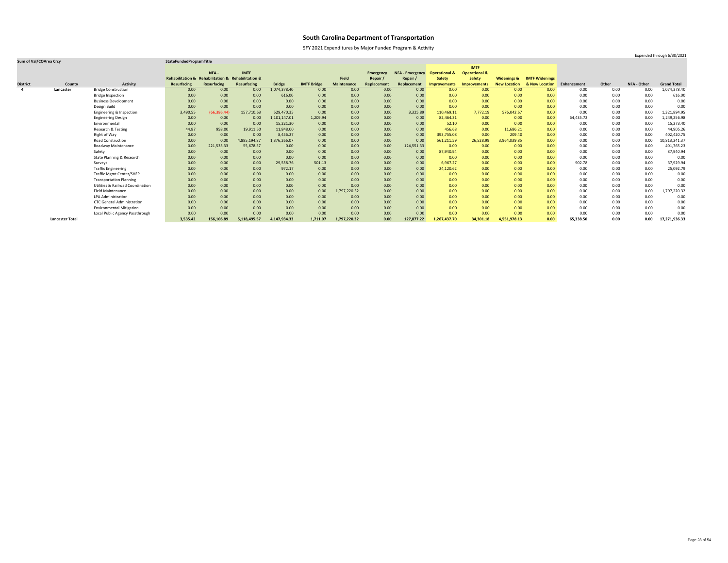# South Carolina Department of Transportation

SFY 2021 Expenditures by Major Funded Program & Activity

Expended through 6/30/2021

| Sum of Val/COArea Crcy | | | StateFundedProgramTitle | | | | | | | | | | | | | | | | |
|---|---|---|---|---|---|---|---|---|---|---|---|---|---|---|---|---|---|---|---|
| District | County | Activity | Rehabilitation & Resurfacing | NFA - Rehabilitation & Resurfacing | IMTF Rehabilitation & Resurfacing | Bridge | IMTF Bridge | Field Maintenance | Emergency Repair / Replacement | NFA - Emergency Repair / Replacement | Operational & Safety Improvements | IMTF Operational & Safety Improvements | Widenings & New Location | IMTF Widenings & New Location | Enhancement | Other | NFA - Other | Grand Total |
| 4 | Lancaster | Bridge Construction | 0.00 | 0.00 | 0.00 | 1,074,378.40 | 0.00 | 0.00 | 0.00 | 0.00 | 0.00 | 0.00 | 0.00 | 0.00 | 0.00 | 0.00 | 0.00 | 1,074,378.40 |
| | | Bridge Inspection | 0.00 | 0.00 | 0.00 | 616.00 | 0.00 | 0.00 | 0.00 | 0.00 | 0.00 | 0.00 | 0.00 | 0.00 | 0.00 | 0.00 | 0.00 | 616.00 |
| | | Business Development | 0.00 | 0.00 | 0.00 | 0.00 | 0.00 | 0.00 | 0.00 | 0.00 | 0.00 | 0.00 | 0.00 | 0.00 | 0.00 | 0.00 | 0.00 | 0.00 |
| | | Design Build | 0.00 | 0.00 | 0.00 | 0.00 | 0.00 | 0.00 | 0.00 | 0.00 | 0.00 | 0.00 | 0.00 | 0.00 | 0.00 | 0.00 | 0.00 | 0.00 |
| | | Engineering & Inspection | 3,490.55 | (66,386.44) | 157,710.63 | 529,470.35 | 0.00 | 0.00 | 0.00 | 3,325.89 | 110,469.11 | 7,772.19 | 576,042.67 | 0.00 | 0.00 | 0.00 | 0.00 | 1,321,894.95 |
| | | Engineering Design | 0.00 | 0.00 | 0.00 | 1,101,147.01 | 1,209.94 | 0.00 | 0.00 | 0.00 | 82,464.31 | 0.00 | 0.00 | 0.00 | 64,435.72 | 0.00 | 0.00 | 1,249,256.98 |
| | | Environmental | 0.00 | 0.00 | 0.00 | 15,221.30 | 0.00 | 0.00 | 0.00 | 0.00 | 52.10 | 0.00 | 0.00 | 0.00 | 0.00 | 0.00 | 0.00 | 15,273.40 |
| | | Research & Testing | 44.87 | 958.00 | 19,911.50 | 11,848.00 | 0.00 | 0.00 | 0.00 | 0.00 | 456.68 | 0.00 | 11,686.21 | 0.00 | 0.00 | 0.00 | 0.00 | 44,905.26 |
| | | Right of Way | 0.00 | 0.00 | 0.00 | 8,456.27 | 0.00 | 0.00 | 0.00 | 0.00 | 393,755.08 | 0.00 | 209.40 | 0.00 | 0.00 | 0.00 | 0.00 | 402,420.75 |
| | | Road Construction | 0.00 | 0.00 | 4,885,194.87 | 1,376,266.07 | 0.00 | 0.00 | 0.00 | 0.00 | 561,211.59 | 26,528.99 | 3,964,039.85 | 0.00 | 0.00 | 0.00 | 0.00 | 10,813,241.37 |
| | | Roadway Maintenance | 0.00 | 221,535.33 | 55,678.57 | 0.00 | 0.00 | 0.00 | 0.00 | 124,551.33 | 0.00 | 0.00 | 0.00 | 0.00 | 0.00 | 0.00 | 0.00 | 401,765.23 |
| | | Safety | 0.00 | 0.00 | 0.00 | 0.00 | 0.00 | 0.00 | 0.00 | 0.00 | 87,940.94 | 0.00 | 0.00 | 0.00 | 0.00 | 0.00 | 0.00 | 87,940.94 |
| | | State Planning & Research | 0.00 | 0.00 | 0.00 | 0.00 | 0.00 | 0.00 | 0.00 | 0.00 | 0.00 | 0.00 | 0.00 | 0.00 | 0.00 | 0.00 | 0.00 | 0.00 |
| | | Surveys | 0.00 | 0.00 | 0.00 | 29,558.76 | 501.13 | 0.00 | 0.00 | 0.00 | 6,967.27 | 0.00 | 0.00 | 0.00 | 902.78 | 0.00 | 0.00 | 37,929.94 |
| | | Traffic Engineering | 0.00 | 0.00 | 0.00 | 972.17 | 0.00 | 0.00 | 0.00 | 0.00 | 24,120.62 | 0.00 | 0.00 | 0.00 | 0.00 | 0.00 | 0.00 | 25,092.79 |
| | | Traffic Mgmt Center/SHEP | 0.00 | 0.00 | 0.00 | 0.00 | 0.00 | 0.00 | 0.00 | 0.00 | 0.00 | 0.00 | 0.00 | 0.00 | 0.00 | 0.00 | 0.00 | 0.00 |
| | | Transportation Planning | 0.00 | 0.00 | 0.00 | 0.00 | 0.00 | 0.00 | 0.00 | 0.00 | 0.00 | 0.00 | 0.00 | 0.00 | 0.00 | 0.00 | 0.00 | 0.00 |
| | | Utilities & Railroad Coordination | 0.00 | 0.00 | 0.00 | 0.00 | 0.00 | 0.00 | 0.00 | 0.00 | 0.00 | 0.00 | 0.00 | 0.00 | 0.00 | 0.00 | 0.00 | 0.00 |
| | | Field Maintenance | 0.00 | 0.00 | 0.00 | 0.00 | 0.00 | 1,797,220.32 | 0.00 | 0.00 | 0.00 | 0.00 | 0.00 | 0.00 | 0.00 | 0.00 | 0.00 | 1,797,220.32 |
| | | LPA Administration | 0.00 | 0.00 | 0.00 | 0.00 | 0.00 | 0.00 | 0.00 | 0.00 | 0.00 | 0.00 | 0.00 | 0.00 | 0.00 | 0.00 | 0.00 | 0.00 |
| | | CTC General Administration | 0.00 | 0.00 | 0.00 | 0.00 | 0.00 | 0.00 | 0.00 | 0.00 | 0.00 | 0.00 | 0.00 | 0.00 | 0.00 | 0.00 | 0.00 | 0.00 |
| | | Environmental Mitigation | 0.00 | 0.00 | 0.00 | 0.00 | 0.00 | 0.00 | 0.00 | 0.00 | 0.00 | 0.00 | 0.00 | 0.00 | 0.00 | 0.00 | 0.00 | 0.00 |
| | | Local Public Agency Passthrough | 0.00 | 0.00 | 0.00 | 0.00 | 0.00 | 0.00 | 0.00 | 0.00 | 0.00 | 0.00 | 0.00 | 0.00 | 0.00 | 0.00 | 0.00 | 0.00 |
| | **Lancaster Total** | | **3,535.42** | **156,106.89** | **5,118,495.57** | **4,147,934.33** | **1,711.07** | **1,797,220.32** | **0.00** | **127,877.22** | **1,267,437.70** | **34,301.18** | **4,551,978.13** | **0.00** | **65,338.50** | **0.00** | **0.00** | **17,271,936.33** |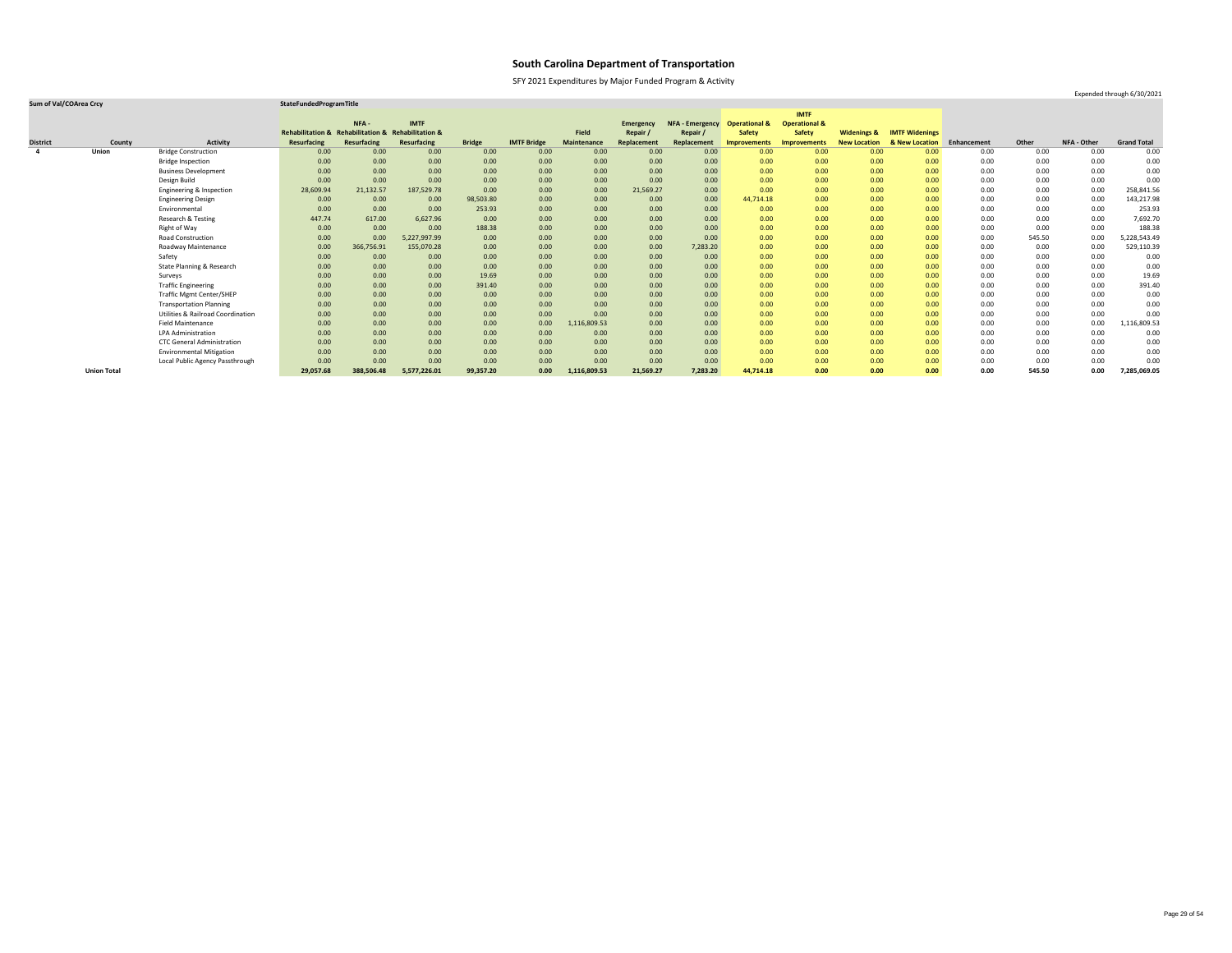# South Carolina Department of Transportation

SFY 2021 Expenditures by Major Funded Program & Activity

Expended through 6/30/2021

| Sum of Val/COArea Crcy | | | StateFundedProgramTitle | | | | | | | | | | | | | | | | |
|---|---|---|---|---|---|---|---|---|---|---|---|---|---|---|---|---|---|---|---|
| District | County | Activity | Rehabilitation & Resurfacing | NFA - Rehabilitation & Resurfacing | IMTF Rehabilitation & Resurfacing | Bridge | IMTF Bridge | Field Maintenance | Emergency Repair / Replacement | NFA - Emergency Repair / Replacement | Operational & Safety Improvements | IMTF Operational & Safety Improvements | Widenings & New Location | IMTF Widenings & New Location | Enhancement | Other | NFA - Other | Grand Total |
| 4 | Union | Bridge Construction | 0.00 | 0.00 | 0.00 | 0.00 | 0.00 | 0.00 | 0.00 | 0.00 | 0.00 | 0.00 | 0.00 | 0.00 | 0.00 | 0.00 | 0.00 | 0.00 |
| | | Bridge Inspection | 0.00 | 0.00 | 0.00 | 0.00 | 0.00 | 0.00 | 0.00 | 0.00 | 0.00 | 0.00 | 0.00 | 0.00 | 0.00 | 0.00 | 0.00 | 0.00 |
| | | Business Development | 0.00 | 0.00 | 0.00 | 0.00 | 0.00 | 0.00 | 0.00 | 0.00 | 0.00 | 0.00 | 0.00 | 0.00 | 0.00 | 0.00 | 0.00 | 0.00 |
| | | Design Build | 0.00 | 0.00 | 0.00 | 0.00 | 0.00 | 0.00 | 0.00 | 0.00 | 0.00 | 0.00 | 0.00 | 0.00 | 0.00 | 0.00 | 0.00 | 0.00 |
| | | Engineering & Inspection | 28,609.94 | 21,132.57 | 187,529.78 | 0.00 | 0.00 | 0.00 | 21,569.27 | 0.00 | 0.00 | 0.00 | 0.00 | 0.00 | 0.00 | 0.00 | 0.00 | 258,841.56 |
| | | Engineering Design | 0.00 | 0.00 | 0.00 | 98,503.80 | 0.00 | 0.00 | 0.00 | 0.00 | 44,714.18 | 0.00 | 0.00 | 0.00 | 0.00 | 0.00 | 0.00 | 143,217.98 |
| | | Environmental | 0.00 | 0.00 | 0.00 | 253.93 | 0.00 | 0.00 | 0.00 | 0.00 | 0.00 | 0.00 | 0.00 | 0.00 | 0.00 | 0.00 | 0.00 | 253.93 |
| | | Research & Testing | 447.74 | 617.00 | 6,627.96 | 0.00 | 0.00 | 0.00 | 0.00 | 0.00 | 0.00 | 0.00 | 0.00 | 0.00 | 0.00 | 0.00 | 0.00 | 7,692.70 |
| | | Right of Way | 0.00 | 0.00 | 0.00 | 188.38 | 0.00 | 0.00 | 0.00 | 0.00 | 0.00 | 0.00 | 0.00 | 0.00 | 0.00 | 0.00 | 0.00 | 188.38 |
| | | Road Construction | 0.00 | 0.00 | 5,227,997.99 | 0.00 | 0.00 | 0.00 | 0.00 | 0.00 | 0.00 | 0.00 | 0.00 | 0.00 | 0.00 | 545.50 | 0.00 | 5,228,543.49 |
| | | Roadway Maintenance | 0.00 | 366,756.91 | 155,070.28 | 0.00 | 0.00 | 0.00 | 0.00 | 7,283.20 | 0.00 | 0.00 | 0.00 | 0.00 | 0.00 | 0.00 | 0.00 | 529,110.39 |
| | | Safety | 0.00 | 0.00 | 0.00 | 0.00 | 0.00 | 0.00 | 0.00 | 0.00 | 0.00 | 0.00 | 0.00 | 0.00 | 0.00 | 0.00 | 0.00 | 0.00 |
| | | State Planning & Research | 0.00 | 0.00 | 0.00 | 0.00 | 0.00 | 0.00 | 0.00 | 0.00 | 0.00 | 0.00 | 0.00 | 0.00 | 0.00 | 0.00 | 0.00 | 0.00 |
| | | Surveys | 0.00 | 0.00 | 0.00 | 19.69 | 0.00 | 0.00 | 0.00 | 0.00 | 0.00 | 0.00 | 0.00 | 0.00 | 0.00 | 0.00 | 0.00 | 19.69 |
| | | Traffic Engineering | 0.00 | 0.00 | 0.00 | 391.40 | 0.00 | 0.00 | 0.00 | 0.00 | 0.00 | 0.00 | 0.00 | 0.00 | 0.00 | 0.00 | 0.00 | 391.40 |
| | | Traffic Mgmt Center/SHEP | 0.00 | 0.00 | 0.00 | 0.00 | 0.00 | 0.00 | 0.00 | 0.00 | 0.00 | 0.00 | 0.00 | 0.00 | 0.00 | 0.00 | 0.00 | 0.00 |
| | | Transportation Planning | 0.00 | 0.00 | 0.00 | 0.00 | 0.00 | 0.00 | 0.00 | 0.00 | 0.00 | 0.00 | 0.00 | 0.00 | 0.00 | 0.00 | 0.00 | 0.00 |
| | | Utilities & Railroad Coordination | 0.00 | 0.00 | 0.00 | 0.00 | 0.00 | 0.00 | 0.00 | 0.00 | 0.00 | 0.00 | 0.00 | 0.00 | 0.00 | 0.00 | 0.00 | 0.00 |
| | | Field Maintenance | 0.00 | 0.00 | 0.00 | 0.00 | 0.00 | 1,116,809.53 | 0.00 | 0.00 | 0.00 | 0.00 | 0.00 | 0.00 | 0.00 | 0.00 | 0.00 | 1,116,809.53 |
| | | LPA Administration | 0.00 | 0.00 | 0.00 | 0.00 | 0.00 | 0.00 | 0.00 | 0.00 | 0.00 | 0.00 | 0.00 | 0.00 | 0.00 | 0.00 | 0.00 | 0.00 |
| | | CTC General Administration | 0.00 | 0.00 | 0.00 | 0.00 | 0.00 | 0.00 | 0.00 | 0.00 | 0.00 | 0.00 | 0.00 | 0.00 | 0.00 | 0.00 | 0.00 | 0.00 |
| | | Environmental Mitigation | 0.00 | 0.00 | 0.00 | 0.00 | 0.00 | 0.00 | 0.00 | 0.00 | 0.00 | 0.00 | 0.00 | 0.00 | 0.00 | 0.00 | 0.00 | 0.00 |
| | | Local Public Agency Passthrough | 0.00 | 0.00 | 0.00 | 0.00 | 0.00 | 0.00 | 0.00 | 0.00 | 0.00 | 0.00 | 0.00 | 0.00 | 0.00 | 0.00 | 0.00 | 0.00 |
| | **Union Total** | | **29,057.68** | **388,506.48** | **5,577,226.01** | **99,357.20** | **0.00** | **1,116,809.53** | **21,569.27** | **7,283.20** | **44,714.18** | **0.00** | **0.00** | **0.00** | **0.00** | **545.50** | **0.00** | **7,285,069.05** |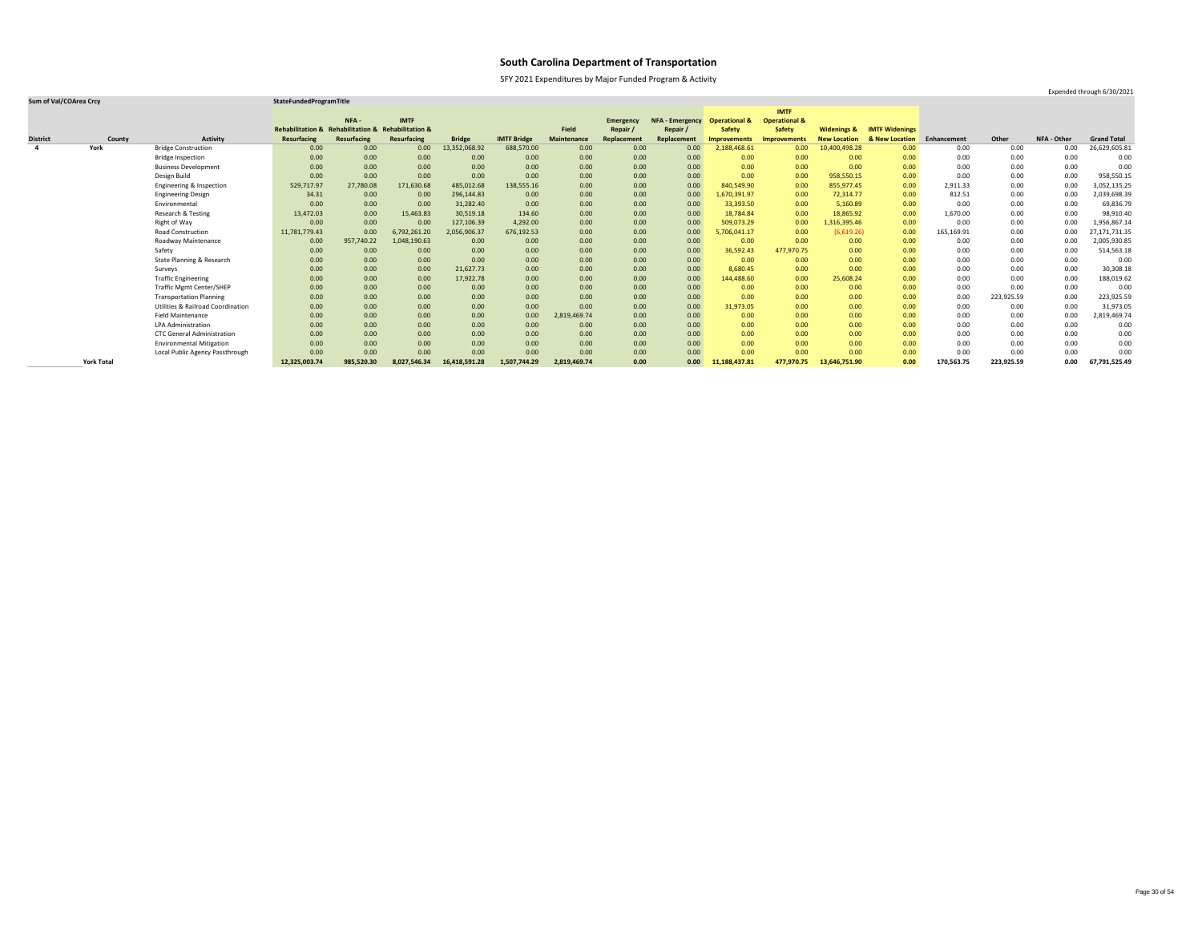# South Carolina Department of Transportation

SFY 2021 Expenditures by Major Funded Program & Activity

Expended through 6/30/2021

| Sum of Val/COArea Crcy | | | StateFundedProgramTitle | | | | | | | | | | | | | | | | |
|---|---|---|---|---|---|---|---|---|---|---|---|---|---|---|---|---|---|---|---|
| District | County | Activity | Rehabilitation & Resurfacing | NFA - Rehabilitation & Resurfacing | IMTF Rehabilitation & Resurfacing | Bridge | IMTF Bridge | Field Maintenance | Emergency Repair / Replacement | NFA - Emergency Repair / Replacement | Operational & Safety Improvements | IMTF Operational & Safety Improvements | Widenings & New Location | IMTF Widenings & New Location | Enhancement | Other | NFA - Other | Grand Total |
| 4 | York | Bridge Construction | 0.00 | 0.00 | 0.00 | 13,352,068.92 | 688,570.00 | 0.00 | 0.00 | 0.00 | 2,188,468.61 | 0.00 | 10,400,498.28 | 0.00 | 0.00 | 0.00 | 0.00 | 26,629,605.81 |
| | | Bridge Inspection | 0.00 | 0.00 | 0.00 | 0.00 | 0.00 | 0.00 | 0.00 | 0.00 | 0.00 | 0.00 | 0.00 | 0.00 | 0.00 | 0.00 | 0.00 | 0.00 |
| | | Business Development | 0.00 | 0.00 | 0.00 | 0.00 | 0.00 | 0.00 | 0.00 | 0.00 | 0.00 | 0.00 | 0.00 | 0.00 | 0.00 | 0.00 | 0.00 | 0.00 |
| | | Design Build | 0.00 | 0.00 | 0.00 | 0.00 | 0.00 | 0.00 | 0.00 | 0.00 | 0.00 | 0.00 | 958,550.15 | 0.00 | 0.00 | 0.00 | 0.00 | 958,550.15 |
| | | Engineering & Inspection | 529,717.97 | 27,780.08 | 171,630.68 | 485,012.68 | 138,555.16 | 0.00 | 0.00 | 0.00 | 840,549.90 | 0.00 | 855,977.45 | 0.00 | 2,911.33 | 0.00 | 0.00 | 3,052,135.25 |
| | | Engineering Design | 34.31 | 0.00 | 0.00 | 296,144.83 | 0.00 | 0.00 | 0.00 | 0.00 | 1,670,391.97 | 0.00 | 72,314.77 | 0.00 | 812.51 | 0.00 | 0.00 | 2,039,698.39 |
| | | Environmental | 0.00 | 0.00 | 0.00 | 31,282.40 | 0.00 | 0.00 | 0.00 | 0.00 | 33,393.50 | 0.00 | 5,160.89 | 0.00 | 0.00 | 0.00 | 0.00 | 69,836.79 |
| | | Research & Testing | 13,472.03 | 0.00 | 15,463.83 | 30,519.18 | 134.60 | 0.00 | 0.00 | 0.00 | 18,784.84 | 0.00 | 18,865.92 | 0.00 | 1,670.00 | 0.00 | 0.00 | 98,910.40 |
| | | Right of Way | 0.00 | 0.00 | 0.00 | 127,106.39 | 4,292.00 | 0.00 | 0.00 | 0.00 | 509,073.29 | 0.00 | 1,316,395.46 | 0.00 | 0.00 | 0.00 | 0.00 | 1,956,867.14 |
| | | Road Construction | 11,781,779.43 | 0.00 | 6,792,261.20 | 2,056,906.37 | 676,192.53 | 0.00 | 0.00 | 0.00 | 5,706,041.17 | 0.00 | (6,619.26) | 0.00 | 165,169.91 | 0.00 | 0.00 | 27,171,731.35 |
| | | Roadway Maintenance | 0.00 | 957,740.22 | 1,048,190.63 | 0.00 | 0.00 | 0.00 | 0.00 | 0.00 | 0.00 | 0.00 | 0.00 | 0.00 | 0.00 | 0.00 | 0.00 | 2,005,930.85 |
| | | Safety | 0.00 | 0.00 | 0.00 | 0.00 | 0.00 | 0.00 | 0.00 | 0.00 | 36,592.43 | 477,970.75 | 0.00 | 0.00 | 0.00 | 0.00 | 0.00 | 514,563.18 |
| | | State Planning & Research | 0.00 | 0.00 | 0.00 | 0.00 | 0.00 | 0.00 | 0.00 | 0.00 | 0.00 | 0.00 | 0.00 | 0.00 | 0.00 | 0.00 | 0.00 | 0.00 |
| | | Surveys | 0.00 | 0.00 | 0.00 | 21,627.73 | 0.00 | 0.00 | 0.00 | 0.00 | 8,680.45 | 0.00 | 0.00 | 0.00 | 0.00 | 0.00 | 0.00 | 30,308.18 |
| | | Traffic Engineering | 0.00 | 0.00 | 0.00 | 17,922.78 | 0.00 | 0.00 | 0.00 | 0.00 | 144,488.60 | 0.00 | 25,608.24 | 0.00 | 0.00 | 0.00 | 0.00 | 188,019.62 |
| | | Traffic Mgmt Center/SHEP | 0.00 | 0.00 | 0.00 | 0.00 | 0.00 | 0.00 | 0.00 | 0.00 | 0.00 | 0.00 | 0.00 | 0.00 | 0.00 | 0.00 | 0.00 | 0.00 |
| | | Transportation Planning | 0.00 | 0.00 | 0.00 | 0.00 | 0.00 | 0.00 | 0.00 | 0.00 | 0.00 | 0.00 | 0.00 | 0.00 | 0.00 | 223,925.59 | 0.00 | 223,925.59 |
| | | Utilities & Railroad Coordination | 0.00 | 0.00 | 0.00 | 0.00 | 0.00 | 0.00 | 0.00 | 0.00 | 31,973.05 | 0.00 | 0.00 | 0.00 | 0.00 | 0.00 | 0.00 | 31,973.05 |
| | | Field Maintenance | 0.00 | 0.00 | 0.00 | 0.00 | 0.00 | 2,819,469.74 | 0.00 | 0.00 | 0.00 | 0.00 | 0.00 | 0.00 | 0.00 | 0.00 | 0.00 | 2,819,469.74 |
| | | LPA Administration | 0.00 | 0.00 | 0.00 | 0.00 | 0.00 | 0.00 | 0.00 | 0.00 | 0.00 | 0.00 | 0.00 | 0.00 | 0.00 | 0.00 | 0.00 | 0.00 |
| | | CTC General Administration | 0.00 | 0.00 | 0.00 | 0.00 | 0.00 | 0.00 | 0.00 | 0.00 | 0.00 | 0.00 | 0.00 | 0.00 | 0.00 | 0.00 | 0.00 | 0.00 |
| | | Environmental Mitigation | 0.00 | 0.00 | 0.00 | 0.00 | 0.00 | 0.00 | 0.00 | 0.00 | 0.00 | 0.00 | 0.00 | 0.00 | 0.00 | 0.00 | 0.00 | 0.00 |
| | | Local Public Agency Passthrough | 0.00 | 0.00 | 0.00 | 0.00 | 0.00 | 0.00 | 0.00 | 0.00 | 0.00 | 0.00 | 0.00 | 0.00 | 0.00 | 0.00 | 0.00 | 0.00 |
| | **York Total** | | **12,325,003.74** | **985,520.30** | **8,027,546.34** | **16,418,591.28** | **1,507,744.29** | **2,819,469.74** | **0.00** | **0.00** | **11,188,437.81** | **477,970.75** | **13,646,751.90** | **0.00** | **170,563.75** | **223,925.59** | **0.00** | **67,791,525.49** |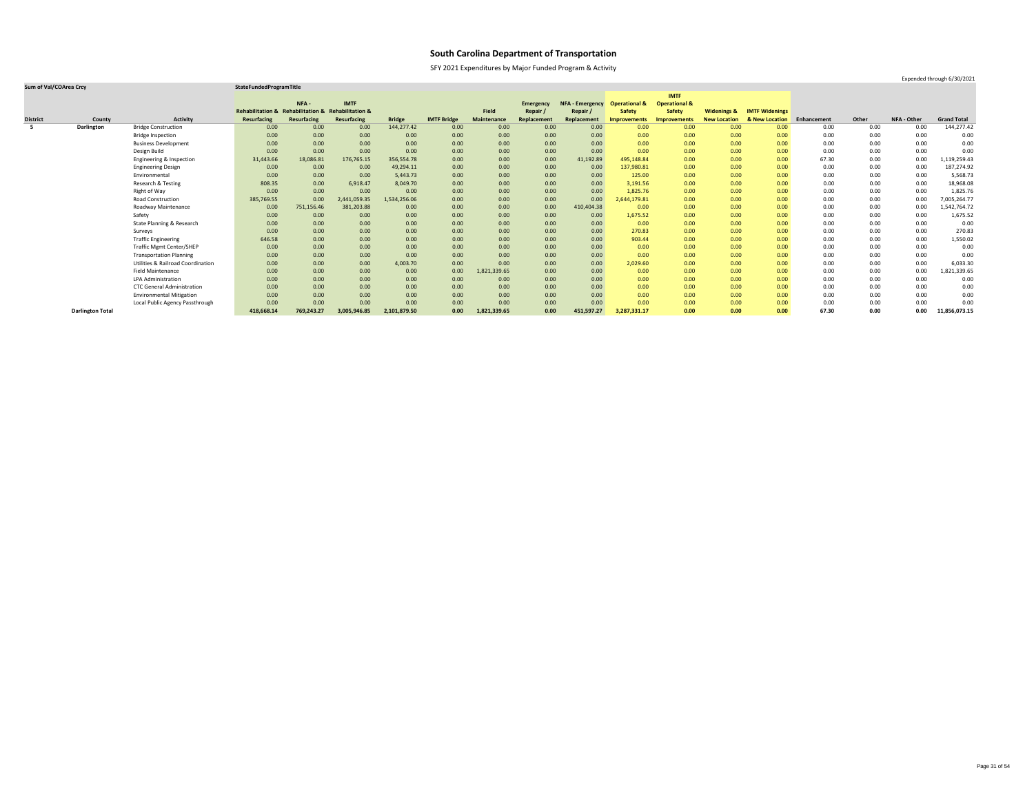# South Carolina Department of Transportation

SFY 2021 Expenditures by Major Funded Program & Activity

Expended through 6/30/2021

| Sum of Val/COArea Crcy | | | StateFundedProgramTitle | | | | | | | | | | | | | | | | |
|---|---|---|---|---|---|---|---|---|---|---|---|---|---|---|---|---|---|---|---|
| District | County | Activity | Rehabilitation & Resurfacing | NFA - Rehabilitation & Resurfacing | IMTF Rehabilitation & Resurfacing | Bridge | IMTF Bridge | Field Maintenance | Emergency Repair / Replacement | NFA - Emergency Repair / Replacement | Operational & Safety Improvements | IMTF Operational & Safety Improvements | Widenings & New Location | IMTF Widenings & New Location | Enhancement | Other | NFA - Other | Grand Total |
| 5 | Darlington | Bridge Construction | 0.00 | 0.00 | 0.00 | 144,277.42 | 0.00 | 0.00 | 0.00 | 0.00 | 0.00 | 0.00 | 0.00 | 0.00 | 0.00 | 0.00 | 0.00 | 144,277.42 |
| | | Bridge Inspection | 0.00 | 0.00 | 0.00 | 0.00 | 0.00 | 0.00 | 0.00 | 0.00 | 0.00 | 0.00 | 0.00 | 0.00 | 0.00 | 0.00 | 0.00 | 0.00 |
| | | Business Development | 0.00 | 0.00 | 0.00 | 0.00 | 0.00 | 0.00 | 0.00 | 0.00 | 0.00 | 0.00 | 0.00 | 0.00 | 0.00 | 0.00 | 0.00 | 0.00 |
| | | Design Build | 0.00 | 0.00 | 0.00 | 0.00 | 0.00 | 0.00 | 0.00 | 0.00 | 0.00 | 0.00 | 0.00 | 0.00 | 0.00 | 0.00 | 0.00 | 0.00 |
| | | Engineering & Inspection | 31,443.66 | 18,086.81 | 176,765.15 | 356,554.78 | 0.00 | 0.00 | 0.00 | 41,192.89 | 495,148.84 | 0.00 | 0.00 | 0.00 | 67.30 | 0.00 | 0.00 | 1,119,259.43 |
| | | Engineering Design | 0.00 | 0.00 | 0.00 | 49,294.11 | 0.00 | 0.00 | 0.00 | 0.00 | 137,980.81 | 0.00 | 0.00 | 0.00 | 0.00 | 0.00 | 0.00 | 187,274.92 |
| | | Environmental | 0.00 | 0.00 | 0.00 | 5,443.73 | 0.00 | 0.00 | 0.00 | 0.00 | 125.00 | 0.00 | 0.00 | 0.00 | 0.00 | 0.00 | 0.00 | 5,568.73 |
| | | Research & Testing | 808.35 | 0.00 | 6,918.47 | 8,049.70 | 0.00 | 0.00 | 0.00 | 0.00 | 3,191.56 | 0.00 | 0.00 | 0.00 | 0.00 | 0.00 | 0.00 | 18,968.08 |
| | | Right of Way | 0.00 | 0.00 | 0.00 | 0.00 | 0.00 | 0.00 | 0.00 | 0.00 | 1,825.76 | 0.00 | 0.00 | 0.00 | 0.00 | 0.00 | 0.00 | 1,825.76 |
| | | Road Construction | 385,769.55 | 0.00 | 2,441,059.35 | 1,534,256.06 | 0.00 | 0.00 | 0.00 | 0.00 | 2,644,179.81 | 0.00 | 0.00 | 0.00 | 0.00 | 0.00 | 0.00 | 7,005,264.77 |
| | | Roadway Maintenance | 0.00 | 751,156.46 | 381,203.88 | 0.00 | 0.00 | 0.00 | 0.00 | 410,404.38 | 0.00 | 0.00 | 0.00 | 0.00 | 0.00 | 0.00 | 0.00 | 1,542,764.72 |
| | | Safety | 0.00 | 0.00 | 0.00 | 0.00 | 0.00 | 0.00 | 0.00 | 0.00 | 1,675.52 | 0.00 | 0.00 | 0.00 | 0.00 | 0.00 | 0.00 | 1,675.52 |
| | | State Planning & Research | 0.00 | 0.00 | 0.00 | 0.00 | 0.00 | 0.00 | 0.00 | 0.00 | 0.00 | 0.00 | 0.00 | 0.00 | 0.00 | 0.00 | 0.00 | 0.00 |
| | | Surveys | 0.00 | 0.00 | 0.00 | 0.00 | 0.00 | 0.00 | 0.00 | 0.00 | 270.83 | 0.00 | 0.00 | 0.00 | 0.00 | 0.00 | 0.00 | 270.83 |
| | | Traffic Engineering | 646.58 | 0.00 | 0.00 | 0.00 | 0.00 | 0.00 | 0.00 | 0.00 | 903.44 | 0.00 | 0.00 | 0.00 | 0.00 | 0.00 | 0.00 | 1,550.02 |
| | | Traffic Mgmt Center/SHEP | 0.00 | 0.00 | 0.00 | 0.00 | 0.00 | 0.00 | 0.00 | 0.00 | 0.00 | 0.00 | 0.00 | 0.00 | 0.00 | 0.00 | 0.00 | 0.00 |
| | | Transportation Planning | 0.00 | 0.00 | 0.00 | 0.00 | 0.00 | 0.00 | 0.00 | 0.00 | 0.00 | 0.00 | 0.00 | 0.00 | 0.00 | 0.00 | 0.00 | 0.00 |
| | | Utilities & Railroad Coordination | 0.00 | 0.00 | 0.00 | 4,003.70 | 0.00 | 0.00 | 0.00 | 0.00 | 2,029.60 | 0.00 | 0.00 | 0.00 | 0.00 | 0.00 | 0.00 | 6,033.30 |
| | | Field Maintenance | 0.00 | 0.00 | 0.00 | 0.00 | 0.00 | 1,821,339.65 | 0.00 | 0.00 | 0.00 | 0.00 | 0.00 | 0.00 | 0.00 | 0.00 | 0.00 | 1,821,339.65 |
| | | LPA Administration | 0.00 | 0.00 | 0.00 | 0.00 | 0.00 | 0.00 | 0.00 | 0.00 | 0.00 | 0.00 | 0.00 | 0.00 | 0.00 | 0.00 | 0.00 | 0.00 |
| | | CTC General Administration | 0.00 | 0.00 | 0.00 | 0.00 | 0.00 | 0.00 | 0.00 | 0.00 | 0.00 | 0.00 | 0.00 | 0.00 | 0.00 | 0.00 | 0.00 | 0.00 |
| | | Environmental Mitigation | 0.00 | 0.00 | 0.00 | 0.00 | 0.00 | 0.00 | 0.00 | 0.00 | 0.00 | 0.00 | 0.00 | 0.00 | 0.00 | 0.00 | 0.00 | 0.00 |
| | | Local Public Agency Passthrough | 0.00 | 0.00 | 0.00 | 0.00 | 0.00 | 0.00 | 0.00 | 0.00 | 0.00 | 0.00 | 0.00 | 0.00 | 0.00 | 0.00 | 0.00 | 0.00 |
| | **Darlington Total** | | **418,668.14** | **769,243.27** | **3,005,946.85** | **2,101,879.50** | **0.00** | **1,821,339.65** | **0.00** | **451,597.27** | **3,287,331.17** | **0.00** | **0.00** | **0.00** | **67.30** | **0.00** | **0.00** | **11,856,073.15** |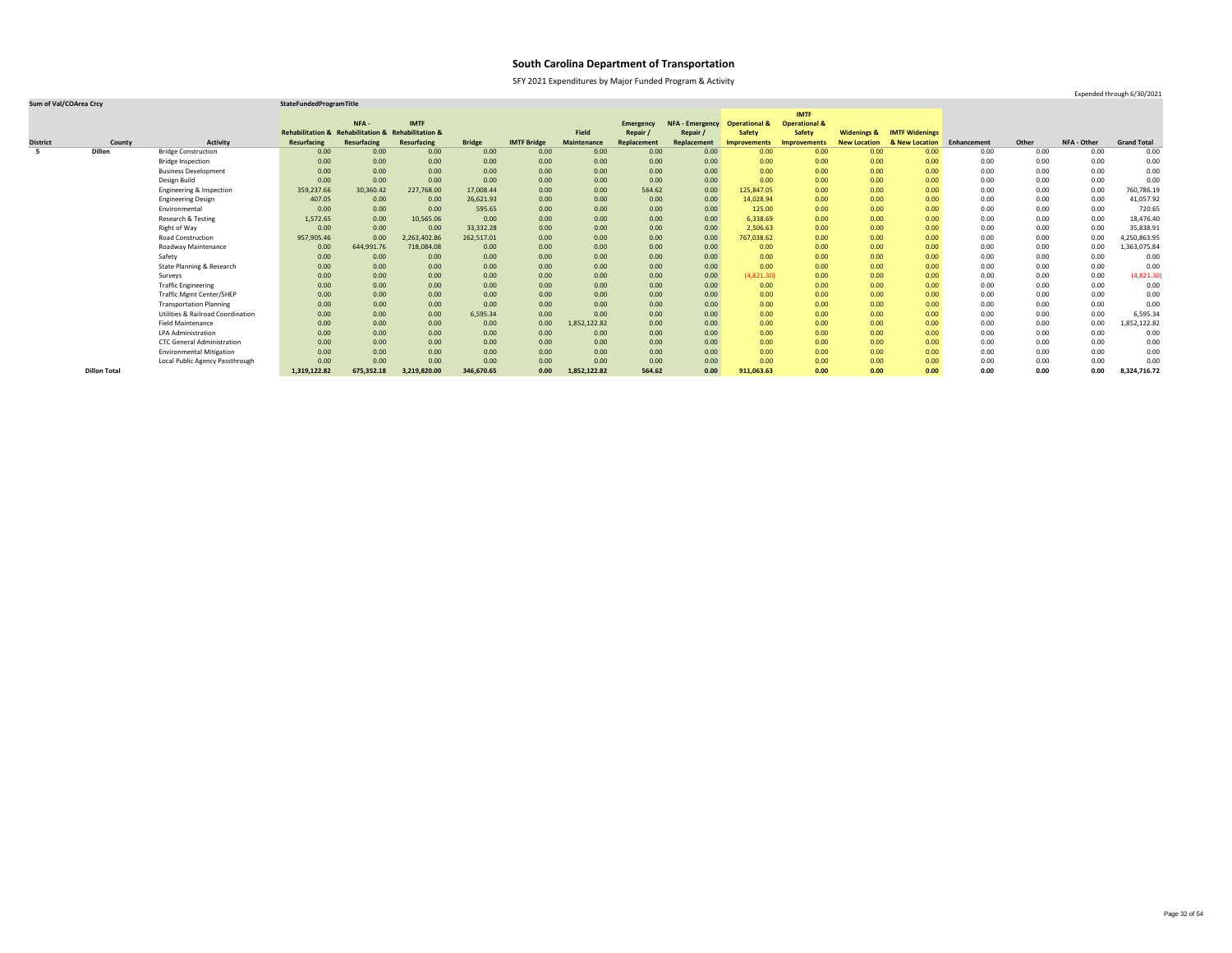# South Carolina Department of Transportation

SFY 2021 Expenditures by Major Funded Program & Activity

Expended through 6/30/2021

| Sum of Val/COArea Crcy | | | StateFundedProgramTitle | | | | | | | | | | | | | | | | |
|---|---|---|---|---|---|---|---|---|---|---|---|---|---|---|---|---|---|---|---|
| District | County | Activity | Rehabilitation & Resurfacing | NFA - Rehabilitation & Resurfacing | IMTF Rehabilitation & Resurfacing | Bridge | IMTF Bridge | Field Maintenance | Emergency Repair / Replacement | NFA - Emergency Repair / Replacement | Operational & Safety Improvements | IMTF Operational & Safety Improvements | Widenings & New Location | IMTF Widenings & New Location | Enhancement | Other | NFA - Other | Grand Total |
| 5 | Dillon | Bridge Construction | 0.00 | 0.00 | 0.00 | 0.00 | 0.00 | 0.00 | 0.00 | 0.00 | 0.00 | 0.00 | 0.00 | 0.00 | 0.00 | 0.00 | 0.00 | 0.00 |
| | | Bridge Inspection | 0.00 | 0.00 | 0.00 | 0.00 | 0.00 | 0.00 | 0.00 | 0.00 | 0.00 | 0.00 | 0.00 | 0.00 | 0.00 | 0.00 | 0.00 | 0.00 |
| | | Business Development | 0.00 | 0.00 | 0.00 | 0.00 | 0.00 | 0.00 | 0.00 | 0.00 | 0.00 | 0.00 | 0.00 | 0.00 | 0.00 | 0.00 | 0.00 | 0.00 |
| | | Design Build | 0.00 | 0.00 | 0.00 | 0.00 | 0.00 | 0.00 | 0.00 | 0.00 | 0.00 | 0.00 | 0.00 | 0.00 | 0.00 | 0.00 | 0.00 | 0.00 |
| | | Engineering & Inspection | 359,237.66 | 30,360.42 | 227,768.00 | 17,008.44 | 0.00 | 0.00 | 564.62 | 0.00 | 125,847.05 | 0.00 | 0.00 | 0.00 | 0.00 | 0.00 | 0.00 | 760,786.19 |
| | | Engineering Design | 407.05 | 0.00 | 0.00 | 26,621.93 | 0.00 | 0.00 | 0.00 | 0.00 | 14,028.94 | 0.00 | 0.00 | 0.00 | 0.00 | 0.00 | 0.00 | 41,057.92 |
| | | Environmental | 0.00 | 0.00 | 0.00 | 595.65 | 0.00 | 0.00 | 0.00 | 0.00 | 125.00 | 0.00 | 0.00 | 0.00 | 0.00 | 0.00 | 0.00 | 720.65 |
| | | Research & Testing | 1,572.65 | 0.00 | 10,565.06 | 0.00 | 0.00 | 0.00 | 0.00 | 0.00 | 6,338.69 | 0.00 | 0.00 | 0.00 | 0.00 | 0.00 | 0.00 | 18,476.40 |
| | | Right of Way | 0.00 | 0.00 | 0.00 | 33,332.28 | 0.00 | 0.00 | 0.00 | 0.00 | 2,506.63 | 0.00 | 0.00 | 0.00 | 0.00 | 0.00 | 0.00 | 35,838.91 |
| | | Road Construction | 957,905.46 | 0.00 | 2,263,402.86 | 262,517.01 | 0.00 | 0.00 | 0.00 | 0.00 | 767,038.62 | 0.00 | 0.00 | 0.00 | 0.00 | 0.00 | 0.00 | 4,250,863.95 |
| | | Roadway Maintenance | 0.00 | 644,991.76 | 718,084.08 | 0.00 | 0.00 | 0.00 | 0.00 | 0.00 | 0.00 | 0.00 | 0.00 | 0.00 | 0.00 | 0.00 | 0.00 | 1,363,075.84 |
| | | Safety | 0.00 | 0.00 | 0.00 | 0.00 | 0.00 | 0.00 | 0.00 | 0.00 | 0.00 | 0.00 | 0.00 | 0.00 | 0.00 | 0.00 | 0.00 | 0.00 |
| | | State Planning & Research | 0.00 | 0.00 | 0.00 | 0.00 | 0.00 | 0.00 | 0.00 | 0.00 | 0.00 | 0.00 | 0.00 | 0.00 | 0.00 | 0.00 | 0.00 | 0.00 |
| | | Surveys | 0.00 | 0.00 | 0.00 | 0.00 | 0.00 | 0.00 | 0.00 | 0.00 | (4,821.30) | 0.00 | 0.00 | 0.00 | 0.00 | 0.00 | 0.00 | (4,821.30) |
| | | Traffic Engineering | 0.00 | 0.00 | 0.00 | 0.00 | 0.00 | 0.00 | 0.00 | 0.00 | 0.00 | 0.00 | 0.00 | 0.00 | 0.00 | 0.00 | 0.00 | 0.00 |
| | | Traffic Mgmt Center/SHEP | 0.00 | 0.00 | 0.00 | 0.00 | 0.00 | 0.00 | 0.00 | 0.00 | 0.00 | 0.00 | 0.00 | 0.00 | 0.00 | 0.00 | 0.00 | 0.00 |
| | | Transportation Planning | 0.00 | 0.00 | 0.00 | 0.00 | 0.00 | 0.00 | 0.00 | 0.00 | 0.00 | 0.00 | 0.00 | 0.00 | 0.00 | 0.00 | 0.00 | 0.00 |
| | | Utilities & Railroad Coordination | 0.00 | 0.00 | 0.00 | 6,595.34 | 0.00 | 0.00 | 0.00 | 0.00 | 0.00 | 0.00 | 0.00 | 0.00 | 0.00 | 0.00 | 0.00 | 6,595.34 |
| | | Field Maintenance | 0.00 | 0.00 | 0.00 | 0.00 | 0.00 | 1,852,122.82 | 0.00 | 0.00 | 0.00 | 0.00 | 0.00 | 0.00 | 0.00 | 0.00 | 0.00 | 1,852,122.82 |
| | | LPA Administration | 0.00 | 0.00 | 0.00 | 0.00 | 0.00 | 0.00 | 0.00 | 0.00 | 0.00 | 0.00 | 0.00 | 0.00 | 0.00 | 0.00 | 0.00 | 0.00 |
| | | CTC General Administration | 0.00 | 0.00 | 0.00 | 0.00 | 0.00 | 0.00 | 0.00 | 0.00 | 0.00 | 0.00 | 0.00 | 0.00 | 0.00 | 0.00 | 0.00 | 0.00 |
| | | Environmental Mitigation | 0.00 | 0.00 | 0.00 | 0.00 | 0.00 | 0.00 | 0.00 | 0.00 | 0.00 | 0.00 | 0.00 | 0.00 | 0.00 | 0.00 | 0.00 | 0.00 |
| | | Local Public Agency Passthrough | 0.00 | 0.00 | 0.00 | 0.00 | 0.00 | 0.00 | 0.00 | 0.00 | 0.00 | 0.00 | 0.00 | 0.00 | 0.00 | 0.00 | 0.00 | 0.00 |
| | **Dillon Total** | | **1,319,122.82** | **675,352.18** | **3,219,820.00** | **346,670.65** | **0.00** | **1,852,122.82** | **564.62** | **0.00** | **911,063.63** | **0.00** | **0.00** | **0.00** | **0.00** | **0.00** | **0.00** | **8,324,716.72** |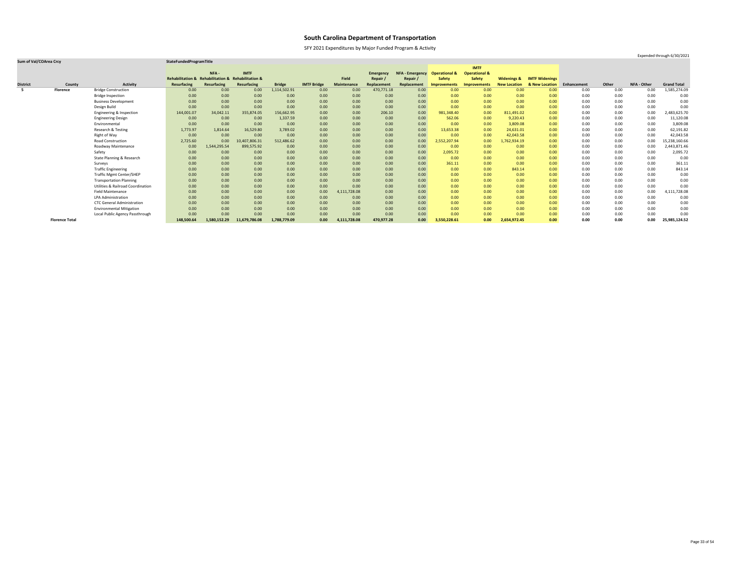# South Carolina Department of Transportation

SFY 2021 Expenditures by Major Funded Program & Activity

Expended through 6/30/2021

| Sum of Val/COArea Crcy | | | StateFundedProgramTitle | | | | | | | | | | | | | | | | |
|---|---|---|---|---|---|---|---|---|---|---|---|---|---|---|---|---|---|---|---|
| District | County | Activity | Rehabilitation & Resurfacing | NFA - Rehabilitation & Resurfacing | IMTF Rehabilitation & Resurfacing | Bridge | IMTF Bridge | Field Maintenance | Emergency Repair / Replacement | NFA - Emergency Repair / Replacement | Operational & Safety Improvements | IMTF Operational & Safety Improvements | Widenings & New Location | IMTF Widenings & New Location | Enhancement | Other | NFA - Other | Grand Total |
| 5 | Florence | Bridge Construction | 0.00 | 0.00 | 0.00 | 1,114,502.91 | 0.00 | 0.00 | 470,771.18 | 0.00 | 0.00 | 0.00 | 0.00 | 0.00 | 0.00 | 0.00 | 0.00 | 1,585,274.09 |
| | | Bridge Inspection | 0.00 | 0.00 | 0.00 | 0.00 | 0.00 | 0.00 | 0.00 | 0.00 | 0.00 | 0.00 | 0.00 | 0.00 | 0.00 | 0.00 | 0.00 | 0.00 |
| | | Business Development | 0.00 | 0.00 | 0.00 | 0.00 | 0.00 | 0.00 | 0.00 | 0.00 | 0.00 | 0.00 | 0.00 | 0.00 | 0.00 | 0.00 | 0.00 | 0.00 |
| | | Design Build | 0.00 | 0.00 | 0.00 | 0.00 | 0.00 | 0.00 | 0.00 | 0.00 | 0.00 | 0.00 | 0.00 | 0.00 | 0.00 | 0.00 | 0.00 | 0.00 |
| | | Engineering & Inspection | 144,001.07 | 34,042.11 | 355,874.05 | 156,662.95 | 0.00 | 0.00 | 206.10 | 0.00 | 981,348.40 | 0.00 | 811,491.02 | 0.00 | 0.00 | 0.00 | 0.00 | 2,483,625.70 |
| | | Engineering Design | 0.00 | 0.00 | 0.00 | 1,337.59 | 0.00 | 0.00 | 0.00 | 0.00 | 562.06 | 0.00 | 9,220.43 | 0.00 | 0.00 | 0.00 | 0.00 | 11,120.08 |
| | | Environmental | 0.00 | 0.00 | 0.00 | 0.00 | 0.00 | 0.00 | 0.00 | 0.00 | 0.00 | 0.00 | 3,809.08 | 0.00 | 0.00 | 0.00 | 0.00 | 3,809.08 |
| | | Research & Testing | 1,773.97 | 1,814.64 | 16,529.80 | 3,789.02 | 0.00 | 0.00 | 0.00 | 0.00 | 13,653.38 | 0.00 | 24,631.01 | 0.00 | 0.00 | 0.00 | 0.00 | 62,191.82 |
| | | Right of Way | 0.00 | 0.00 | 0.00 | 0.00 | 0.00 | 0.00 | 0.00 | 0.00 | 0.00 | 0.00 | 42,043.58 | 0.00 | 0.00 | 0.00 | 0.00 | 42,043.58 |
| | | Road Construction | 2,725.60 | 0.00 | 10,407,806.31 | 512,486.62 | 0.00 | 0.00 | 0.00 | 0.00 | 2,552,207.94 | 0.00 | 1,762,934.19 | 0.00 | 0.00 | 0.00 | 0.00 | 15,238,160.66 |
| | | Roadway Maintenance | 0.00 | 1,544,295.54 | 899,575.92 | 0.00 | 0.00 | 0.00 | 0.00 | 0.00 | 0.00 | 0.00 | 0.00 | 0.00 | 0.00 | 0.00 | 0.00 | 2,443,871.46 |
| | | Safety | 0.00 | 0.00 | 0.00 | 0.00 | 0.00 | 0.00 | 0.00 | 0.00 | 2,095.72 | 0.00 | 0.00 | 0.00 | 0.00 | 0.00 | 0.00 | 2,095.72 |
| | | State Planning & Research | 0.00 | 0.00 | 0.00 | 0.00 | 0.00 | 0.00 | 0.00 | 0.00 | 0.00 | 0.00 | 0.00 | 0.00 | 0.00 | 0.00 | 0.00 | 0.00 |
| | | Surveys | 0.00 | 0.00 | 0.00 | 0.00 | 0.00 | 0.00 | 0.00 | 0.00 | 361.11 | 0.00 | 0.00 | 0.00 | 0.00 | 0.00 | 0.00 | 361.11 |
| | | Traffic Engineering | 0.00 | 0.00 | 0.00 | 0.00 | 0.00 | 0.00 | 0.00 | 0.00 | 0.00 | 0.00 | 843.14 | 0.00 | 0.00 | 0.00 | 0.00 | 843.14 |
| | | Traffic Mgmt Center/SHEP | 0.00 | 0.00 | 0.00 | 0.00 | 0.00 | 0.00 | 0.00 | 0.00 | 0.00 | 0.00 | 0.00 | 0.00 | 0.00 | 0.00 | 0.00 | 0.00 |
| | | Transportation Planning | 0.00 | 0.00 | 0.00 | 0.00 | 0.00 | 0.00 | 0.00 | 0.00 | 0.00 | 0.00 | 0.00 | 0.00 | 0.00 | 0.00 | 0.00 | 0.00 |
| | | Utilities & Railroad Coordination | 0.00 | 0.00 | 0.00 | 0.00 | 0.00 | 0.00 | 0.00 | 0.00 | 0.00 | 0.00 | 0.00 | 0.00 | 0.00 | 0.00 | 0.00 | 0.00 |
| | | Field Maintenance | 0.00 | 0.00 | 0.00 | 0.00 | 0.00 | 4,111,728.08 | 0.00 | 0.00 | 0.00 | 0.00 | 0.00 | 0.00 | 0.00 | 0.00 | 0.00 | 4,111,728.08 |
| | | LPA Administration | 0.00 | 0.00 | 0.00 | 0.00 | 0.00 | 0.00 | 0.00 | 0.00 | 0.00 | 0.00 | 0.00 | 0.00 | 0.00 | 0.00 | 0.00 | 0.00 |
| | | CTC General Administration | 0.00 | 0.00 | 0.00 | 0.00 | 0.00 | 0.00 | 0.00 | 0.00 | 0.00 | 0.00 | 0.00 | 0.00 | 0.00 | 0.00 | 0.00 | 0.00 |
| | | Environmental Mitigation | 0.00 | 0.00 | 0.00 | 0.00 | 0.00 | 0.00 | 0.00 | 0.00 | 0.00 | 0.00 | 0.00 | 0.00 | 0.00 | 0.00 | 0.00 | 0.00 |
| | | Local Public Agency Passthrough | 0.00 | 0.00 | 0.00 | 0.00 | 0.00 | 0.00 | 0.00 | 0.00 | 0.00 | 0.00 | 0.00 | 0.00 | 0.00 | 0.00 | 0.00 | 0.00 |
| | **Florence Total** | | **148,500.64** | **1,580,152.29** | **11,679,786.08** | **1,788,779.09** | **0.00** | **4,111,728.08** | **470,977.28** | **0.00** | **3,550,228.61** | **0.00** | **2,654,972.45** | **0.00** | **0.00** | **0.00** | **0.00** | **25,985,124.52** |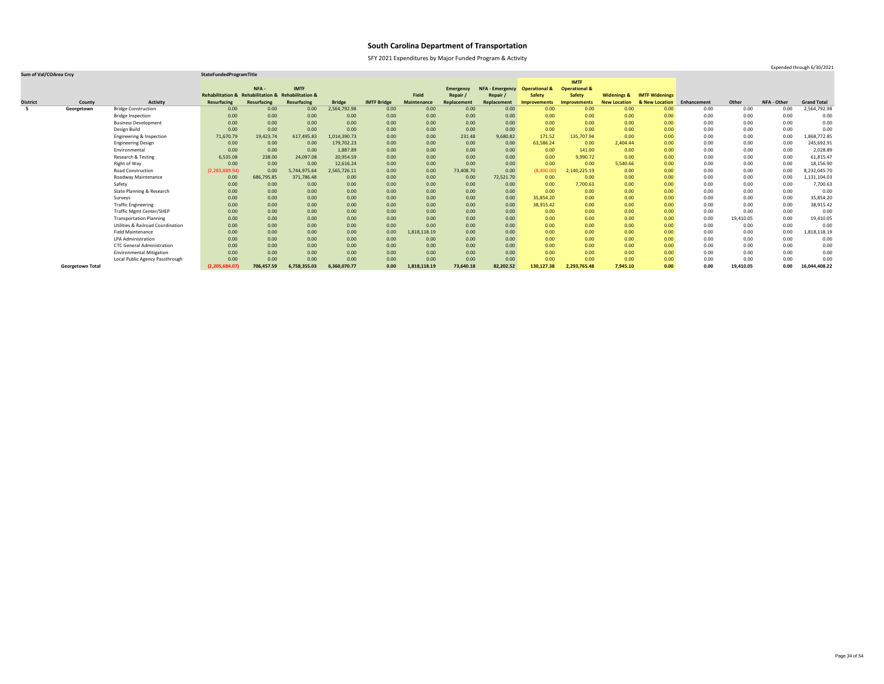# South Carolina Department of Transportation

SFY 2021 Expenditures by Major Funded Program & Activity

Expended through 6/30/2021

| Sum of Val/COArea Crcy | | | StateFundedProgramTitle | | | | | | | | | | | | | | | | |
|---|---|---|---|---|---|---|---|---|---|---|---|---|---|---|---|---|---|---|---|
| District | County | Activity | Rehabilitation & Resurfacing | NFA - Rehabilitation & Resurfacing | IMTF Rehabilitation & Resurfacing | Bridge | IMTF Bridge | Field Maintenance | Emergency Repair / Replacement | NFA - Emergency Repair / Replacement | Operational & Safety Improvements | IMTF Operational & Safety Improvements | Widenings & New Location | IMTF Widenings & New Location | Enhancement | Other | NFA - Other | Grand Total |
| 5 | Georgetown | Bridge Construction | 0.00 | 0.00 | 0.00 | 2,564,792.98 | 0.00 | 0.00 | 0.00 | 0.00 | 0.00 | 0.00 | 0.00 | 0.00 | 0.00 | 0.00 | 0.00 | 2,564,792.98 |
| | | Bridge Inspection | 0.00 | 0.00 | 0.00 | 0.00 | 0.00 | 0.00 | 0.00 | 0.00 | 0.00 | 0.00 | 0.00 | 0.00 | 0.00 | 0.00 | 0.00 | 0.00 |
| | | Business Development | 0.00 | 0.00 | 0.00 | 0.00 | 0.00 | 0.00 | 0.00 | 0.00 | 0.00 | 0.00 | 0.00 | 0.00 | 0.00 | 0.00 | 0.00 | 0.00 |
| | | Design Build | 0.00 | 0.00 | 0.00 | 0.00 | 0.00 | 0.00 | 0.00 | 0.00 | 0.00 | 0.00 | 0.00 | 0.00 | 0.00 | 0.00 | 0.00 | 0.00 |
| | | Engineering & Inspection | 71,670.79 | 19,423.74 | 617,495.83 | 1,014,390.73 | 0.00 | 0.00 | 231.48 | 9,680.82 | 171.52 | 135,707.94 | 0.00 | 0.00 | 0.00 | 0.00 | 0.00 | 1,868,772.85 |
| | | Engineering Design | 0.00 | 0.00 | 0.00 | 179,702.23 | 0.00 | 0.00 | 0.00 | 0.00 | 63,586.24 | 0.00 | 2,404.44 | 0.00 | 0.00 | 0.00 | 0.00 | 245,692.91 |
| | | Environmental | 0.00 | 0.00 | 0.00 | 1,887.89 | 0.00 | 0.00 | 0.00 | 0.00 | 0.00 | 141.00 | 0.00 | 0.00 | 0.00 | 0.00 | 0.00 | 2,028.89 |
| | | Research & Testing | 6,535.08 | 238.00 | 24,097.08 | 20,954.59 | 0.00 | 0.00 | 0.00 | 0.00 | 0.00 | 9,990.72 | 0.00 | 0.00 | 0.00 | 0.00 | 0.00 | 61,815.47 |
| | | Right of Way | 0.00 | 0.00 | 0.00 | 12,616.24 | 0.00 | 0.00 | 0.00 | 0.00 | 0.00 | 0.00 | 5,540.66 | 0.00 | 0.00 | 0.00 | 0.00 | 18,156.90 |
| | | Road Construction | (2,283,889.94) | 0.00 | 5,744,975.64 | 2,565,726.11 | 0.00 | 0.00 | 73,408.70 | 0.00 | (8,400.00) | 2,140,225.19 | 0.00 | 0.00 | 0.00 | 0.00 | 0.00 | 8,232,045.70 |
| | | Roadway Maintenance | 0.00 | 686,795.85 | 371,786.48 | 0.00 | 0.00 | 0.00 | 0.00 | 72,521.70 | 0.00 | 0.00 | 0.00 | 0.00 | 0.00 | 0.00 | 0.00 | 1,131,104.03 |
| | | Safety | 0.00 | 0.00 | 0.00 | 0.00 | 0.00 | 0.00 | 0.00 | 0.00 | 0.00 | 7,700.63 | 0.00 | 0.00 | 0.00 | 0.00 | 0.00 | 7,700.63 |
| | | State Planning & Research | 0.00 | 0.00 | 0.00 | 0.00 | 0.00 | 0.00 | 0.00 | 0.00 | 0.00 | 0.00 | 0.00 | 0.00 | 0.00 | 0.00 | 0.00 | 0.00 |
| | | Surveys | 0.00 | 0.00 | 0.00 | 0.00 | 0.00 | 0.00 | 0.00 | 0.00 | 35,854.20 | 0.00 | 0.00 | 0.00 | 0.00 | 0.00 | 0.00 | 35,854.20 |
| | | Traffic Engineering | 0.00 | 0.00 | 0.00 | 0.00 | 0.00 | 0.00 | 0.00 | 0.00 | 38,915.42 | 0.00 | 0.00 | 0.00 | 0.00 | 0.00 | 0.00 | 38,915.42 |
| | | Traffic Mgmt Center/SHEP | 0.00 | 0.00 | 0.00 | 0.00 | 0.00 | 0.00 | 0.00 | 0.00 | 0.00 | 0.00 | 0.00 | 0.00 | 0.00 | 0.00 | 0.00 | 0.00 |
| | | Transportation Planning | 0.00 | 0.00 | 0.00 | 0.00 | 0.00 | 0.00 | 0.00 | 0.00 | 0.00 | 0.00 | 0.00 | 0.00 | 0.00 | 19,410.05 | 0.00 | 19,410.05 |
| | | Utilities & Railroad Coordination | 0.00 | 0.00 | 0.00 | 0.00 | 0.00 | 0.00 | 0.00 | 0.00 | 0.00 | 0.00 | 0.00 | 0.00 | 0.00 | 0.00 | 0.00 | 0.00 |
| | | Field Maintenance | 0.00 | 0.00 | 0.00 | 0.00 | 0.00 | 1,818,118.19 | 0.00 | 0.00 | 0.00 | 0.00 | 0.00 | 0.00 | 0.00 | 0.00 | 0.00 | 1,818,118.19 |
| | | LPA Administration | 0.00 | 0.00 | 0.00 | 0.00 | 0.00 | 0.00 | 0.00 | 0.00 | 0.00 | 0.00 | 0.00 | 0.00 | 0.00 | 0.00 | 0.00 | 0.00 |
| | | CTC General Administration | 0.00 | 0.00 | 0.00 | 0.00 | 0.00 | 0.00 | 0.00 | 0.00 | 0.00 | 0.00 | 0.00 | 0.00 | 0.00 | 0.00 | 0.00 | 0.00 |
| | | Environmental Mitigation | 0.00 | 0.00 | 0.00 | 0.00 | 0.00 | 0.00 | 0.00 | 0.00 | 0.00 | 0.00 | 0.00 | 0.00 | 0.00 | 0.00 | 0.00 | 0.00 |
| | | Local Public Agency Passthrough | 0.00 | 0.00 | 0.00 | 0.00 | 0.00 | 0.00 | 0.00 | 0.00 | 0.00 | 0.00 | 0.00 | 0.00 | 0.00 | 0.00 | 0.00 | 0.00 |
| | **Georgetown Total** | | **(2,205,684.07)** | **706,457.59** | **6,758,355.03** | **6,360,070.77** | **0.00** | **1,818,118.19** | **73,640.18** | **82,202.52** | **130,127.38** | **2,293,765.48** | **7,945.10** | **0.00** | **0.00** | **19,410.05** | **0.00** | **16,044,408.22** |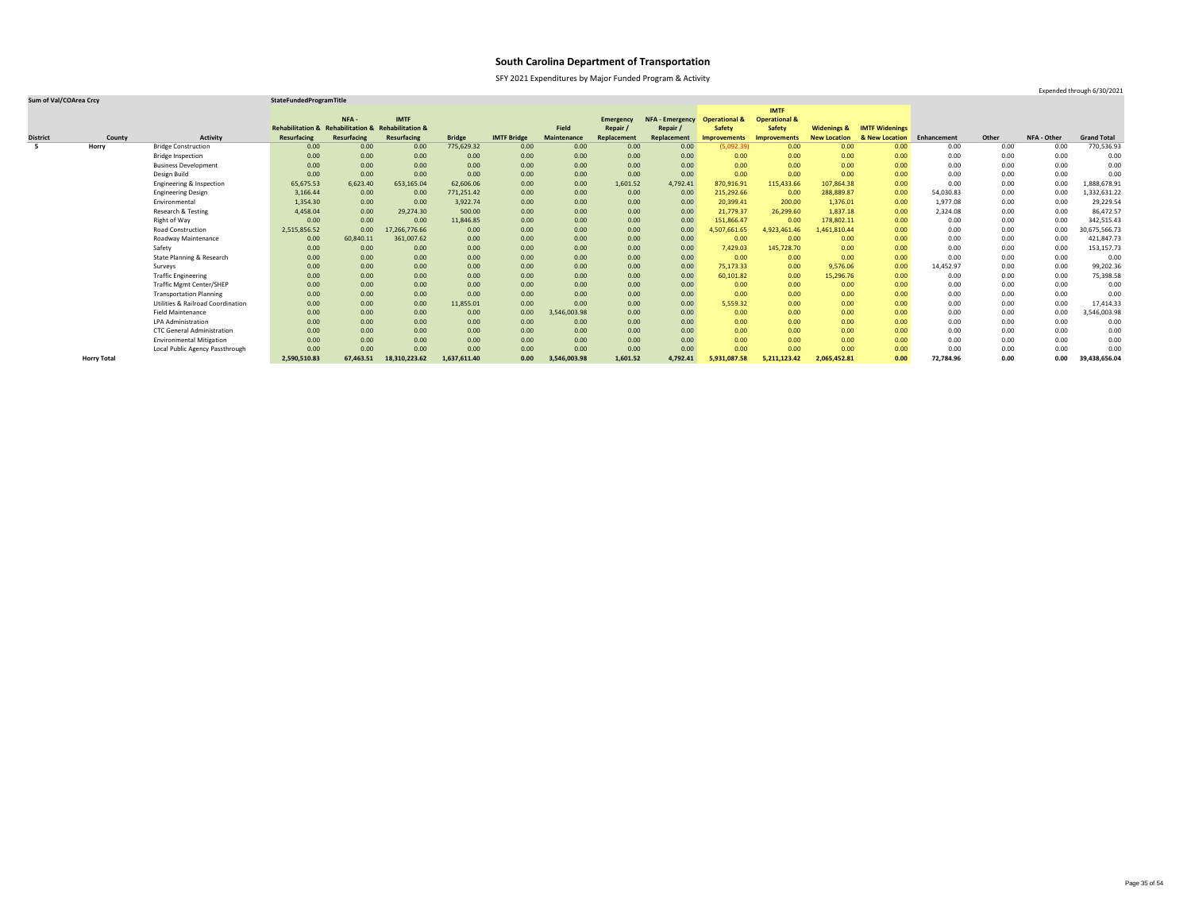# South Carolina Department of Transportation

SFY 2021 Expenditures by Major Funded Program & Activity

Expended through 6/30/2021

| Sum of Val/COArea Crcy | | | StateFundedProgramTitle | | | | | | | | | | | | | | | | |
|---|---|---|---|---|---|---|---|---|---|---|---|---|---|---|---|---|---|---|---|
| District | County | Activity | Rehabilitation & Resurfacing | NFA - Rehabilitation & Resurfacing | IMTF Rehabilitation & Resurfacing | Bridge | IMTF Bridge | Field Maintenance | Emergency Repair / Replacement | NFA - Emergency Repair / Replacement | Operational & Safety Improvements | IMTF Operational & Safety Improvements | Widenings & New Location | IMTF Widenings & New Location | Enhancement | Other | NFA - Other | Grand Total |
| 5 | Horry | Bridge Construction | 0.00 | 0.00 | 0.00 | 775,629.32 | 0.00 | 0.00 | 0.00 | 0.00 | (5,092.39) | 0.00 | 0.00 | 0.00 | 0.00 | 0.00 | 0.00 | 770,536.93 |
| | | Bridge Inspection | 0.00 | 0.00 | 0.00 | 0.00 | 0.00 | 0.00 | 0.00 | 0.00 | 0.00 | 0.00 | 0.00 | 0.00 | 0.00 | 0.00 | 0.00 | 0.00 |
| | | Business Development | 0.00 | 0.00 | 0.00 | 0.00 | 0.00 | 0.00 | 0.00 | 0.00 | 0.00 | 0.00 | 0.00 | 0.00 | 0.00 | 0.00 | 0.00 | 0.00 |
| | | Design Build | 0.00 | 0.00 | 0.00 | 0.00 | 0.00 | 0.00 | 0.00 | 0.00 | 0.00 | 0.00 | 0.00 | 0.00 | 0.00 | 0.00 | 0.00 | 0.00 |
| | | Engineering & Inspection | 65,675.53 | 6,623.40 | 653,165.04 | 62,606.06 | 0.00 | 0.00 | 1,601.52 | 4,792.41 | 870,916.91 | 115,433.66 | 107,864.38 | 0.00 | 0.00 | 0.00 | 0.00 | 1,888,678.91 |
| | | Engineering Design | 3,166.44 | 0.00 | 0.00 | 771,251.42 | 0.00 | 0.00 | 0.00 | 0.00 | 215,292.66 | 0.00 | 288,889.87 | 0.00 | 54,030.83 | 0.00 | 0.00 | 1,332,631.22 |
| | | Environmental | 1,354.30 | 0.00 | 0.00 | 3,922.74 | 0.00 | 0.00 | 0.00 | 0.00 | 20,399.41 | 200.00 | 1,376.01 | 0.00 | 1,977.08 | 0.00 | 0.00 | 29,229.54 |
| | | Research & Testing | 4,458.04 | 0.00 | 29,274.30 | 500.00 | 0.00 | 0.00 | 0.00 | 0.00 | 21,779.37 | 26,299.60 | 1,837.18 | 0.00 | 2,324.08 | 0.00 | 0.00 | 86,472.57 |
| | | Right of Way | 0.00 | 0.00 | 0.00 | 11,846.85 | 0.00 | 0.00 | 0.00 | 0.00 | 151,866.47 | 0.00 | 178,802.11 | 0.00 | 0.00 | 0.00 | 0.00 | 342,515.43 |
| | | Road Construction | 2,515,856.52 | 0.00 | 17,266,776.66 | 0.00 | 0.00 | 0.00 | 0.00 | 0.00 | 4,507,661.65 | 4,923,461.46 | 1,461,810.44 | 0.00 | 0.00 | 0.00 | 0.00 | 30,675,566.73 |
| | | Roadway Maintenance | 0.00 | 60,840.11 | 361,007.62 | 0.00 | 0.00 | 0.00 | 0.00 | 0.00 | 0.00 | 0.00 | 0.00 | 0.00 | 0.00 | 0.00 | 0.00 | 421,847.73 |
| | | Safety | 0.00 | 0.00 | 0.00 | 0.00 | 0.00 | 0.00 | 0.00 | 0.00 | 7,429.03 | 145,728.70 | 0.00 | 0.00 | 0.00 | 0.00 | 0.00 | 153,157.73 |
| | | State Planning & Research | 0.00 | 0.00 | 0.00 | 0.00 | 0.00 | 0.00 | 0.00 | 0.00 | 0.00 | 0.00 | 0.00 | 0.00 | 0.00 | 0.00 | 0.00 | 0.00 |
| | | Surveys | 0.00 | 0.00 | 0.00 | 0.00 | 0.00 | 0.00 | 0.00 | 0.00 | 75,173.33 | 0.00 | 9,576.06 | 0.00 | 14,452.97 | 0.00 | 0.00 | 99,202.36 |
| | | Traffic Engineering | 0.00 | 0.00 | 0.00 | 0.00 | 0.00 | 0.00 | 0.00 | 0.00 | 60,101.82 | 0.00 | 15,296.76 | 0.00 | 0.00 | 0.00 | 0.00 | 75,398.58 |
| | | Traffic Mgmt Center/SHEP | 0.00 | 0.00 | 0.00 | 0.00 | 0.00 | 0.00 | 0.00 | 0.00 | 0.00 | 0.00 | 0.00 | 0.00 | 0.00 | 0.00 | 0.00 | 0.00 |
| | | Transportation Planning | 0.00 | 0.00 | 0.00 | 0.00 | 0.00 | 0.00 | 0.00 | 0.00 | 0.00 | 0.00 | 0.00 | 0.00 | 0.00 | 0.00 | 0.00 | 0.00 |
| | | Utilities & Railroad Coordination | 0.00 | 0.00 | 0.00 | 11,855.01 | 0.00 | 0.00 | 0.00 | 0.00 | 5,559.32 | 0.00 | 0.00 | 0.00 | 0.00 | 0.00 | 0.00 | 17,414.33 |
| | | Field Maintenance | 0.00 | 0.00 | 0.00 | 0.00 | 0.00 | 3,546,003.98 | 0.00 | 0.00 | 0.00 | 0.00 | 0.00 | 0.00 | 0.00 | 0.00 | 0.00 | 3,546,003.98 |
| | | LPA Administration | 0.00 | 0.00 | 0.00 | 0.00 | 0.00 | 0.00 | 0.00 | 0.00 | 0.00 | 0.00 | 0.00 | 0.00 | 0.00 | 0.00 | 0.00 | 0.00 |
| | | CTC General Administration | 0.00 | 0.00 | 0.00 | 0.00 | 0.00 | 0.00 | 0.00 | 0.00 | 0.00 | 0.00 | 0.00 | 0.00 | 0.00 | 0.00 | 0.00 | 0.00 |
| | | Environmental Mitigation | 0.00 | 0.00 | 0.00 | 0.00 | 0.00 | 0.00 | 0.00 | 0.00 | 0.00 | 0.00 | 0.00 | 0.00 | 0.00 | 0.00 | 0.00 | 0.00 |
| | | Local Public Agency Passthrough | 0.00 | 0.00 | 0.00 | 0.00 | 0.00 | 0.00 | 0.00 | 0.00 | 0.00 | 0.00 | 0.00 | 0.00 | 0.00 | 0.00 | 0.00 | 0.00 |
| | **Horry Total** | | **2,590,510.83** | **67,463.51** | **18,310,223.62** | **1,637,611.40** | **0.00** | **3,546,003.98** | **1,601.52** | **4,792.41** | **5,931,087.58** | **5,211,123.42** | **2,065,452.81** | **0.00** | **72,784.96** | **0.00** | **0.00** | **39,438,656.04** |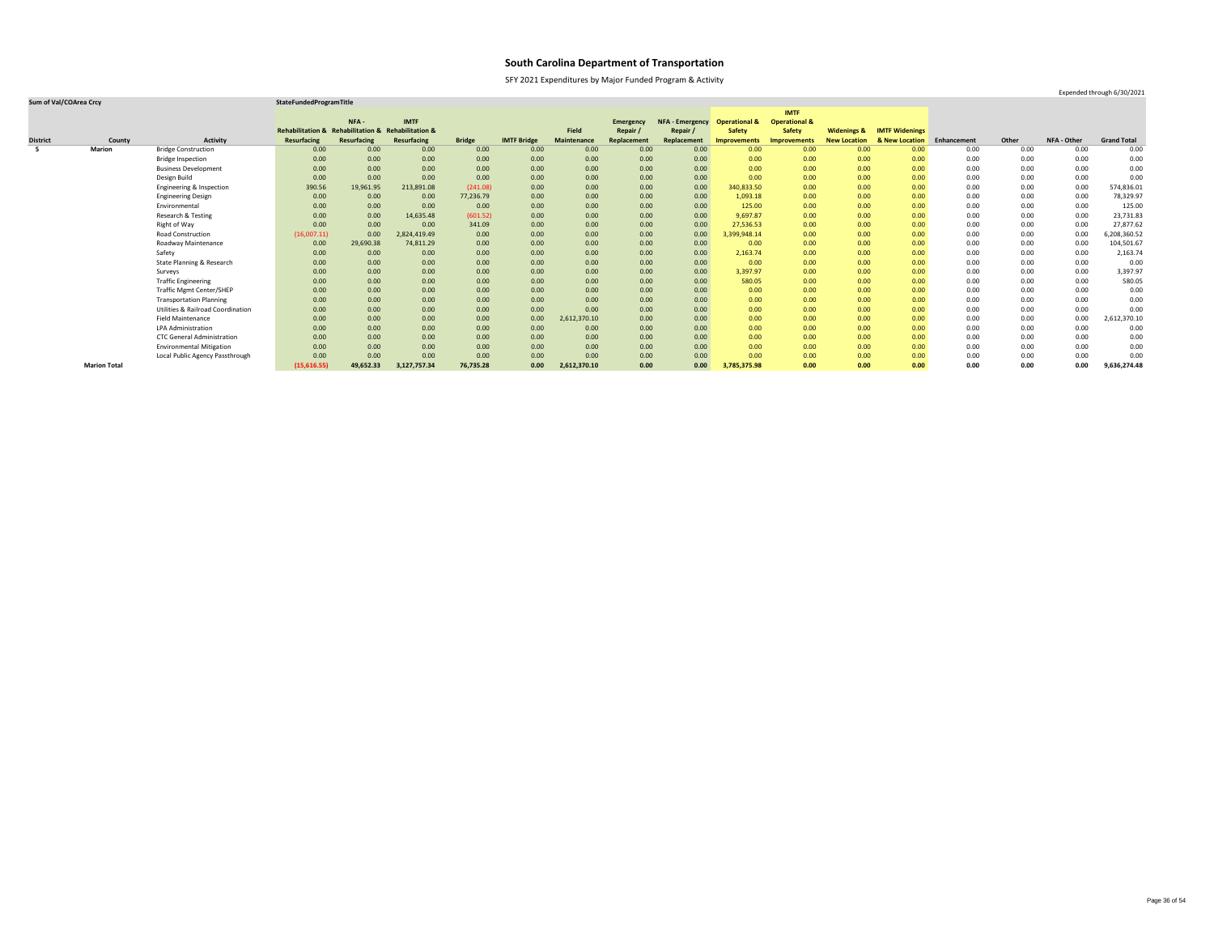# South Carolina Department of Transportation

SFY 2021 Expenditures by Major Funded Program & Activity

Expended through 6/30/2021

| Sum of Val/COArea Crcy | | | StateFundedProgramTitle | | | | | | | | | | | | | | | | |
|---|---|---|---|---|---|---|---|---|---|---|---|---|---|---|---|---|---|---|---|
| District | County | Activity | Rehabilitation & Resurfacing | NFA - Rehabilitation & Resurfacing | IMTF Rehabilitation & Resurfacing | Bridge | IMTF Bridge | Field Maintenance | Emergency Repair / Replacement | NFA - Emergency Repair / Replacement | Operational & Safety Improvements | IMTF Operational & Safety Improvements | Widenings & New Location | IMTF Widenings & New Location | Enhancement | Other | NFA - Other | Grand Total |
| 5 | Marion | Bridge Construction | 0.00 | 0.00 | 0.00 | 0.00 | 0.00 | 0.00 | 0.00 | 0.00 | 0.00 | 0.00 | 0.00 | 0.00 | 0.00 | 0.00 | 0.00 | 0.00 |
| | | Bridge Inspection | 0.00 | 0.00 | 0.00 | 0.00 | 0.00 | 0.00 | 0.00 | 0.00 | 0.00 | 0.00 | 0.00 | 0.00 | 0.00 | 0.00 | 0.00 | 0.00 |
| | | Business Development | 0.00 | 0.00 | 0.00 | 0.00 | 0.00 | 0.00 | 0.00 | 0.00 | 0.00 | 0.00 | 0.00 | 0.00 | 0.00 | 0.00 | 0.00 | 0.00 |
| | | Design Build | 0.00 | 0.00 | 0.00 | 0.00 | 0.00 | 0.00 | 0.00 | 0.00 | 0.00 | 0.00 | 0.00 | 0.00 | 0.00 | 0.00 | 0.00 | 0.00 |
| | | Engineering & Inspection | 390.56 | 19,961.95 | 213,891.08 | (241.08) | 0.00 | 0.00 | 0.00 | 0.00 | 340,833.50 | 0.00 | 0.00 | 0.00 | 0.00 | 0.00 | 0.00 | 574,836.01 |
| | | Engineering Design | 0.00 | 0.00 | 0.00 | 77,236.79 | 0.00 | 0.00 | 0.00 | 0.00 | 1,093.18 | 0.00 | 0.00 | 0.00 | 0.00 | 0.00 | 0.00 | 78,329.97 |
| | | Environmental | 0.00 | 0.00 | 0.00 | 0.00 | 0.00 | 0.00 | 0.00 | 0.00 | 125.00 | 0.00 | 0.00 | 0.00 | 0.00 | 0.00 | 0.00 | 125.00 |
| | | Research & Testing | 0.00 | 0.00 | 14,635.48 | (601.52) | 0.00 | 0.00 | 0.00 | 0.00 | 9,697.87 | 0.00 | 0.00 | 0.00 | 0.00 | 0.00 | 0.00 | 23,731.83 |
| | | Right of Way | 0.00 | 0.00 | 0.00 | 341.09 | 0.00 | 0.00 | 0.00 | 0.00 | 27,536.53 | 0.00 | 0.00 | 0.00 | 0.00 | 0.00 | 0.00 | 27,877.62 |
| | | Road Construction | (16,007.11) | 0.00 | 2,824,419.49 | 0.00 | 0.00 | 0.00 | 0.00 | 0.00 | 3,399,948.14 | 0.00 | 0.00 | 0.00 | 0.00 | 0.00 | 0.00 | 6,208,360.52 |
| | | Roadway Maintenance | 0.00 | 29,690.38 | 74,811.29 | 0.00 | 0.00 | 0.00 | 0.00 | 0.00 | 0.00 | 0.00 | 0.00 | 0.00 | 0.00 | 0.00 | 0.00 | 104,501.67 |
| | | Safety | 0.00 | 0.00 | 0.00 | 0.00 | 0.00 | 0.00 | 0.00 | 0.00 | 2,163.74 | 0.00 | 0.00 | 0.00 | 0.00 | 0.00 | 0.00 | 2,163.74 |
| | | State Planning & Research | 0.00 | 0.00 | 0.00 | 0.00 | 0.00 | 0.00 | 0.00 | 0.00 | 0.00 | 0.00 | 0.00 | 0.00 | 0.00 | 0.00 | 0.00 | 0.00 |
| | | Surveys | 0.00 | 0.00 | 0.00 | 0.00 | 0.00 | 0.00 | 0.00 | 0.00 | 3,397.97 | 0.00 | 0.00 | 0.00 | 0.00 | 0.00 | 0.00 | 3,397.97 |
| | | Traffic Engineering | 0.00 | 0.00 | 0.00 | 0.00 | 0.00 | 0.00 | 0.00 | 0.00 | 580.05 | 0.00 | 0.00 | 0.00 | 0.00 | 0.00 | 0.00 | 580.05 |
| | | Traffic Mgmt Center/SHEP | 0.00 | 0.00 | 0.00 | 0.00 | 0.00 | 0.00 | 0.00 | 0.00 | 0.00 | 0.00 | 0.00 | 0.00 | 0.00 | 0.00 | 0.00 | 0.00 |
| | | Transportation Planning | 0.00 | 0.00 | 0.00 | 0.00 | 0.00 | 0.00 | 0.00 | 0.00 | 0.00 | 0.00 | 0.00 | 0.00 | 0.00 | 0.00 | 0.00 | 0.00 |
| | | Utilities & Railroad Coordination | 0.00 | 0.00 | 0.00 | 0.00 | 0.00 | 0.00 | 0.00 | 0.00 | 0.00 | 0.00 | 0.00 | 0.00 | 0.00 | 0.00 | 0.00 | 0.00 |
| | | Field Maintenance | 0.00 | 0.00 | 0.00 | 0.00 | 0.00 | 2,612,370.10 | 0.00 | 0.00 | 0.00 | 0.00 | 0.00 | 0.00 | 0.00 | 0.00 | 0.00 | 2,612,370.10 |
| | | LPA Administration | 0.00 | 0.00 | 0.00 | 0.00 | 0.00 | 0.00 | 0.00 | 0.00 | 0.00 | 0.00 | 0.00 | 0.00 | 0.00 | 0.00 | 0.00 | 0.00 |
| | | CTC General Administration | 0.00 | 0.00 | 0.00 | 0.00 | 0.00 | 0.00 | 0.00 | 0.00 | 0.00 | 0.00 | 0.00 | 0.00 | 0.00 | 0.00 | 0.00 | 0.00 |
| | | Environmental Mitigation | 0.00 | 0.00 | 0.00 | 0.00 | 0.00 | 0.00 | 0.00 | 0.00 | 0.00 | 0.00 | 0.00 | 0.00 | 0.00 | 0.00 | 0.00 | 0.00 |
| | | Local Public Agency Passthrough | 0.00 | 0.00 | 0.00 | 0.00 | 0.00 | 0.00 | 0.00 | 0.00 | 0.00 | 0.00 | 0.00 | 0.00 | 0.00 | 0.00 | 0.00 | 0.00 |
| | **Marion Total** | | **(15,616.55)** | **49,652.33** | **3,127,757.34** | **76,735.28** | **0.00** | **2,612,370.10** | **0.00** | **0.00** | **3,785,375.98** | **0.00** | **0.00** | **0.00** | **0.00** | **0.00** | **0.00** | **9,636,274.48** |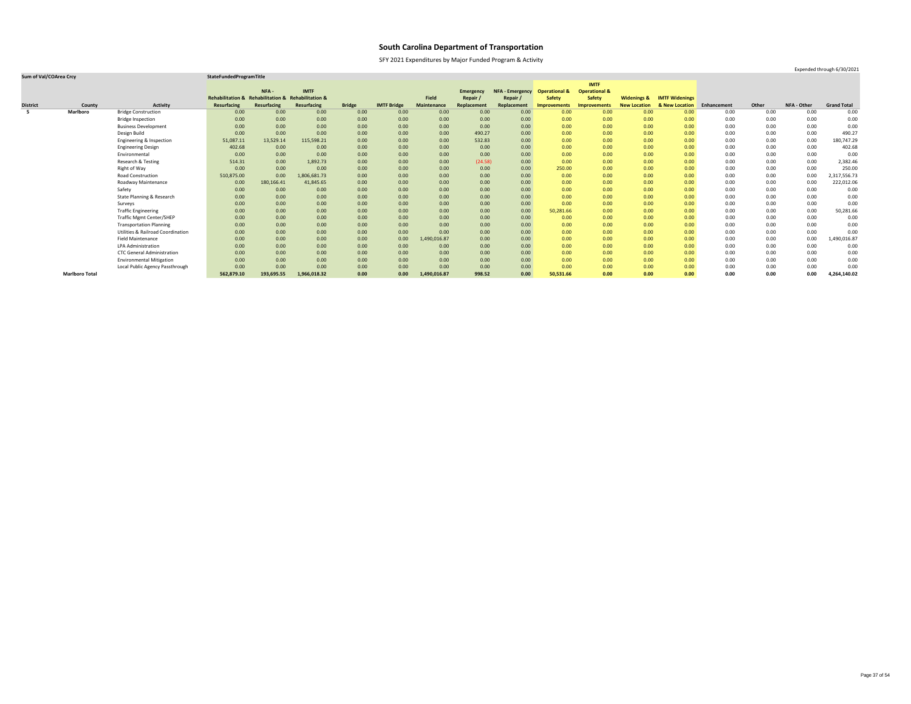# South Carolina Department of Transportation

SFY 2021 Expenditures by Major Funded Program & Activity

Expended through 6/30/2021

| Sum of Val/COArea Crcy | | | StateFundedProgramTitle | | | | | | | | | | | | | | | | |
|---|---|---|---|---|---|---|---|---|---|---|---|---|---|---|---|---|---|---|---|
| District | County | Activity | Rehabilitation & Resurfacing | NFA - Rehabilitation & Resurfacing | IMTF Rehabilitation & Resurfacing | Bridge | IMTF Bridge | Field Maintenance | Emergency Repair / Replacement | NFA - Emergency Repair / Replacement | Operational & Safety Improvements | IMTF Operational & Safety Improvements | Widenings & New Location | IMTF Widenings & New Location | Enhancement | Other | NFA - Other | Grand Total |
| 5 | Marlboro | Bridge Construction | 0.00 | 0.00 | 0.00 | 0.00 | 0.00 | 0.00 | 0.00 | 0.00 | 0.00 | 0.00 | 0.00 | 0.00 | 0.00 | 0.00 | 0.00 | 0.00 |
| | | Bridge Inspection | 0.00 | 0.00 | 0.00 | 0.00 | 0.00 | 0.00 | 0.00 | 0.00 | 0.00 | 0.00 | 0.00 | 0.00 | 0.00 | 0.00 | 0.00 | 0.00 |
| | | Business Development | 0.00 | 0.00 | 0.00 | 0.00 | 0.00 | 0.00 | 0.00 | 0.00 | 0.00 | 0.00 | 0.00 | 0.00 | 0.00 | 0.00 | 0.00 | 0.00 |
| | | Design Build | 0.00 | 0.00 | 0.00 | 0.00 | 0.00 | 0.00 | 490.27 | 0.00 | 0.00 | 0.00 | 0.00 | 0.00 | 0.00 | 0.00 | 0.00 | 490.27 |
| | | Engineering & Inspection | 51,087.11 | 13,529.14 | 115,598.21 | 0.00 | 0.00 | 0.00 | 532.83 | 0.00 | 0.00 | 0.00 | 0.00 | 0.00 | 0.00 | 0.00 | 0.00 | 180,747.29 |
| | | Engineering Design | 402.68 | 0.00 | 0.00 | 0.00 | 0.00 | 0.00 | 0.00 | 0.00 | 0.00 | 0.00 | 0.00 | 0.00 | 0.00 | 0.00 | 0.00 | 402.68 |
| | | Environmental | 0.00 | 0.00 | 0.00 | 0.00 | 0.00 | 0.00 | 0.00 | 0.00 | 0.00 | 0.00 | 0.00 | 0.00 | 0.00 | 0.00 | 0.00 | 0.00 |
| | | Research & Testing | 514.31 | 0.00 | 1,892.73 | 0.00 | 0.00 | 0.00 | (24.58) | 0.00 | 0.00 | 0.00 | 0.00 | 0.00 | 0.00 | 0.00 | 0.00 | 2,382.46 |
| | | Right of Way | 0.00 | 0.00 | 0.00 | 0.00 | 0.00 | 0.00 | 0.00 | 0.00 | 250.00 | 0.00 | 0.00 | 0.00 | 0.00 | 0.00 | 0.00 | 250.00 |
| | | Road Construction | 510,875.00 | 0.00 | 1,806,681.73 | 0.00 | 0.00 | 0.00 | 0.00 | 0.00 | 0.00 | 0.00 | 0.00 | 0.00 | 0.00 | 0.00 | 0.00 | 2,317,556.73 |
| | | Roadway Maintenance | 0.00 | 180,166.41 | 41,845.65 | 0.00 | 0.00 | 0.00 | 0.00 | 0.00 | 0.00 | 0.00 | 0.00 | 0.00 | 0.00 | 0.00 | 0.00 | 222,012.06 |
| | | Safety | 0.00 | 0.00 | 0.00 | 0.00 | 0.00 | 0.00 | 0.00 | 0.00 | 0.00 | 0.00 | 0.00 | 0.00 | 0.00 | 0.00 | 0.00 | 0.00 |
| | | State Planning & Research | 0.00 | 0.00 | 0.00 | 0.00 | 0.00 | 0.00 | 0.00 | 0.00 | 0.00 | 0.00 | 0.00 | 0.00 | 0.00 | 0.00 | 0.00 | 0.00 |
| | | Surveys | 0.00 | 0.00 | 0.00 | 0.00 | 0.00 | 0.00 | 0.00 | 0.00 | 0.00 | 0.00 | 0.00 | 0.00 | 0.00 | 0.00 | 0.00 | 0.00 |
| | | Traffic Engineering | 0.00 | 0.00 | 0.00 | 0.00 | 0.00 | 0.00 | 0.00 | 0.00 | 50,281.66 | 0.00 | 0.00 | 0.00 | 0.00 | 0.00 | 0.00 | 50,281.66 |
| | | Traffic Mgmt Center/SHEP | 0.00 | 0.00 | 0.00 | 0.00 | 0.00 | 0.00 | 0.00 | 0.00 | 0.00 | 0.00 | 0.00 | 0.00 | 0.00 | 0.00 | 0.00 | 0.00 |
| | | Transportation Planning | 0.00 | 0.00 | 0.00 | 0.00 | 0.00 | 0.00 | 0.00 | 0.00 | 0.00 | 0.00 | 0.00 | 0.00 | 0.00 | 0.00 | 0.00 | 0.00 |
| | | Utilities & Railroad Coordination | 0.00 | 0.00 | 0.00 | 0.00 | 0.00 | 0.00 | 0.00 | 0.00 | 0.00 | 0.00 | 0.00 | 0.00 | 0.00 | 0.00 | 0.00 | 0.00 |
| | | Field Maintenance | 0.00 | 0.00 | 0.00 | 0.00 | 0.00 | 1,490,016.87 | 0.00 | 0.00 | 0.00 | 0.00 | 0.00 | 0.00 | 0.00 | 0.00 | 0.00 | 1,490,016.87 |
| | | LPA Administration | 0.00 | 0.00 | 0.00 | 0.00 | 0.00 | 0.00 | 0.00 | 0.00 | 0.00 | 0.00 | 0.00 | 0.00 | 0.00 | 0.00 | 0.00 | 0.00 |
| | | CTC General Administration | 0.00 | 0.00 | 0.00 | 0.00 | 0.00 | 0.00 | 0.00 | 0.00 | 0.00 | 0.00 | 0.00 | 0.00 | 0.00 | 0.00 | 0.00 | 0.00 |
| | | Environmental Mitigation | 0.00 | 0.00 | 0.00 | 0.00 | 0.00 | 0.00 | 0.00 | 0.00 | 0.00 | 0.00 | 0.00 | 0.00 | 0.00 | 0.00 | 0.00 | 0.00 |
| | | Local Public Agency Passthrough | 0.00 | 0.00 | 0.00 | 0.00 | 0.00 | 0.00 | 0.00 | 0.00 | 0.00 | 0.00 | 0.00 | 0.00 | 0.00 | 0.00 | 0.00 | 0.00 |
| | **Marlboro Total** | | **562,879.10** | **193,695.55** | **1,966,018.32** | **0.00** | **0.00** | **1,490,016.87** | **998.52** | **0.00** | **50,531.66** | **0.00** | **0.00** | **0.00** | **0.00** | **0.00** | **0.00** | **4,264,140.02** |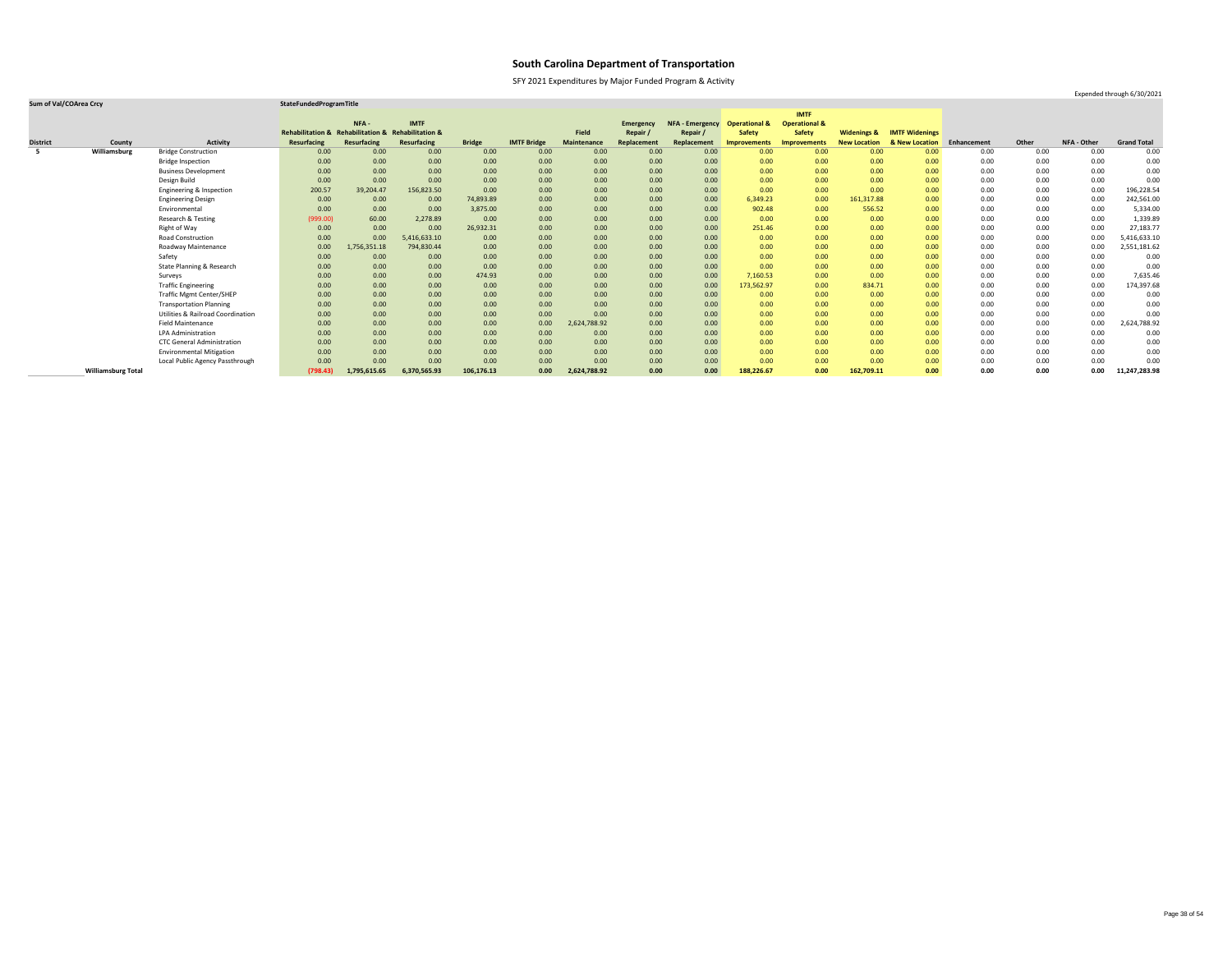# South Carolina Department of Transportation

SFY 2021 Expenditures by Major Funded Program & Activity

Expended through 6/30/2021

| Sum of Val/COArea Crcy | | | StateFundedProgramTitle | | | | | | | | | | | | | | | | |
|---|---|---|---|---|---|---|---|---|---|---|---|---|---|---|---|---|---|---|---|
| District | County | Activity | Rehabilitation & Resurfacing | NFA - Rehabilitation & Resurfacing | IMTF Rehabilitation & Resurfacing | Bridge | IMTF Bridge | Field Maintenance | Emergency Repair / Replacement | NFA - Emergency Repair / Replacement | Operational & Safety Improvements | IMTF Operational & Safety Improvements | Widenings & New Location | IMTF Widenings & New Location | Enhancement | Other | NFA - Other | Grand Total |
| 5 | Williamsburg | Bridge Construction | 0.00 | 0.00 | 0.00 | 0.00 | 0.00 | 0.00 | 0.00 | 0.00 | 0.00 | 0.00 | 0.00 | 0.00 | 0.00 | 0.00 | 0.00 | 0.00 |
| | | Bridge Inspection | 0.00 | 0.00 | 0.00 | 0.00 | 0.00 | 0.00 | 0.00 | 0.00 | 0.00 | 0.00 | 0.00 | 0.00 | 0.00 | 0.00 | 0.00 | 0.00 |
| | | Business Development | 0.00 | 0.00 | 0.00 | 0.00 | 0.00 | 0.00 | 0.00 | 0.00 | 0.00 | 0.00 | 0.00 | 0.00 | 0.00 | 0.00 | 0.00 | 0.00 |
| | | Design Build | 0.00 | 0.00 | 0.00 | 0.00 | 0.00 | 0.00 | 0.00 | 0.00 | 0.00 | 0.00 | 0.00 | 0.00 | 0.00 | 0.00 | 0.00 | 0.00 |
| | | Engineering & Inspection | 200.57 | 39,204.47 | 156,823.50 | 0.00 | 0.00 | 0.00 | 0.00 | 0.00 | 0.00 | 0.00 | 0.00 | 0.00 | 0.00 | 0.00 | 0.00 | 196,228.54 |
| | | Engineering Design | 0.00 | 0.00 | 0.00 | 74,893.89 | 0.00 | 0.00 | 0.00 | 0.00 | 6,349.23 | 0.00 | 161,317.88 | 0.00 | 0.00 | 0.00 | 0.00 | 242,561.00 |
| | | Environmental | 0.00 | 0.00 | 0.00 | 3,875.00 | 0.00 | 0.00 | 0.00 | 0.00 | 902.48 | 0.00 | 556.52 | 0.00 | 0.00 | 0.00 | 0.00 | 5,334.00 |
| | | Research & Testing | (999.00) | 60.00 | 2,278.89 | 0.00 | 0.00 | 0.00 | 0.00 | 0.00 | 0.00 | 0.00 | 0.00 | 0.00 | 0.00 | 0.00 | 0.00 | 1,339.89 |
| | | Right of Way | 0.00 | 0.00 | 0.00 | 26,932.31 | 0.00 | 0.00 | 0.00 | 0.00 | 251.46 | 0.00 | 0.00 | 0.00 | 0.00 | 0.00 | 0.00 | 27,183.77 |
| | | Road Construction | 0.00 | 0.00 | 5,416,633.10 | 0.00 | 0.00 | 0.00 | 0.00 | 0.00 | 0.00 | 0.00 | 0.00 | 0.00 | 0.00 | 0.00 | 0.00 | 5,416,633.10 |
| | | Roadway Maintenance | 0.00 | 1,756,351.18 | 794,830.44 | 0.00 | 0.00 | 0.00 | 0.00 | 0.00 | 0.00 | 0.00 | 0.00 | 0.00 | 0.00 | 0.00 | 0.00 | 2,551,181.62 |
| | | Safety | 0.00 | 0.00 | 0.00 | 0.00 | 0.00 | 0.00 | 0.00 | 0.00 | 0.00 | 0.00 | 0.00 | 0.00 | 0.00 | 0.00 | 0.00 | 0.00 |
| | | State Planning & Research | 0.00 | 0.00 | 0.00 | 0.00 | 0.00 | 0.00 | 0.00 | 0.00 | 0.00 | 0.00 | 0.00 | 0.00 | 0.00 | 0.00 | 0.00 | 0.00 |
| | | Surveys | 0.00 | 0.00 | 0.00 | 474.93 | 0.00 | 0.00 | 0.00 | 0.00 | 7,160.53 | 0.00 | 0.00 | 0.00 | 0.00 | 0.00 | 0.00 | 7,635.46 |
| | | Traffic Engineering | 0.00 | 0.00 | 0.00 | 0.00 | 0.00 | 0.00 | 0.00 | 0.00 | 173,562.97 | 0.00 | 834.71 | 0.00 | 0.00 | 0.00 | 0.00 | 174,397.68 |
| | | Traffic Mgmt Center/SHEP | 0.00 | 0.00 | 0.00 | 0.00 | 0.00 | 0.00 | 0.00 | 0.00 | 0.00 | 0.00 | 0.00 | 0.00 | 0.00 | 0.00 | 0.00 | 0.00 |
| | | Transportation Planning | 0.00 | 0.00 | 0.00 | 0.00 | 0.00 | 0.00 | 0.00 | 0.00 | 0.00 | 0.00 | 0.00 | 0.00 | 0.00 | 0.00 | 0.00 | 0.00 |
| | | Utilities & Railroad Coordination | 0.00 | 0.00 | 0.00 | 0.00 | 0.00 | 0.00 | 0.00 | 0.00 | 0.00 | 0.00 | 0.00 | 0.00 | 0.00 | 0.00 | 0.00 | 0.00 |
| | | Field Maintenance | 0.00 | 0.00 | 0.00 | 0.00 | 0.00 | 2,624,788.92 | 0.00 | 0.00 | 0.00 | 0.00 | 0.00 | 0.00 | 0.00 | 0.00 | 0.00 | 2,624,788.92 |
| | | LPA Administration | 0.00 | 0.00 | 0.00 | 0.00 | 0.00 | 0.00 | 0.00 | 0.00 | 0.00 | 0.00 | 0.00 | 0.00 | 0.00 | 0.00 | 0.00 | 0.00 |
| | | CTC General Administration | 0.00 | 0.00 | 0.00 | 0.00 | 0.00 | 0.00 | 0.00 | 0.00 | 0.00 | 0.00 | 0.00 | 0.00 | 0.00 | 0.00 | 0.00 | 0.00 |
| | | Environmental Mitigation | 0.00 | 0.00 | 0.00 | 0.00 | 0.00 | 0.00 | 0.00 | 0.00 | 0.00 | 0.00 | 0.00 | 0.00 | 0.00 | 0.00 | 0.00 | 0.00 |
| | | Local Public Agency Passthrough | 0.00 | 0.00 | 0.00 | 0.00 | 0.00 | 0.00 | 0.00 | 0.00 | 0.00 | 0.00 | 0.00 | 0.00 | 0.00 | 0.00 | 0.00 | 0.00 |
| | **Williamsburg Total** | | **(798.43)** | **1,795,615.65** | **6,370,565.93** | **106,176.13** | **0.00** | **2,624,788.92** | **0.00** | **0.00** | **188,226.67** | **0.00** | **162,709.11** | **0.00** | **0.00** | **0.00** | **0.00** | **11,247,283.98** |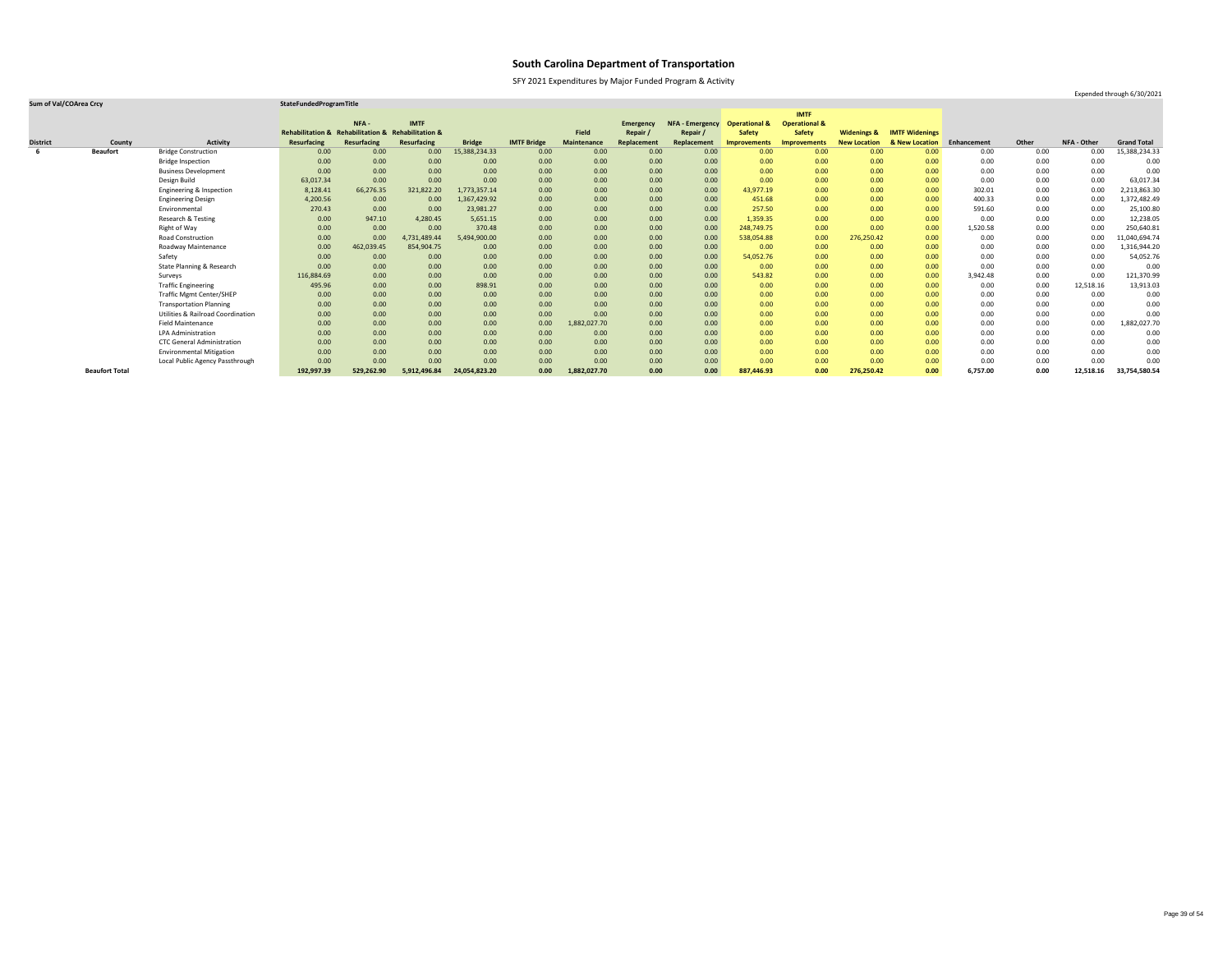# South Carolina Department of Transportation

SFY 2021 Expenditures by Major Funded Program & Activity

Expended through 6/30/2021

| Sum of Val/COArea Crcy | | | StateFundedProgramTitle | | | | | | | | | | | | | | | | |
|---|---|---|---|---|---|---|---|---|---|---|---|---|---|---|---|---|---|---|---|
| District | County | Activity | Rehabilitation & Resurfacing | NFA - Rehabilitation & Resurfacing | IMTF Rehabilitation & Resurfacing | Bridge | IMTF Bridge | Field Maintenance | Emergency Repair / Replacement | NFA - Emergency Repair / Replacement | Operational & Safety Improvements | IMTF Operational & Safety Improvements | Widenings & New Location | IMTF Widenings & New Location | Enhancement | Other | NFA - Other | Grand Total |
| 6 | Beaufort | Bridge Construction | 0.00 | 0.00 | 0.00 | 15,388,234.33 | 0.00 | 0.00 | 0.00 | 0.00 | 0.00 | 0.00 | 0.00 | 0.00 | 0.00 | 0.00 | 0.00 | 15,388,234.33 |
| | | Bridge Inspection | 0.00 | 0.00 | 0.00 | 0.00 | 0.00 | 0.00 | 0.00 | 0.00 | 0.00 | 0.00 | 0.00 | 0.00 | 0.00 | 0.00 | 0.00 | 0.00 |
| | | Business Development | 0.00 | 0.00 | 0.00 | 0.00 | 0.00 | 0.00 | 0.00 | 0.00 | 0.00 | 0.00 | 0.00 | 0.00 | 0.00 | 0.00 | 0.00 | 0.00 |
| | | Design Build | 63,017.34 | 0.00 | 0.00 | 0.00 | 0.00 | 0.00 | 0.00 | 0.00 | 0.00 | 0.00 | 0.00 | 0.00 | 0.00 | 0.00 | 0.00 | 63,017.34 |
| | | Engineering & Inspection | 8,128.41 | 66,276.35 | 321,822.20 | 1,773,357.14 | 0.00 | 0.00 | 0.00 | 0.00 | 43,977.19 | 0.00 | 0.00 | 0.00 | 302.01 | 0.00 | 0.00 | 2,213,863.30 |
| | | Engineering Design | 4,200.56 | 0.00 | 0.00 | 1,367,429.92 | 0.00 | 0.00 | 0.00 | 0.00 | 451.68 | 0.00 | 0.00 | 0.00 | 400.33 | 0.00 | 0.00 | 1,372,482.49 |
| | | Environmental | 270.43 | 0.00 | 0.00 | 23,981.27 | 0.00 | 0.00 | 0.00 | 0.00 | 257.50 | 0.00 | 0.00 | 0.00 | 591.60 | 0.00 | 0.00 | 25,100.80 |
| | | Research & Testing | 0.00 | 947.10 | 4,280.45 | 5,651.15 | 0.00 | 0.00 | 0.00 | 0.00 | 1,359.35 | 0.00 | 0.00 | 0.00 | 0.00 | 0.00 | 0.00 | 12,238.05 |
| | | Right of Way | 0.00 | 0.00 | 0.00 | 370.48 | 0.00 | 0.00 | 0.00 | 0.00 | 248,749.75 | 0.00 | 0.00 | 0.00 | 1,520.58 | 0.00 | 0.00 | 250,640.81 |
| | | Road Construction | 0.00 | 0.00 | 4,731,489.44 | 5,494,900.00 | 0.00 | 0.00 | 0.00 | 0.00 | 538,054.88 | 0.00 | 276,250.42 | 0.00 | 0.00 | 0.00 | 0.00 | 11,040,694.74 |
| | | Roadway Maintenance | 0.00 | 462,039.45 | 854,904.75 | 0.00 | 0.00 | 0.00 | 0.00 | 0.00 | 0.00 | 0.00 | 0.00 | 0.00 | 0.00 | 0.00 | 0.00 | 1,316,944.20 |
| | | Safety | 0.00 | 0.00 | 0.00 | 0.00 | 0.00 | 0.00 | 0.00 | 0.00 | 54,052.76 | 0.00 | 0.00 | 0.00 | 0.00 | 0.00 | 0.00 | 54,052.76 |
| | | State Planning & Research | 0.00 | 0.00 | 0.00 | 0.00 | 0.00 | 0.00 | 0.00 | 0.00 | 0.00 | 0.00 | 0.00 | 0.00 | 0.00 | 0.00 | 0.00 | 0.00 |
| | | Surveys | 116,884.69 | 0.00 | 0.00 | 0.00 | 0.00 | 0.00 | 0.00 | 0.00 | 543.82 | 0.00 | 0.00 | 0.00 | 3,942.48 | 0.00 | 0.00 | 121,370.99 |
| | | Traffic Engineering | 495.96 | 0.00 | 0.00 | 898.91 | 0.00 | 0.00 | 0.00 | 0.00 | 0.00 | 0.00 | 0.00 | 0.00 | 0.00 | 0.00 | 12,518.16 | 13,913.03 |
| | | Traffic Mgmt Center/SHEP | 0.00 | 0.00 | 0.00 | 0.00 | 0.00 | 0.00 | 0.00 | 0.00 | 0.00 | 0.00 | 0.00 | 0.00 | 0.00 | 0.00 | 0.00 | 0.00 |
| | | Transportation Planning | 0.00 | 0.00 | 0.00 | 0.00 | 0.00 | 0.00 | 0.00 | 0.00 | 0.00 | 0.00 | 0.00 | 0.00 | 0.00 | 0.00 | 0.00 | 0.00 |
| | | Utilities & Railroad Coordination | 0.00 | 0.00 | 0.00 | 0.00 | 0.00 | 0.00 | 0.00 | 0.00 | 0.00 | 0.00 | 0.00 | 0.00 | 0.00 | 0.00 | 0.00 | 0.00 |
| | | Field Maintenance | 0.00 | 0.00 | 0.00 | 0.00 | 0.00 | 1,882,027.70 | 0.00 | 0.00 | 0.00 | 0.00 | 0.00 | 0.00 | 0.00 | 0.00 | 0.00 | 1,882,027.70 |
| | | LPA Administration | 0.00 | 0.00 | 0.00 | 0.00 | 0.00 | 0.00 | 0.00 | 0.00 | 0.00 | 0.00 | 0.00 | 0.00 | 0.00 | 0.00 | 0.00 | 0.00 |
| | | CTC General Administration | 0.00 | 0.00 | 0.00 | 0.00 | 0.00 | 0.00 | 0.00 | 0.00 | 0.00 | 0.00 | 0.00 | 0.00 | 0.00 | 0.00 | 0.00 | 0.00 |
| | | Environmental Mitigation | 0.00 | 0.00 | 0.00 | 0.00 | 0.00 | 0.00 | 0.00 | 0.00 | 0.00 | 0.00 | 0.00 | 0.00 | 0.00 | 0.00 | 0.00 | 0.00 |
| | | Local Public Agency Passthrough | 0.00 | 0.00 | 0.00 | 0.00 | 0.00 | 0.00 | 0.00 | 0.00 | 0.00 | 0.00 | 0.00 | 0.00 | 0.00 | 0.00 | 0.00 | 0.00 |
| | **Beaufort Total** | | **192,997.39** | **529,262.90** | **5,912,496.84** | **24,054,823.20** | **0.00** | **1,882,027.70** | **0.00** | **0.00** | **887,446.93** | **0.00** | **276,250.42** | **0.00** | **6,757.00** | **0.00** | **12,518.16** | **33,754,580.54** |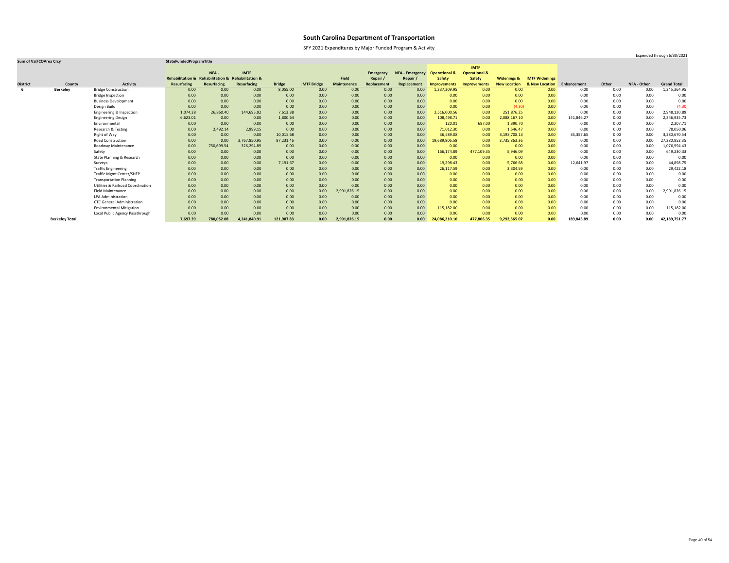# South Carolina Department of Transportation

SFY 2021 Expenditures by Major Funded Program & Activity

Expended through 6/30/2021

| Sum of Val/COArea Crcy | | | StateFundedProgramTitle | | | | | | | | | | | | | | | | |
|---|---|---|---|---|---|---|---|---|---|---|---|---|---|---|---|---|---|---|---|
| District | County | Activity | Rehabilitation & Resurfacing | NFA - Rehabilitation & Resurfacing | IMTF Rehabilitation & Resurfacing | Bridge | IMTF Bridge | Field Maintenance | Emergency Repair / Replacement | NFA - Emergency Repair / Replacement | Operational & Safety Improvements | IMTF Operational & Safety Improvements | Widenings & New Location | IMTF Widenings & New Location | Enhancement | Other | NFA - Other | Grand Total |
| 6 | Berkeley | Bridge Construction | 0.00 | 0.00 | 0.00 | 8,055.00 | 0.00 | 0.00 | 0.00 | 0.00 | 1,337,309.95 | 0.00 | 0.00 | 0.00 | 0.00 | 0.00 | 0.00 | 1,345,364.95 |
| | | Bridge Inspection | 0.00 | 0.00 | 0.00 | 0.00 | 0.00 | 0.00 | 0.00 | 0.00 | 0.00 | 0.00 | 0.00 | 0.00 | 0.00 | 0.00 | 0.00 | 0.00 |
| | | Business Development | 0.00 | 0.00 | 0.00 | 0.00 | 0.00 | 0.00 | 0.00 | 0.00 | 0.00 | 0.00 | 0.00 | 0.00 | 0.00 | 0.00 | 0.00 | 0.00 |
| | | Design Build | 0.00 | 0.00 | 0.00 | 0.00 | 0.00 | 0.00 | 0.00 | 0.00 | 0.00 | 0.00 | (4.30) | 0.00 | 0.00 | 0.00 | 0.00 | (4.30) |
| | | Engineering & Inspection | 1,074.38 | 26,860.40 | 144,695.92 | 7,613.38 | 0.00 | 0.00 | 0.00 | 0.00 | 2,516,000.56 | 0.00 | 251,876.25 | 0.00 | 0.00 | 0.00 | 0.00 | 2,948,120.89 |
| | | Engineering Design | 6,623.01 | 0.00 | 0.00 | 1,800.64 | 0.00 | 0.00 | 0.00 | 0.00 | 108,498.71 | 0.00 | 2,088,167.10 | 0.00 | 141,846.27 | 0.00 | 0.00 | 2,346,935.73 |
| | | Environmental | 0.00 | 0.00 | 0.00 | 0.00 | 0.00 | 0.00 | 0.00 | 0.00 | 120.01 | 697.00 | 1,390.70 | 0.00 | 0.00 | 0.00 | 0.00 | 2,207.71 |
| | | Research & Testing | 0.00 | 2,492.14 | 2,999.15 | 0.00 | 0.00 | 0.00 | 0.00 | 0.00 | 71,012.30 | 0.00 | 1,546.47 | 0.00 | 0.00 | 0.00 | 0.00 | 78,050.06 |
| | | Right of Way | 0.00 | 0.00 | 0.00 | 10,015.68 | 0.00 | 0.00 | 0.00 | 0.00 | 36,589.08 | 0.00 | 3,198,708.13 | 0.00 | 35,357.65 | 0.00 | 0.00 | 3,280,670.54 |
| | | Road Construction | 0.00 | 0.00 | 3,767,850.95 | 87,231.46 | 0.00 | 0.00 | 0.00 | 0.00 | 19,689,906.58 | 0.00 | 3,735,863.36 | 0.00 | 0.00 | 0.00 | 0.00 | 27,280,852.35 |
| | | Roadway Maintenance | 0.00 | 750,699.54 | 326,294.89 | 0.00 | 0.00 | 0.00 | 0.00 | 0.00 | 0.00 | 0.00 | 0.00 | 0.00 | 0.00 | 0.00 | 0.00 | 1,076,994.43 |
| | | Safety | 0.00 | 0.00 | 0.00 | 0.00 | 0.00 | 0.00 | 0.00 | 0.00 | 166,174.89 | 477,109.35 | 5,946.09 | 0.00 | 0.00 | 0.00 | 0.00 | 649,230.33 |
| | | State Planning & Research | 0.00 | 0.00 | 0.00 | 0.00 | 0.00 | 0.00 | 0.00 | 0.00 | 0.00 | 0.00 | 0.00 | 0.00 | 0.00 | 0.00 | 0.00 | 0.00 |
| | | Surveys | 0.00 | 0.00 | 0.00 | 7,191.67 | 0.00 | 0.00 | 0.00 | 0.00 | 19,298.43 | 0.00 | 5,766.68 | 0.00 | 12,641.97 | 0.00 | 0.00 | 44,898.75 |
| | | Traffic Engineering | 0.00 | 0.00 | 0.00 | 0.00 | 0.00 | 0.00 | 0.00 | 0.00 | 26,117.59 | 0.00 | 3,304.59 | 0.00 | 0.00 | 0.00 | 0.00 | 29,422.18 |
| | | Traffic Mgmt Center/SHEP | 0.00 | 0.00 | 0.00 | 0.00 | 0.00 | 0.00 | 0.00 | 0.00 | 0.00 | 0.00 | 0.00 | 0.00 | 0.00 | 0.00 | 0.00 | 0.00 |
| | | Transportation Planning | 0.00 | 0.00 | 0.00 | 0.00 | 0.00 | 0.00 | 0.00 | 0.00 | 0.00 | 0.00 | 0.00 | 0.00 | 0.00 | 0.00 | 0.00 | 0.00 |
| | | Utilities & Railroad Coordination | 0.00 | 0.00 | 0.00 | 0.00 | 0.00 | 0.00 | 0.00 | 0.00 | 0.00 | 0.00 | 0.00 | 0.00 | 0.00 | 0.00 | 0.00 | 0.00 |
| | | Field Maintenance | 0.00 | 0.00 | 0.00 | 0.00 | 0.00 | 2,991,826.15 | 0.00 | 0.00 | 0.00 | 0.00 | 0.00 | 0.00 | 0.00 | 0.00 | 0.00 | 2,991,826.15 |
| | | LPA Administration | 0.00 | 0.00 | 0.00 | 0.00 | 0.00 | 0.00 | 0.00 | 0.00 | 0.00 | 0.00 | 0.00 | 0.00 | 0.00 | 0.00 | 0.00 | 0.00 |
| | | CTC General Administration | 0.00 | 0.00 | 0.00 | 0.00 | 0.00 | 0.00 | 0.00 | 0.00 | 0.00 | 0.00 | 0.00 | 0.00 | 0.00 | 0.00 | 0.00 | 0.00 |
| | | Environmental Mitigation | 0.00 | 0.00 | 0.00 | 0.00 | 0.00 | 0.00 | 0.00 | 0.00 | 115,182.00 | 0.00 | 0.00 | 0.00 | 0.00 | 0.00 | 0.00 | 115,182.00 |
| | | Local Public Agency Passthrough | 0.00 | 0.00 | 0.00 | 0.00 | 0.00 | 0.00 | 0.00 | 0.00 | 0.00 | 0.00 | 0.00 | 0.00 | 0.00 | 0.00 | 0.00 | 0.00 |
| | **Berkeley Total** | | **7,697.39** | **780,052.08** | **4,241,840.91** | **121,907.83** | **0.00** | **2,991,826.15** | **0.00** | **0.00** | **24,086,210.10** | **477,806.35** | **9,292,565.07** | **0.00** | **189,845.89** | **0.00** | **0.00** | **42,189,751.77** |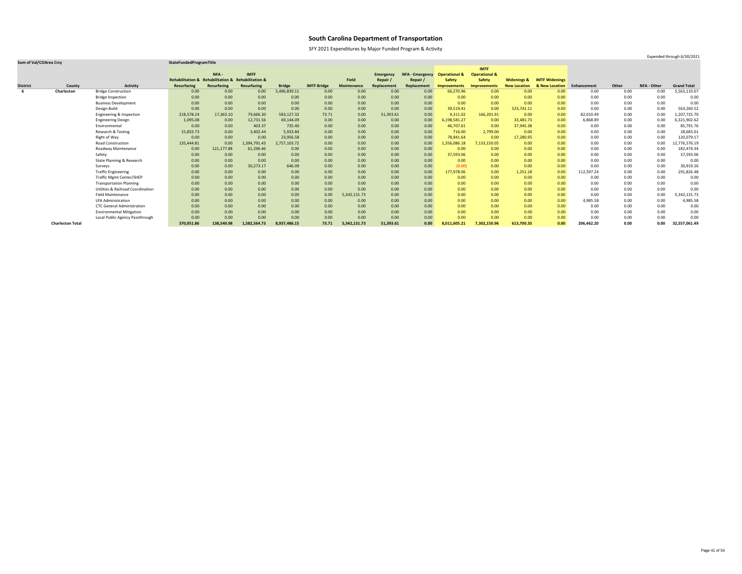# South Carolina Department of Transportation

SFY 2021 Expenditures by Major Funded Program & Activity

Expended through 6/30/2021

| Sum of Val/COArea Crcy | | | StateFundedProgramTitle | | | | | | | | | | | | | | | | |
|---|---|---|---|---|---|---|---|---|---|---|---|---|---|---|---|---|---|---|---|
| District | County | Activity | Rehabilitation & Resurfacing | NFA - Rehabilitation & Resurfacing | IMTF Rehabilitation & Resurfacing | Bridge | IMTF Bridge | Field Maintenance | Emergency Repair / Replacement | NFA - Emergency Repair / Replacement | Operational & Safety Improvements | IMTF Operational & Safety Improvements | Widenings & New Location | IMTF Widenings & New Location | Enhancement | Other | NFA - Other | Grand Total |
| 6 | Charleston | Bridge Construction | 0.00 | 0.00 | 0.00 | 5,496,839.11 | 0.00 | 0.00 | 0.00 | 0.00 | 66,270.96 | 0.00 | 0.00 | 0.00 | 0.00 | 0.00 | 0.00 | 5,563,110.07 |
| | | Bridge Inspection | 0.00 | 0.00 | 0.00 | 0.00 | 0.00 | 0.00 | 0.00 | 0.00 | 0.00 | 0.00 | 0.00 | 0.00 | 0.00 | 0.00 | 0.00 | 0.00 |
| | | Business Development | 0.00 | 0.00 | 0.00 | 0.00 | 0.00 | 0.00 | 0.00 | 0.00 | 0.00 | 0.00 | 0.00 | 0.00 | 0.00 | 0.00 | 0.00 | 0.00 |
| | | Design Build | 0.00 | 0.00 | 0.00 | 0.00 | 0.00 | 0.00 | 0.00 | 0.00 | 39,519.41 | 0.00 | 523,741.11 | 0.00 | 0.00 | 0.00 | 0.00 | 563,260.52 |
| | | Engineering & Inspection | 218,578.24 | 17,363.10 | 79,666.30 | 583,127.32 | 73.71 | 0.00 | 51,393.61 | 0.00 | 9,311.02 | 166,201.91 | 0.00 | 0.00 | 82,010.49 | 0.00 | 0.00 | 1,207,725.70 |
| | | Engineering Design | 1,095.08 | 0.00 | 12,731.56 | 69,144.09 | 0.00 | 0.00 | 0.00 | 0.00 | 6,198,581.27 | 0.00 | 33,481.73 | 0.00 | 6,868.89 | 0.00 | 0.00 | 6,321,902.62 |
| | | Environmental | 0.00 | 0.00 | 403.37 | 735.40 | 0.00 | 0.00 | 0.00 | 0.00 | 46,707.61 | 0.00 | 37,945.38 | 0.00 | 0.00 | 0.00 | 0.00 | 85,791.76 |
| | | Research & Testing | 15,833.73 | 0.00 | 3,402.44 | 5,933.84 | 0.00 | 0.00 | 0.00 | 0.00 | 716.00 | 2,799.00 | 0.00 | 0.00 | 0.00 | 0.00 | 0.00 | 28,685.01 |
| | | Right of Way | 0.00 | 0.00 | 0.00 | 23,956.58 | 0.00 | 0.00 | 0.00 | 0.00 | 78,841.64 | 0.00 | 17,280.95 | 0.00 | 0.00 | 0.00 | 0.00 | 120,079.17 |
| | | Road Construction | 135,444.81 | 0.00 | 1,394,791.43 | 2,757,103.72 | 0.00 | 0.00 | 0.00 | 0.00 | 1,356,086.18 | 7,133,150.05 | 0.00 | 0.00 | 0.00 | 0.00 | 0.00 | 12,776,576.19 |
| | | Roadway Maintenance | 0.00 | 121,177.88 | 61,296.46 | 0.00 | 0.00 | 0.00 | 0.00 | 0.00 | 0.00 | 0.00 | 0.00 | 0.00 | 0.00 | 0.00 | 0.00 | 182,474.34 |
| | | Safety | 0.00 | 0.00 | 0.00 | 0.00 | 0.00 | 0.00 | 0.00 | 0.00 | 37,593.06 | 0.00 | 0.00 | 0.00 | 0.00 | 0.00 | 0.00 | 37,593.06 |
| | | State Planning & Research | 0.00 | 0.00 | 0.00 | 0.00 | 0.00 | 0.00 | 0.00 | 0.00 | 0.00 | 0.00 | 0.00 | 0.00 | 0.00 | 0.00 | 0.00 | 0.00 |
| | | Surveys | 0.00 | 0.00 | 30,273.17 | 646.09 | 0.00 | 0.00 | 0.00 | 0.00 | (0.00) | 0.00 | 0.00 | 0.00 | 0.00 | 0.00 | 0.00 | 30,919.26 |
| | | Traffic Engineering | 0.00 | 0.00 | 0.00 | 0.00 | 0.00 | 0.00 | 0.00 | 0.00 | 177,978.06 | 0.00 | 1,251.18 | 0.00 | 112,597.24 | 0.00 | 0.00 | 291,826.48 |
| | | Traffic Mgmt Center/SHEP | 0.00 | 0.00 | 0.00 | 0.00 | 0.00 | 0.00 | 0.00 | 0.00 | 0.00 | 0.00 | 0.00 | 0.00 | 0.00 | 0.00 | 0.00 | 0.00 |
| | | Transportation Planning | 0.00 | 0.00 | 0.00 | 0.00 | 0.00 | 0.00 | 0.00 | 0.00 | 0.00 | 0.00 | 0.00 | 0.00 | 0.00 | 0.00 | 0.00 | 0.00 |
| | | Utilities & Railroad Coordination | 0.00 | 0.00 | 0.00 | 0.00 | 0.00 | 0.00 | 0.00 | 0.00 | 0.00 | 0.00 | 0.00 | 0.00 | 0.00 | 0.00 | 0.00 | 0.00 |
| | | Field Maintenance | 0.00 | 0.00 | 0.00 | 0.00 | 0.00 | 5,342,131.73 | 0.00 | 0.00 | 0.00 | 0.00 | 0.00 | 0.00 | 0.00 | 0.00 | 0.00 | 5,342,131.73 |
| | | LPA Administration | 0.00 | 0.00 | 0.00 | 0.00 | 0.00 | 0.00 | 0.00 | 0.00 | 0.00 | 0.00 | 0.00 | 0.00 | 4,985.58 | 0.00 | 0.00 | 4,985.58 |
| | | CTC General Administration | 0.00 | 0.00 | 0.00 | 0.00 | 0.00 | 0.00 | 0.00 | 0.00 | 0.00 | 0.00 | 0.00 | 0.00 | 0.00 | 0.00 | 0.00 | 0.00 |
| | | Environmental Mitigation | 0.00 | 0.00 | 0.00 | 0.00 | 0.00 | 0.00 | 0.00 | 0.00 | 0.00 | 0.00 | 0.00 | 0.00 | 0.00 | 0.00 | 0.00 | 0.00 |
| | | Local Public Agency Passthrough | 0.00 | 0.00 | 0.00 | 0.00 | 0.00 | 0.00 | 0.00 | 0.00 | 0.00 | 0.00 | 0.00 | 0.00 | 0.00 | 0.00 | 0.00 | 0.00 |
| | **Charleston Total** | | **370,951.86** | **138,540.98** | **1,582,564.73** | **8,937,486.15** | **73.71** | **5,342,131.73** | **51,393.61** | **0.00** | **8,011,605.21** | **7,302,150.96** | **613,700.35** | **0.00** | **206,462.20** | **0.00** | **0.00** | **32,557,061.49** |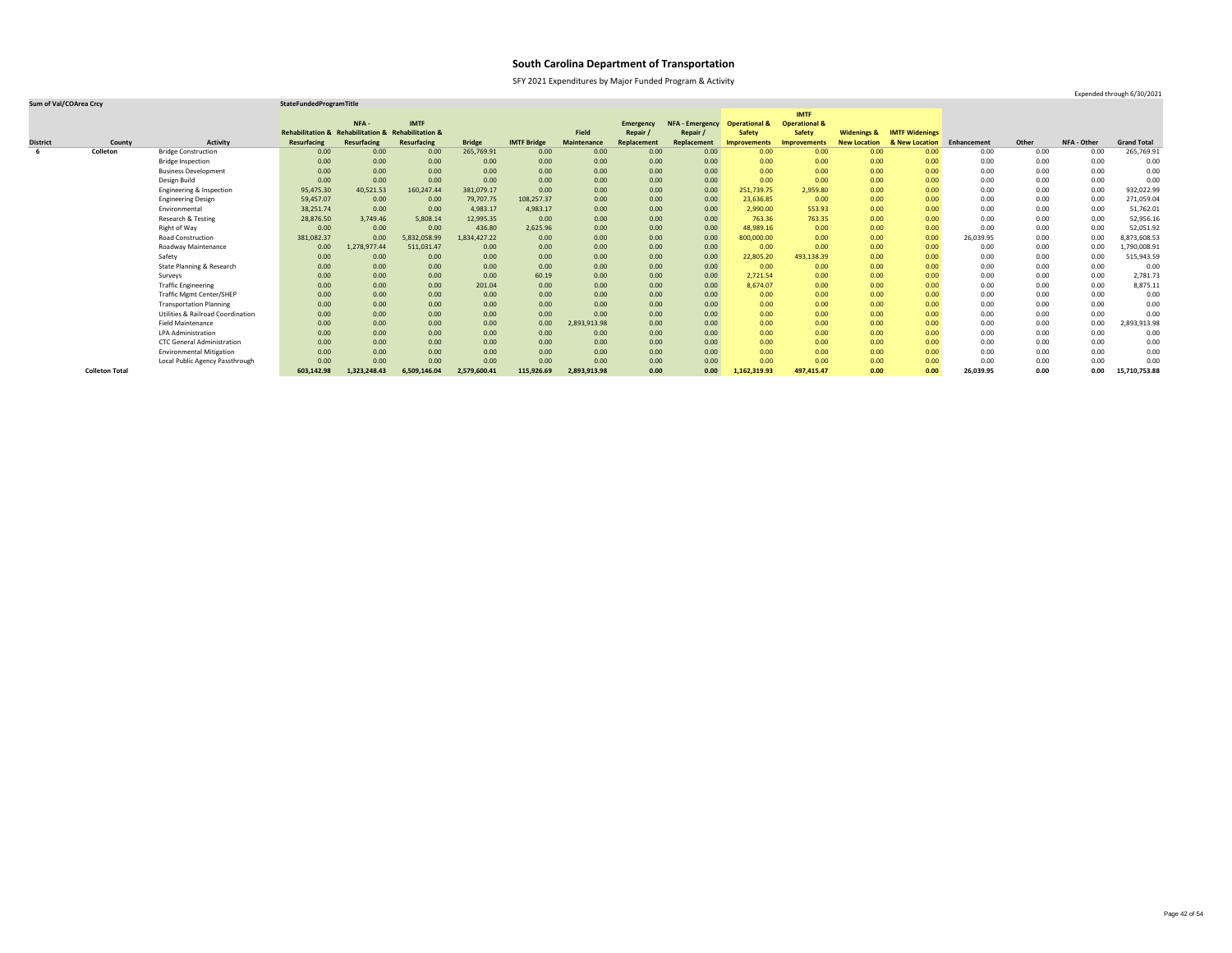# South Carolina Department of Transportation

SFY 2021 Expenditures by Major Funded Program & Activity

Expended through 6/30/2021

| Sum of Val/COArea Crcy | | | StateFundedProgramTitle | | | | | | | | | | | | | | | | |
|---|---|---|---|---|---|---|---|---|---|---|---|---|---|---|---|---|---|---|---|
| District | County | Activity | Rehabilitation & Resurfacing | NFA - Rehabilitation & Resurfacing | IMTF Rehabilitation & Resurfacing | Bridge | IMTF Bridge | Field Maintenance | Emergency Repair / Replacement | NFA - Emergency Repair / Replacement | Operational & Safety Improvements | IMTF Operational & Safety Improvements | Widenings & New Location | IMTF Widenings & New Location | Enhancement | Other | NFA - Other | Grand Total |
| 6 | Colleton | Bridge Construction | 0.00 | 0.00 | 0.00 | 265,769.91 | 0.00 | 0.00 | 0.00 | 0.00 | 0.00 | 0.00 | 0.00 | 0.00 | 0.00 | 0.00 | 0.00 | 265,769.91 |
| | | Bridge Inspection | 0.00 | 0.00 | 0.00 | 0.00 | 0.00 | 0.00 | 0.00 | 0.00 | 0.00 | 0.00 | 0.00 | 0.00 | 0.00 | 0.00 | 0.00 | 0.00 |
| | | Business Development | 0.00 | 0.00 | 0.00 | 0.00 | 0.00 | 0.00 | 0.00 | 0.00 | 0.00 | 0.00 | 0.00 | 0.00 | 0.00 | 0.00 | 0.00 | 0.00 |
| | | Design Build | 0.00 | 0.00 | 0.00 | 0.00 | 0.00 | 0.00 | 0.00 | 0.00 | 0.00 | 0.00 | 0.00 | 0.00 | 0.00 | 0.00 | 0.00 | 0.00 |
| | | Engineering & Inspection | 95,475.30 | 40,521.53 | 160,247.44 | 381,079.17 | 0.00 | 0.00 | 0.00 | 0.00 | 251,739.75 | 2,959.80 | 0.00 | 0.00 | 0.00 | 0.00 | 0.00 | 932,022.99 |
| | | Engineering Design | 59,457.07 | 0.00 | 0.00 | 79,707.75 | 108,257.37 | 0.00 | 0.00 | 0.00 | 23,636.85 | 0.00 | 0.00 | 0.00 | 0.00 | 0.00 | 0.00 | 271,059.04 |
| | | Environmental | 38,251.74 | 0.00 | 0.00 | 4,983.17 | 4,983.17 | 0.00 | 0.00 | 0.00 | 2,990.00 | 553.93 | 0.00 | 0.00 | 0.00 | 0.00 | 0.00 | 51,762.01 |
| | | Research & Testing | 28,876.50 | 3,749.46 | 5,808.14 | 12,995.35 | 0.00 | 0.00 | 0.00 | 0.00 | 763.36 | 763.35 | 0.00 | 0.00 | 0.00 | 0.00 | 0.00 | 52,956.16 |
| | | Right of Way | 0.00 | 0.00 | 0.00 | 436.80 | 2,625.96 | 0.00 | 0.00 | 0.00 | 48,989.16 | 0.00 | 0.00 | 0.00 | 0.00 | 0.00 | 0.00 | 52,051.92 |
| | | Road Construction | 381,082.37 | 0.00 | 5,832,058.99 | 1,834,427.22 | 0.00 | 0.00 | 0.00 | 0.00 | 800,000.00 | 0.00 | 0.00 | 0.00 | 26,039.95 | 0.00 | 0.00 | 8,873,608.53 |
| | | Roadway Maintenance | 0.00 | 1,278,977.44 | 511,031.47 | 0.00 | 0.00 | 0.00 | 0.00 | 0.00 | 0.00 | 0.00 | 0.00 | 0.00 | 0.00 | 0.00 | 0.00 | 1,790,008.91 |
| | | Safety | 0.00 | 0.00 | 0.00 | 0.00 | 0.00 | 0.00 | 0.00 | 0.00 | 22,805.20 | 493,138.39 | 0.00 | 0.00 | 0.00 | 0.00 | 0.00 | 515,943.59 |
| | | State Planning & Research | 0.00 | 0.00 | 0.00 | 0.00 | 0.00 | 0.00 | 0.00 | 0.00 | 0.00 | 0.00 | 0.00 | 0.00 | 0.00 | 0.00 | 0.00 | 0.00 |
| | | Surveys | 0.00 | 0.00 | 0.00 | 0.00 | 60.19 | 0.00 | 0.00 | 0.00 | 2,721.54 | 0.00 | 0.00 | 0.00 | 0.00 | 0.00 | 0.00 | 2,781.73 |
| | | Traffic Engineering | 0.00 | 0.00 | 0.00 | 201.04 | 0.00 | 0.00 | 0.00 | 0.00 | 8,674.07 | 0.00 | 0.00 | 0.00 | 0.00 | 0.00 | 0.00 | 8,875.11 |
| | | Traffic Mgmt Center/SHEP | 0.00 | 0.00 | 0.00 | 0.00 | 0.00 | 0.00 | 0.00 | 0.00 | 0.00 | 0.00 | 0.00 | 0.00 | 0.00 | 0.00 | 0.00 | 0.00 |
| | | Transportation Planning | 0.00 | 0.00 | 0.00 | 0.00 | 0.00 | 0.00 | 0.00 | 0.00 | 0.00 | 0.00 | 0.00 | 0.00 | 0.00 | 0.00 | 0.00 | 0.00 |
| | | Utilities & Railroad Coordination | 0.00 | 0.00 | 0.00 | 0.00 | 0.00 | 0.00 | 0.00 | 0.00 | 0.00 | 0.00 | 0.00 | 0.00 | 0.00 | 0.00 | 0.00 | 0.00 |
| | | Field Maintenance | 0.00 | 0.00 | 0.00 | 0.00 | 0.00 | 2,893,913.98 | 0.00 | 0.00 | 0.00 | 0.00 | 0.00 | 0.00 | 0.00 | 0.00 | 0.00 | 2,893,913.98 |
| | | LPA Administration | 0.00 | 0.00 | 0.00 | 0.00 | 0.00 | 0.00 | 0.00 | 0.00 | 0.00 | 0.00 | 0.00 | 0.00 | 0.00 | 0.00 | 0.00 | 0.00 |
| | | CTC General Administration | 0.00 | 0.00 | 0.00 | 0.00 | 0.00 | 0.00 | 0.00 | 0.00 | 0.00 | 0.00 | 0.00 | 0.00 | 0.00 | 0.00 | 0.00 | 0.00 |
| | | Environmental Mitigation | 0.00 | 0.00 | 0.00 | 0.00 | 0.00 | 0.00 | 0.00 | 0.00 | 0.00 | 0.00 | 0.00 | 0.00 | 0.00 | 0.00 | 0.00 | 0.00 |
| | | Local Public Agency Passthrough | 0.00 | 0.00 | 0.00 | 0.00 | 0.00 | 0.00 | 0.00 | 0.00 | 0.00 | 0.00 | 0.00 | 0.00 | 0.00 | 0.00 | 0.00 | 0.00 |
| | **Colleton Total** | | **603,142.98** | **1,323,248.43** | **6,509,146.04** | **2,579,600.41** | **115,926.69** | **2,893,913.98** | **0.00** | **0.00** | **1,162,319.93** | **497,415.47** | **0.00** | **0.00** | **26,039.95** | **0.00** | **0.00** | **15,710,753.88** |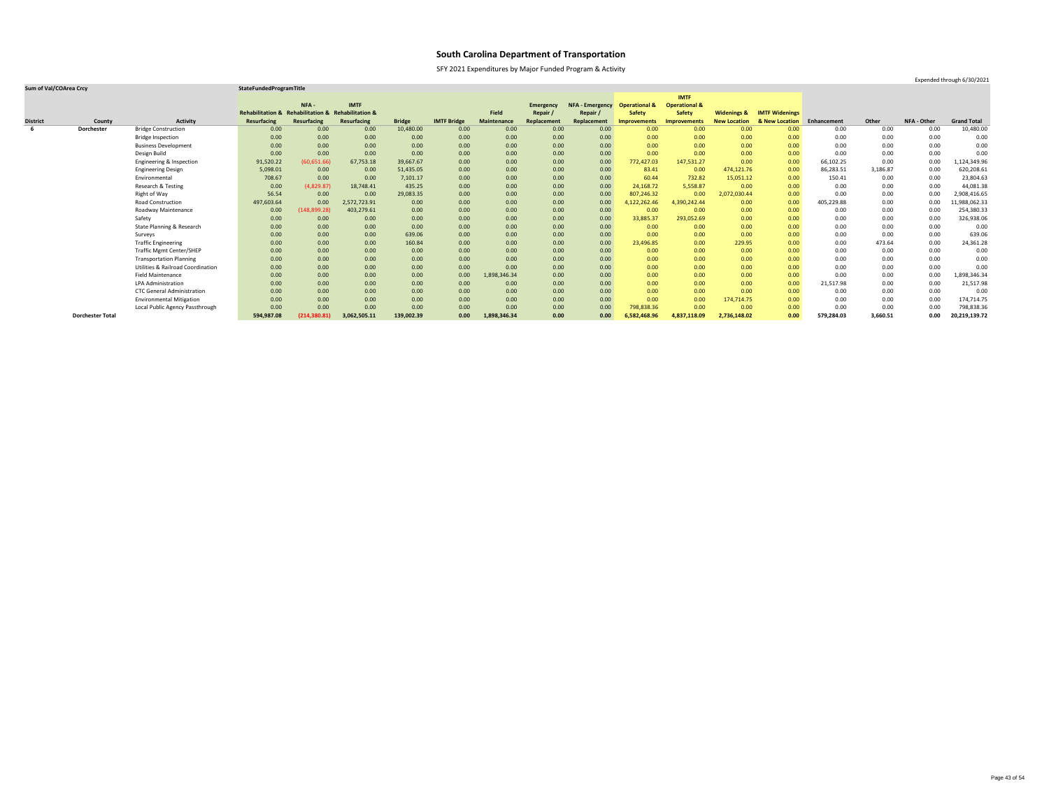# South Carolina Department of Transportation

SFY 2021 Expenditures by Major Funded Program & Activity

Expended through 6/30/2021

| Sum of Val/COArea Crcy | | | StateFundedProgramTitle | | | | | | | | | | | | | | | | |
|---|---|---|---|---|---|---|---|---|---|---|---|---|---|---|---|---|---|---|---|
| District | County | Activity | Rehabilitation & Resurfacing | NFA - Rehabilitation & Resurfacing | IMTF Rehabilitation & Resurfacing | Bridge | IMTF Bridge | Field Maintenance | Emergency Repair / Replacement | NFA - Emergency Repair / Replacement | Operational & Safety Improvements | IMTF Operational & Safety Improvements | Widenings & New Location | IMTF Widenings & New Location | Enhancement | Other | NFA - Other | Grand Total |
| 6 | Dorchester | Bridge Construction | 0.00 | 0.00 | 0.00 | 10,480.00 | 0.00 | 0.00 | 0.00 | 0.00 | 0.00 | 0.00 | 0.00 | 0.00 | 0.00 | 0.00 | 0.00 | 10,480.00 |
| | | Bridge Inspection | 0.00 | 0.00 | 0.00 | 0.00 | 0.00 | 0.00 | 0.00 | 0.00 | 0.00 | 0.00 | 0.00 | 0.00 | 0.00 | 0.00 | 0.00 | 0.00 |
| | | Business Development | 0.00 | 0.00 | 0.00 | 0.00 | 0.00 | 0.00 | 0.00 | 0.00 | 0.00 | 0.00 | 0.00 | 0.00 | 0.00 | 0.00 | 0.00 | 0.00 |
| | | Design Build | 0.00 | 0.00 | 0.00 | 0.00 | 0.00 | 0.00 | 0.00 | 0.00 | 0.00 | 0.00 | 0.00 | 0.00 | 0.00 | 0.00 | 0.00 | 0.00 |
| | | Engineering & Inspection | 91,520.22 | (60,651.66) | 67,753.18 | 39,667.67 | 0.00 | 0.00 | 0.00 | 0.00 | 772,427.03 | 147,531.27 | 0.00 | 0.00 | 66,102.25 | 0.00 | 0.00 | 1,124,349.96 |
| | | Engineering Design | 5,098.01 | 0.00 | 0.00 | 51,435.05 | 0.00 | 0.00 | 0.00 | 0.00 | 83.41 | 0.00 | 474,121.76 | 0.00 | 86,283.51 | 3,186.87 | 0.00 | 620,208.61 |
| | | Environmental | 708.67 | 0.00 | 0.00 | 7,101.17 | 0.00 | 0.00 | 0.00 | 0.00 | 60.44 | 732.82 | 15,051.12 | 0.00 | 150.41 | 0.00 | 0.00 | 23,804.63 |
| | | Research & Testing | 0.00 | (4,829.87) | 18,748.41 | 435.25 | 0.00 | 0.00 | 0.00 | 0.00 | 24,168.72 | 5,558.87 | 0.00 | 0.00 | 0.00 | 0.00 | 0.00 | 44,081.38 |
| | | Right of Way | 56.54 | 0.00 | 0.00 | 29,083.35 | 0.00 | 0.00 | 0.00 | 0.00 | 807,246.32 | 0.00 | 2,072,030.44 | 0.00 | 0.00 | 0.00 | 0.00 | 2,908,416.65 |
| | | Road Construction | 497,603.64 | 0.00 | 2,572,723.91 | 0.00 | 0.00 | 0.00 | 0.00 | 0.00 | 4,122,262.46 | 4,390,242.44 | 0.00 | 0.00 | 405,229.88 | 0.00 | 0.00 | 11,988,062.33 |
| | | Roadway Maintenance | 0.00 | (148,899.28) | 403,279.61 | 0.00 | 0.00 | 0.00 | 0.00 | 0.00 | 0.00 | 0.00 | 0.00 | 0.00 | 0.00 | 0.00 | 0.00 | 254,380.33 |
| | | Safety | 0.00 | 0.00 | 0.00 | 0.00 | 0.00 | 0.00 | 0.00 | 0.00 | 33,885.37 | 293,052.69 | 0.00 | 0.00 | 0.00 | 0.00 | 0.00 | 326,938.06 |
| | | State Planning & Research | 0.00 | 0.00 | 0.00 | 0.00 | 0.00 | 0.00 | 0.00 | 0.00 | 0.00 | 0.00 | 0.00 | 0.00 | 0.00 | 0.00 | 0.00 | 0.00 |
| | | Surveys | 0.00 | 0.00 | 0.00 | 639.06 | 0.00 | 0.00 | 0.00 | 0.00 | 0.00 | 0.00 | 0.00 | 0.00 | 0.00 | 0.00 | 0.00 | 639.06 |
| | | Traffic Engineering | 0.00 | 0.00 | 0.00 | 160.84 | 0.00 | 0.00 | 0.00 | 0.00 | 23,496.85 | 0.00 | 229.95 | 0.00 | 0.00 | 473.64 | 0.00 | 24,361.28 |
| | | Traffic Mgmt Center/SHEP | 0.00 | 0.00 | 0.00 | 0.00 | 0.00 | 0.00 | 0.00 | 0.00 | 0.00 | 0.00 | 0.00 | 0.00 | 0.00 | 0.00 | 0.00 | 0.00 |
| | | Transportation Planning | 0.00 | 0.00 | 0.00 | 0.00 | 0.00 | 0.00 | 0.00 | 0.00 | 0.00 | 0.00 | 0.00 | 0.00 | 0.00 | 0.00 | 0.00 | 0.00 |
| | | Utilities & Railroad Coordination | 0.00 | 0.00 | 0.00 | 0.00 | 0.00 | 0.00 | 0.00 | 0.00 | 0.00 | 0.00 | 0.00 | 0.00 | 0.00 | 0.00 | 0.00 | 0.00 |
| | | Field Maintenance | 0.00 | 0.00 | 0.00 | 0.00 | 0.00 | 1,898,346.34 | 0.00 | 0.00 | 0.00 | 0.00 | 0.00 | 0.00 | 0.00 | 0.00 | 0.00 | 1,898,346.34 |
| | | LPA Administration | 0.00 | 0.00 | 0.00 | 0.00 | 0.00 | 0.00 | 0.00 | 0.00 | 0.00 | 0.00 | 0.00 | 0.00 | 21,517.98 | 0.00 | 0.00 | 21,517.98 |
| | | CTC General Administration | 0.00 | 0.00 | 0.00 | 0.00 | 0.00 | 0.00 | 0.00 | 0.00 | 0.00 | 0.00 | 0.00 | 0.00 | 0.00 | 0.00 | 0.00 | 0.00 |
| | | Environmental Mitigation | 0.00 | 0.00 | 0.00 | 0.00 | 0.00 | 0.00 | 0.00 | 0.00 | 0.00 | 0.00 | 174,714.75 | 0.00 | 0.00 | 0.00 | 0.00 | 174,714.75 |
| | | Local Public Agency Passthrough | 0.00 | 0.00 | 0.00 | 0.00 | 0.00 | 0.00 | 0.00 | 0.00 | 798,838.36 | 0.00 | 0.00 | 0.00 | 0.00 | 0.00 | 0.00 | 798,838.36 |
| | **Dorchester Total** | | **594,987.08** | **(214,380.81)** | **3,062,505.11** | **139,002.39** | **0.00** | **1,898,346.34** | **0.00** | **0.00** | **6,582,468.96** | **4,837,118.09** | **2,736,148.02** | **0.00** | **579,284.03** | **3,660.51** | **0.00** | **20,219,139.72** |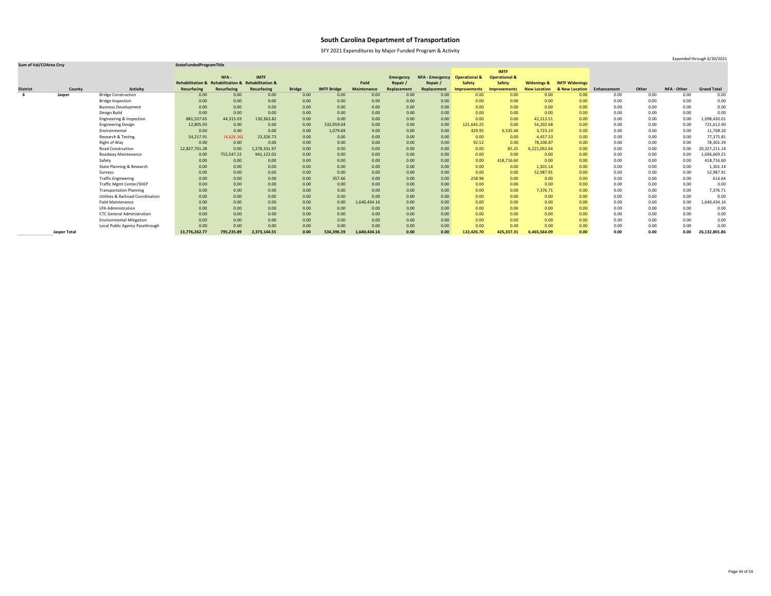# South Carolina Department of Transportation

SFY 2021 Expenditures by Major Funded Program & Activity

Expended through 6/30/2021

| Sum of Val/COArea Crcy | | | StateFundedProgramTitle | | | | | | | | | | | | | | | | |
|---|---|---|---|---|---|---|---|---|---|---|---|---|---|---|---|---|---|---|---|
| District | County | Activity | Rehabilitation & Resurfacing | NFA - Rehabilitation & Resurfacing | IMTF Rehabilitation & Resurfacing | Bridge | IMTF Bridge | Field Maintenance | Emergency Repair / Replacement | NFA - Emergency Repair / Replacement | Operational & Safety Improvements | IMTF Operational & Safety Improvements | Widenings & New Location | IMTF Widenings & New Location | Enhancement | Other | NFA - Other | Grand Total |
| 6 | Jasper | Bridge Construction | 0.00 | 0.00 | 0.00 | 0.00 | 0.00 | 0.00 | 0.00 | 0.00 | 0.00 | 0.00 | 0.00 | 0.00 | 0.00 | 0.00 | 0.00 | 0.00 |
| | | Bridge Inspection | 0.00 | 0.00 | 0.00 | 0.00 | 0.00 | 0.00 | 0.00 | 0.00 | 0.00 | 0.00 | 0.00 | 0.00 | 0.00 | 0.00 | 0.00 | 0.00 |
| | | Business Development | 0.00 | 0.00 | 0.00 | 0.00 | 0.00 | 0.00 | 0.00 | 0.00 | 0.00 | 0.00 | 0.00 | 0.00 | 0.00 | 0.00 | 0.00 | 0.00 |
| | | Design Build | 0.00 | 0.00 | 0.00 | 0.00 | 0.00 | 0.00 | 0.00 | 0.00 | 0.00 | 0.00 | 0.00 | 0.00 | 0.00 | 0.00 | 0.00 | 0.00 |
| | | Engineering & Inspection | 881,537.65 | 44,315.03 | 130,363.82 | 0.00 | 0.00 | 0.00 | 0.00 | 0.00 | 0.00 | 0.00 | 42,213.51 | 0.00 | 0.00 | 0.00 | 0.00 | 1,098,430.01 |
| | | Engineering Design | 12,805.93 | 0.00 | 0.00 | 0.00 | 532,959.04 | 0.00 | 0.00 | 0.00 | 121,645.25 | 0.00 | 54,202.68 | 0.00 | 0.00 | 0.00 | 0.00 | 721,612.90 |
| | | Environmental | 0.00 | 0.00 | 0.00 | 0.00 | 1,079.69 | 0.00 | 0.00 | 0.00 | 429.95 | 6,535.46 | 3,723.10 | 0.00 | 0.00 | 0.00 | 0.00 | 11,768.20 |
| | | Research & Testing | 54,217.91 | (4,626.36) | 23,326.73 | 0.00 | 0.00 | 0.00 | 0.00 | 0.00 | 0.00 | 0.00 | 4,457.53 | 0.00 | 0.00 | 0.00 | 0.00 | 77,375.81 |
| | | Right of Way | 0.00 | 0.00 | 0.00 | 0.00 | 0.00 | 0.00 | 0.00 | 0.00 | 92.52 | 0.00 | 78,208.87 | 0.00 | 0.00 | 0.00 | 0.00 | 78,301.39 |
| | | Road Construction | 12,827,701.28 | 0.00 | 1,278,331.97 | 0.00 | 0.00 | 0.00 | 0.00 | 0.00 | 0.00 | 85.25 | 6,221,092.64 | 0.00 | 0.00 | 0.00 | 0.00 | 20,327,211.14 |
| | | Roadway Maintenance | 0.00 | 755,547.22 | 941,122.03 | 0.00 | 0.00 | 0.00 | 0.00 | 0.00 | 0.00 | 0.00 | 0.00 | 0.00 | 0.00 | 0.00 | 0.00 | 1,696,669.25 |
| | | Safety | 0.00 | 0.00 | 0.00 | 0.00 | 0.00 | 0.00 | 0.00 | 0.00 | 0.00 | 418,716.60 | 0.00 | 0.00 | 0.00 | 0.00 | 0.00 | 418,716.60 |
| | | State Planning & Research | 0.00 | 0.00 | 0.00 | 0.00 | 0.00 | 0.00 | 0.00 | 0.00 | 0.00 | 0.00 | 1,301.14 | 0.00 | 0.00 | 0.00 | 0.00 | 1,301.14 |
| | | Surveys | 0.00 | 0.00 | 0.00 | 0.00 | 0.00 | 0.00 | 0.00 | 0.00 | 0.00 | 0.00 | 52,987.91 | 0.00 | 0.00 | 0.00 | 0.00 | 52,987.91 |
| | | Traffic Engineering | 0.00 | 0.00 | 0.00 | 0.00 | 357.66 | 0.00 | 0.00 | 0.00 | 258.98 | 0.00 | 0.00 | 0.00 | 0.00 | 0.00 | 0.00 | 616.64 |
| | | Traffic Mgmt Center/SHEP | 0.00 | 0.00 | 0.00 | 0.00 | 0.00 | 0.00 | 0.00 | 0.00 | 0.00 | 0.00 | 0.00 | 0.00 | 0.00 | 0.00 | 0.00 | 0.00 |
| | | Transportation Planning | 0.00 | 0.00 | 0.00 | 0.00 | 0.00 | 0.00 | 0.00 | 0.00 | 0.00 | 0.00 | 7,376.71 | 0.00 | 0.00 | 0.00 | 0.00 | 7,376.71 |
| | | Utilities & Railroad Coordination | 0.00 | 0.00 | 0.00 | 0.00 | 0.00 | 0.00 | 0.00 | 0.00 | 0.00 | 0.00 | 0.00 | 0.00 | 0.00 | 0.00 | 0.00 | 0.00 |
| | | Field Maintenance | 0.00 | 0.00 | 0.00 | 0.00 | 0.00 | 1,640,434.16 | 0.00 | 0.00 | 0.00 | 0.00 | 0.00 | 0.00 | 0.00 | 0.00 | 0.00 | 1,640,434.16 |
| | | LPA Administration | 0.00 | 0.00 | 0.00 | 0.00 | 0.00 | 0.00 | 0.00 | 0.00 | 0.00 | 0.00 | 0.00 | 0.00 | 0.00 | 0.00 | 0.00 | 0.00 |
| | | CTC General Administration | 0.00 | 0.00 | 0.00 | 0.00 | 0.00 | 0.00 | 0.00 | 0.00 | 0.00 | 0.00 | 0.00 | 0.00 | 0.00 | 0.00 | 0.00 | 0.00 |
| | | Environmental Mitigation | 0.00 | 0.00 | 0.00 | 0.00 | 0.00 | 0.00 | 0.00 | 0.00 | 0.00 | 0.00 | 0.00 | 0.00 | 0.00 | 0.00 | 0.00 | 0.00 |
| | | Local Public Agency Passthrough | 0.00 | 0.00 | 0.00 | 0.00 | 0.00 | 0.00 | 0.00 | 0.00 | 0.00 | 0.00 | 0.00 | 0.00 | 0.00 | 0.00 | 0.00 | 0.00 |
| | **Jasper Total** | | **13,776,262.77** | **795,235.89** | **2,373,144.55** | **0.00** | **534,396.39** | **1,640,434.16** | **0.00** | **0.00** | **122,426.70** | **425,337.31** | **6,465,564.09** | **0.00** | **0.00** | **0.00** | **0.00** | **26,132,801.86** |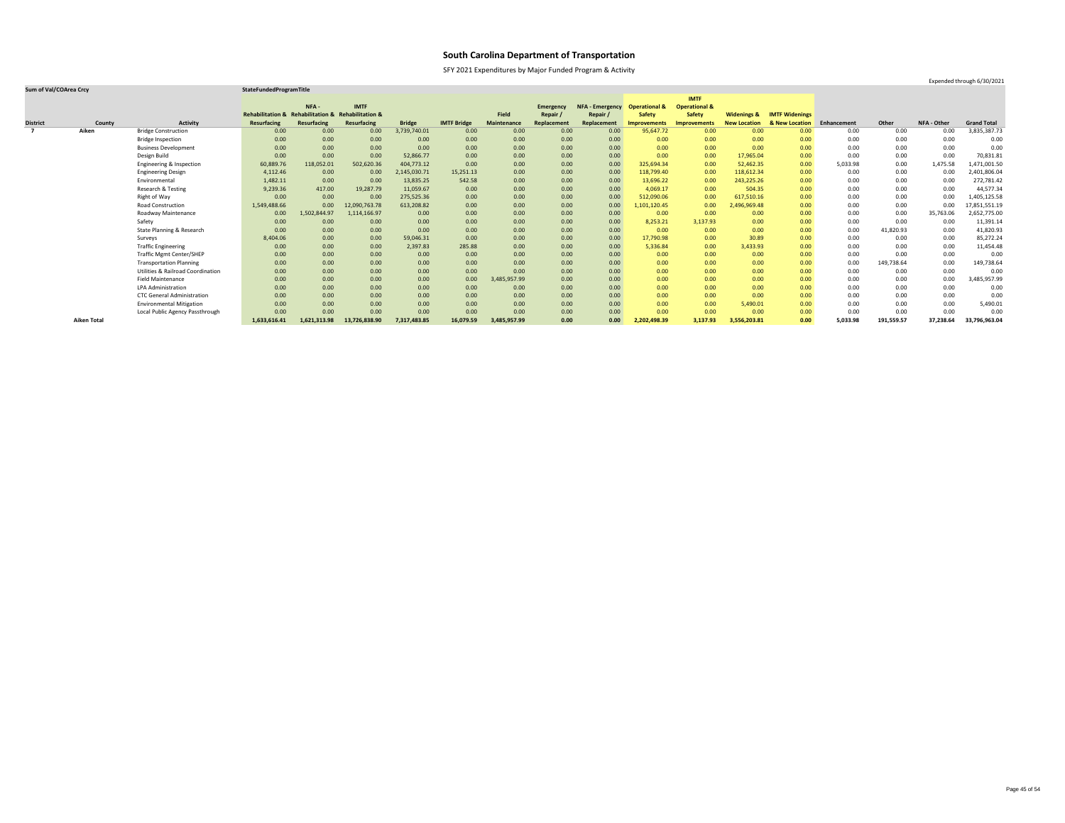# South Carolina Department of Transportation

SFY 2021 Expenditures by Major Funded Program & Activity

Expended through 6/30/2021

| Sum of Val/COArea Crcy | | | StateFundedProgramTitle | | | | | | | | | | | | | | | | |
|---|---|---|---|---|---|---|---|---|---|---|---|---|---|---|---|---|---|---|---|
| District | County | Activity | Rehabilitation & Resurfacing | NFA - Rehabilitation & Resurfacing | IMTF Rehabilitation & Resurfacing | Bridge | IMTF Bridge | Field Maintenance | Emergency Repair / Replacement | NFA - Emergency Repair / Replacement | Operational & Safety Improvements | IMTF Operational & Safety Improvements | Widenings & New Location | IMTF Widenings & New Location | Enhancement | Other | NFA - Other | Grand Total |
| 7 | Aiken | Bridge Construction | 0.00 | 0.00 | 0.00 | 3,739,740.01 | 0.00 | 0.00 | 0.00 | 0.00 | 95,647.72 | 0.00 | 0.00 | 0.00 | 0.00 | 0.00 | 0.00 | 3,835,387.73 |
| | | Bridge Inspection | 0.00 | 0.00 | 0.00 | 0.00 | 0.00 | 0.00 | 0.00 | 0.00 | 0.00 | 0.00 | 0.00 | 0.00 | 0.00 | 0.00 | 0.00 | 0.00 |
| | | Business Development | 0.00 | 0.00 | 0.00 | 0.00 | 0.00 | 0.00 | 0.00 | 0.00 | 0.00 | 0.00 | 0.00 | 0.00 | 0.00 | 0.00 | 0.00 | 0.00 |
| | | Design Build | 0.00 | 0.00 | 0.00 | 52,866.77 | 0.00 | 0.00 | 0.00 | 0.00 | 0.00 | 0.00 | 17,965.04 | 0.00 | 0.00 | 0.00 | 0.00 | 70,831.81 |
| | | Engineering & Inspection | 60,889.76 | 118,052.01 | 502,620.36 | 404,773.12 | 0.00 | 0.00 | 0.00 | 0.00 | 325,694.34 | 0.00 | 52,462.35 | 0.00 | 5,033.98 | 0.00 | 1,475.58 | 1,471,001.50 |
| | | Engineering Design | 4,112.46 | 0.00 | 0.00 | 2,145,030.71 | 15,251.13 | 0.00 | 0.00 | 0.00 | 118,799.40 | 0.00 | 118,612.34 | 0.00 | 0.00 | 0.00 | 0.00 | 2,401,806.04 |
| | | Environmental | 1,482.11 | 0.00 | 0.00 | 13,835.25 | 542.58 | 0.00 | 0.00 | 0.00 | 13,696.22 | 0.00 | 243,225.26 | 0.00 | 0.00 | 0.00 | 0.00 | 272,781.42 |
| | | Research & Testing | 9,239.36 | 417.00 | 19,287.79 | 11,059.67 | 0.00 | 0.00 | 0.00 | 0.00 | 4,069.17 | 0.00 | 504.35 | 0.00 | 0.00 | 0.00 | 0.00 | 44,577.34 |
| | | Right of Way | 0.00 | 0.00 | 0.00 | 275,525.36 | 0.00 | 0.00 | 0.00 | 0.00 | 512,090.06 | 0.00 | 617,510.16 | 0.00 | 0.00 | 0.00 | 0.00 | 1,405,125.58 |
| | | Road Construction | 1,549,488.66 | 0.00 | 12,090,763.78 | 613,208.82 | 0.00 | 0.00 | 0.00 | 0.00 | 1,101,120.45 | 0.00 | 2,496,969.48 | 0.00 | 0.00 | 0.00 | 0.00 | 17,851,551.19 |
| | | Roadway Maintenance | 0.00 | 1,502,844.97 | 1,114,166.97 | 0.00 | 0.00 | 0.00 | 0.00 | 0.00 | 0.00 | 0.00 | 0.00 | 0.00 | 0.00 | 0.00 | 35,763.06 | 2,652,775.00 |
| | | Safety | 0.00 | 0.00 | 0.00 | 0.00 | 0.00 | 0.00 | 0.00 | 0.00 | 8,253.21 | 3,137.93 | 0.00 | 0.00 | 0.00 | 0.00 | 0.00 | 11,391.14 |
| | | State Planning & Research | 0.00 | 0.00 | 0.00 | 0.00 | 0.00 | 0.00 | 0.00 | 0.00 | 0.00 | 0.00 | 0.00 | 0.00 | 0.00 | 41,820.93 | 0.00 | 41,820.93 |
| | | Surveys | 8,404.06 | 0.00 | 0.00 | 59,046.31 | 0.00 | 0.00 | 0.00 | 0.00 | 17,790.98 | 0.00 | 30.89 | 0.00 | 0.00 | 0.00 | 0.00 | 85,272.24 |
| | | Traffic Engineering | 0.00 | 0.00 | 0.00 | 2,397.83 | 285.88 | 0.00 | 0.00 | 0.00 | 5,336.84 | 0.00 | 3,433.93 | 0.00 | 0.00 | 0.00 | 0.00 | 11,454.48 |
| | | Traffic Mgmt Center/SHEP | 0.00 | 0.00 | 0.00 | 0.00 | 0.00 | 0.00 | 0.00 | 0.00 | 0.00 | 0.00 | 0.00 | 0.00 | 0.00 | 0.00 | 0.00 | 0.00 |
| | | Transportation Planning | 0.00 | 0.00 | 0.00 | 0.00 | 0.00 | 0.00 | 0.00 | 0.00 | 0.00 | 0.00 | 0.00 | 0.00 | 0.00 | 149,738.64 | 0.00 | 149,738.64 |
| | | Utilities & Railroad Coordination | 0.00 | 0.00 | 0.00 | 0.00 | 0.00 | 0.00 | 0.00 | 0.00 | 0.00 | 0.00 | 0.00 | 0.00 | 0.00 | 0.00 | 0.00 | 0.00 |
| | | Field Maintenance | 0.00 | 0.00 | 0.00 | 0.00 | 0.00 | 3,485,957.99 | 0.00 | 0.00 | 0.00 | 0.00 | 0.00 | 0.00 | 0.00 | 0.00 | 0.00 | 3,485,957.99 |
| | | LPA Administration | 0.00 | 0.00 | 0.00 | 0.00 | 0.00 | 0.00 | 0.00 | 0.00 | 0.00 | 0.00 | 0.00 | 0.00 | 0.00 | 0.00 | 0.00 | 0.00 |
| | | CTC General Administration | 0.00 | 0.00 | 0.00 | 0.00 | 0.00 | 0.00 | 0.00 | 0.00 | 0.00 | 0.00 | 0.00 | 0.00 | 0.00 | 0.00 | 0.00 | 0.00 |
| | | Environmental Mitigation | 0.00 | 0.00 | 0.00 | 0.00 | 0.00 | 0.00 | 0.00 | 0.00 | 0.00 | 0.00 | 5,490.01 | 0.00 | 0.00 | 0.00 | 0.00 | 5,490.01 |
| | | Local Public Agency Passthrough | 0.00 | 0.00 | 0.00 | 0.00 | 0.00 | 0.00 | 0.00 | 0.00 | 0.00 | 0.00 | 0.00 | 0.00 | 0.00 | 0.00 | 0.00 | 0.00 |
| | **Aiken Total** | | **1,633,616.41** | **1,621,313.98** | **13,726,838.90** | **7,317,483.85** | **16,079.59** | **3,485,957.99** | **0.00** | **0.00** | **2,202,498.39** | **3,137.93** | **3,556,203.81** | **0.00** | **5,033.98** | **191,559.57** | **37,238.64** | **33,796,963.04** |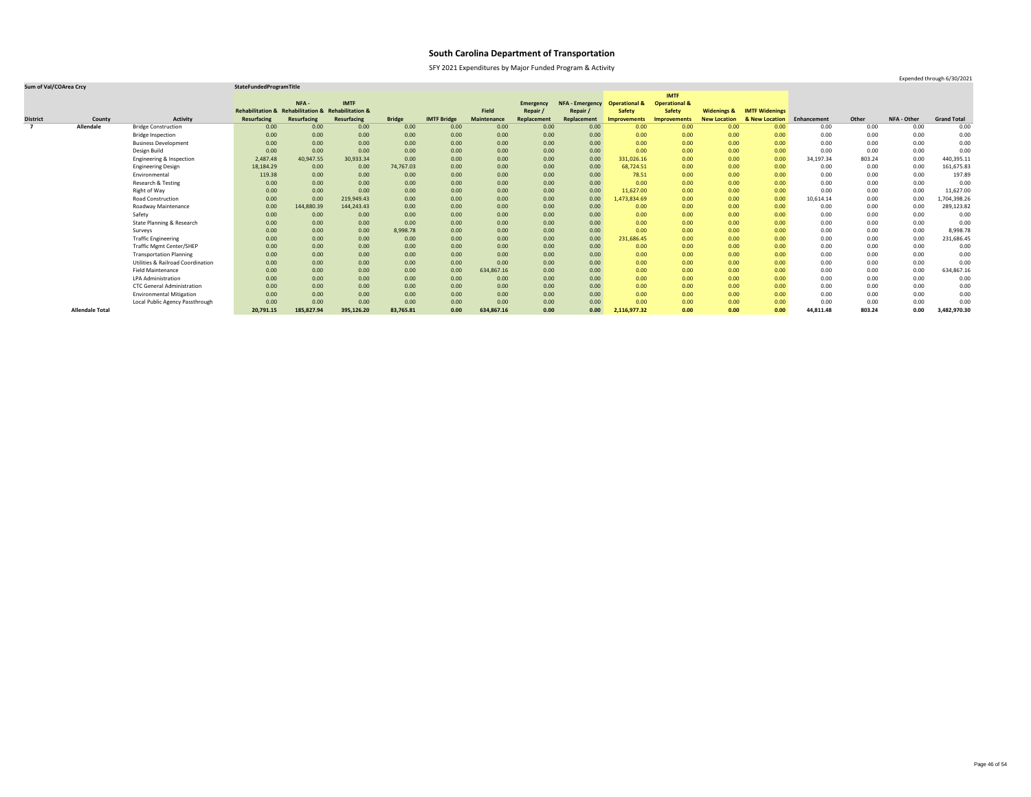# South Carolina Department of Transportation

SFY 2021 Expenditures by Major Funded Program & Activity

Expended through 6/30/2021

| Sum of Val/COArea Crcy | | | StateFundedProgramTitle | | | | | | | | | | | | | | | | |
|---|---|---|---|---|---|---|---|---|---|---|---|---|---|---|---|---|---|---|---|
| District | County | Activity | Rehabilitation & Resurfacing | NFA - Rehabilitation & Resurfacing | IMTF Rehabilitation & Resurfacing | Bridge | IMTF Bridge | Field Maintenance | Emergency Repair / Replacement | NFA - Emergency Repair / Replacement | Operational & Safety Improvements | IMTF Operational & Safety Improvements | Widenings & New Location | IMTF Widenings & New Location | Enhancement | Other | NFA - Other | Grand Total |
| 7 | Allendale | Bridge Construction | 0.00 | 0.00 | 0.00 | 0.00 | 0.00 | 0.00 | 0.00 | 0.00 | 0.00 | 0.00 | 0.00 | 0.00 | 0.00 | 0.00 | 0.00 | 0.00 |
| | | Bridge Inspection | 0.00 | 0.00 | 0.00 | 0.00 | 0.00 | 0.00 | 0.00 | 0.00 | 0.00 | 0.00 | 0.00 | 0.00 | 0.00 | 0.00 | 0.00 | 0.00 |
| | | Business Development | 0.00 | 0.00 | 0.00 | 0.00 | 0.00 | 0.00 | 0.00 | 0.00 | 0.00 | 0.00 | 0.00 | 0.00 | 0.00 | 0.00 | 0.00 | 0.00 |
| | | Design Build | 0.00 | 0.00 | 0.00 | 0.00 | 0.00 | 0.00 | 0.00 | 0.00 | 0.00 | 0.00 | 0.00 | 0.00 | 0.00 | 0.00 | 0.00 | 0.00 |
| | | Engineering & Inspection | 2,487.48 | 40,947.55 | 30,933.34 | 0.00 | 0.00 | 0.00 | 0.00 | 0.00 | 331,026.16 | 0.00 | 0.00 | 0.00 | 34,197.34 | 803.24 | 0.00 | 440,395.11 |
| | | Engineering Design | 18,184.29 | 0.00 | 0.00 | 74,767.03 | 0.00 | 0.00 | 0.00 | 0.00 | 68,724.51 | 0.00 | 0.00 | 0.00 | 0.00 | 0.00 | 0.00 | 161,675.83 |
| | | Environmental | 119.38 | 0.00 | 0.00 | 0.00 | 0.00 | 0.00 | 0.00 | 0.00 | 78.51 | 0.00 | 0.00 | 0.00 | 0.00 | 0.00 | 0.00 | 197.89 |
| | | Research & Testing | 0.00 | 0.00 | 0.00 | 0.00 | 0.00 | 0.00 | 0.00 | 0.00 | 0.00 | 0.00 | 0.00 | 0.00 | 0.00 | 0.00 | 0.00 | 0.00 |
| | | Right of Way | 0.00 | 0.00 | 0.00 | 0.00 | 0.00 | 0.00 | 0.00 | 0.00 | 11,627.00 | 0.00 | 0.00 | 0.00 | 0.00 | 0.00 | 0.00 | 11,627.00 |
| | | Road Construction | 0.00 | 0.00 | 219,949.43 | 0.00 | 0.00 | 0.00 | 0.00 | 0.00 | 1,473,834.69 | 0.00 | 0.00 | 0.00 | 10,614.14 | 0.00 | 0.00 | 1,704,398.26 |
| | | Roadway Maintenance | 0.00 | 144,880.39 | 144,243.43 | 0.00 | 0.00 | 0.00 | 0.00 | 0.00 | 0.00 | 0.00 | 0.00 | 0.00 | 0.00 | 0.00 | 0.00 | 289,123.82 |
| | | Safety | 0.00 | 0.00 | 0.00 | 0.00 | 0.00 | 0.00 | 0.00 | 0.00 | 0.00 | 0.00 | 0.00 | 0.00 | 0.00 | 0.00 | 0.00 | 0.00 |
| | | State Planning & Research | 0.00 | 0.00 | 0.00 | 0.00 | 0.00 | 0.00 | 0.00 | 0.00 | 0.00 | 0.00 | 0.00 | 0.00 | 0.00 | 0.00 | 0.00 | 0.00 |
| | | Surveys | 0.00 | 0.00 | 0.00 | 8,998.78 | 0.00 | 0.00 | 0.00 | 0.00 | 0.00 | 0.00 | 0.00 | 0.00 | 0.00 | 0.00 | 0.00 | 8,998.78 |
| | | Traffic Engineering | 0.00 | 0.00 | 0.00 | 0.00 | 0.00 | 0.00 | 0.00 | 0.00 | 231,686.45 | 0.00 | 0.00 | 0.00 | 0.00 | 0.00 | 0.00 | 231,686.45 |
| | | Traffic Mgmt Center/SHEP | 0.00 | 0.00 | 0.00 | 0.00 | 0.00 | 0.00 | 0.00 | 0.00 | 0.00 | 0.00 | 0.00 | 0.00 | 0.00 | 0.00 | 0.00 | 0.00 |
| | | Transportation Planning | 0.00 | 0.00 | 0.00 | 0.00 | 0.00 | 0.00 | 0.00 | 0.00 | 0.00 | 0.00 | 0.00 | 0.00 | 0.00 | 0.00 | 0.00 | 0.00 |
| | | Utilities & Railroad Coordination | 0.00 | 0.00 | 0.00 | 0.00 | 0.00 | 0.00 | 0.00 | 0.00 | 0.00 | 0.00 | 0.00 | 0.00 | 0.00 | 0.00 | 0.00 | 0.00 |
| | | Field Maintenance | 0.00 | 0.00 | 0.00 | 0.00 | 0.00 | 634,867.16 | 0.00 | 0.00 | 0.00 | 0.00 | 0.00 | 0.00 | 0.00 | 0.00 | 0.00 | 634,867.16 |
| | | LPA Administration | 0.00 | 0.00 | 0.00 | 0.00 | 0.00 | 0.00 | 0.00 | 0.00 | 0.00 | 0.00 | 0.00 | 0.00 | 0.00 | 0.00 | 0.00 | 0.00 |
| | | CTC General Administration | 0.00 | 0.00 | 0.00 | 0.00 | 0.00 | 0.00 | 0.00 | 0.00 | 0.00 | 0.00 | 0.00 | 0.00 | 0.00 | 0.00 | 0.00 | 0.00 |
| | | Environmental Mitigation | 0.00 | 0.00 | 0.00 | 0.00 | 0.00 | 0.00 | 0.00 | 0.00 | 0.00 | 0.00 | 0.00 | 0.00 | 0.00 | 0.00 | 0.00 | 0.00 |
| | | Local Public Agency Passthrough | 0.00 | 0.00 | 0.00 | 0.00 | 0.00 | 0.00 | 0.00 | 0.00 | 0.00 | 0.00 | 0.00 | 0.00 | 0.00 | 0.00 | 0.00 | 0.00 |
| | **Allendale Total** | | **20,791.15** | **185,827.94** | **395,126.20** | **83,765.81** | **0.00** | **634,867.16** | **0.00** | **0.00** | **2,116,977.32** | **0.00** | **0.00** | **0.00** | **44,811.48** | **803.24** | **0.00** | **3,482,970.30** |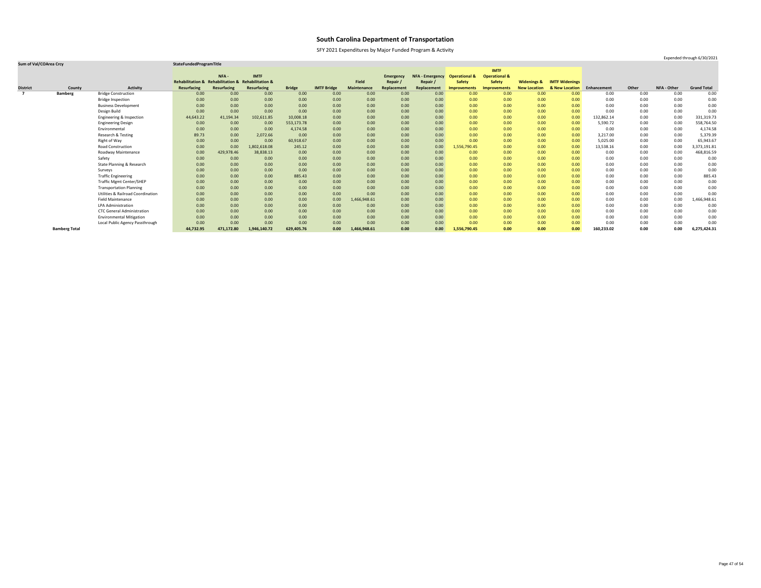# South Carolina Department of Transportation

SFY 2021 Expenditures by Major Funded Program & Activity

Expended through 6/30/2021

| Sum of Val/COArea Crcy | | | StateFundedProgramTitle | | | | | | | | | | | | | | | | |
|---|---|---|---|---|---|---|---|---|---|---|---|---|---|---|---|---|---|---|---|
| District | County | Activity | Rehabilitation & Resurfacing | NFA - Rehabilitation & Resurfacing | IMTF Rehabilitation & Resurfacing | Bridge | IMTF Bridge | Field Maintenance | Emergency Repair / Replacement | NFA - Emergency Repair / Replacement | Operational & Safety Improvements | IMTF Operational & Safety Improvements | Widenings & New Location | IMTF Widenings & New Location | Enhancement | Other | NFA - Other | Grand Total |
| 7 | Bamberg | Bridge Construction | 0.00 | 0.00 | 0.00 | 0.00 | 0.00 | 0.00 | 0.00 | 0.00 | 0.00 | 0.00 | 0.00 | 0.00 | 0.00 | 0.00 | 0.00 | 0.00 |
| | | Bridge Inspection | 0.00 | 0.00 | 0.00 | 0.00 | 0.00 | 0.00 | 0.00 | 0.00 | 0.00 | 0.00 | 0.00 | 0.00 | 0.00 | 0.00 | 0.00 | 0.00 |
| | | Business Development | 0.00 | 0.00 | 0.00 | 0.00 | 0.00 | 0.00 | 0.00 | 0.00 | 0.00 | 0.00 | 0.00 | 0.00 | 0.00 | 0.00 | 0.00 | 0.00 |
| | | Design Build | 0.00 | 0.00 | 0.00 | 0.00 | 0.00 | 0.00 | 0.00 | 0.00 | 0.00 | 0.00 | 0.00 | 0.00 | 0.00 | 0.00 | 0.00 | 0.00 |
| | | Engineering & Inspection | 44,643.22 | 41,194.34 | 102,611.85 | 10,008.18 | 0.00 | 0.00 | 0.00 | 0.00 | 0.00 | 0.00 | 0.00 | 0.00 | 132,862.14 | 0.00 | 0.00 | 331,319.73 |
| | | Engineering Design | 0.00 | 0.00 | 0.00 | 553,173.78 | 0.00 | 0.00 | 0.00 | 0.00 | 0.00 | 0.00 | 0.00 | 0.00 | 5,590.72 | 0.00 | 0.00 | 558,764.50 |
| | | Environmental | 0.00 | 0.00 | 0.00 | 4,174.58 | 0.00 | 0.00 | 0.00 | 0.00 | 0.00 | 0.00 | 0.00 | 0.00 | 0.00 | 0.00 | 0.00 | 4,174.58 |
| | | Research & Testing | 89.73 | 0.00 | 2,072.66 | 0.00 | 0.00 | 0.00 | 0.00 | 0.00 | 0.00 | 0.00 | 0.00 | 0.00 | 3,217.00 | 0.00 | 0.00 | 5,379.39 |
| | | Right of Way | 0.00 | 0.00 | 0.00 | 60,918.67 | 0.00 | 0.00 | 0.00 | 0.00 | 0.00 | 0.00 | 0.00 | 0.00 | 5,025.00 | 0.00 | 0.00 | 65,943.67 |
| | | Road Construction | 0.00 | 0.00 | 1,802,618.08 | 245.12 | 0.00 | 0.00 | 0.00 | 0.00 | 1,556,790.45 | 0.00 | 0.00 | 0.00 | 13,538.16 | 0.00 | 0.00 | 3,373,191.81 |
| | | Roadway Maintenance | 0.00 | 429,978.46 | 38,838.13 | 0.00 | 0.00 | 0.00 | 0.00 | 0.00 | 0.00 | 0.00 | 0.00 | 0.00 | 0.00 | 0.00 | 0.00 | 468,816.59 |
| | | Safety | 0.00 | 0.00 | 0.00 | 0.00 | 0.00 | 0.00 | 0.00 | 0.00 | 0.00 | 0.00 | 0.00 | 0.00 | 0.00 | 0.00 | 0.00 | 0.00 |
| | | State Planning & Research | 0.00 | 0.00 | 0.00 | 0.00 | 0.00 | 0.00 | 0.00 | 0.00 | 0.00 | 0.00 | 0.00 | 0.00 | 0.00 | 0.00 | 0.00 | 0.00 |
| | | Surveys | 0.00 | 0.00 | 0.00 | 0.00 | 0.00 | 0.00 | 0.00 | 0.00 | 0.00 | 0.00 | 0.00 | 0.00 | 0.00 | 0.00 | 0.00 | 0.00 |
| | | Traffic Engineering | 0.00 | 0.00 | 0.00 | 885.43 | 0.00 | 0.00 | 0.00 | 0.00 | 0.00 | 0.00 | 0.00 | 0.00 | 0.00 | 0.00 | 0.00 | 885.43 |
| | | Traffic Mgmt Center/SHEP | 0.00 | 0.00 | 0.00 | 0.00 | 0.00 | 0.00 | 0.00 | 0.00 | 0.00 | 0.00 | 0.00 | 0.00 | 0.00 | 0.00 | 0.00 | 0.00 |
| | | Transportation Planning | 0.00 | 0.00 | 0.00 | 0.00 | 0.00 | 0.00 | 0.00 | 0.00 | 0.00 | 0.00 | 0.00 | 0.00 | 0.00 | 0.00 | 0.00 | 0.00 |
| | | Utilities & Railroad Coordination | 0.00 | 0.00 | 0.00 | 0.00 | 0.00 | 0.00 | 0.00 | 0.00 | 0.00 | 0.00 | 0.00 | 0.00 | 0.00 | 0.00 | 0.00 | 0.00 |
| | | Field Maintenance | 0.00 | 0.00 | 0.00 | 0.00 | 0.00 | 1,466,948.61 | 0.00 | 0.00 | 0.00 | 0.00 | 0.00 | 0.00 | 0.00 | 0.00 | 0.00 | 1,466,948.61 |
| | | LPA Administration | 0.00 | 0.00 | 0.00 | 0.00 | 0.00 | 0.00 | 0.00 | 0.00 | 0.00 | 0.00 | 0.00 | 0.00 | 0.00 | 0.00 | 0.00 | 0.00 |
| | | CTC General Administration | 0.00 | 0.00 | 0.00 | 0.00 | 0.00 | 0.00 | 0.00 | 0.00 | 0.00 | 0.00 | 0.00 | 0.00 | 0.00 | 0.00 | 0.00 | 0.00 |
| | | Environmental Mitigation | 0.00 | 0.00 | 0.00 | 0.00 | 0.00 | 0.00 | 0.00 | 0.00 | 0.00 | 0.00 | 0.00 | 0.00 | 0.00 | 0.00 | 0.00 | 0.00 |
| | | Local Public Agency Passthrough | 0.00 | 0.00 | 0.00 | 0.00 | 0.00 | 0.00 | 0.00 | 0.00 | 0.00 | 0.00 | 0.00 | 0.00 | 0.00 | 0.00 | 0.00 | 0.00 |
| | **Bamberg Total** | | **44,732.95** | **471,172.80** | **1,946,140.72** | **629,405.76** | **0.00** | **1,466,948.61** | **0.00** | **0.00** | **1,556,790.45** | **0.00** | **0.00** | **0.00** | **160,233.02** | **0.00** | **0.00** | **6,275,424.31** |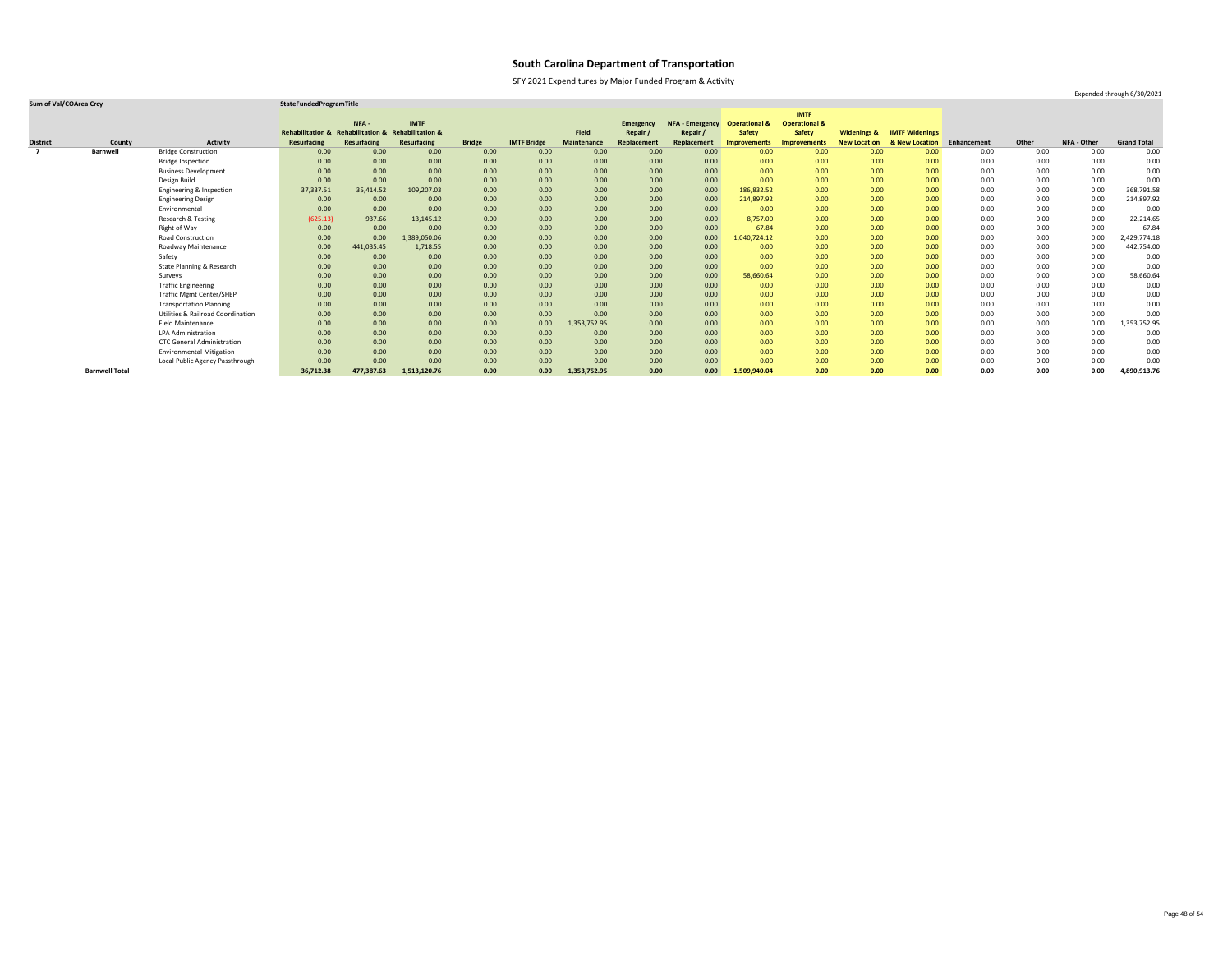# South Carolina Department of Transportation

SFY 2021 Expenditures by Major Funded Program & Activity

Expended through 6/30/2021

| Sum of Val/COArea Crcy | | | StateFundedProgramTitle | | | | | | | | | | | | | | | | |
|---|---|---|---|---|---|---|---|---|---|---|---|---|---|---|---|---|---|---|---|
| District | County | Activity | Rehabilitation & Resurfacing | NFA - Rehabilitation & Resurfacing | IMTF Rehabilitation & Resurfacing | Bridge | IMTF Bridge | Field Maintenance | Emergency Repair / Replacement | NFA - Emergency Repair / Replacement | Operational & Safety Improvements | IMTF Operational & Safety Improvements | Widenings & New Location | IMTF Widenings & New Location | Enhancement | Other | NFA - Other | Grand Total |
| 7 | Barnwell | Bridge Construction | 0.00 | 0.00 | 0.00 | 0.00 | 0.00 | 0.00 | 0.00 | 0.00 | 0.00 | 0.00 | 0.00 | 0.00 | 0.00 | 0.00 | 0.00 | 0.00 |
| | | Bridge Inspection | 0.00 | 0.00 | 0.00 | 0.00 | 0.00 | 0.00 | 0.00 | 0.00 | 0.00 | 0.00 | 0.00 | 0.00 | 0.00 | 0.00 | 0.00 | 0.00 |
| | | Business Development | 0.00 | 0.00 | 0.00 | 0.00 | 0.00 | 0.00 | 0.00 | 0.00 | 0.00 | 0.00 | 0.00 | 0.00 | 0.00 | 0.00 | 0.00 | 0.00 |
| | | Design Build | 0.00 | 0.00 | 0.00 | 0.00 | 0.00 | 0.00 | 0.00 | 0.00 | 0.00 | 0.00 | 0.00 | 0.00 | 0.00 | 0.00 | 0.00 | 0.00 |
| | | Engineering & Inspection | 37,337.51 | 35,414.52 | 109,207.03 | 0.00 | 0.00 | 0.00 | 0.00 | 0.00 | 186,832.52 | 0.00 | 0.00 | 0.00 | 0.00 | 0.00 | 0.00 | 368,791.58 |
| | | Engineering Design | 0.00 | 0.00 | 0.00 | 0.00 | 0.00 | 0.00 | 0.00 | 0.00 | 214,897.92 | 0.00 | 0.00 | 0.00 | 0.00 | 0.00 | 0.00 | 214,897.92 |
| | | Environmental | 0.00 | 0.00 | 0.00 | 0.00 | 0.00 | 0.00 | 0.00 | 0.00 | 0.00 | 0.00 | 0.00 | 0.00 | 0.00 | 0.00 | 0.00 | 0.00 |
| | | Research & Testing | (625.13) | 937.66 | 13,145.12 | 0.00 | 0.00 | 0.00 | 0.00 | 0.00 | 8,757.00 | 0.00 | 0.00 | 0.00 | 0.00 | 0.00 | 0.00 | 22,214.65 |
| | | Right of Way | 0.00 | 0.00 | 0.00 | 0.00 | 0.00 | 0.00 | 0.00 | 0.00 | 67.84 | 0.00 | 0.00 | 0.00 | 0.00 | 0.00 | 0.00 | 67.84 |
| | | Road Construction | 0.00 | 0.00 | 1,389,050.06 | 0.00 | 0.00 | 0.00 | 0.00 | 0.00 | 1,040,724.12 | 0.00 | 0.00 | 0.00 | 0.00 | 0.00 | 0.00 | 2,429,774.18 |
| | | Roadway Maintenance | 0.00 | 441,035.45 | 1,718.55 | 0.00 | 0.00 | 0.00 | 0.00 | 0.00 | 0.00 | 0.00 | 0.00 | 0.00 | 0.00 | 0.00 | 0.00 | 442,754.00 |
| | | Safety | 0.00 | 0.00 | 0.00 | 0.00 | 0.00 | 0.00 | 0.00 | 0.00 | 0.00 | 0.00 | 0.00 | 0.00 | 0.00 | 0.00 | 0.00 | 0.00 |
| | | State Planning & Research | 0.00 | 0.00 | 0.00 | 0.00 | 0.00 | 0.00 | 0.00 | 0.00 | 0.00 | 0.00 | 0.00 | 0.00 | 0.00 | 0.00 | 0.00 | 0.00 |
| | | Surveys | 0.00 | 0.00 | 0.00 | 0.00 | 0.00 | 0.00 | 0.00 | 0.00 | 58,660.64 | 0.00 | 0.00 | 0.00 | 0.00 | 0.00 | 0.00 | 58,660.64 |
| | | Traffic Engineering | 0.00 | 0.00 | 0.00 | 0.00 | 0.00 | 0.00 | 0.00 | 0.00 | 0.00 | 0.00 | 0.00 | 0.00 | 0.00 | 0.00 | 0.00 | 0.00 |
| | | Traffic Mgmt Center/SHEP | 0.00 | 0.00 | 0.00 | 0.00 | 0.00 | 0.00 | 0.00 | 0.00 | 0.00 | 0.00 | 0.00 | 0.00 | 0.00 | 0.00 | 0.00 | 0.00 |
| | | Transportation Planning | 0.00 | 0.00 | 0.00 | 0.00 | 0.00 | 0.00 | 0.00 | 0.00 | 0.00 | 0.00 | 0.00 | 0.00 | 0.00 | 0.00 | 0.00 | 0.00 |
| | | Utilities & Railroad Coordination | 0.00 | 0.00 | 0.00 | 0.00 | 0.00 | 0.00 | 0.00 | 0.00 | 0.00 | 0.00 | 0.00 | 0.00 | 0.00 | 0.00 | 0.00 | 0.00 |
| | | Field Maintenance | 0.00 | 0.00 | 0.00 | 0.00 | 0.00 | 1,353,752.95 | 0.00 | 0.00 | 0.00 | 0.00 | 0.00 | 0.00 | 0.00 | 0.00 | 0.00 | 1,353,752.95 |
| | | LPA Administration | 0.00 | 0.00 | 0.00 | 0.00 | 0.00 | 0.00 | 0.00 | 0.00 | 0.00 | 0.00 | 0.00 | 0.00 | 0.00 | 0.00 | 0.00 | 0.00 |
| | | CTC General Administration | 0.00 | 0.00 | 0.00 | 0.00 | 0.00 | 0.00 | 0.00 | 0.00 | 0.00 | 0.00 | 0.00 | 0.00 | 0.00 | 0.00 | 0.00 | 0.00 |
| | | Environmental Mitigation | 0.00 | 0.00 | 0.00 | 0.00 | 0.00 | 0.00 | 0.00 | 0.00 | 0.00 | 0.00 | 0.00 | 0.00 | 0.00 | 0.00 | 0.00 | 0.00 |
| | | Local Public Agency Passthrough | 0.00 | 0.00 | 0.00 | 0.00 | 0.00 | 0.00 | 0.00 | 0.00 | 0.00 | 0.00 | 0.00 | 0.00 | 0.00 | 0.00 | 0.00 | 0.00 |
| | **Barnwell Total** | | **36,712.38** | **477,387.63** | **1,513,120.76** | **0.00** | **0.00** | **1,353,752.95** | **0.00** | **0.00** | **1,509,940.04** | **0.00** | **0.00** | **0.00** | **0.00** | **0.00** | **0.00** | **4,890,913.76** |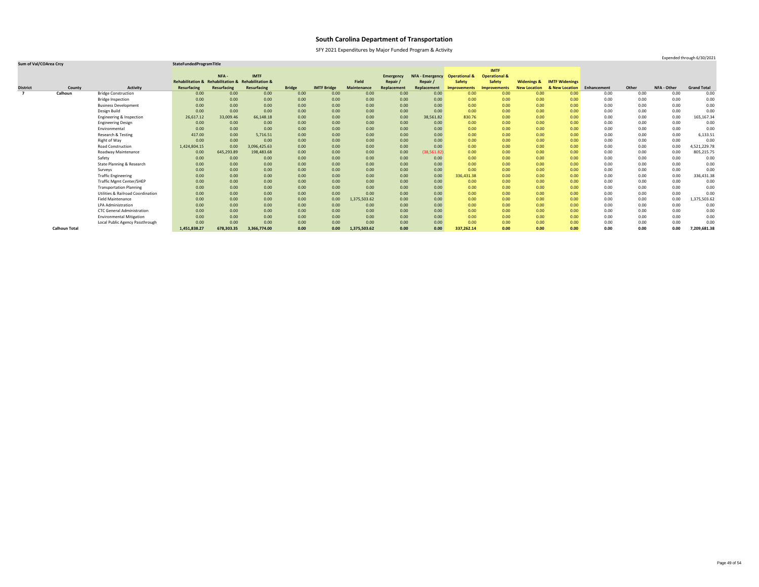# South Carolina Department of Transportation

SFY 2021 Expenditures by Major Funded Program & Activity

Expended through 6/30/2021

| Sum of Val/COArea Crcy | | | StateFundedProgramTitle | | | | | | | | | | | | | | | | |
|---|---|---|---|---|---|---|---|---|---|---|---|---|---|---|---|---|---|---|---|
| District | County | Activity | Rehabilitation & Resurfacing | NFA - Rehabilitation & Resurfacing | IMTF Rehabilitation & Resurfacing | Bridge | IMTF Bridge | Field Maintenance | Emergency Repair / Replacement | NFA - Emergency Repair / Replacement | Operational & Safety Improvements | IMTF Operational & Safety Improvements | Widenings & New Location | IMTF Widenings & New Location | Enhancement | Other | NFA - Other | Grand Total |
| 7 | Calhoun | Bridge Construction | 0.00 | 0.00 | 0.00 | 0.00 | 0.00 | 0.00 | 0.00 | 0.00 | 0.00 | 0.00 | 0.00 | 0.00 | 0.00 | 0.00 | 0.00 | 0.00 |
| | | Bridge Inspection | 0.00 | 0.00 | 0.00 | 0.00 | 0.00 | 0.00 | 0.00 | 0.00 | 0.00 | 0.00 | 0.00 | 0.00 | 0.00 | 0.00 | 0.00 | 0.00 |
| | | Business Development | 0.00 | 0.00 | 0.00 | 0.00 | 0.00 | 0.00 | 0.00 | 0.00 | 0.00 | 0.00 | 0.00 | 0.00 | 0.00 | 0.00 | 0.00 | 0.00 |
| | | Design Build | 0.00 | 0.00 | 0.00 | 0.00 | 0.00 | 0.00 | 0.00 | 0.00 | 0.00 | 0.00 | 0.00 | 0.00 | 0.00 | 0.00 | 0.00 | 0.00 |
| | | Engineering & Inspection | 26,617.12 | 33,009.46 | 66,148.18 | 0.00 | 0.00 | 0.00 | 0.00 | 38,561.82 | 830.76 | 0.00 | 0.00 | 0.00 | 0.00 | 0.00 | 0.00 | 165,167.34 |
| | | Engineering Design | 0.00 | 0.00 | 0.00 | 0.00 | 0.00 | 0.00 | 0.00 | 0.00 | 0.00 | 0.00 | 0.00 | 0.00 | 0.00 | 0.00 | 0.00 | 0.00 |
| | | Environmental | 0.00 | 0.00 | 0.00 | 0.00 | 0.00 | 0.00 | 0.00 | 0.00 | 0.00 | 0.00 | 0.00 | 0.00 | 0.00 | 0.00 | 0.00 | 0.00 |
| | | Research & Testing | 417.00 | 0.00 | 5,716.51 | 0.00 | 0.00 | 0.00 | 0.00 | 0.00 | 0.00 | 0.00 | 0.00 | 0.00 | 0.00 | 0.00 | 0.00 | 6,133.51 |
| | | Right of Way | 0.00 | 0.00 | 0.00 | 0.00 | 0.00 | 0.00 | 0.00 | 0.00 | 0.00 | 0.00 | 0.00 | 0.00 | 0.00 | 0.00 | 0.00 | 0.00 |
| | | Road Construction | 1,424,804.15 | 0.00 | 3,096,425.63 | 0.00 | 0.00 | 0.00 | 0.00 | 0.00 | 0.00 | 0.00 | 0.00 | 0.00 | 0.00 | 0.00 | 0.00 | 4,521,229.78 |
| | | Roadway Maintenance | 0.00 | 645,293.89 | 198,483.68 | 0.00 | 0.00 | 0.00 | 0.00 | (38,561.82) | 0.00 | 0.00 | 0.00 | 0.00 | 0.00 | 0.00 | 0.00 | 805,215.75 |
| | | Safety | 0.00 | 0.00 | 0.00 | 0.00 | 0.00 | 0.00 | 0.00 | 0.00 | 0.00 | 0.00 | 0.00 | 0.00 | 0.00 | 0.00 | 0.00 | 0.00 |
| | | State Planning & Research | 0.00 | 0.00 | 0.00 | 0.00 | 0.00 | 0.00 | 0.00 | 0.00 | 0.00 | 0.00 | 0.00 | 0.00 | 0.00 | 0.00 | 0.00 | 0.00 |
| | | Surveys | 0.00 | 0.00 | 0.00 | 0.00 | 0.00 | 0.00 | 0.00 | 0.00 | 0.00 | 0.00 | 0.00 | 0.00 | 0.00 | 0.00 | 0.00 | 0.00 |
| | | Traffic Engineering | 0.00 | 0.00 | 0.00 | 0.00 | 0.00 | 0.00 | 0.00 | 0.00 | 336,431.38 | 0.00 | 0.00 | 0.00 | 0.00 | 0.00 | 0.00 | 336,431.38 |
| | | Traffic Mgmt Center/SHEP | 0.00 | 0.00 | 0.00 | 0.00 | 0.00 | 0.00 | 0.00 | 0.00 | 0.00 | 0.00 | 0.00 | 0.00 | 0.00 | 0.00 | 0.00 | 0.00 |
| | | Transportation Planning | 0.00 | 0.00 | 0.00 | 0.00 | 0.00 | 0.00 | 0.00 | 0.00 | 0.00 | 0.00 | 0.00 | 0.00 | 0.00 | 0.00 | 0.00 | 0.00 |
| | | Utilities & Railroad Coordination | 0.00 | 0.00 | 0.00 | 0.00 | 0.00 | 0.00 | 0.00 | 0.00 | 0.00 | 0.00 | 0.00 | 0.00 | 0.00 | 0.00 | 0.00 | 0.00 |
| | | Field Maintenance | 0.00 | 0.00 | 0.00 | 0.00 | 0.00 | 1,375,503.62 | 0.00 | 0.00 | 0.00 | 0.00 | 0.00 | 0.00 | 0.00 | 0.00 | 0.00 | 1,375,503.62 |
| | | LPA Administration | 0.00 | 0.00 | 0.00 | 0.00 | 0.00 | 0.00 | 0.00 | 0.00 | 0.00 | 0.00 | 0.00 | 0.00 | 0.00 | 0.00 | 0.00 | 0.00 |
| | | CTC General Administration | 0.00 | 0.00 | 0.00 | 0.00 | 0.00 | 0.00 | 0.00 | 0.00 | 0.00 | 0.00 | 0.00 | 0.00 | 0.00 | 0.00 | 0.00 | 0.00 |
| | | Environmental Mitigation | 0.00 | 0.00 | 0.00 | 0.00 | 0.00 | 0.00 | 0.00 | 0.00 | 0.00 | 0.00 | 0.00 | 0.00 | 0.00 | 0.00 | 0.00 | 0.00 |
| | | Local Public Agency Passthrough | 0.00 | 0.00 | 0.00 | 0.00 | 0.00 | 0.00 | 0.00 | 0.00 | 0.00 | 0.00 | 0.00 | 0.00 | 0.00 | 0.00 | 0.00 | 0.00 |
| | **Calhoun Total** | | **1,451,838.27** | **678,303.35** | **3,366,774.00** | **0.00** | **0.00** | **1,375,503.62** | **0.00** | **0.00** | **337,262.14** | **0.00** | **0.00** | **0.00** | **0.00** | **0.00** | **0.00** | **7,209,681.38** |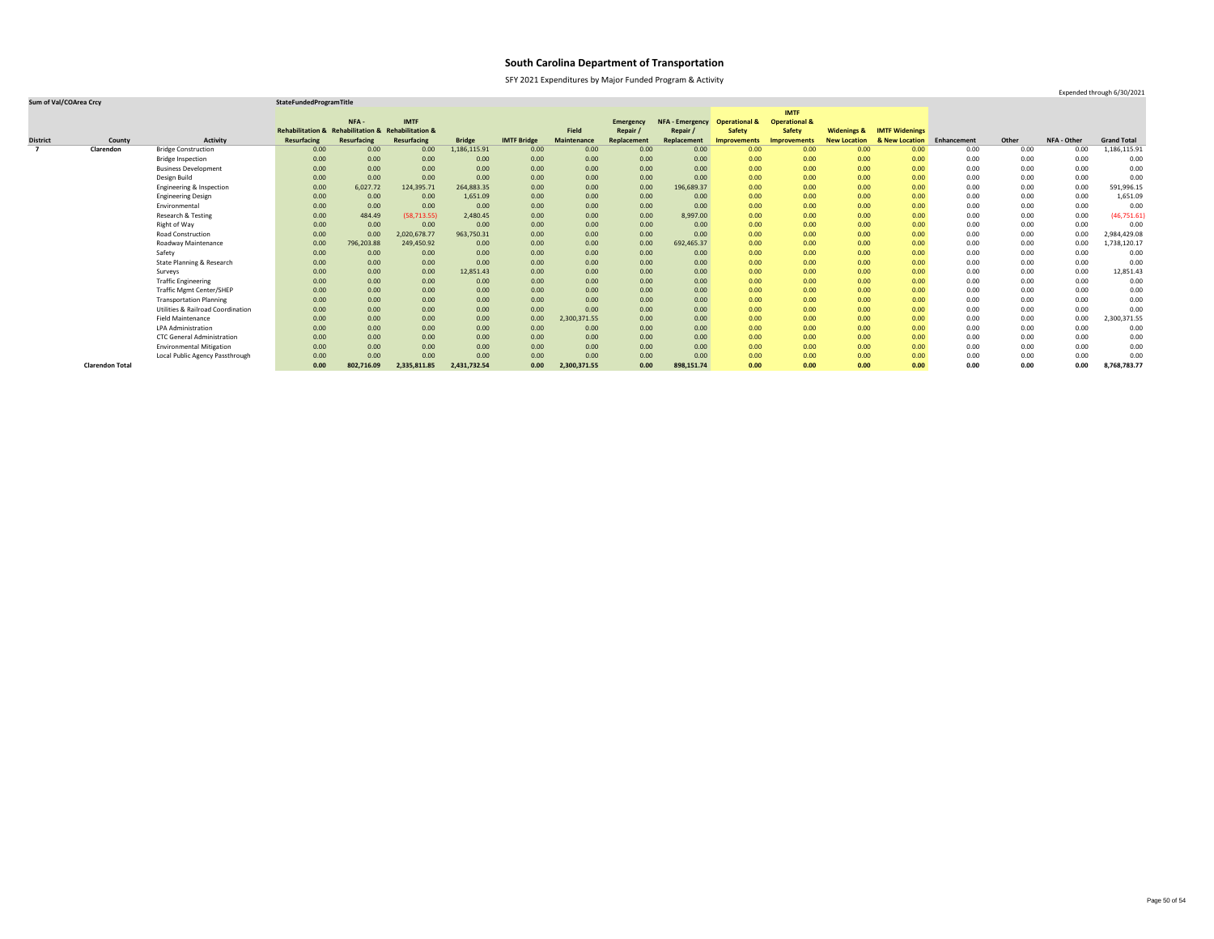# South Carolina Department of Transportation

SFY 2021 Expenditures by Major Funded Program & Activity

Expended through 6/30/2021

| Sum of Val/COArea Crcy | | | StateFundedProgramTitle | | | | | | | | | | | | | | | | | |
|---|---|---|---|---|---|---|---|---|---|---|---|---|---|---|---|---|---|---|---|---|
| District | County | Activity | Rehabilitation & Resurfacing | NFA - Rehabilitation & Resurfacing | IMTF Rehabilitation & Resurfacing | Bridge | IMTF Bridge | Field Maintenance | Emergency Repair / Replacement | NFA - Emergency Repair / Replacement | Operational & Safety Improvements | IMTF Operational & Safety Improvements | Widenings & New Location | IMTF Widenings & New Location | Enhancement | Other | NFA - Other | Grand Total |
| 7 | Clarendon | Bridge Construction | 0.00 | 0.00 | 0.00 | 1,186,115.91 | 0.00 | 0.00 | 0.00 | 0.00 | 0.00 | 0.00 | 0.00 | 0.00 | 0.00 | 0.00 | 0.00 | 1,186,115.91 |
| | | Bridge Inspection | 0.00 | 0.00 | 0.00 | 0.00 | 0.00 | 0.00 | 0.00 | 0.00 | 0.00 | 0.00 | 0.00 | 0.00 | 0.00 | 0.00 | 0.00 | 0.00 |
| | | Business Development | 0.00 | 0.00 | 0.00 | 0.00 | 0.00 | 0.00 | 0.00 | 0.00 | 0.00 | 0.00 | 0.00 | 0.00 | 0.00 | 0.00 | 0.00 | 0.00 |
| | | Design Build | 0.00 | 0.00 | 0.00 | 0.00 | 0.00 | 0.00 | 0.00 | 0.00 | 0.00 | 0.00 | 0.00 | 0.00 | 0.00 | 0.00 | 0.00 | 0.00 |
| | | Engineering & Inspection | 0.00 | 6,027.72 | 124,395.71 | 264,883.35 | 0.00 | 0.00 | 0.00 | 196,689.37 | 0.00 | 0.00 | 0.00 | 0.00 | 0.00 | 0.00 | 0.00 | 591,996.15 |
| | | Engineering Design | 0.00 | 0.00 | 0.00 | 1,651.09 | 0.00 | 0.00 | 0.00 | 0.00 | 0.00 | 0.00 | 0.00 | 0.00 | 0.00 | 0.00 | 0.00 | 1,651.09 |
| | | Environmental | 0.00 | 0.00 | 0.00 | 0.00 | 0.00 | 0.00 | 0.00 | 0.00 | 0.00 | 0.00 | 0.00 | 0.00 | 0.00 | 0.00 | 0.00 | 0.00 |
| | | Research & Testing | 0.00 | 484.49 | (58,713.55) | 2,480.45 | 0.00 | 0.00 | 0.00 | 8,997.00 | 0.00 | 0.00 | 0.00 | 0.00 | 0.00 | 0.00 | 0.00 | (46,751.61) |
| | | Right of Way | 0.00 | 0.00 | 0.00 | 0.00 | 0.00 | 0.00 | 0.00 | 0.00 | 0.00 | 0.00 | 0.00 | 0.00 | 0.00 | 0.00 | 0.00 | 0.00 |
| | | Road Construction | 0.00 | 0.00 | 2,020,678.77 | 963,750.31 | 0.00 | 0.00 | 0.00 | 0.00 | 0.00 | 0.00 | 0.00 | 0.00 | 0.00 | 0.00 | 0.00 | 2,984,429.08 |
| | | Roadway Maintenance | 0.00 | 796,203.88 | 249,450.92 | 0.00 | 0.00 | 0.00 | 0.00 | 692,465.37 | 0.00 | 0.00 | 0.00 | 0.00 | 0.00 | 0.00 | 0.00 | 1,738,120.17 |
| | | Safety | 0.00 | 0.00 | 0.00 | 0.00 | 0.00 | 0.00 | 0.00 | 0.00 | 0.00 | 0.00 | 0.00 | 0.00 | 0.00 | 0.00 | 0.00 | 0.00 |
| | | State Planning & Research | 0.00 | 0.00 | 0.00 | 0.00 | 0.00 | 0.00 | 0.00 | 0.00 | 0.00 | 0.00 | 0.00 | 0.00 | 0.00 | 0.00 | 0.00 | 0.00 |
| | | Surveys | 0.00 | 0.00 | 0.00 | 12,851.43 | 0.00 | 0.00 | 0.00 | 0.00 | 0.00 | 0.00 | 0.00 | 0.00 | 0.00 | 0.00 | 0.00 | 12,851.43 |
| | | Traffic Engineering | 0.00 | 0.00 | 0.00 | 0.00 | 0.00 | 0.00 | 0.00 | 0.00 | 0.00 | 0.00 | 0.00 | 0.00 | 0.00 | 0.00 | 0.00 | 0.00 |
| | | Traffic Mgmt Center/SHEP | 0.00 | 0.00 | 0.00 | 0.00 | 0.00 | 0.00 | 0.00 | 0.00 | 0.00 | 0.00 | 0.00 | 0.00 | 0.00 | 0.00 | 0.00 | 0.00 |
| | | Transportation Planning | 0.00 | 0.00 | 0.00 | 0.00 | 0.00 | 0.00 | 0.00 | 0.00 | 0.00 | 0.00 | 0.00 | 0.00 | 0.00 | 0.00 | 0.00 | 0.00 |
| | | Utilities & Railroad Coordination | 0.00 | 0.00 | 0.00 | 0.00 | 0.00 | 0.00 | 0.00 | 0.00 | 0.00 | 0.00 | 0.00 | 0.00 | 0.00 | 0.00 | 0.00 | 0.00 |
| | | Field Maintenance | 0.00 | 0.00 | 0.00 | 0.00 | 0.00 | 2,300,371.55 | 0.00 | 0.00 | 0.00 | 0.00 | 0.00 | 0.00 | 0.00 | 0.00 | 0.00 | 2,300,371.55 |
| | | LPA Administration | 0.00 | 0.00 | 0.00 | 0.00 | 0.00 | 0.00 | 0.00 | 0.00 | 0.00 | 0.00 | 0.00 | 0.00 | 0.00 | 0.00 | 0.00 | 0.00 |
| | | CTC General Administration | 0.00 | 0.00 | 0.00 | 0.00 | 0.00 | 0.00 | 0.00 | 0.00 | 0.00 | 0.00 | 0.00 | 0.00 | 0.00 | 0.00 | 0.00 | 0.00 |
| | | Environmental Mitigation | 0.00 | 0.00 | 0.00 | 0.00 | 0.00 | 0.00 | 0.00 | 0.00 | 0.00 | 0.00 | 0.00 | 0.00 | 0.00 | 0.00 | 0.00 | 0.00 |
| | | Local Public Agency Passthrough | 0.00 | 0.00 | 0.00 | 0.00 | 0.00 | 0.00 | 0.00 | 0.00 | 0.00 | 0.00 | 0.00 | 0.00 | 0.00 | 0.00 | 0.00 | 0.00 |
| | **Clarendon Total** | | **0.00** | **802,716.09** | **2,335,811.85** | **2,431,732.54** | **0.00** | **2,300,371.55** | **0.00** | **898,151.74** | **0.00** | **0.00** | **0.00** | **0.00** | **0.00** | **0.00** | **0.00** | **8,768,783.77** |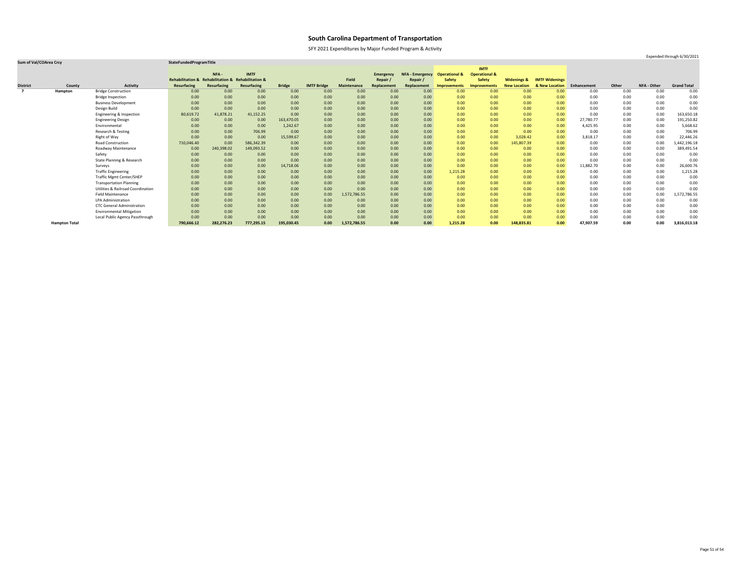# South Carolina Department of Transportation

SFY 2021 Expenditures by Major Funded Program & Activity

Expended through 6/30/2021

| Sum of Val/COArea Crcy | | | StateFundedProgramTitle | | | | | | | | | | | | | | | | |
|---|---|---|---|---|---|---|---|---|---|---|---|---|---|---|---|---|---|---|---|
| District | County | Activity | Rehabilitation & Resurfacing | NFA - Rehabilitation & Resurfacing | IMTF Rehabilitation & Resurfacing | Bridge | IMTF Bridge | Field Maintenance | Emergency Repair / Replacement | NFA - Emergency Repair / Replacement | Operational & Safety Improvements | IMTF Operational & Safety Improvements | Widenings & New Location | IMTF Widenings & New Location | Enhancement | Other | NFA - Other | Grand Total |
| 7 | Hampton | Bridge Construction | 0.00 | 0.00 | 0.00 | 0.00 | 0.00 | 0.00 | 0.00 | 0.00 | 0.00 | 0.00 | 0.00 | 0.00 | 0.00 | 0.00 | 0.00 | 0.00 |
| | | Bridge Inspection | 0.00 | 0.00 | 0.00 | 0.00 | 0.00 | 0.00 | 0.00 | 0.00 | 0.00 | 0.00 | 0.00 | 0.00 | 0.00 | 0.00 | 0.00 | 0.00 |
| | | Business Development | 0.00 | 0.00 | 0.00 | 0.00 | 0.00 | 0.00 | 0.00 | 0.00 | 0.00 | 0.00 | 0.00 | 0.00 | 0.00 | 0.00 | 0.00 | 0.00 |
| | | Design Build | 0.00 | 0.00 | 0.00 | 0.00 | 0.00 | 0.00 | 0.00 | 0.00 | 0.00 | 0.00 | 0.00 | 0.00 | 0.00 | 0.00 | 0.00 | 0.00 |
| | | Engineering & Inspection | 80,619.72 | 41,878.21 | 41,152.25 | 0.00 | 0.00 | 0.00 | 0.00 | 0.00 | 0.00 | 0.00 | 0.00 | 0.00 | 0.00 | 0.00 | 0.00 | 163,650.18 |
| | | Engineering Design | 0.00 | 0.00 | 0.00 | 163,470.05 | 0.00 | 0.00 | 0.00 | 0.00 | 0.00 | 0.00 | 0.00 | 0.00 | 27,780.77 | 0.00 | 0.00 | 191,250.82 |
| | | Environmental | 0.00 | 0.00 | 0.00 | 1,242.67 | 0.00 | 0.00 | 0.00 | 0.00 | 0.00 | 0.00 | 0.00 | 0.00 | 4,425.95 | 0.00 | 0.00 | 5,668.62 |
| | | Research & Testing | 0.00 | 0.00 | 706.99 | 0.00 | 0.00 | 0.00 | 0.00 | 0.00 | 0.00 | 0.00 | 0.00 | 0.00 | 0.00 | 0.00 | 0.00 | 706.99 |
| | | Right of Way | 0.00 | 0.00 | 0.00 | 15,599.67 | 0.00 | 0.00 | 0.00 | 0.00 | 0.00 | 0.00 | 3,028.42 | 0.00 | 3,818.17 | 0.00 | 0.00 | 22,446.26 |
| | | Road Construction | 710,046.40 | 0.00 | 586,342.39 | 0.00 | 0.00 | 0.00 | 0.00 | 0.00 | 0.00 | 0.00 | 145,807.39 | 0.00 | 0.00 | 0.00 | 0.00 | 1,442,196.18 |
| | | Roadway Maintenance | 0.00 | 240,398.02 | 149,093.52 | 0.00 | 0.00 | 0.00 | 0.00 | 0.00 | 0.00 | 0.00 | 0.00 | 0.00 | 0.00 | 0.00 | 0.00 | 389,491.54 |
| | | Safety | 0.00 | 0.00 | 0.00 | 0.00 | 0.00 | 0.00 | 0.00 | 0.00 | 0.00 | 0.00 | 0.00 | 0.00 | 0.00 | 0.00 | 0.00 | 0.00 |
| | | State Planning & Research | 0.00 | 0.00 | 0.00 | 0.00 | 0.00 | 0.00 | 0.00 | 0.00 | 0.00 | 0.00 | 0.00 | 0.00 | 0.00 | 0.00 | 0.00 | 0.00 |
| | | Surveys | 0.00 | 0.00 | 0.00 | 14,718.06 | 0.00 | 0.00 | 0.00 | 0.00 | 0.00 | 0.00 | 0.00 | 0.00 | 11,882.70 | 0.00 | 0.00 | 26,600.76 |
| | | Traffic Engineering | 0.00 | 0.00 | 0.00 | 0.00 | 0.00 | 0.00 | 0.00 | 0.00 | 1,215.28 | 0.00 | 0.00 | 0.00 | 0.00 | 0.00 | 0.00 | 1,215.28 |
| | | Traffic Mgmt Center/SHEP | 0.00 | 0.00 | 0.00 | 0.00 | 0.00 | 0.00 | 0.00 | 0.00 | 0.00 | 0.00 | 0.00 | 0.00 | 0.00 | 0.00 | 0.00 | 0.00 |
| | | Transportation Planning | 0.00 | 0.00 | 0.00 | 0.00 | 0.00 | 0.00 | 0.00 | 0.00 | 0.00 | 0.00 | 0.00 | 0.00 | 0.00 | 0.00 | 0.00 | 0.00 |
| | | Utilities & Railroad Coordination | 0.00 | 0.00 | 0.00 | 0.00 | 0.00 | 0.00 | 0.00 | 0.00 | 0.00 | 0.00 | 0.00 | 0.00 | 0.00 | 0.00 | 0.00 | 0.00 |
| | | Field Maintenance | 0.00 | 0.00 | 0.00 | 0.00 | 0.00 | 1,572,786.55 | 0.00 | 0.00 | 0.00 | 0.00 | 0.00 | 0.00 | 0.00 | 0.00 | 0.00 | 1,572,786.55 |
| | | LPA Administration | 0.00 | 0.00 | 0.00 | 0.00 | 0.00 | 0.00 | 0.00 | 0.00 | 0.00 | 0.00 | 0.00 | 0.00 | 0.00 | 0.00 | 0.00 | 0.00 |
| | | CTC General Administration | 0.00 | 0.00 | 0.00 | 0.00 | 0.00 | 0.00 | 0.00 | 0.00 | 0.00 | 0.00 | 0.00 | 0.00 | 0.00 | 0.00 | 0.00 | 0.00 |
| | | Environmental Mitigation | 0.00 | 0.00 | 0.00 | 0.00 | 0.00 | 0.00 | 0.00 | 0.00 | 0.00 | 0.00 | 0.00 | 0.00 | 0.00 | 0.00 | 0.00 | 0.00 |
| | | Local Public Agency Passthrough | 0.00 | 0.00 | 0.00 | 0.00 | 0.00 | 0.00 | 0.00 | 0.00 | 0.00 | 0.00 | 0.00 | 0.00 | 0.00 | 0.00 | 0.00 | 0.00 |
| | **Hampton Total** | | **790,666.12** | **282,276.23** | **777,295.15** | **195,030.45** | **0.00** | **1,572,786.55** | **0.00** | **0.00** | **1,215.28** | **0.00** | **148,835.81** | **0.00** | **47,907.59** | **0.00** | **0.00** | **3,816,013.18** |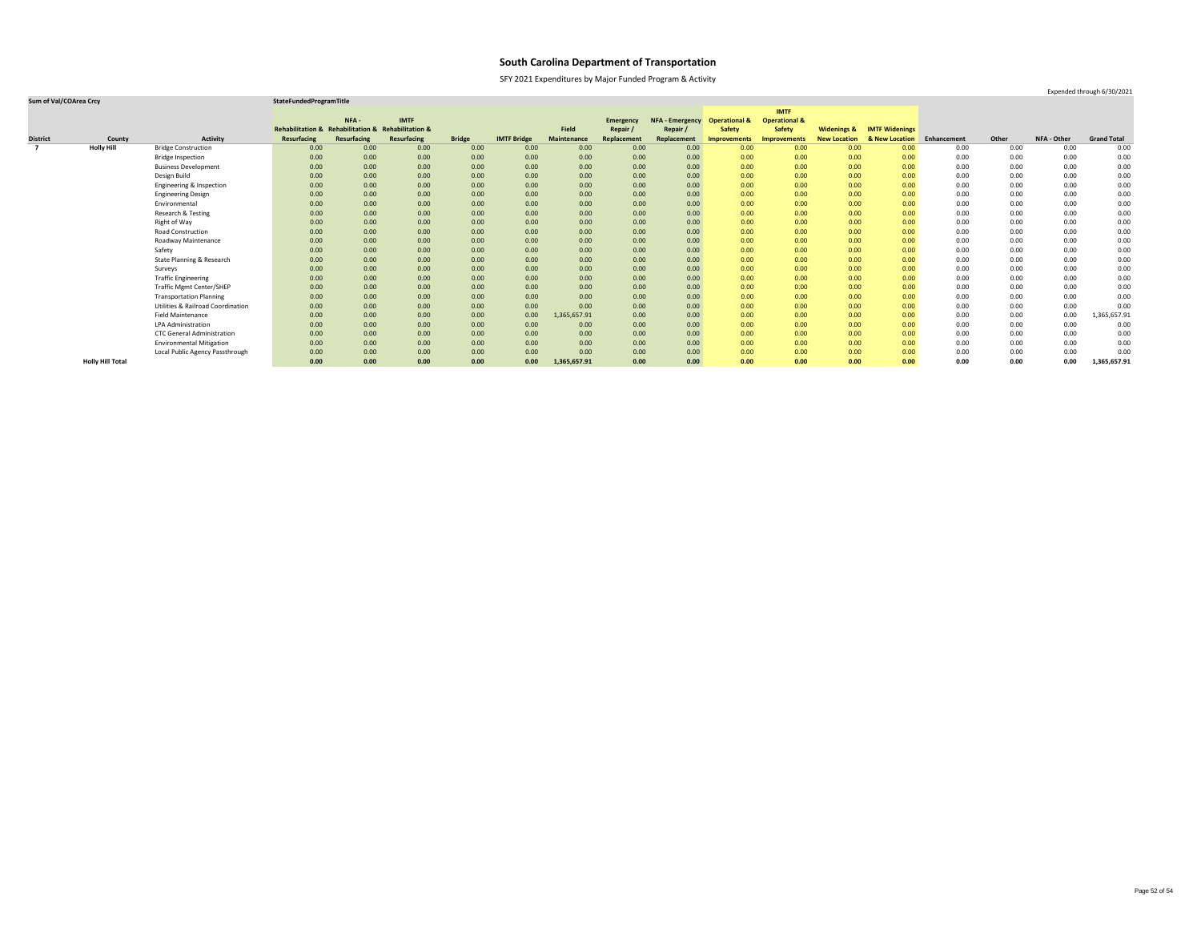# South Carolina Department of Transportation

SFY 2021 Expenditures by Major Funded Program & Activity

Expended through 6/30/2021

| Sum of Val/COArea Crcy | | | StateFundedProgramTitle | | | | | | | | | | | | | | | | |
|---|---|---|---|---|---|---|---|---|---|---|---|---|---|---|---|---|---|---|---|
| District | County | Activity | Rehabilitation & Resurfacing | NFA - Rehabilitation & Resurfacing | IMTF Rehabilitation & Resurfacing | Bridge | IMTF Bridge | Field Maintenance | Emergency Repair / Replacement | NFA - Emergency Repair / Replacement | Operational & Safety Improvements | IMTF Operational & Safety Improvements | Widenings & New Location | IMTF Widenings & New Location | Enhancement | Other | NFA - Other | Grand Total |
| 7 | Holly Hill | Bridge Construction | 0.00 | 0.00 | 0.00 | 0.00 | 0.00 | 0.00 | 0.00 | 0.00 | 0.00 | 0.00 | 0.00 | 0.00 | 0.00 | 0.00 | 0.00 | 0.00 |
| | | Bridge Inspection | 0.00 | 0.00 | 0.00 | 0.00 | 0.00 | 0.00 | 0.00 | 0.00 | 0.00 | 0.00 | 0.00 | 0.00 | 0.00 | 0.00 | 0.00 | 0.00 |
| | | Business Development | 0.00 | 0.00 | 0.00 | 0.00 | 0.00 | 0.00 | 0.00 | 0.00 | 0.00 | 0.00 | 0.00 | 0.00 | 0.00 | 0.00 | 0.00 | 0.00 |
| | | Design Build | 0.00 | 0.00 | 0.00 | 0.00 | 0.00 | 0.00 | 0.00 | 0.00 | 0.00 | 0.00 | 0.00 | 0.00 | 0.00 | 0.00 | 0.00 | 0.00 |
| | | Engineering & Inspection | 0.00 | 0.00 | 0.00 | 0.00 | 0.00 | 0.00 | 0.00 | 0.00 | 0.00 | 0.00 | 0.00 | 0.00 | 0.00 | 0.00 | 0.00 | 0.00 |
| | | Engineering Design | 0.00 | 0.00 | 0.00 | 0.00 | 0.00 | 0.00 | 0.00 | 0.00 | 0.00 | 0.00 | 0.00 | 0.00 | 0.00 | 0.00 | 0.00 | 0.00 |
| | | Environmental | 0.00 | 0.00 | 0.00 | 0.00 | 0.00 | 0.00 | 0.00 | 0.00 | 0.00 | 0.00 | 0.00 | 0.00 | 0.00 | 0.00 | 0.00 | 0.00 |
| | | Research & Testing | 0.00 | 0.00 | 0.00 | 0.00 | 0.00 | 0.00 | 0.00 | 0.00 | 0.00 | 0.00 | 0.00 | 0.00 | 0.00 | 0.00 | 0.00 | 0.00 |
| | | Right of Way | 0.00 | 0.00 | 0.00 | 0.00 | 0.00 | 0.00 | 0.00 | 0.00 | 0.00 | 0.00 | 0.00 | 0.00 | 0.00 | 0.00 | 0.00 | 0.00 |
| | | Road Construction | 0.00 | 0.00 | 0.00 | 0.00 | 0.00 | 0.00 | 0.00 | 0.00 | 0.00 | 0.00 | 0.00 | 0.00 | 0.00 | 0.00 | 0.00 | 0.00 |
| | | Roadway Maintenance | 0.00 | 0.00 | 0.00 | 0.00 | 0.00 | 0.00 | 0.00 | 0.00 | 0.00 | 0.00 | 0.00 | 0.00 | 0.00 | 0.00 | 0.00 | 0.00 |
| | | Safety | 0.00 | 0.00 | 0.00 | 0.00 | 0.00 | 0.00 | 0.00 | 0.00 | 0.00 | 0.00 | 0.00 | 0.00 | 0.00 | 0.00 | 0.00 | 0.00 |
| | | State Planning & Research | 0.00 | 0.00 | 0.00 | 0.00 | 0.00 | 0.00 | 0.00 | 0.00 | 0.00 | 0.00 | 0.00 | 0.00 | 0.00 | 0.00 | 0.00 | 0.00 |
| | | Surveys | 0.00 | 0.00 | 0.00 | 0.00 | 0.00 | 0.00 | 0.00 | 0.00 | 0.00 | 0.00 | 0.00 | 0.00 | 0.00 | 0.00 | 0.00 | 0.00 |
| | | Traffic Engineering | 0.00 | 0.00 | 0.00 | 0.00 | 0.00 | 0.00 | 0.00 | 0.00 | 0.00 | 0.00 | 0.00 | 0.00 | 0.00 | 0.00 | 0.00 | 0.00 |
| | | Traffic Mgmt Center/SHEP | 0.00 | 0.00 | 0.00 | 0.00 | 0.00 | 0.00 | 0.00 | 0.00 | 0.00 | 0.00 | 0.00 | 0.00 | 0.00 | 0.00 | 0.00 | 0.00 |
| | | Transportation Planning | 0.00 | 0.00 | 0.00 | 0.00 | 0.00 | 0.00 | 0.00 | 0.00 | 0.00 | 0.00 | 0.00 | 0.00 | 0.00 | 0.00 | 0.00 | 0.00 |
| | | Utilities & Railroad Coordination | 0.00 | 0.00 | 0.00 | 0.00 | 0.00 | 0.00 | 0.00 | 0.00 | 0.00 | 0.00 | 0.00 | 0.00 | 0.00 | 0.00 | 0.00 | 0.00 |
| | | Field Maintenance | 0.00 | 0.00 | 0.00 | 0.00 | 0.00 | 1,365,657.91 | 0.00 | 0.00 | 0.00 | 0.00 | 0.00 | 0.00 | 0.00 | 0.00 | 0.00 | 1,365,657.91 |
| | | LPA Administration | 0.00 | 0.00 | 0.00 | 0.00 | 0.00 | 0.00 | 0.00 | 0.00 | 0.00 | 0.00 | 0.00 | 0.00 | 0.00 | 0.00 | 0.00 | 0.00 |
| | | CTC General Administration | 0.00 | 0.00 | 0.00 | 0.00 | 0.00 | 0.00 | 0.00 | 0.00 | 0.00 | 0.00 | 0.00 | 0.00 | 0.00 | 0.00 | 0.00 | 0.00 |
| | | Environmental Mitigation | 0.00 | 0.00 | 0.00 | 0.00 | 0.00 | 0.00 | 0.00 | 0.00 | 0.00 | 0.00 | 0.00 | 0.00 | 0.00 | 0.00 | 0.00 | 0.00 |
| | | Local Public Agency Passthrough | 0.00 | 0.00 | 0.00 | 0.00 | 0.00 | 0.00 | 0.00 | 0.00 | 0.00 | 0.00 | 0.00 | 0.00 | 0.00 | 0.00 | 0.00 | 0.00 |
| | **Holly Hill Total** | | **0.00** | **0.00** | **0.00** | **0.00** | **0.00** | **1,365,657.91** | **0.00** | **0.00** | **0.00** | **0.00** | **0.00** | **0.00** | **0.00** | **0.00** | **0.00** | **1,365,657.91** |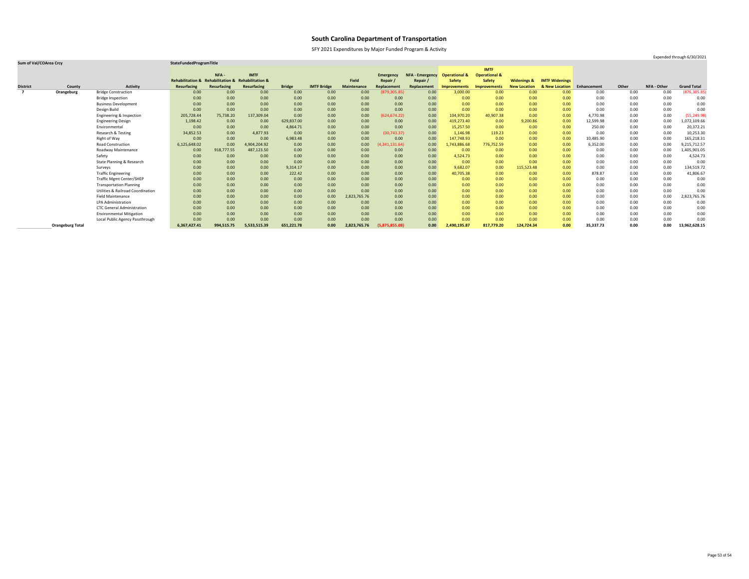# South Carolina Department of Transportation

SFY 2021 Expenditures by Major Funded Program & Activity

Expended through 6/30/2021

| Sum of Val/COArea Crcy | | | StateFundedProgramTitle | | | | | | | | | | | | | | | | |
|---|---|---|---|---|---|---|---|---|---|---|---|---|---|---|---|---|---|---|---|
| District | County | Activity | Rehabilitation & Resurfacing | NFA - Rehabilitation & Resurfacing | IMTF Rehabilitation & Resurfacing | Bridge | IMTF Bridge | Field Maintenance | Emergency Repair / Replacement | NFA - Emergency Repair / Replacement | Operational & Safety Improvements | IMTF Operational & Safety Improvements | Widenings & New Location | IMTF Widenings & New Location | Enhancement | Other | NFA - Other | Grand Total |
| 7 | Orangeburg | Bridge Construction | 0.00 | 0.00 | 0.00 | 0.00 | 0.00 | 0.00 | (879,305.85) | 0.00 | 3,000.00 | 0.00 | 0.00 | 0.00 | 0.00 | 0.00 | 0.00 | (876,305.85) |
| | | Bridge Inspection | 0.00 | 0.00 | 0.00 | 0.00 | 0.00 | 0.00 | 0.00 | 0.00 | 0.00 | 0.00 | 0.00 | 0.00 | 0.00 | 0.00 | 0.00 | 0.00 |
| | | Business Development | 0.00 | 0.00 | 0.00 | 0.00 | 0.00 | 0.00 | 0.00 | 0.00 | 0.00 | 0.00 | 0.00 | 0.00 | 0.00 | 0.00 | 0.00 | 0.00 |
| | | Design Build | 0.00 | 0.00 | 0.00 | 0.00 | 0.00 | 0.00 | 0.00 | 0.00 | 0.00 | 0.00 | 0.00 | 0.00 | 0.00 | 0.00 | 0.00 | 0.00 |
| | | Engineering & Inspection | 205,728.44 | 75,738.20 | 137,309.04 | 0.00 | 0.00 | 0.00 | (624,674.22) | 0.00 | 104,970.20 | 40,907.38 | 0.00 | 0.00 | 4,770.98 | 0.00 | 0.00 | (55,249.98) |
| | | Engineering Design | 1,198.42 | 0.00 | 0.00 | 629,837.00 | 0.00 | 0.00 | 0.00 | 0.00 | 419,273.40 | 0.00 | 9,200.86 | 0.00 | 12,599.98 | 0.00 | 0.00 | 1,072,109.66 |
| | | Environmental | 0.00 | 0.00 | 0.00 | 4,864.71 | 0.00 | 0.00 | 0.00 | 0.00 | 15,257.50 | 0.00 | 0.00 | 0.00 | 250.00 | 0.00 | 0.00 | 20,372.21 |
| | | Research & Testing | 34,852.53 | 0.00 | 4,877.93 | 0.00 | 0.00 | 0.00 | (30,743.37) | 0.00 | 1,146.98 | 119.23 | 0.00 | 0.00 | 0.00 | 0.00 | 0.00 | 10,253.30 |
| | | Right of Way | 0.00 | 0.00 | 0.00 | 6,983.48 | 0.00 | 0.00 | 0.00 | 0.00 | 147,748.93 | 0.00 | 0.00 | 0.00 | 10,485.90 | 0.00 | 0.00 | 165,218.31 |
| | | Road Construction | 6,125,648.02 | 0.00 | 4,904,204.92 | 0.00 | 0.00 | 0.00 | (4,341,131.64) | 0.00 | 1,743,886.68 | 776,752.59 | 0.00 | 0.00 | 6,352.00 | 0.00 | 0.00 | 9,215,712.57 |
| | | Roadway Maintenance | 0.00 | 918,777.55 | 487,123.50 | 0.00 | 0.00 | 0.00 | 0.00 | 0.00 | 0.00 | 0.00 | 0.00 | 0.00 | 0.00 | 0.00 | 0.00 | 1,405,901.05 |
| | | Safety | 0.00 | 0.00 | 0.00 | 0.00 | 0.00 | 0.00 | 0.00 | 0.00 | 4,524.73 | 0.00 | 0.00 | 0.00 | 0.00 | 0.00 | 0.00 | 4,524.73 |
| | | State Planning & Research | 0.00 | 0.00 | 0.00 | 0.00 | 0.00 | 0.00 | 0.00 | 0.00 | 0.00 | 0.00 | 0.00 | 0.00 | 0.00 | 0.00 | 0.00 | 0.00 |
| | | Surveys | 0.00 | 0.00 | 0.00 | 9,314.17 | 0.00 | 0.00 | 0.00 | 0.00 | 9,682.07 | 0.00 | 115,523.48 | 0.00 | 0.00 | 0.00 | 0.00 | 134,519.72 |
| | | Traffic Engineering | 0.00 | 0.00 | 0.00 | 222.42 | 0.00 | 0.00 | 0.00 | 0.00 | 40,705.38 | 0.00 | 0.00 | 0.00 | 878.87 | 0.00 | 0.00 | 41,806.67 |
| | | Traffic Mgmt Center/SHEP | 0.00 | 0.00 | 0.00 | 0.00 | 0.00 | 0.00 | 0.00 | 0.00 | 0.00 | 0.00 | 0.00 | 0.00 | 0.00 | 0.00 | 0.00 | 0.00 |
| | | Transportation Planning | 0.00 | 0.00 | 0.00 | 0.00 | 0.00 | 0.00 | 0.00 | 0.00 | 0.00 | 0.00 | 0.00 | 0.00 | 0.00 | 0.00 | 0.00 | 0.00 |
| | | Utilities & Railroad Coordination | 0.00 | 0.00 | 0.00 | 0.00 | 0.00 | 0.00 | 0.00 | 0.00 | 0.00 | 0.00 | 0.00 | 0.00 | 0.00 | 0.00 | 0.00 | 0.00 |
| | | Field Maintenance | 0.00 | 0.00 | 0.00 | 0.00 | 0.00 | 2,823,765.76 | 0.00 | 0.00 | 0.00 | 0.00 | 0.00 | 0.00 | 0.00 | 0.00 | 0.00 | 2,823,765.76 |
| | | LPA Administration | 0.00 | 0.00 | 0.00 | 0.00 | 0.00 | 0.00 | 0.00 | 0.00 | 0.00 | 0.00 | 0.00 | 0.00 | 0.00 | 0.00 | 0.00 | 0.00 |
| | | CTC General Administration | 0.00 | 0.00 | 0.00 | 0.00 | 0.00 | 0.00 | 0.00 | 0.00 | 0.00 | 0.00 | 0.00 | 0.00 | 0.00 | 0.00 | 0.00 | 0.00 |
| | | Environmental Mitigation | 0.00 | 0.00 | 0.00 | 0.00 | 0.00 | 0.00 | 0.00 | 0.00 | 0.00 | 0.00 | 0.00 | 0.00 | 0.00 | 0.00 | 0.00 | 0.00 |
| | | Local Public Agency Passthrough | 0.00 | 0.00 | 0.00 | 0.00 | 0.00 | 0.00 | 0.00 | 0.00 | 0.00 | 0.00 | 0.00 | 0.00 | 0.00 | 0.00 | 0.00 | 0.00 |
| | **Orangeburg Total** | | **6,367,427.41** | **994,515.75** | **5,533,515.39** | **651,221.78** | **0.00** | **2,823,765.76** | **(5,875,855.08)** | **0.00** | **2,490,195.87** | **817,779.20** | **124,724.34** | **0.00** | **35,337.73** | **0.00** | **0.00** | **13,962,628.15** |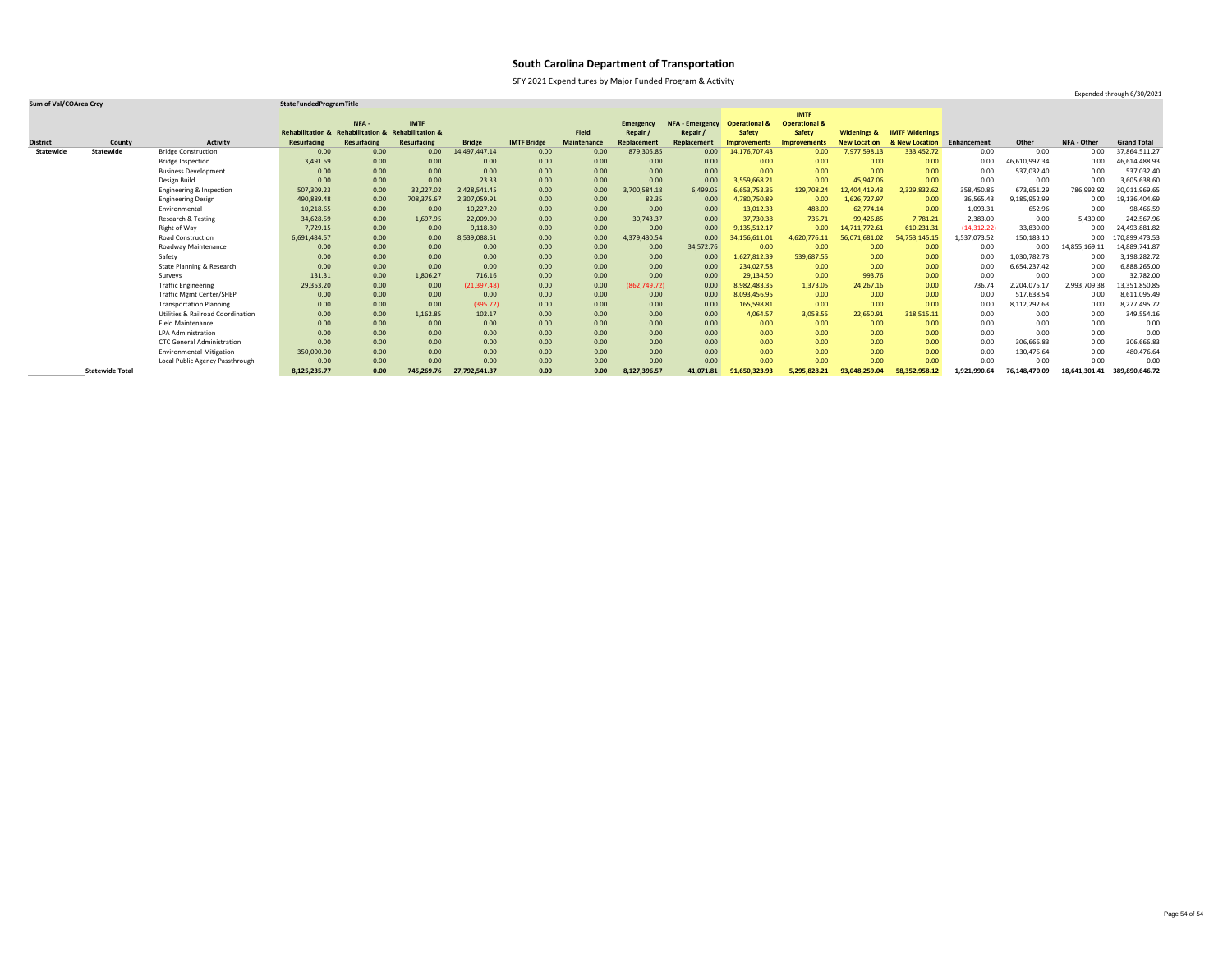# South Carolina Department of Transportation

SFY 2021 Expenditures by Major Funded Program & Activity

Expended through 6/30/2021

| Sum of Val/COArea Crcy | | | StateFundedProgramTitle | | | | | | | | | | | | | | | | |
|---|---|---|---|---|---|---|---|---|---|---|---|---|---|---|---|---|---|---|---|
| District | County | Activity | Rehabilitation & Resurfacing | NFA - Rehabilitation & Resurfacing | IMTF Rehabilitation & Resurfacing | Bridge | IMTF Bridge | Field Maintenance | Emergency Repair / Replacement | NFA - Emergency Repair / Replacement | Operational & Safety Improvements | IMTF Operational & Safety Improvements | Widenings & New Location | IMTF Widenings & New Location | Enhancement | Other | NFA - Other | Grand Total |
| Statewide | Statewide | Bridge Construction | 0.00 | 0.00 | 0.00 | 14,497,447.14 | 0.00 | 0.00 | 879,305.85 | 0.00 | 14,176,707.43 | 0.00 | 7,977,598.13 | 333,452.72 | 0.00 | 0.00 | 0.00 | 37,864,511.27 |
| | | Bridge Inspection | 3,491.59 | 0.00 | 0.00 | 0.00 | 0.00 | 0.00 | 0.00 | 0.00 | 0.00 | 0.00 | 0.00 | 0.00 | 0.00 | 46,610,997.34 | 0.00 | 46,614,488.93 |
| | | Business Development | 0.00 | 0.00 | 0.00 | 0.00 | 0.00 | 0.00 | 0.00 | 0.00 | 0.00 | 0.00 | 0.00 | 0.00 | 0.00 | 537,032.40 | 0.00 | 537,032.40 |
| | | Design Build | 0.00 | 0.00 | 0.00 | 23.33 | 0.00 | 0.00 | 0.00 | 0.00 | 3,559,668.21 | 0.00 | 45,947.06 | 0.00 | 0.00 | 0.00 | 0.00 | 3,605,638.60 |
| | | Engineering & Inspection | 507,309.23 | 0.00 | 32,227.02 | 2,428,541.45 | 0.00 | 0.00 | 3,700,584.18 | 6,499.05 | 6,653,753.36 | 129,708.24 | 12,404,419.43 | 2,329,832.62 | 358,450.86 | 673,651.29 | 786,992.92 | 30,011,969.65 |
| | | Engineering Design | 490,889.48 | 0.00 | 708,375.67 | 2,307,059.91 | 0.00 | 0.00 | 82.35 | 0.00 | 4,780,750.89 | 0.00 | 1,626,727.97 | 0.00 | 36,565.43 | 9,185,952.99 | 0.00 | 19,136,404.69 |
| | | Environmental | 10,218.65 | 0.00 | 0.00 | 10,227.20 | 0.00 | 0.00 | 0.00 | 0.00 | 13,012.33 | 488.00 | 62,774.14 | 0.00 | 1,093.31 | 652.96 | 0.00 | 98,466.59 |
| | | Research & Testing | 34,628.59 | 0.00 | 1,697.95 | 22,009.90 | 0.00 | 0.00 | 30,743.37 | 0.00 | 37,730.38 | 736.71 | 99,426.85 | 7,781.21 | 2,383.00 | 0.00 | 5,430.00 | 242,567.96 |
| | | Right of Way | 7,729.15 | 0.00 | 0.00 | 9,118.80 | 0.00 | 0.00 | 0.00 | 0.00 | 9,135,512.17 | 0.00 | 14,711,772.61 | 610,231.31 | (14,312.22) | 33,830.00 | 0.00 | 24,493,881.82 |
| | | Road Construction | 6,691,484.57 | 0.00 | 0.00 | 8,539,088.51 | 0.00 | 0.00 | 4,379,430.54 | 0.00 | 34,156,611.01 | 4,620,776.11 | 56,071,681.02 | 54,753,145.15 | 1,537,073.52 | 150,183.10 | 0.00 | 170,899,473.53 |
| | | Roadway Maintenance | 0.00 | 0.00 | 0.00 | 0.00 | 0.00 | 0.00 | 0.00 | 34,572.76 | 0.00 | 0.00 | 0.00 | 0.00 | 0.00 | 0.00 | 14,855,169.11 | 14,889,741.87 |
| | | Safety | 0.00 | 0.00 | 0.00 | 0.00 | 0.00 | 0.00 | 0.00 | 0.00 | 1,627,812.39 | 539,687.55 | 0.00 | 0.00 | 0.00 | 1,030,782.78 | 0.00 | 3,198,282.72 |
| | | State Planning & Research | 0.00 | 0.00 | 0.00 | 0.00 | 0.00 | 0.00 | 0.00 | 0.00 | 234,027.58 | 0.00 | 0.00 | 0.00 | 0.00 | 6,654,237.42 | 0.00 | 6,888,265.00 |
| | | Surveys | 131.31 | 0.00 | 1,806.27 | 716.16 | 0.00 | 0.00 | 0.00 | 0.00 | 29,134.50 | 0.00 | 993.76 | 0.00 | 0.00 | 0.00 | 0.00 | 32,782.00 |
| | | Traffic Engineering | 29,353.20 | 0.00 | 0.00 | (21,397.48) | 0.00 | 0.00 | (862,749.72) | 0.00 | 8,982,483.35 | 1,373.05 | 24,267.16 | 0.00 | 736.74 | 2,204,075.17 | 2,993,709.38 | 13,351,850.85 |
| | | Traffic Mgmt Center/SHEP | 0.00 | 0.00 | 0.00 | 0.00 | 0.00 | 0.00 | 0.00 | 0.00 | 8,093,456.95 | 0.00 | 0.00 | 0.00 | 0.00 | 517,638.54 | 0.00 | 8,611,095.49 |
| | | Transportation Planning | 0.00 | 0.00 | 0.00 | (395.72) | 0.00 | 0.00 | 0.00 | 0.00 | 165,598.81 | 0.00 | 0.00 | 0.00 | 0.00 | 8,112,292.63 | 0.00 | 8,277,495.72 |
| | | Utilities & Railroad Coordination | 0.00 | 0.00 | 1,162.85 | 102.17 | 0.00 | 0.00 | 0.00 | 0.00 | 4,064.57 | 3,058.55 | 22,650.91 | 318,515.11 | 0.00 | 0.00 | 0.00 | 349,554.16 |
| | | Field Maintenance | 0.00 | 0.00 | 0.00 | 0.00 | 0.00 | 0.00 | 0.00 | 0.00 | 0.00 | 0.00 | 0.00 | 0.00 | 0.00 | 0.00 | 0.00 | 0.00 |
| | | LPA Administration | 0.00 | 0.00 | 0.00 | 0.00 | 0.00 | 0.00 | 0.00 | 0.00 | 0.00 | 0.00 | 0.00 | 0.00 | 0.00 | 0.00 | 0.00 | 0.00 |
| | | CTC General Administration | 0.00 | 0.00 | 0.00 | 0.00 | 0.00 | 0.00 | 0.00 | 0.00 | 0.00 | 0.00 | 0.00 | 0.00 | 0.00 | 306,666.83 | 0.00 | 306,666.83 |
| | | Environmental Mitigation | 350,000.00 | 0.00 | 0.00 | 0.00 | 0.00 | 0.00 | 0.00 | 0.00 | 0.00 | 0.00 | 0.00 | 0.00 | 0.00 | 130,476.64 | 0.00 | 480,476.64 |
| | | Local Public Agency Passthrough | 0.00 | 0.00 | 0.00 | 0.00 | 0.00 | 0.00 | 0.00 | 0.00 | 0.00 | 0.00 | 0.00 | 0.00 | 0.00 | 0.00 | 0.00 | 0.00 |
| | Statewide Total | | 8,125,235.77 | 0.00 | 745,269.76 | 27,792,541.37 | 0.00 | 0.00 | 8,127,396.57 | 41,071.81 | 91,650,323.93 | 5,295,828.21 | 93,048,259.04 | 58,352,958.12 | 1,921,990.64 | 76,148,470.09 | 18,641,301.41 | 389,890,646.72 |